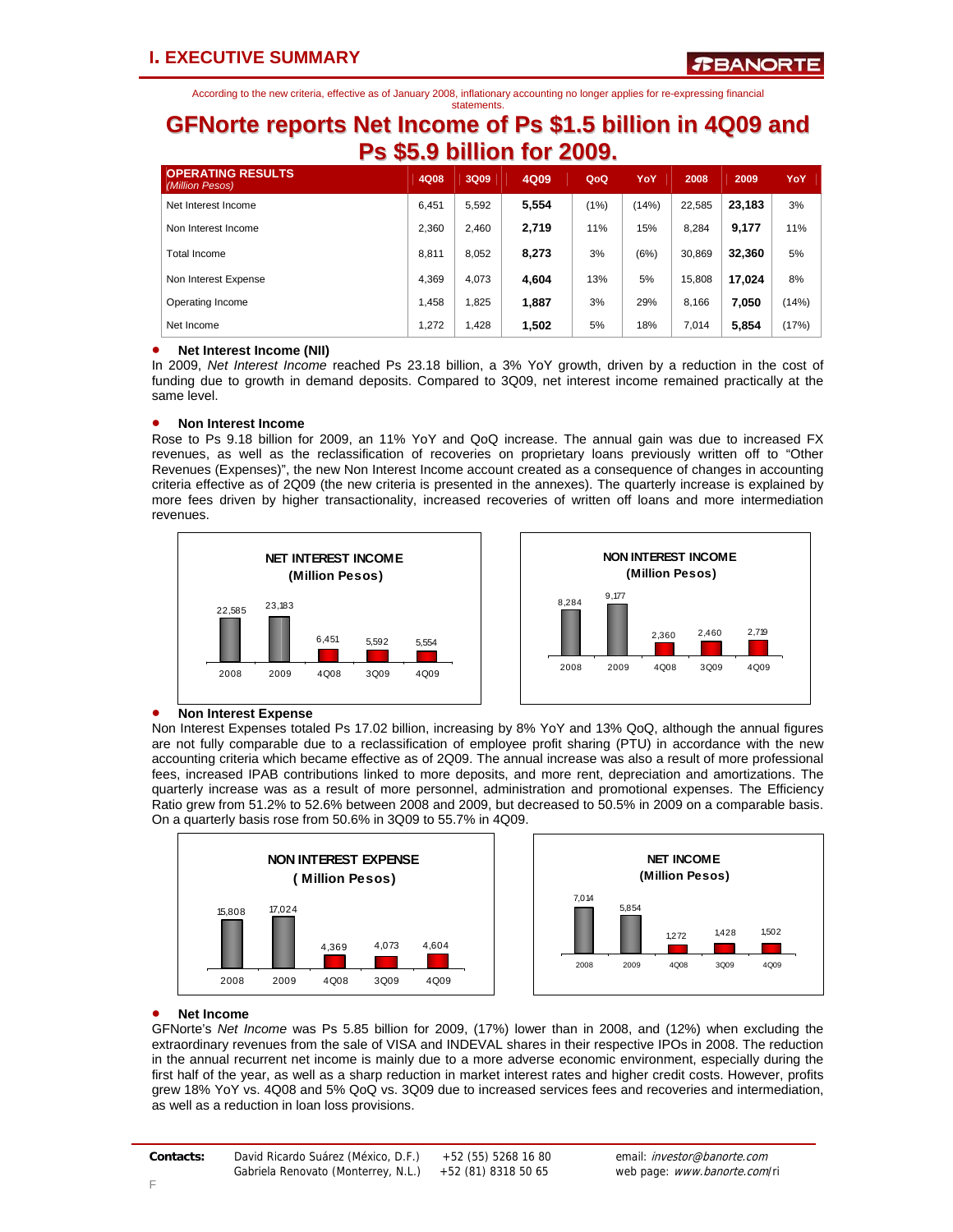# I. EXECUTIVE SUMMARY

According to the new criteria, effective as of January 2008, inflationary accounting no longer applies for re-expressing financial statements.

## GFNorte reports Net Income of Ps $1.5 billion in 4Q09 and Ps $5.9 billion for 2009.

| OPERATING RESULTS *(Million Pesos)* | 4Q08 | 3Q09 | 4Q09 | QoQ | YoY | 2008 | 2009 | YoY |
|---|---|---|---|---|---|---|---|---|
| Net Interest Income | 6,451 | 5,592 | **5,554** | (1%) | (14%) | 22,585 | **23,183** | 3% |
| Non Interest Income | 2,360 | 2,460 | **2,719** | 11% | 15% | 8,284 | **9,177** | 11% |
| Total Income | 8,811 | 8,052 | **8,273** | 3% | (6%) | 30,869 | **32,360** | 5% |
| Non Interest Expense | 4,369 | 4,073 | **4,604** | 13% | 5% | 15,808 | **17,024** | 8% |
| Operating Income | 1,458 | 1,825 | **1,887** | 3% | 29% | 8,166 | **7,050** | (14%) |
| Net Income | 1,272 | 1,428 | **1,502** | 5% | 18% | 7,014 | **5,854** | (17%) |

- **Net Interest Income (NII)**

In 2009, *Net Interest Income* reached Ps 23.18 billion, a 3% YoY growth, driven by a reduction in the cost of funding due to growth in demand deposits. Compared to 3Q09, net interest income remained practically at the same level.

- **Non Interest Income**

Rose to Ps 9.18 billion for 2009, an 11% YoY and QoQ increase. The annual gain was due to increased FX revenues, as well as the reclassification of recoveries on proprietary loans previously written off to "Other Revenues (Expenses)", the new Non Interest Income account created as a consequence of changes in accounting criteria effective as of 2Q09 (the new criteria is presented in the annexes). The quarterly increase is explained by more fees driven by higher transactionality, increased recoveries of written off loans and more intermediation revenues.

**NET INTEREST INCOME (Million Pesos)**

| 2008 | 2009 | 4Q08 | 3Q09 | 4Q09 |
|---|---|---|---|---|
| 22,585 | 23,183 | 6,451 | 5,592 | 5,554 |

**NON INTEREST INCOME (Million Pesos)**

| 2008 | 2009 | 4Q08 | 3Q09 | 4Q09 |
|---|---|---|---|---|
| 8,284 | 9,177 | 2,360 | 2,460 | 2,719 |

- **Non Interest Expense**

Non Interest Expenses totaled Ps 17.02 billion, increasing by 8% YoY and 13% QoQ, although the annual figures are not fully comparable due to a reclassification of employee profit sharing (PTU) in accordance with the new accounting criteria which became effective as of 2Q09. The annual increase was also a result of more professional fees, increased IPAB contributions linked to more deposits, and more rent, depreciation and amortizations. The quarterly increase was as a result of more personnel, administration and promotional expenses. The Efficiency Ratio grew from 51.2% to 52.6% between 2008 and 2009, but decreased to 50.5% in 2009 on a comparable basis. On a quarterly basis rose from 50.6% in 3Q09 to 55.7% in 4Q09.

**NON INTEREST EXPENSE ( Million Pesos)**

| 2008 | 2009 | 4Q08 | 3Q09 | 4Q09 |
|---|---|---|---|---|
| 15,808 | 17,024 | 4,369 | 4,073 | 4,604 |

**NET INCOME (Million Pesos)**

| 2008 | 2009 | 4Q08 | 3Q09 | 4Q09 |
|---|---|---|---|---|
| 7,014 | 5,854 | 1,272 | 1,428 | 1,502 |

- **Net Income**

GFNorte's *Net Income* was Ps 5.85 billion for 2009, (17%) lower than in 2008, and (12%) when excluding the extraordinary revenues from the sale of VISA and INDEVAL shares in their respective IPOs in 2008. The reduction in the annual recurrent net income is mainly due to a more adverse economic environment, especially during the first half of the year, as well as a sharp reduction in market interest rates and higher credit costs. However, profits grew 18% YoY vs. 4Q08 and 5% QoQ vs. 3Q09 due to increased services fees and recoveries and intermediation, as well as a reduction in loan loss provisions.

**Contacts:** David Ricardo Suárez (México, D.F.) +52 (55) 5268 16 80 — email: *investor@banorte.com*
Gabriela Renovato (Monterrey, N.L.) +52 (81) 8318 50 65 — web page: *www.banorte.com*/ri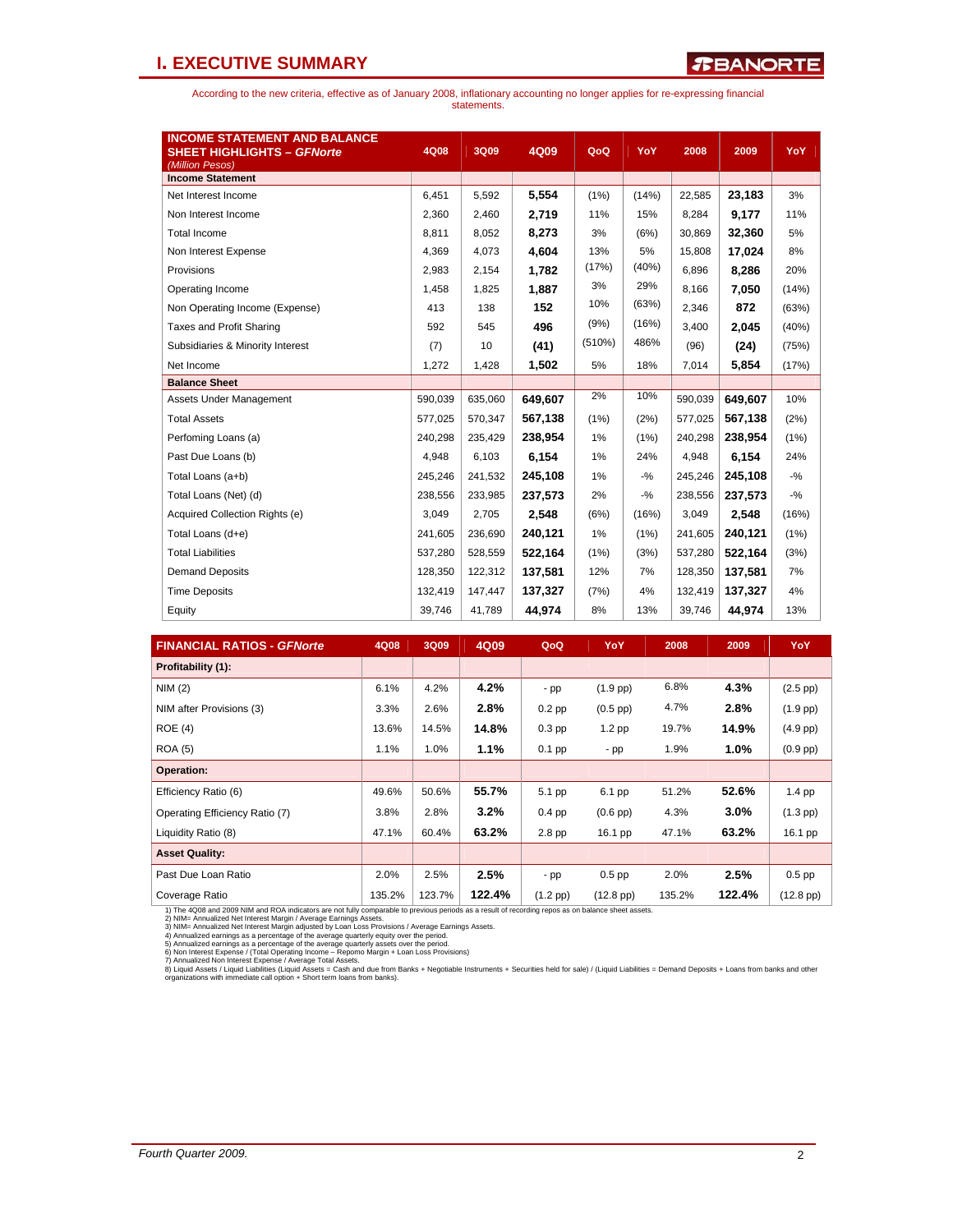# I. EXECUTIVE SUMMARY

According to the new criteria, effective as of January 2008, inflationary accounting no longer applies for re-expressing financial statements.

| INCOME STATEMENT AND BALANCE SHEET HIGHLIGHTS – *GFNorte* *(Million Pesos)* | 4Q08 | 3Q09 | 4Q09 | QoQ | YoY | 2008 | 2009 | YoY |
|---|---|---|---|---|---|---|---|---|
| **Income Statement** | | | | | | | | |
| Net Interest Income | 6,451 | 5,592 | **5,554** | (1%) | (14%) | 22,585 | **23,183** | 3% |
| Non Interest Income | 2,360 | 2,460 | **2,719** | 11% | 15% | 8,284 | **9,177** | 11% |
| Total Income | 8,811 | 8,052 | **8,273** | 3% | (6%) | 30,869 | **32,360** | 5% |
| Non Interest Expense | 4,369 | 4,073 | **4,604** | 13% | 5% | 15,808 | **17,024** | 8% |
| Provisions | 2,983 | 2,154 | **1,782** | (17%) | (40%) | 6,896 | **8,286** | 20% |
| Operating Income | 1,458 | 1,825 | **1,887** | 3% | 29% | 8,166 | **7,050** | (14%) |
| Non Operating Income (Expense) | 413 | 138 | **152** | 10% | (63%) | 2,346 | **872** | (63%) |
| Taxes and Profit Sharing | 592 | 545 | **496** | (9%) | (16%) | 3,400 | **2,045** | (40%) |
| Subsidiaries & Minority Interest | (7) | 10 | **(41)** | (510%) | 486% | (96) | **(24)** | (75%) |
| Net Income | 1,272 | 1,428 | **1,502** | 5% | 18% | 7,014 | **5,854** | (17%) |
| **Balance Sheet** | | | | | | | | |
| Assets Under Management | 590,039 | 635,060 | **649,607** | 2% | 10% | 590,039 | **649,607** | 10% |
| Total Assets | 577,025 | 570,347 | **567,138** | (1%) | (2%) | 577,025 | **567,138** | (2%) |
| Perfoming Loans (a) | 240,298 | 235,429 | **238,954** | 1% | (1%) | 240,298 | **238,954** | (1%) |
| Past Due Loans (b) | 4,948 | 6,103 | **6,154** | 1% | 24% | 4,948 | **6,154** | 24% |
| Total Loans (a+b) | 245,246 | 241,532 | **245,108** | 1% | -% | 245,246 | **245,108** | -% |
| Total Loans (Net) (d) | 238,556 | 233,985 | **237,573** | 2% | -% | 238,556 | **237,573** | -% |
| Acquired Collection Rights (e) | 3,049 | 2,705 | **2,548** | (6%) | (16%) | 3,049 | **2,548** | (16%) |
| Total Loans (d+e) | 241,605 | 236,690 | **240,121** | 1% | (1%) | 241,605 | **240,121** | (1%) |
| Total Liabilities | 537,280 | 528,559 | **522,164** | (1%) | (3%) | 537,280 | **522,164** | (3%) |
| Demand Deposits | 128,350 | 122,312 | **137,581** | 12% | 7% | 128,350 | **137,581** | 7% |
| Time Deposits | 132,419 | 147,447 | **137,327** | (7%) | 4% | 132,419 | **137,327** | 4% |
| Equity | 39,746 | 41,789 | **44,974** | 8% | 13% | 39,746 | **44,974** | 13% |

| FINANCIAL RATIOS - *GFNorte* | 4Q08 | 3Q09 | 4Q09 | QoQ | YoY | 2008 | 2009 | YoY |
|---|---|---|---|---|---|---|---|---|
| **Profitability (1):** | | | | | | | | |
| NIM (2) | 6.1% | 4.2% | **4.2%** | - pp | (1.9 pp) | 6.8% | **4.3%** | (2.5 pp) |
| NIM after Provisions (3) | 3.3% | 2.6% | **2.8%** | 0.2 pp | (0.5 pp) | 4.7% | **2.8%** | (1.9 pp) |
| ROE (4) | 13.6% | 14.5% | **14.8%** | 0.3 pp | 1.2 pp | 19.7% | **14.9%** | (4.9 pp) |
| ROA (5) | 1.1% | 1.0% | **1.1%** | 0.1 pp | - pp | 1.9% | **1.0%** | (0.9 pp) |
| **Operation:** | | | | | | | | |
| Efficiency Ratio (6) | 49.6% | 50.6% | **55.7%** | 5.1 pp | 6.1 pp | 51.2% | **52.6%** | 1.4 pp |
| Operating Efficiency Ratio (7) | 3.8% | 2.8% | **3.2%** | 0.4 pp | (0.6 pp) | 4.3% | **3.0%** | (1.3 pp) |
| Liquidity Ratio (8) | 47.1% | 60.4% | **63.2%** | 2.8 pp | 16.1 pp | 47.1% | **63.2%** | 16.1 pp |
| **Asset Quality:** | | | | | | | | |
| Past Due Loan Ratio | 2.0% | 2.5% | **2.5%** | - pp | 0.5 pp | 2.0% | **2.5%** | 0.5 pp |
| Coverage Ratio | 135.2% | 123.7% | **122.4%** | (1.2 pp) | (12.8 pp) | 135.2% | **122.4%** | (12.8 pp) |

1) The 4Q08 and 2009 NIM and ROA indicators are not fully comparable to previous periods as a result of recording repos as on balance sheet assets.
2) NIM= Annualized Net Interest Margin / Average Earnings Assets.
3) NIM= Annualized Net Interest Margin adjusted by Loan Loss Provisions / Average Earnings Assets.
4) Annualized earnings as a percentage of the average quarterly equity over the period.
5) Annualized earnings as a percentage of the average quarterly assets over the period.
6) Non Interest Expense / (Total Operating Income – Repomo Margin + Loan Loss Provisions)
7) Annualized Non Interest Expense / Average Total Assets.
8) Liquid Assets / Liquid Liabilities (Liquid Assets = Cash and due from Banks + Negotiable Instruments + Securities held for sale) / (Liquid Liabilities = Demand Deposits + Loans from banks and other organizations with immediate call option + Short term loans from banks).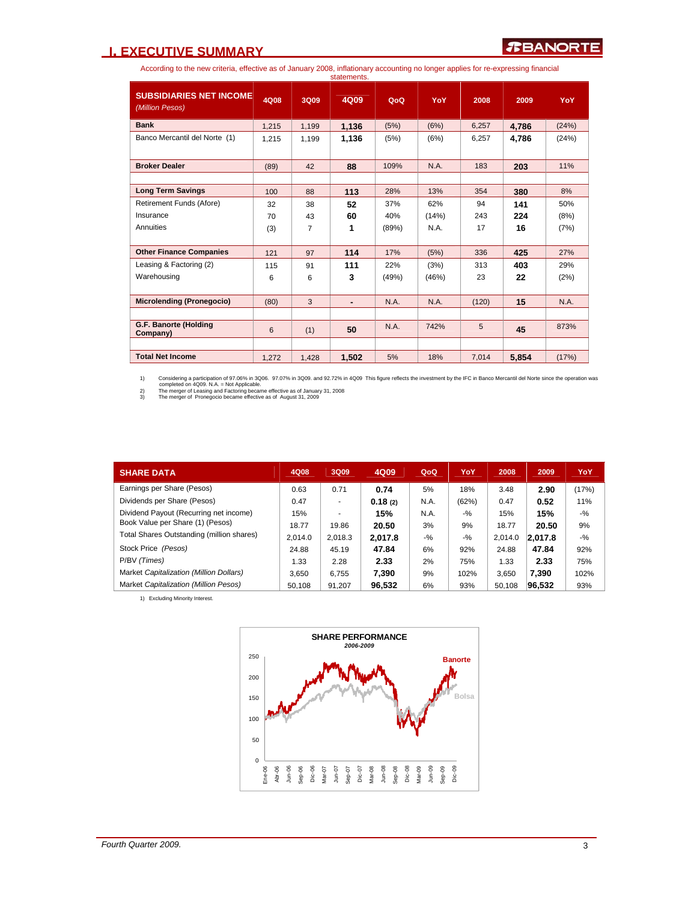## I. EXECUTIVE SUMMARY

According to the new criteria, effective as of January 2008, inflationary accounting no longer applies for re-expressing financial statements.

| SUBSIDIARIES NET INCOME *(Million Pesos)* | 4Q08 | 3Q09 | 4Q09 | QoQ | YoY | 2008 | 2009 | YoY |
|---|---|---|---|---|---|---|---|---|
| **Bank** | 1,215 | 1,199 | **1,136** | (5%) | (6%) | 6,257 | **4,786** | (24%) |
| Banco Mercantil del Norte (1) | 1,215 | 1,199 | **1,136** | (5%) | (6%) | 6,257 | **4,786** | (24%) |
| **Broker Dealer** | (89) | 42 | **88** | 109% | N.A. | 183 | **203** | 11% |
| **Long Term Savings** | 100 | 88 | **113** | 28% | 13% | 354 | **380** | 8% |
| Retirement Funds (Afore) | 32 | 38 | **52** | 37% | 62% | 94 | **141** | 50% |
| Insurance | 70 | 43 | **60** | 40% | (14%) | 243 | **224** | (8%) |
| Annuities | (3) | 7 | **1** | (89%) | N.A. | 17 | **16** | (7%) |
| **Other Finance Companies** | 121 | 97 | **114** | 17% | (5%) | 336 | **425** | 27% |
| Leasing & Factoring (2) | 115 | 91 | **111** | 22% | (3%) | 313 | **403** | 29% |
| Warehousing | 6 | 6 | **3** | (49%) | (46%) | 23 | **22** | (2%) |
| **Microlending (Pronegocio)** | (80) | 3 | **-** | N.A. | N.A. | (120) | **15** | N.A. |
| **G.F. Banorte (Holding Company)** | 6 | (1) | **50** | N.A. | 742% | 5 | **45** | 873% |
| **Total Net Income** | 1,272 | 1,428 | **1,502** | 5% | 18% | 7,014 | **5,854** | (17%) |

1) Considering a participation of 97.06% in 3Q06. 97.07% in 3Q09. and 92.72% in 4Q09 This figure reflects the investment by the IFC in Banco Mercantil del Norte since the operation was completed on 4Q09. N.A. = Not Applicable.
2) The merger of Leasing and Factoring became effective as of January 31, 2008
3) The merger of Pronegocio became effective as of August 31, 2009

| SHARE DATA | 4Q08 | 3Q09 | 4Q09 | QoQ | YoY | 2008 | 2009 | YoY |
|---|---|---|---|---|---|---|---|---|
| Earnings per Share (Pesos) | 0.63 | 0.71 | **0.74** | 5% | 18% | 3.48 | **2.90** | (17%) |
| Dividends per Share (Pesos) | 0.47 | - | **0.18 (2)** | N.A. | (62%) | 0.47 | **0.52** | 11% |
| Dividend Payout (Recurring net income) | 15% | - | **15%** | N.A. | -% | 15% | **15%** | -% |
| Book Value per Share (1) (Pesos) | 18.77 | 19.86 | **20.50** | 3% | 9% | 18.77 | **20.50** | 9% |
| Total Shares Outstanding (million shares) | 2,014.0 | 2,018.3 | **2,017.8** | -% | -% | 2,014.0 | **2,017.8** | -% |
| Stock Price *(Pesos)* | 24.88 | 45.19 | **47.84** | 6% | 92% | 24.88 | **47.84** | 92% |
| P/BV *(Times)* | 1.33 | 2.28 | **2.33** | 2% | 75% | 1.33 | **2.33** | 75% |
| Market *Capitalization (Million Dollars)* | 3,650 | 6,755 | **7,390** | 9% | 102% | 3,650 | **7,390** | 102% |
| Market *Capitalization (Million Pesos)* | 50,108 | 91,207 | **96,532** | 6% | 93% | 50,108 | **96,532** | 93% |

1) Excluding Minority Interest.

**SHARE PERFORMANCE**
*2006-2009*

Banorte

Bolsa

250, 200, 150, 100, 50, 0

Ene-06, Abr-06, Jun-06, Sep-06, Dic-06, Mar-07, Jun-07, Sep-07, Dic-07, Mar-08, Jun-08, Sep-08, Dic-08, Mar-09, Jun-09, Sep-09, Dic-09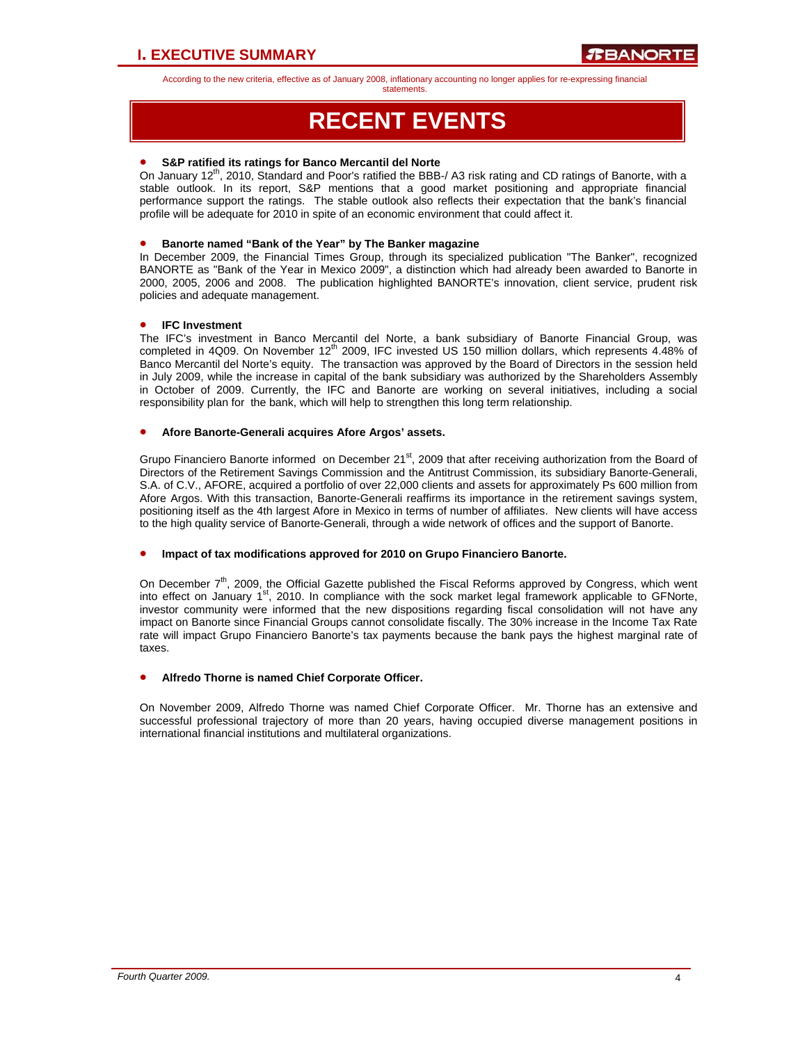According to the new criteria, effective as of January 2008, inflationary accounting no longer applies for re-expressing financial statements.

# RECENT EVENTS

- **S&P ratified its ratings for Banco Mercantil del Norte**

On January 12th, 2010, Standard and Poor's ratified the BBB-/ A3 risk rating and CD ratings of Banorte, with a stable outlook. In its report, S&P mentions that a good market positioning and appropriate financial performance support the ratings. The stable outlook also reflects their expectation that the bank's financial profile will be adequate for 2010 in spite of an economic environment that could affect it.

- **Banorte named "Bank of the Year" by The Banker magazine**

In December 2009, the Financial Times Group, through its specialized publication "The Banker", recognized BANORTE as "Bank of the Year in Mexico 2009", a distinction which had already been awarded to Banorte in 2000, 2005, 2006 and 2008. The publication highlighted BANORTE's innovation, client service, prudent risk policies and adequate management.

- **IFC Investment**

The IFC's investment in Banco Mercantil del Norte, a bank subsidiary of Banorte Financial Group, was completed in 4Q09. On November 12th 2009, IFC invested US 150 million dollars, which represents 4.48% of Banco Mercantil del Norte's equity. The transaction was approved by the Board of Directors in the session held in July 2009, while the increase in capital of the bank subsidiary was authorized by the Shareholders Assembly in October of 2009. Currently, the IFC and Banorte are working on several initiatives, including a social responsibility plan for the bank, which will help to strengthen this long term relationship.

- **Afore Banorte-Generali acquires Afore Argos' assets.**

Grupo Financiero Banorte informed on December 21st, 2009 that after receiving authorization from the Board of Directors of the Retirement Savings Commission and the Antitrust Commission, its subsidiary Banorte-Generali, S.A. of C.V., AFORE, acquired a portfolio of over 22,000 clients and assets for approximately Ps 600 million from Afore Argos. With this transaction, Banorte-Generali reaffirms its importance in the retirement savings system, positioning itself as the 4th largest Afore in Mexico in terms of number of affiliates. New clients will have access to the high quality service of Banorte-Generali, through a wide network of offices and the support of Banorte.

- **Impact of tax modifications approved for 2010 on Grupo Financiero Banorte.**

On December 7th, 2009, the Official Gazette published the Fiscal Reforms approved by Congress, which went into effect on January 1st, 2010. In compliance with the sock market legal framework applicable to GFNorte, investor community were informed that the new dispositions regarding fiscal consolidation will not have any impact on Banorte since Financial Groups cannot consolidate fiscally. The 30% increase in the Income Tax Rate rate will impact Grupo Financiero Banorte's tax payments because the bank pays the highest marginal rate of taxes.

- **Alfredo Thorne is named Chief Corporate Officer.**

On November 2009, Alfredo Thorne was named Chief Corporate Officer. Mr. Thorne has an extensive and successful professional trajectory of more than 20 years, having occupied diverse management positions in international financial institutions and multilateral organizations.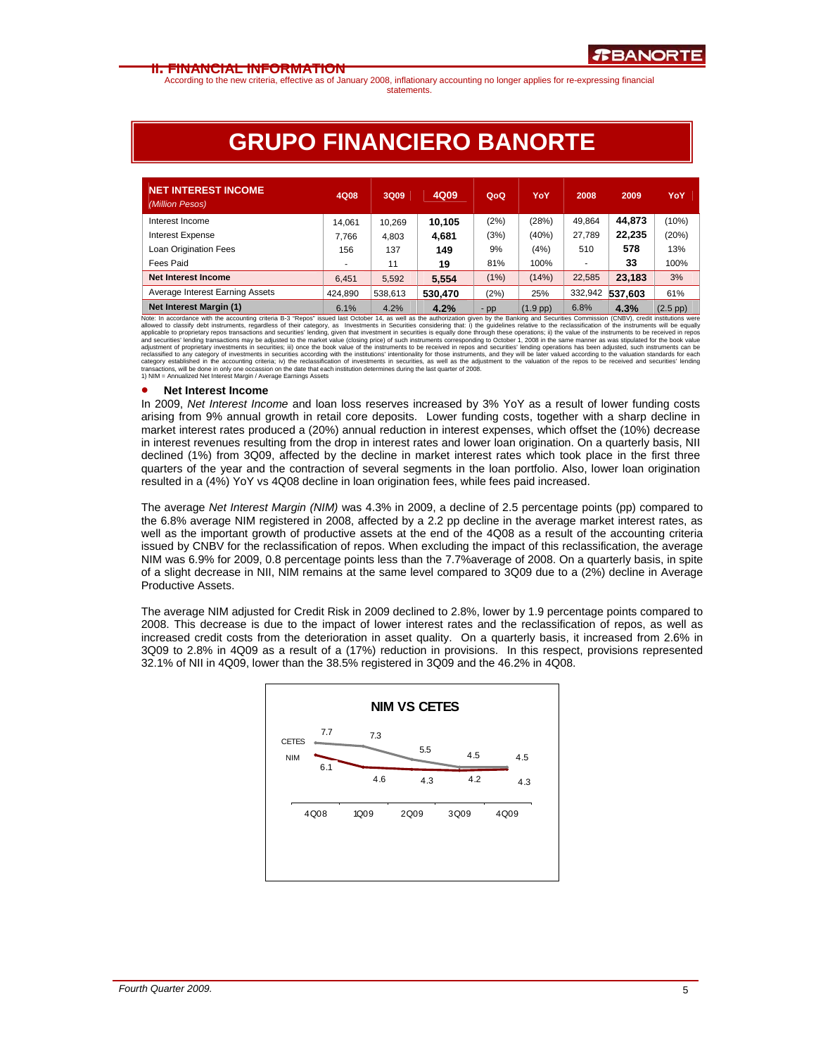## II. FINANCIAL INFORMATION

According to the new criteria, effective as of January 2008, inflationary accounting no longer applies for re-expressing financial statements.

# GRUPO FINANCIERO BANORTE

| **NET INTEREST INCOME** *(Million Pesos)* | 4Q08 | 3Q09 | 4Q09 | QoQ | YoY | 2008 | 2009 | YoY |
|---|---|---|---|---|---|---|---|---|
| Interest Income | 14,061 | 10,269 | **10,105** | (2%) | (28%) | 49,864 | **44,873** | (10%) |
| Interest Expense | 7,766 | 4,803 | **4,681** | (3%) | (40%) | 27,789 | **22,235** | (20%) |
| Loan Origination Fees | 156 | 137 | **149** | 9% | (4%) | 510 | **578** | 13% |
| Fees Paid | - | 11 | **19** | 81% | 100% | - | **33** | 100% |
| **Net Interest Income** | 6,451 | 5,592 | **5,554** | (1%) | (14%) | 22,585 | **23,183** | 3% |
| Average Interest Earning Assets | 424,890 | 538,613 | **530,470** | (2%) | 25% | 332,942 | **537,603** | 61% |
| **Net Interest Margin (1)** | 6.1% | 4.2% | **4.2%** | - pp | (1.9 pp) | 6.8% | **4.3%** | (2.5 pp) |

Note: In accordance with the accounting criteria B-3 "Repos" issued last October 14, as well as the authorization given by the Banking and Securities Commission (CNBV), credit institutions were allowed to classify debt instruments, regardless of their category, as Investments in Securities considering that: i) the guidelines relative to the reclassification of the instruments will be equally applicable to proprietary repos transactions and securities' lending, given that investment in securities is equally done through these operations; ii) the value of the instruments to be received in repos and securities' lending transactions may be adjusted to the market value (closing price) of such instruments corresponding to October 1, 2008 in the same manner as was stipulated for the book value adjustment of proprietary investments in securities; iii) once the book value of the instruments to be received in repos and securities' lending operations has been adjusted, such instruments can be reclassified to any category of investments in securities according with the institutions' intentionality for those instruments, and they will be later valued according to the valuation standards for each category established in the accounting criteria; iv) the reclassification of investments in securities, as well as the adjustment to the valuation of the repos to be received and securities' lending transactions, will be done in only one occassion on the date that each institution determines during the last quarter of 2008.
1) NIM = Annualized Net Interest Margin / Average Earnings Assets

- **Net Interest Income**

In 2009, *Net Interest Income* and loan loss reserves increased by 3% YoY as a result of lower funding costs arising from 9% annual growth in retail core deposits. Lower funding costs, together with a sharp decline in market interest rates produced a (20%) annual reduction in interest expenses, which offset the (10%) decrease in interest revenues resulting from the drop in interest rates and lower loan origination. On a quarterly basis, NII declined (1%) from 3Q09, affected by the decline in market interest rates which took place in the first three quarters of the year and the contraction of several segments in the loan portfolio. Also, lower loan origination resulted in a (4%) YoY vs 4Q08 decline in loan origination fees, while fees paid increased.

The average *Net Interest Margin (NIM)* was 4.3% in 2009, a decline of 2.5 percentage points (pp) compared to the 6.8% average NIM registered in 2008, affected by a 2.2 pp decline in the average market interest rates, as well as the important growth of productive assets at the end of the 4Q08 as a result of the accounting criteria issued by CNBV for the reclassification of repos. When excluding the impact of this reclassification, the average NIM was 6.9% for 2009, 0.8 percentage points less than the 7.7%average of 2008. On a quarterly basis, in spite of a slight decrease in NII, NIM remains at the same level compared to 3Q09 due to a (2%) decline in Average Productive Assets.

The average NIM adjusted for Credit Risk in 2009 declined to 2.8%, lower by 1.9 percentage points compared to 2008. This decrease is due to the impact of lower interest rates and the reclassification of repos, as well as increased credit costs from the deterioration in asset quality. On a quarterly basis, it increased from 2.6% in 3Q09 to 2.8% in 4Q09 as a result of a (17%) reduction in provisions. In this respect, provisions represented 32.1% of NII in 4Q09, lower than the 38.5% registered in 3Q09 and the 46.2% in 4Q08.

**NIM VS CETES**

| | 4Q08 | 1Q09 | 2Q09 | 3Q09 | 4Q09 |
|---|---|---|---|---|---|
| CETES | 7.7 | 7.3 | 5.5 | 4.5 | 4.5 |
| NIM | 6.1 | 4.6 | 4.3 | 4.2 | 4.3 |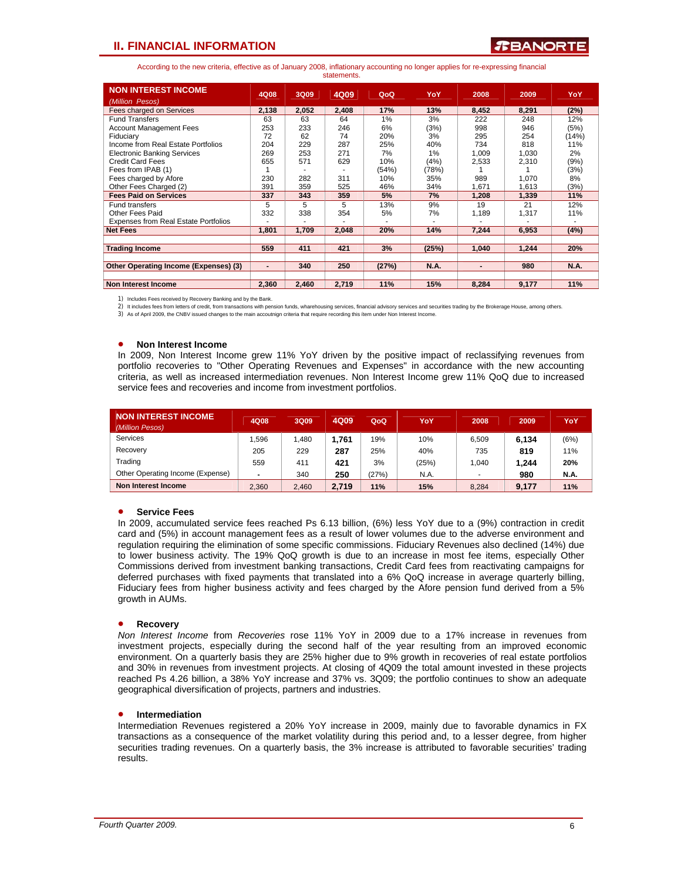## II. FINANCIAL INFORMATION

According to the new criteria, effective as of January 2008, inflationary accounting no longer applies for re-expressing financial statements.

| NON INTEREST INCOME *(Million Pesos)* | 4Q08 | 3Q09 | 4Q09 | QoQ | YoY | 2008 | 2009 | YoY |
|---|---|---|---|---|---|---|---|---|
| **Fees charged on Services** | **2,138** | **2,052** | **2,408** | **17%** | **13%** | **8,452** | **8,291** | **(2%)** |
| Fund Transfers | 63 | 63 | 64 | 1% | 3% | 222 | 248 | 12% |
| Account Management Fees | 253 | 233 | 246 | 6% | (3%) | 998 | 946 | (5%) |
| Fiduciary | 72 | 62 | 74 | 20% | 3% | 295 | 254 | (14%) |
| Income from Real Estate Portfolios | 204 | 229 | 287 | 25% | 40% | 734 | 818 | 11% |
| Electronic Banking Services | 269 | 253 | 271 | 7% | 1% | 1,009 | 1,030 | 2% |
| Credit Card Fees | 655 | 571 | 629 | 10% | (4%) | 2,533 | 2,310 | (9%) |
| Fees from IPAB (1) | 1 | - | - | (54%) | (78%) | 1 | 1 | (3%) |
| Fees charged by Afore | 230 | 282 | 311 | 10% | 35% | 989 | 1,070 | 8% |
| Other Fees Charged (2) | 391 | 359 | 525 | 46% | 34% | 1,671 | 1,613 | (3%) |
| **Fees Paid on Services** | **337** | **343** | **359** | **5%** | **7%** | **1,208** | **1,339** | **11%** |
| Fund transfers | 5 | 5 | 5 | 13% | 9% | 19 | 21 | 12% |
| Other Fees Paid | 332 | 338 | 354 | 5% | 7% | 1,189 | 1,317 | 11% |
| Expenses from Real Estate Portfolios | - | - | - | - | - | - | - | - |
| **Net Fees** | **1,801** | **1,709** | **2,048** | **20%** | **14%** | **7,244** | **6,953** | **(4%)** |
| | | | | | | | | |
| **Trading Income** | **559** | **411** | **421** | **3%** | **(25%)** | **1,040** | **1,244** | **20%** |
| | | | | | | | | |
| **Other Operating Income (Expenses) (3)** | **-** | **340** | **250** | **(27%)** | **N.A.** | **-** | **980** | **N.A.** |
| | | | | | | | | |
| **Non Interest Income** | **2,360** | **2,460** | **2,719** | **11%** | **15%** | **8,284** | **9,177** | **11%** |

1) Includes Fees received by Recovery Banking and by the Bank.
2) It includes fees from letters of credit, from transactions with pension funds, wharehousing services, financial advisory services and securities trading by the Brokerage House, among others.
3) As of April 2009, the CNBV issued changes to the main accoutnign criteria that require recording this item under Non Interest Income.

- **Non Interest Income**

In 2009, Non Interest Income grew 11% YoY driven by the positive impact of reclassifying revenues from portfolio recoveries to "Other Operating Revenues and Expenses" in accordance with the new accounting criteria, as well as increased intermediation revenues. Non Interest Income grew 11% QoQ due to increased service fees and recoveries and income from investment portfolios.

| NON INTEREST INCOME *(Million Pesos)* | 4Q08 | 3Q09 | 4Q09 | QoQ | YoY | 2008 | 2009 | YoY |
|---|---|---|---|---|---|---|---|---|
| Services | 1,596 | 1,480 | **1,761** | 19% | 10% | 6,509 | **6,134** | (6%) |
| Recovery | 205 | 229 | **287** | 25% | 40% | 735 | **819** | 11% |
| Trading | 559 | 411 | **421** | 3% | (25%) | 1,040 | **1,244** | **20%** |
| Other Operating Income (Expense) | - | 340 | **250** | (27%) | N.A. | - | **980** | **N.A.** |
| **Non Interest Income** | 2,360 | 2,460 | **2,719** | **11%** | **15%** | 8,284 | **9,177** | **11%** |

- **Service Fees**

In 2009, accumulated service fees reached Ps 6.13 billion, (6%) less YoY due to a (9%) contraction in credit card and (5%) in account management fees as a result of lower volumes due to the adverse environment and regulation requiring the elimination of some specific commissions. Fiduciary Revenues also declined (14%) due to lower business activity. The 19% QoQ growth is due to an increase in most fee items, especially Other Commissions derived from investment banking transactions, Credit Card fees from reactivating campaigns for deferred purchases with fixed payments that translated into a 6% QoQ increase in average quarterly billing, Fiduciary fees from higher business activity and fees charged by the Afore pension fund derived from a 5% growth in AUMs.

- **Recovery**

*Non Interest Income* from *Recoveries* rose 11% YoY in 2009 due to a 17% increase in revenues from investment projects, especially during the second half of the year resulting from an improved economic environment. On a quarterly basis they are 25% higher due to 9% growth in recoveries of real estate portfolios and 30% in revenues from investment projects. At closing of 4Q09 the total amount invested in these projects reached Ps 4.26 billion, a 38% YoY increase and 37% vs. 3Q09; the portfolio continues to show an adequate geographical diversification of projects, partners and industries.

- **Intermediation**

Intermediation Revenues registered a 20% YoY increase in 2009, mainly due to favorable dynamics in FX transactions as a consequence of the market volatility during this period and, to a lesser degree, from higher securities trading revenues. On a quarterly basis, the 3% increase is attributed to favorable securities' trading results.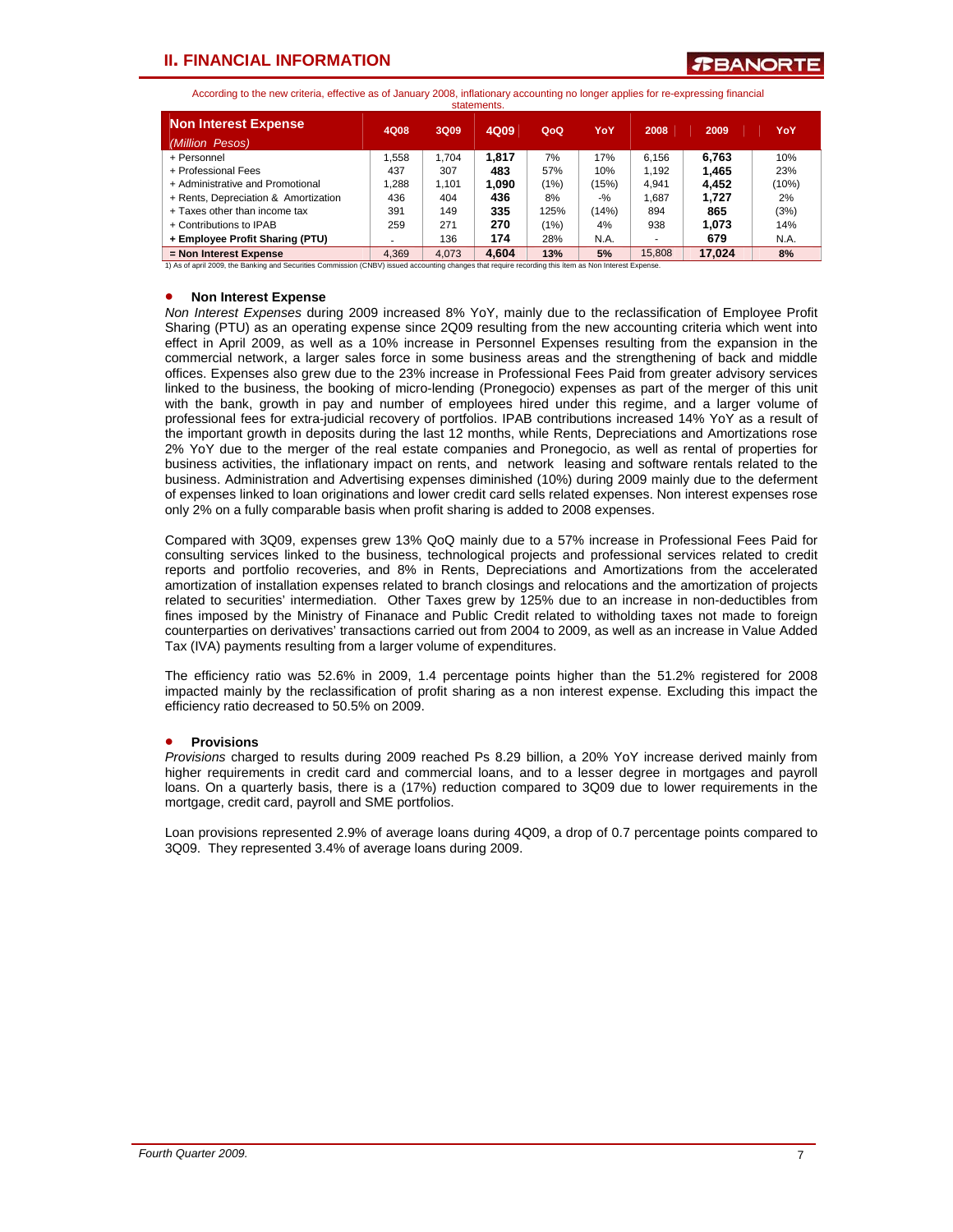According to the new criteria, effective as of January 2008, inflationary accounting no longer applies for re-expressing financial statements.

| Non Interest Expense *(Million Pesos)* | 4Q08 | 3Q09 | 4Q09 | QoQ | YoY | 2008 | 2009 | YoY |
|---|---|---|---|---|---|---|---|---|
| + Personnel | 1,558 | 1,704 | **1,817** | 7% | 17% | 6,156 | **6,763** | 10% |
| + Professional Fees | 437 | 307 | **483** | 57% | 10% | 1,192 | **1,465** | 23% |
| + Administrative and Promotional | 1,288 | 1,101 | **1,090** | (1%) | (15%) | 4,941 | **4,452** | (10%) |
| + Rents, Depreciation & Amortization | 436 | 404 | **436** | 8% | -% | 1,687 | **1,727** | 2% |
| + Taxes other than income tax | 391 | 149 | **335** | 125% | (14%) | 894 | **865** | (3%) |
| + Contributions to IPAB | 259 | 271 | **270** | (1%) | 4% | 938 | **1,073** | 14% |
| **+ Employee Profit Sharing (PTU)** | - | 136 | **174** | 28% | N.A. | - | **679** | N.A. |
| **= Non Interest Expense** | 4,369 | 4,073 | **4,604** | **13%** | **5%** | 15,808 | **17,024** | **8%** |

1) As of april 2009, the Banking and Securities Commission (CNBV) issued accounting changes that require recording this item as Non Interest Expense.

- **Non Interest Expense**

*Non Interest Expenses* during 2009 increased 8% YoY, mainly due to the reclassification of Employee Profit Sharing (PTU) as an operating expense since 2Q09 resulting from the new accounting criteria which went into effect in April 2009, as well as a 10% increase in Personnel Expenses resulting from the expansion in the commercial network, a larger sales force in some business areas and the strengthening of back and middle offices. Expenses also grew due to the 23% increase in Professional Fees Paid from greater advisory services linked to the business, the booking of micro-lending (Pronegocio) expenses as part of the merger of this unit with the bank, growth in pay and number of employees hired under this regime, and a larger volume of professional fees for extra-judicial recovery of portfolios. IPAB contributions increased 14% YoY as a result of the important growth in deposits during the last 12 months, while Rents, Depreciations and Amortizations rose 2% YoY due to the merger of the real estate companies and Pronegocio, as well as rental of properties for business activities, the inflationary impact on rents, and network leasing and software rentals related to the business. Administration and Advertising expenses diminished (10%) during 2009 mainly due to the deferment of expenses linked to loan originations and lower credit card sells related expenses. Non interest expenses rose only 2% on a fully comparable basis when profit sharing is added to 2008 expenses.

Compared with 3Q09, expenses grew 13% QoQ mainly due to a 57% increase in Professional Fees Paid for consulting services linked to the business, technological projects and professional services related to credit reports and portfolio recoveries, and 8% in Rents, Depreciations and Amortizations from the accelerated amortization of installation expenses related to branch closings and relocations and the amortization of projects related to securities' intermediation. Other Taxes grew by 125% due to an increase in non-deductibles from fines imposed by the Ministry of Finanace and Public Credit related to witholding taxes not made to foreign counterparties on derivatives' transactions carried out from 2004 to 2009, as well as an increase in Value Added Tax (IVA) payments resulting from a larger volume of expenditures.

The efficiency ratio was 52.6% in 2009, 1.4 percentage points higher than the 51.2% registered for 2008 impacted mainly by the reclassification of profit sharing as a non interest expense. Excluding this impact the efficiency ratio decreased to 50.5% on 2009.

- **Provisions**

*Provisions* charged to results during 2009 reached Ps 8.29 billion, a 20% YoY increase derived mainly from higher requirements in credit card and commercial loans, and to a lesser degree in mortgages and payroll loans. On a quarterly basis, there is a (17%) reduction compared to 3Q09 due to lower requirements in the mortgage, credit card, payroll and SME portfolios.

Loan provisions represented 2.9% of average loans during 4Q09, a drop of 0.7 percentage points compared to 3Q09. They represented 3.4% of average loans during 2009.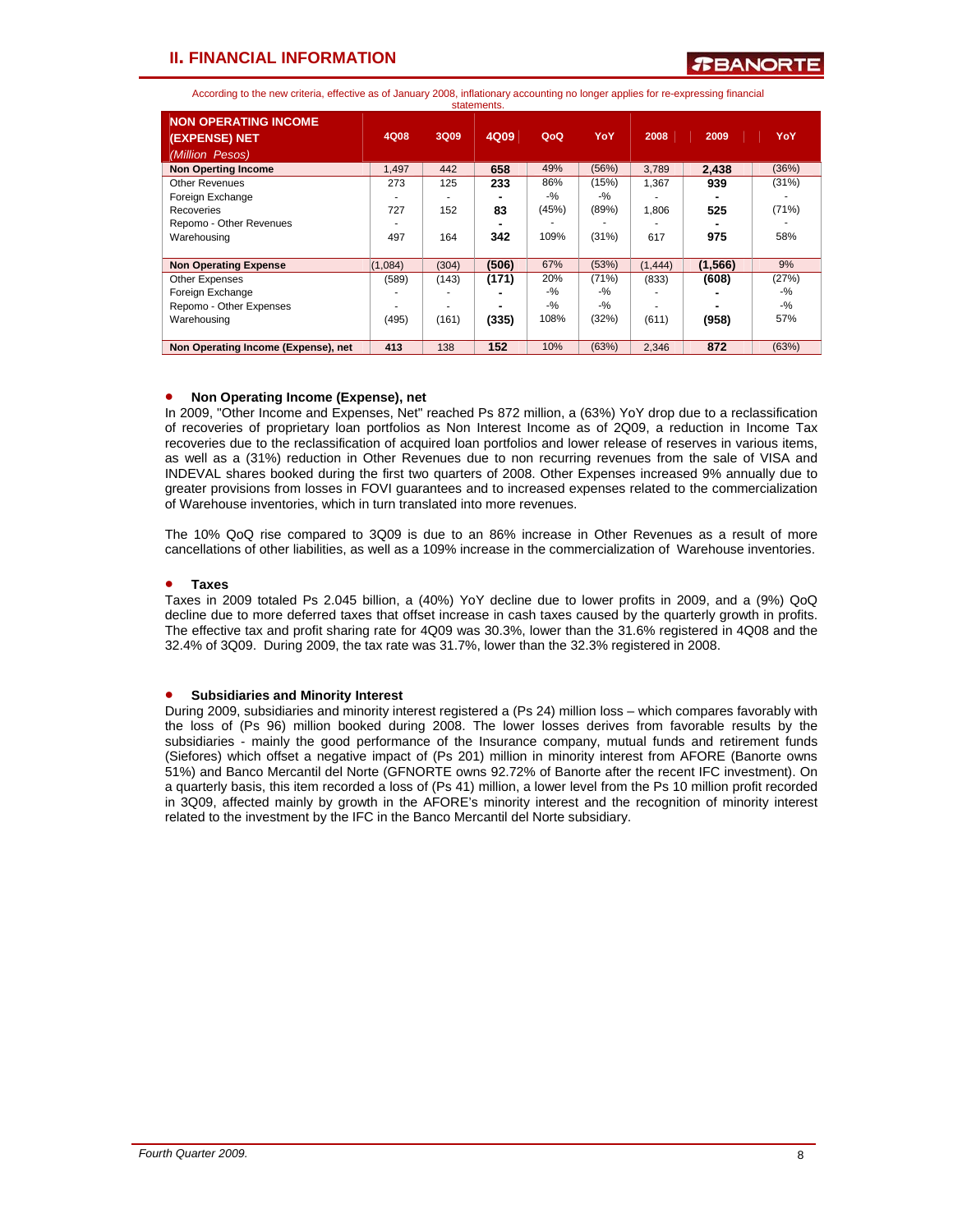## II. FINANCIAL INFORMATION

According to the new criteria, effective as of January 2008, inflationary accounting no longer applies for re-expressing financial statements.

| NON OPERATING INCOME (EXPENSE) NET *(Million Pesos)* | 4Q08 | 3Q09 | 4Q09 | QoQ | YoY | 2008 | 2009 | YoY |
|---|---|---|---|---|---|---|---|---|
| **Non Operting Income** | 1,497 | 442 | **658** | 49% | (56%) | 3,789 | **2,438** | (36%) |
| Other Revenues | 273 | 125 | **233** | 86% | (15%) | 1,367 | **939** | (31%) |
| Foreign Exchange | - | - | **-** | -% | -% | - | **-** | - |
| Recoveries | 727 | 152 | **83** | (45%) | (89%) | 1,806 | **525** | (71%) |
| Repomo - Other Revenues | - | - | **-** | - | - | - | **-** | - |
| Warehousing | 497 | 164 | **342** | 109% | (31%) | 617 | **975** | 58% |
| **Non Operating Expense** | (1,084) | (304) | **(506)** | 67% | (53%) | (1,444) | **(1,566)** | 9% |
| Other Expenses | (589) | (143) | **(171)** | 20% | (71%) | (833) | **(608)** | (27%) |
| Foreign Exchange | - | - | **-** | -% | -% | - | **-** | -% |
| Repomo - Other Expenses | - | - | **-** | -% | -% | - | **-** | -% |
| Warehousing | (495) | (161) | **(335)** | 108% | (32%) | (611) | **(958)** | 57% |
| **Non Operating Income (Expense), net** | **413** | 138 | **152** | 10% | (63%) | 2,346 | **872** | (63%) |

- **Non Operating Income (Expense), net**

In 2009, "Other Income and Expenses, Net" reached Ps 872 million, a (63%) YoY drop due to a reclassification of recoveries of proprietary loan portfolios as Non Interest Income as of 2Q09, a reduction in Income Tax recoveries due to the reclassification of acquired loan portfolios and lower release of reserves in various items, as well as a (31%) reduction in Other Revenues due to non recurring revenues from the sale of VISA and INDEVAL shares booked during the first two quarters of 2008. Other Expenses increased 9% annually due to greater provisions from losses in FOVI guarantees and to increased expenses related to the commercialization of Warehouse inventories, which in turn translated into more revenues.

The 10% QoQ rise compared to 3Q09 is due to an 86% increase in Other Revenues as a result of more cancellations of other liabilities, as well as a 109% increase in the commercialization of Warehouse inventories.

- **Taxes**

Taxes in 2009 totaled Ps 2.045 billion, a (40%) YoY decline due to lower profits in 2009, and a (9%) QoQ decline due to more deferred taxes that offset increase in cash taxes caused by the quarterly growth in profits. The effective tax and profit sharing rate for 4Q09 was 30.3%, lower than the 31.6% registered in 4Q08 and the 32.4% of 3Q09. During 2009, the tax rate was 31.7%, lower than the 32.3% registered in 2008.

- **Subsidiaries and Minority Interest**

During 2009, subsidiaries and minority interest registered a (Ps 24) million loss – which compares favorably with the loss of (Ps 96) million booked during 2008. The lower losses derives from favorable results by the subsidiaries - mainly the good performance of the Insurance company, mutual funds and retirement funds (Siefores) which offset a negative impact of (Ps 201) million in minority interest from AFORE (Banorte owns 51%) and Banco Mercantil del Norte (GFNORTE owns 92.72% of Banorte after the recent IFC investment). On a quarterly basis, this item recorded a loss of (Ps 41) million, a lower level from the Ps 10 million profit recorded in 3Q09, affected mainly by growth in the AFORE's minority interest and the recognition of minority interest related to the investment by the IFC in the Banco Mercantil del Norte subsidiary.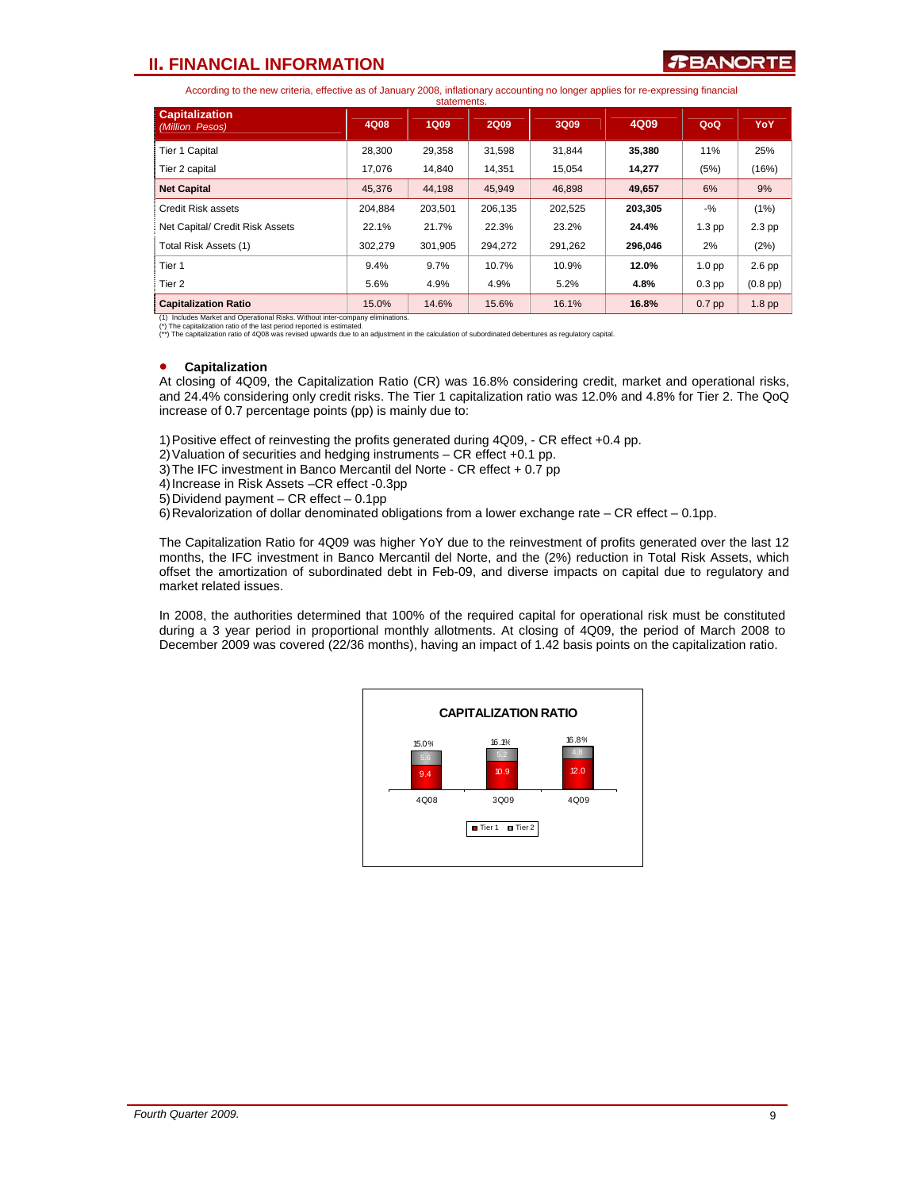## II. FINANCIAL INFORMATION

According to the new criteria, effective as of January 2008, inflationary accounting no longer applies for re-expressing financial statements.

| **Capitalization** *(Million Pesos)* | 4Q08 | 1Q09 | 2Q09 | 3Q09 | 4Q09 | QoQ | YoY |
|---|---|---|---|---|---|---|---|
| Tier 1 Capital | 28,300 | 29,358 | 31,598 | 31,844 | **35,380** | 11% | 25% |
| Tier 2 capital | 17,076 | 14,840 | 14,351 | 15,054 | **14,277** | (5%) | (16%) |
| **Net Capital** | 45,376 | 44,198 | 45,949 | 46,898 | **49,657** | 6% | 9% |
| Credit Risk assets | 204,884 | 203,501 | 206,135 | 202,525 | **203,305** | -% | (1%) |
| Net Capital/ Credit Risk Assets | 22.1% | 21.7% | 22.3% | 23.2% | **24.4%** | 1.3 pp | 2.3 pp |
| Total Risk Assets (1) | 302,279 | 301,905 | 294,272 | 291,262 | **296,046** | 2% | (2%) |
| Tier 1 | 9.4% | 9.7% | 10.7% | 10.9% | **12.0%** | 1.0 pp | 2.6 pp |
| Tier 2 | 5.6% | 4.9% | 4.9% | 5.2% | **4.8%** | 0.3 pp | (0.8 pp) |
| **Capitalization Ratio** | 15.0% | 14.6% | 15.6% | 16.1% | **16.8%** | 0.7 pp | 1.8 pp |

(1) Includes Market and Operational Risks. Without inter-company eliminations.
(*) The capitalization ratio of the last period reported is estimated.
(**) The capitalization ratio of 4Q08 was revised upwards due to an adjustment in the calculation of subordinated debentures as regulatory capital.

- **Capitalization**

At closing of 4Q09, the Capitalization Ratio (CR) was 16.8% considering credit, market and operational risks, and 24.4% considering only credit risks. The Tier 1 capitalization ratio was 12.0% and 4.8% for Tier 2. The QoQ increase of 0.7 percentage points (pp) is mainly due to:

1) Positive effect of reinvesting the profits generated during 4Q09, - CR effect +0.4 pp.
2) Valuation of securities and hedging instruments – CR effect +0.1 pp.
3) The IFC investment in Banco Mercantil del Norte - CR effect + 0.7 pp
4) Increase in Risk Assets –CR effect -0.3pp
5) Dividend payment – CR effect – 0.1pp
6) Revalorization of dollar denominated obligations from a lower exchange rate – CR effect – 0.1pp.

The Capitalization Ratio for 4Q09 was higher YoY due to the reinvestment of profits generated over the last 12 months, the IFC investment in Banco Mercantil del Norte, and the (2%) reduction in Total Risk Assets, which offset the amortization of subordinated debt in Feb-09, and diverse impacts on capital due to regulatory and market related issues.

In 2008, the authorities determined that 100% of the required capital for operational risk must be constituted during a 3 year period in proportional monthly allotments. At closing of 4Q09, the period of March 2008 to December 2009 was covered (22/36 months), having an impact of 1.42 basis points on the capitalization ratio.

**CAPITALIZATION RATIO**

| | 4Q08 | 3Q09 | 4Q09 |
|---|---|---|---|
| Tier 1 | 9.4 | 10.9 | 12.0 |
| Tier 2 | 5.6 | 5.2 | 4.8 |
| Total | 15.0% | 16.1% | 16.8% |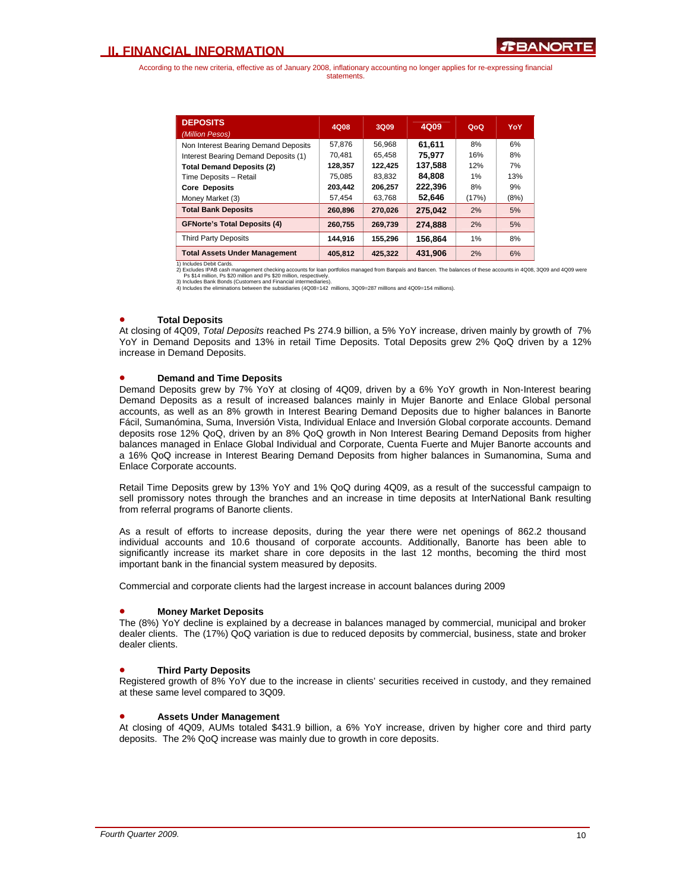According to the new criteria, effective as of January 2008, inflationary accounting no longer applies for re-expressing financial statements.

| **DEPOSITS** *(Million Pesos)* | 4Q08 | 3Q09 | 4Q09 | QoQ | YoY |
|---|---|---|---|---|---|
| Non Interest Bearing Demand Deposits | 57,876 | 56,968 | 61,611 | 8% | 6% |
| Interest Bearing Demand Deposits (1) | 70,481 | 65,458 | 75,977 | 16% | 8% |
| **Total Demand Deposits (2)** | **128,357** | **122,425** | **137,588** | 12% | 7% |
| Time Deposits – Retail | 75,085 | 83,832 | 84,808 | 1% | 13% |
| **Core Deposits** | **203,442** | **206,257** | **222,396** | 8% | 9% |
| Money Market (3) | 57,454 | 63,768 | 52,646 | (17%) | (8%) |
| **Total Bank Deposits** | **260,896** | **270,026** | **275,042** | 2% | 5% |
| **GFNorte's Total Deposits (4)** | **260,755** | **269,739** | **274,888** | 2% | 5% |
| Third Party Deposits | 144,916 | 155,296 | 156,864 | 1% | 8% |
| **Total Assets Under Management** | **405,812** | **425,322** | **431,906** | 2% | 6% |

1) Includes Debit Cards.
2) Excludes IPAB cash management checking accounts for loan portfolios managed from Banpaís and Bancen. The balances of these accounts in 4Q08, 3Q09 and 4Q09 were Ps $14 million, Ps $20 million and Ps $20 million, respectively.
3) Includes Bank Bonds (Customers and Financial intermediaries).
4) Includes the eliminations between the subsidiaries (4Q08=142 millions, 3Q09=287 millions and 4Q09=154 millions).

- **Total Deposits**

At closing of 4Q09, *Total Deposits* reached Ps 274.9 billion, a 5% YoY increase, driven mainly by growth of 7% YoY in Demand Deposits and 13% in retail Time Deposits. Total Deposits grew 2% QoQ driven by a 12% increase in Demand Deposits.

- **Demand and Time Deposits**

Demand Deposits grew by 7% YoY at closing of 4Q09, driven by a 6% YoY growth in Non-Interest bearing Demand Deposits as a result of increased balances mainly in Mujer Banorte and Enlace Global personal accounts, as well as an 8% growth in Interest Bearing Demand Deposits due to higher balances in Banorte Fácil, Sumanómina, Suma, Inversión Vista, Individual Enlace and Inversión Global corporate accounts. Demand deposits rose 12% QoQ, driven by an 8% QoQ growth in Non Interest Bearing Demand Deposits from higher balances managed in Enlace Global Individual and Corporate, Cuenta Fuerte and Mujer Banorte accounts and a 16% QoQ increase in Interest Bearing Demand Deposits from higher balances in Sumanomina, Suma and Enlace Corporate accounts.

Retail Time Deposits grew by 13% YoY and 1% QoQ during 4Q09, as a result of the successful campaign to sell promissory notes through the branches and an increase in time deposits at InterNational Bank resulting from referral programs of Banorte clients.

As a result of efforts to increase deposits, during the year there were net openings of 862.2 thousand individual accounts and 10.6 thousand of corporate accounts. Additionally, Banorte has been able to significantly increase its market share in core deposits in the last 12 months, becoming the third most important bank in the financial system measured by deposits.

Commercial and corporate clients had the largest increase in account balances during 2009

- **Money Market Deposits**

The (8%) YoY decline is explained by a decrease in balances managed by commercial, municipal and broker dealer clients. The (17%) QoQ variation is due to reduced deposits by commercial, business, state and broker dealer clients.

- **Third Party Deposits**

Registered growth of 8% YoY due to the increase in clients' securities received in custody, and they remained at these same level compared to 3Q09.

- **Assets Under Management**

At closing of 4Q09, AUMs totaled $431.9 billion, a 6% YoY increase, driven by higher core and third party deposits. The 2% QoQ increase was mainly due to growth in core deposits.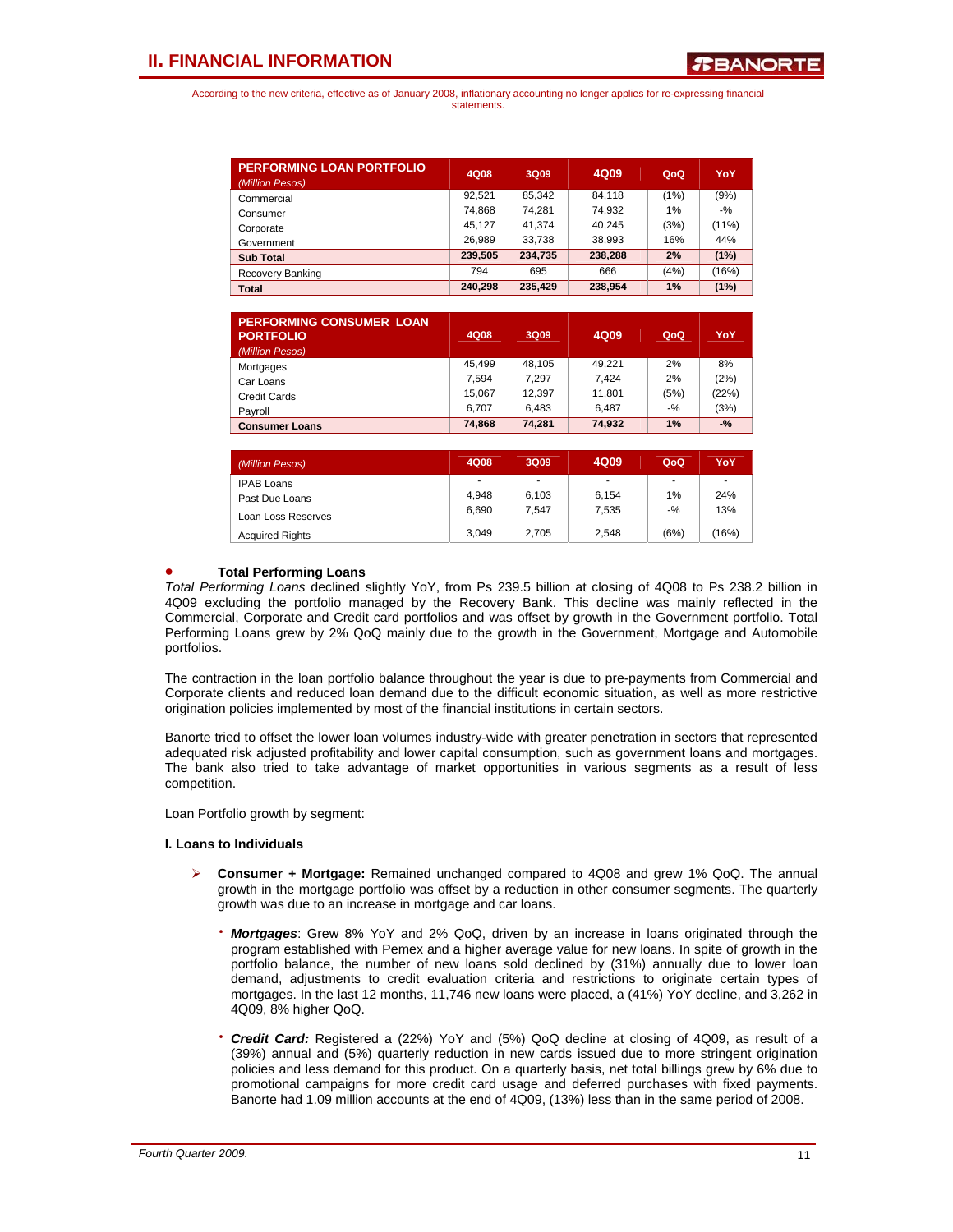## II. FINANCIAL INFORMATION

According to the new criteria, effective as of January 2008, inflationary accounting no longer applies for re-expressing financial statements.

| PERFORMING LOAN PORTFOLIO *(Million Pesos)* | 4Q08 | 3Q09 | 4Q09 | QoQ | YoY |
|---|---|---|---|---|---|
| Commercial | 92,521 | 85,342 | 84,118 | (1%) | (9%) |
| Consumer | 74,868 | 74,281 | 74,932 | 1% | -% |
| Corporate | 45,127 | 41,374 | 40,245 | (3%) | (11%) |
| Government | 26,989 | 33,738 | 38,993 | 16% | 44% |
| **Sub Total** | **239,505** | **234,735** | **238,288** | **2%** | **(1%)** |
| Recovery Banking | 794 | 695 | 666 | (4%) | (16%) |
| **Total** | **240,298** | **235,429** | **238,954** | **1%** | **(1%)** |

| PERFORMING CONSUMER LOAN PORTFOLIO *(Million Pesos)* | 4Q08 | 3Q09 | 4Q09 | QoQ | YoY |
|---|---|---|---|---|---|
| Mortgages | 45,499 | 48,105 | 49,221 | 2% | 8% |
| Car Loans | 7,594 | 7,297 | 7,424 | 2% | (2%) |
| Credit Cards | 15,067 | 12,397 | 11,801 | (5%) | (22%) |
| Payroll | 6,707 | 6,483 | 6,487 | -% | (3%) |
| **Consumer Loans** | **74,868** | **74,281** | **74,932** | **1%** | **-%** |

| *(Million Pesos)* | 4Q08 | 3Q09 | 4Q09 | QoQ | YoY |
|---|---|---|---|---|---|
| IPAB Loans | - | - | - | - | - |
| Past Due Loans | 4,948 | 6,103 | 6,154 | 1% | 24% |
| Loan Loss Reserves | 6,690 | 7,547 | 7,535 | -% | 13% |
| Acquired Rights | 3,049 | 2,705 | 2,548 | (6%) | (16%) |

- **Total Performing Loans**

*Total Performing Loans* declined slightly YoY, from Ps 239.5 billion at closing of 4Q08 to Ps 238.2 billion in 4Q09 excluding the portfolio managed by the Recovery Bank. This decline was mainly reflected in the Commercial, Corporate and Credit card portfolios and was offset by growth in the Government portfolio. Total Performing Loans grew by 2% QoQ mainly due to the growth in the Government, Mortgage and Automobile portfolios.

The contraction in the loan portfolio balance throughout the year is due to pre-payments from Commercial and Corporate clients and reduced loan demand due to the difficult economic situation, as well as more restrictive origination policies implemented by most of the financial institutions in certain sectors.

Banorte tried to offset the lower loan volumes industry-wide with greater penetration in sectors that represented adequated risk adjusted profitability and lower capital consumption, such as government loans and mortgages. The bank also tried to take advantage of market opportunities in various segments as a result of less competition.

Loan Portfolio growth by segment:

**I. Loans to Individuals**

- **Consumer + Mortgage:** Remained unchanged compared to 4Q08 and grew 1% QoQ. The annual growth in the mortgage portfolio was offset by a reduction in other consumer segments. The quarterly growth was due to an increase in mortgage and car loans.

  - ***Mortgages***: Grew 8% YoY and 2% QoQ, driven by an increase in loans originated through the program established with Pemex and a higher average value for new loans. In spite of growth in the portfolio balance, the number of new loans sold declined by (31%) annually due to lower loan demand, adjustments to credit evaluation criteria and restrictions to originate certain types of mortgages. In the last 12 months, 11,746 new loans were placed, a (41%) YoY decline, and 3,262 in 4Q09, 8% higher QoQ.

  - ***Credit Card:*** Registered a (22%) YoY and (5%) QoQ decline at closing of 4Q09, as result of a (39%) annual and (5%) quarterly reduction in new cards issued due to more stringent origination policies and less demand for this product. On a quarterly basis, net total billings grew by 6% due to promotional campaigns for more credit card usage and deferred purchases with fixed payments. Banorte had 1.09 million accounts at the end of 4Q09, (13%) less than in the same period of 2008.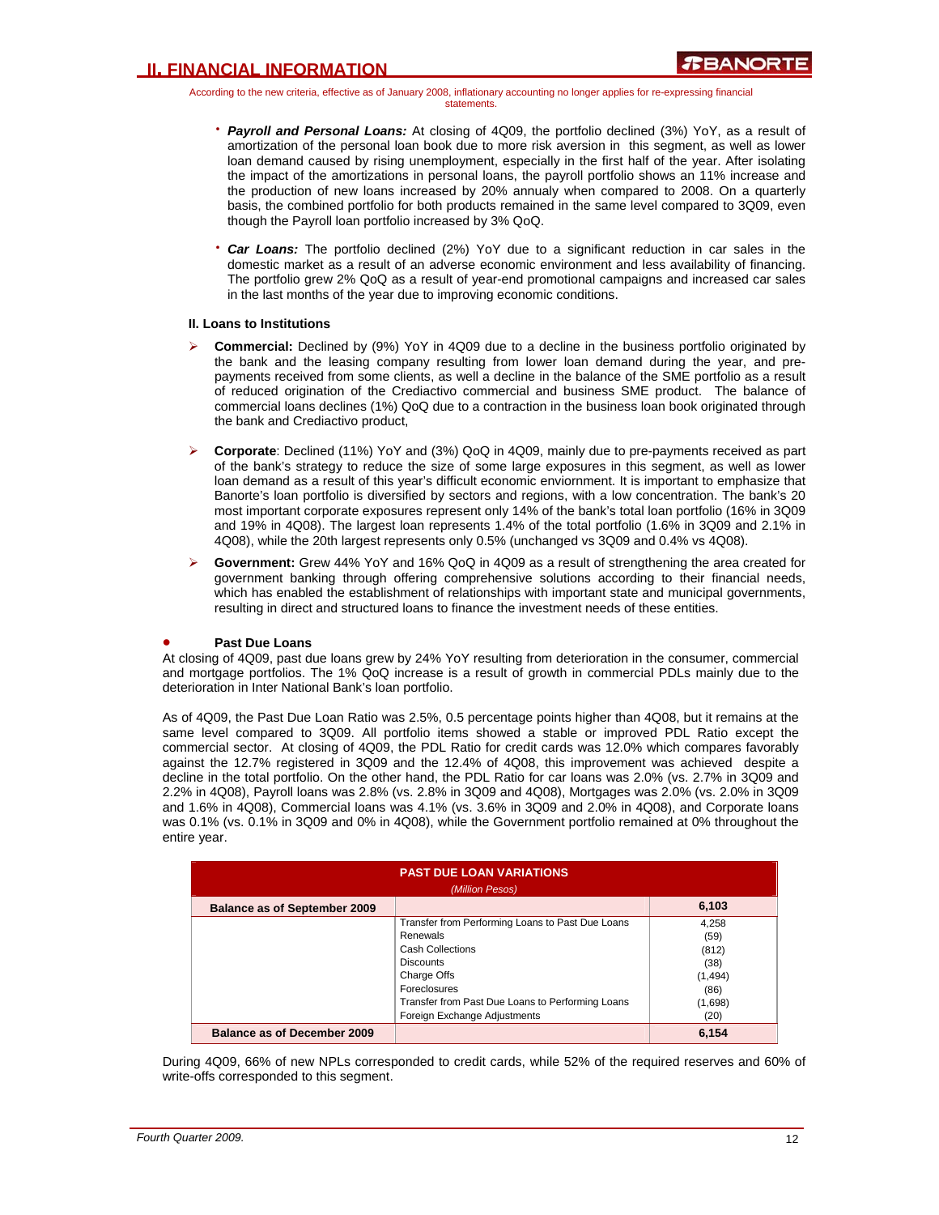According to the new criteria, effective as of January 2008, inflationary accounting no longer applies for re-expressing financial statements.

- ***Payroll and Personal Loans:*** At closing of 4Q09, the portfolio declined (3%) YoY, as a result of amortization of the personal loan book due to more risk aversion in this segment, as well as lower loan demand caused by rising unemployment, especially in the first half of the year. After isolating the impact of the amortizations in personal loans, the payroll portfolio shows an 11% increase and the production of new loans increased by 20% annualy when compared to 2008. On a quarterly basis, the combined portfolio for both products remained in the same level compared to 3Q09, even though the Payroll loan portfolio increased by 3% QoQ.

- ***Car Loans:*** The portfolio declined (2%) YoY due to a significant reduction in car sales in the domestic market as a result of an adverse economic environment and less availability of financing. The portfolio grew 2% QoQ as a result of year-end promotional campaigns and increased car sales in the last months of the year due to improving economic conditions.

**II. Loans to Institutions**

- **Commercial:** Declined by (9%) YoY in 4Q09 due to a decline in the business portfolio originated by the bank and the leasing company resulting from lower loan demand during the year, and pre-payments received from some clients, as well a decline in the balance of the SME portfolio as a result of reduced origination of the Crediactivo commercial and business SME product. The balance of commercial loans declines (1%) QoQ due to a contraction in the business loan book originated through the bank and Crediactivo product,

- **Corporate**: Declined (11%) YoY and (3%) QoQ in 4Q09, mainly due to pre-payments received as part of the bank's strategy to reduce the size of some large exposures in this segment, as well as lower loan demand as a result of this year's difficult economic enviornment. It is important to emphasize that Banorte's loan portfolio is diversified by sectors and regions, with a low concentration. The bank's 20 most important corporate exposures represent only 14% of the bank's total loan portfolio (16% in 3Q09 and 19% in 4Q08). The largest loan represents 1.4% of the total portfolio (1.6% in 3Q09 and 2.1% in 4Q08), while the 20th largest represents only 0.5% (unchanged vs 3Q09 and 0.4% vs 4Q08).

- **Government:** Grew 44% YoY and 16% QoQ in 4Q09 as a result of strengthening the area created for government banking through offering comprehensive solutions according to their financial needs, which has enabled the establishment of relationships with important state and municipal governments, resulting in direct and structured loans to finance the investment needs of these entities.

- **Past Due Loans**

At closing of 4Q09, past due loans grew by 24% YoY resulting from deterioration in the consumer, commercial and mortgage portfolios. The 1% QoQ increase is a result of growth in commercial PDLs mainly due to the deterioration in Inter National Bank's loan portfolio.

As of 4Q09, the Past Due Loan Ratio was 2.5%, 0.5 percentage points higher than 4Q08, but it remains at the same level compared to 3Q09. All portfolio items showed a stable or improved PDL Ratio except the commercial sector. At closing of 4Q09, the PDL Ratio for credit cards was 12.0% which compares favorably against the 12.7% registered in 3Q09 and the 12.4% of 4Q08, this improvement was achieved despite a decline in the total portfolio. On the other hand, the PDL Ratio for car loans was 2.0% (vs. 2.7% in 3Q09 and 2.2% in 4Q08), Payroll loans was 2.8% (vs. 2.8% in 3Q09 and 4Q08), Mortgages was 2.0% (vs. 2.0% in 3Q09 and 1.6% in 4Q08), Commercial loans was 4.1% (vs. 3.6% in 3Q09 and 2.0% in 4Q08), and Corporate loans was 0.1% (vs. 0.1% in 3Q09 and 0% in 4Q08), while the Government portfolio remained at 0% throughout the entire year.

| PAST DUE LOAN VARIATIONS *(Million Pesos)* | | |
|---|---|---|
| **Balance as of September 2009** | | **6,103** |
| | Transfer from Performing Loans to Past Due Loans | 4,258 |
| | Renewals | (59) |
| | Cash Collections | (812) |
| | Discounts | (38) |
| | Charge Offs | (1,494) |
| | Foreclosures | (86) |
| | Transfer from Past Due Loans to Performing Loans | (1,698) |
| | Foreign Exchange Adjustments | (20) |
| **Balance as of December 2009** | | **6,154** |

During 4Q09, 66% of new NPLs corresponded to credit cards, while 52% of the required reserves and 60% of write-offs corresponded to this segment.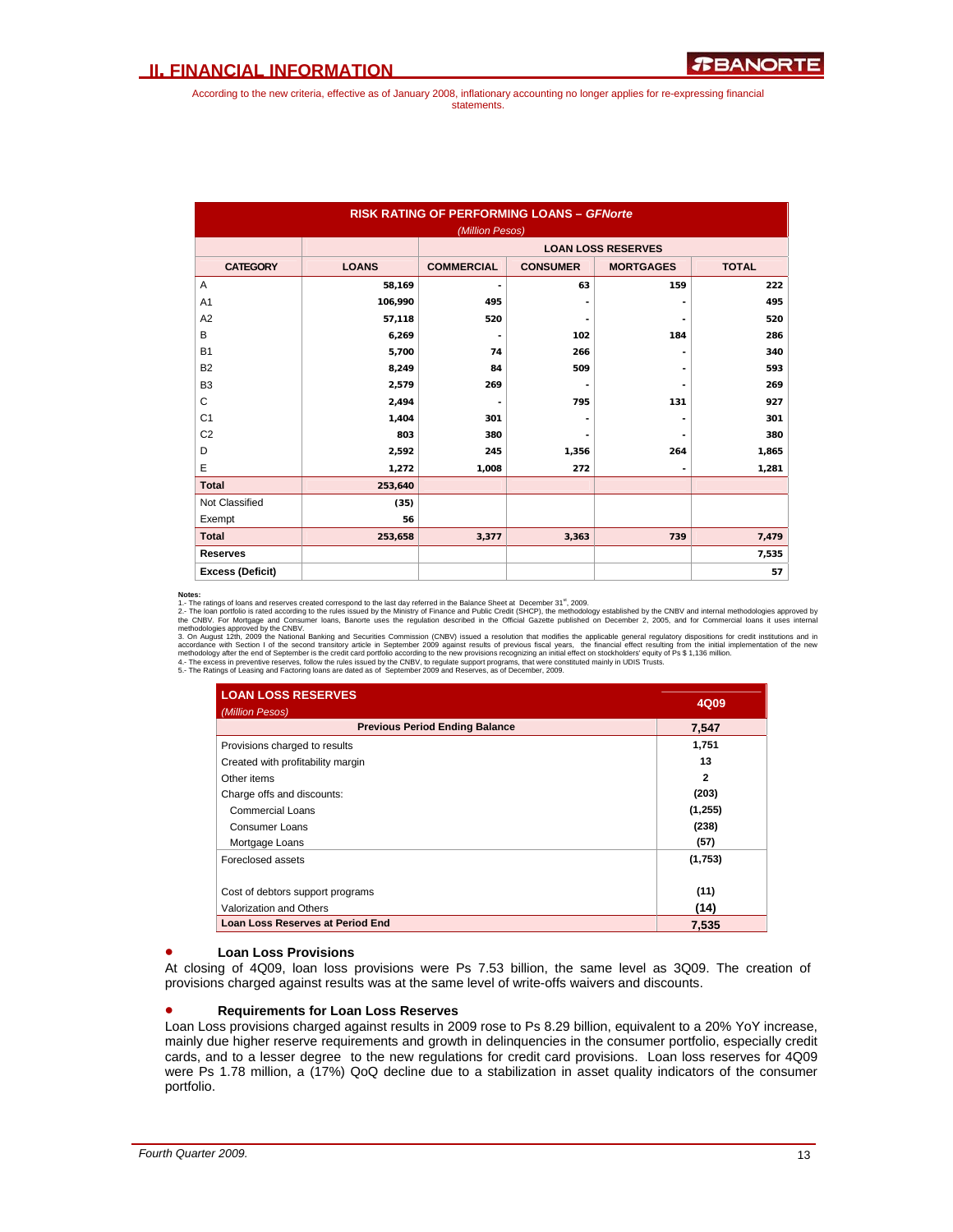## II. FINANCIAL INFORMATION

According to the new criteria, effective as of January 2008, inflationary accounting no longer applies for re-expressing financial statements.

| RISK RATING OF PERFORMING LOANS – *GFNorte* (Million Pesos) | | | | | |
|---|---|---|---|---|---|
| | | LOAN LOSS RESERVES | | | |
| CATEGORY | LOANS | COMMERCIAL | CONSUMER | MORTGAGES | TOTAL |
| A | 58,169 | - | 63 | 159 | 222 |
| A1 | 106,990 | 495 | - | - | 495 |
| A2 | 57,118 | 520 | - | - | 520 |
| B | 6,269 | - | 102 | 184 | 286 |
| B1 | 5,700 | 74 | 266 | - | 340 |
| B2 | 8,249 | 84 | 509 | - | 593 |
| B3 | 2,579 | 269 | - | - | 269 |
| C | 2,494 | - | 795 | 131 | 927 |
| C1 | 1,404 | 301 | - | - | 301 |
| C2 | 803 | 380 | - | - | 380 |
| D | 2,592 | 245 | 1,356 | 264 | 1,865 |
| E | 1,272 | 1,008 | 272 | - | 1,281 |
| **Total** | 253,640 | | | | |
| Not Classified | (35) | | | | |
| Exempt | 56 | | | | |
| **Total** | 253,658 | 3,377 | 3,363 | 739 | 7,479 |
| **Reserves** | | | | | 7,535 |
| **Excess (Deficit)** | | | | | 57 |

**Notes:**
1.- The ratings of loans and reserves created correspond to the last day referred in the Balance Sheet at December 31st, 2009.
2.- The loan portfolio is rated according to the rules issued by the Ministry of Finance and Public Credit (SHCP), the methodology established by the CNBV and internal methodologies approved by the CNBV. For Mortgage and Consumer loans, Banorte uses the regulation described in the Official Gazette published on December 2, 2005, and for Commercial loans it uses internal methodologies approved by the CNBV.
3. On August 12th, 2009 the National Banking and Securities Commission (CNBV) issued a resolution that modifies the applicable general regulatory dispositions for credit institutions and in accordance with Section I of the second transitory article in September 2009 against results of previous fiscal years, the financial effect resulting from the initial implementation of the new methodology after the end of September is the credit card portfolio according to the new provisions recognizing an initial effect on stockholders' equity of Ps $ 1,136 million.
4.- The excess in preventive reserves, follow the rules issued by the CNBV, to regulate support programs, that were constituted mainly in UDIS Trusts.
5.- The Ratings of Leasing and Factoring loans are dated as of September 2009 and Reserves, as of December, 2009.

| LOAN LOSS RESERVES (Million Pesos) | 4Q09 |
|---|---|
| **Previous Period Ending Balance** | 7,547 |
| Provisions charged to results | 1,751 |
| Created with profitability margin | 13 |
| Other items | 2 |
| Charge offs and discounts: | (203) |
| Commercial Loans | (1,255) |
| Consumer Loans | (238) |
| Mortgage Loans | (57) |
| Foreclosed assets | (1,753) |
| Cost of debtors support programs | (11) |
| Valorization and Others | (14) |
| **Loan Loss Reserves at Period End** | 7,535 |

- **Loan Loss Provisions**

At closing of 4Q09, loan loss provisions were Ps 7.53 billion, the same level as 3Q09. The creation of provisions charged against results was at the same level of write-offs waivers and discounts.

- **Requirements for Loan Loss Reserves**

Loan Loss provisions charged against results in 2009 rose to Ps 8.29 billion, equivalent to a 20% YoY increase, mainly due higher reserve requirements and growth in delinquencies in the consumer portfolio, especially credit cards, and to a lesser degree to the new regulations for credit card provisions. Loan loss reserves for 4Q09 were Ps 1.78 million, a (17%) QoQ decline due to a stabilization in asset quality indicators of the consumer portfolio.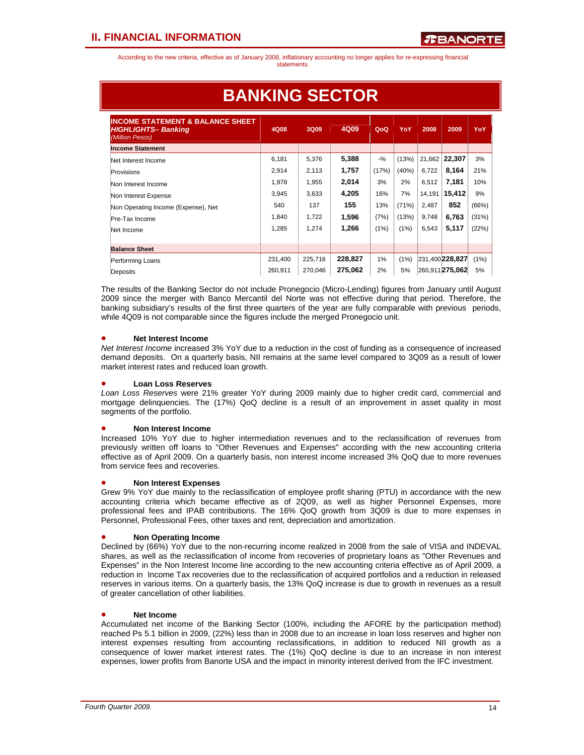According to the new criteria, effective as of January 2008, inflationary accounting no longer applies for re-expressing financial statements.

# BANKING SECTOR

| INCOME STATEMENT & BALANCE SHEET ***HIGHLIGHTS– Banking*** *(Million Pesos)* | 4Q08 | 3Q09 | 4Q09 | QoQ | YoY | 2008 | 2009 | YoY |
|---|---|---|---|---|---|---|---|---|
| **Income Statement** | | | | | | | | |
| Net Interest Income | 6,181 | 5,376 | **5,388** | -% | (13%) | 21,662 | **22,307** | 3% |
| Provisions | 2,914 | 2,113 | **1,757** | (17%) | (40%) | 6,722 | **8,164** | 21% |
| Non Interest Income | 1,978 | 1,955 | **2,014** | 3% | 2% | 6,512 | **7,181** | 10% |
| Non Interest Expense | 3,945 | 3,633 | **4,205** | 16% | 7% | 14,191 | **15,412** | 9% |
| Non Operating Income (Expense), Net | 540 | 137 | **155** | 13% | (71%) | 2,487 | **852** | (66%) |
| Pre-Tax Income | 1,840 | 1,722 | **1,596** | (7%) | (13%) | 9,748 | **6,763** | (31%) |
| Net Income | 1,285 | 1,274 | **1,266** | (1%) | (1%) | 6,543 | **5,117** | (22%) |
| **Balance Sheet** | | | | | | | | |
| Performing Loans | 231,400 | 225,716 | **228,827** | 1% | (1%) | 231,400 | **228,827** | (1%) |
| Deposits | 260,911 | 270,046 | **275,062** | 2% | 5% | 260,911 | **275,062** | 5% |

The results of the Banking Sector do not include Pronegocio (Micro-Lending) figures from January until August 2009 since the merger with Banco Mercantil del Norte was not effective during that period. Therefore, the banking subsidiary's results of the first three quarters of the year are fully comparable with previous periods, while 4Q09 is not comparable since the figures include the merged Pronegocio unit.

- **Net Interest Income**

*Net Interest Income* increased 3% YoY due to a reduction in the cost of funding as a consequence of increased demand deposits. On a quarterly basis, NII remains at the same level compared to 3Q09 as a result of lower market interest rates and reduced loan growth.

- **Loan Loss Reserves**

*Loan Loss Reserves* were 21% greater YoY during 2009 mainly due to higher credit card, commercial and mortgage delinquencies. The (17%) QoQ decline is a result of an improvement in asset quality in most segments of the portfolio.

- **Non Interest Income**

Increased 10% YoY due to higher intermediation revenues and to the reclassification of revenues from previously written off loans to "Other Revenues and Expenses" according with the new accounting criteria effective as of April 2009. On a quarterly basis, non interest income increased 3% QoQ due to more revenues from service fees and recoveries.

- **Non Interest Expenses**

Grew 9% YoY due mainly to the reclassification of employee profit sharing (PTU) in accordance with the new accounting criteria which became effective as of 2Q09, as well as higher Personnel Expenses, more professional fees and IPAB contributions. The 16% QoQ growth from 3Q09 is due to more expenses in Personnel, Professional Fees, other taxes and rent, depreciation and amortization.

- **Non Operating Income**

Declined by (66%) YoY due to the non-recurring income realized in 2008 from the sale of VISA and INDEVAL shares, as well as the reclassification of income from recoveries of proprietary loans as "Other Revenues and Expenses" in the Non Interest Income line according to the new accounting criteria effective as of April 2009, a reduction in Income Tax recoveries due to the reclassification of acquired portfolios and a reduction in released reserves in various items. On a quarterly basis, the 13% QoQ increase is due to growth in revenues as a result of greater cancellation of other liabilities.

- **Net Income**

Accumulated net income of the Banking Sector (100%, including the AFORE by the participation method) reached Ps 5.1 billion in 2009, (22%) less than in 2008 due to an increase in loan loss reserves and higher non interest expenses resulting from accounting reclassifications, in addition to reduced NII growth as a consequence of lower market interest rates. The (1%) QoQ decline is due to an increase in non interest expenses, lower profits from Banorte USA and the impact in minority interest derived from the IFC investment.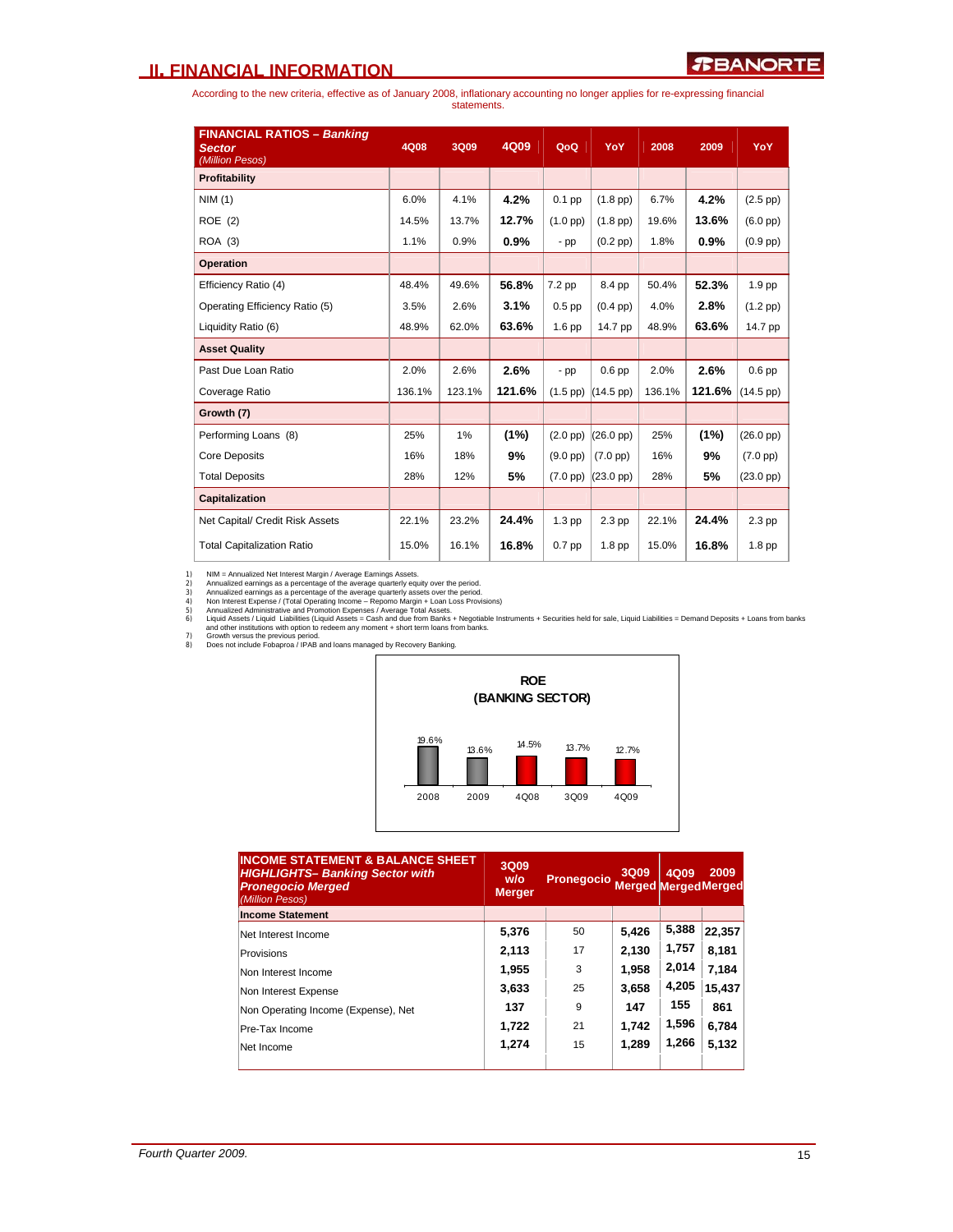## II. FINANCIAL INFORMATION

According to the new criteria, effective as of January 2008, inflationary accounting no longer applies for re-expressing financial statements.

| FINANCIAL RATIOS – *Banking Sector* (Million Pesos) | 4Q08 | 3Q09 | 4Q09 | QoQ | YoY | 2008 | 2009 | YoY |
|---|---|---|---|---|---|---|---|---|
| **Profitability** | | | | | | | | |
| NIM (1) | 6.0% | 4.1% | **4.2%** | 0.1 pp | (1.8 pp) | 6.7% | **4.2%** | (2.5 pp) |
| ROE (2) | 14.5% | 13.7% | **12.7%** | (1.0 pp) | (1.8 pp) | 19.6% | **13.6%** | (6.0 pp) |
| ROA (3) | 1.1% | 0.9% | **0.9%** | - pp | (0.2 pp) | 1.8% | **0.9%** | (0.9 pp) |
| **Operation** | | | | | | | | |
| Efficiency Ratio (4) | 48.4% | 49.6% | **56.8%** | 7.2 pp | 8.4 pp | 50.4% | **52.3%** | 1.9 pp |
| Operating Efficiency Ratio (5) | 3.5% | 2.6% | **3.1%** | 0.5 pp | (0.4 pp) | 4.0% | **2.8%** | (1.2 pp) |
| Liquidity Ratio (6) | 48.9% | 62.0% | **63.6%** | 1.6 pp | 14.7 pp | 48.9% | **63.6%** | 14.7 pp |
| **Asset Quality** | | | | | | | | |
| Past Due Loan Ratio | 2.0% | 2.6% | **2.6%** | - pp | 0.6 pp | 2.0% | **2.6%** | 0.6 pp |
| Coverage Ratio | 136.1% | 123.1% | **121.6%** | (1.5 pp) | (14.5 pp) | 136.1% | **121.6%** | (14.5 pp) |
| **Growth (7)** | | | | | | | | |
| Performing Loans (8) | 25% | 1% | **(1%)** | (2.0 pp) | (26.0 pp) | 25% | **(1%)** | (26.0 pp) |
| Core Deposits | 16% | 18% | **9%** | (9.0 pp) | (7.0 pp) | 16% | **9%** | (7.0 pp) |
| Total Deposits | 28% | 12% | **5%** | (7.0 pp) | (23.0 pp) | 28% | **5%** | (23.0 pp) |
| **Capitalization** | | | | | | | | |
| Net Capital/ Credit Risk Assets | 22.1% | 23.2% | **24.4%** | 1.3 pp | 2.3 pp | 22.1% | **24.4%** | 2.3 pp |
| Total Capitalization Ratio | 15.0% | 16.1% | **16.8%** | 0.7 pp | 1.8 pp | 15.0% | **16.8%** | 1.8 pp |

1) NIM = Annualized Net Interest Margin / Average Earnings Assets.
2) Annualized earnings as a percentage of the average quarterly equity over the period.
3) Annualized earnings as a percentage of the average quarterly assets over the period.
4) Non Interest Expense / (Total Operating Income – Repomo Margin + Loan Loss Provisions)
5) Annualized Administrative and Promotion Expenses / Average Total Assets.
6) Liquid Assets / Liquid Liabilities (Liquid Assets = Cash and due from Banks + Negotiable Instruments + Securities held for sale, Liquid Liabilities = Demand Deposits + Loans from banks and other institutions with option to redeem any moment + short term loans from banks.
7) Growth versus the previous period.
8) Does not include Fobaproa / IPAB and loans managed by Recovery Banking.

**ROE (BANKING SECTOR)**

| 2008 | 2009 | 4Q08 | 3Q09 | 4Q09 |
|---|---|---|---|---|
| 19.6% | 13.6% | 14.5% | 13.7% | 12.7% |

| INCOME STATEMENT & BALANCE SHEET *HIGHLIGHTS– Banking Sector with Pronegocio Merged* (Million Pesos) | 3Q09 w/o Merger | Pronegocio | 3Q09 Merged | 4Q09 Merged | 2009 Merged |
|---|---|---|---|---|---|
| **Income Statement** | | | | | |
| Net Interest Income | 5,376 | 50 | 5,426 | 5,388 | 22,357 |
| Provisions | 2,113 | 17 | 2,130 | 1,757 | 8,181 |
| Non Interest Income | 1,955 | 3 | 1,958 | 2,014 | 7,184 |
| Non Interest Expense | 3,633 | 25 | 3,658 | 4,205 | 15,437 |
| Non Operating Income (Expense), Net | 137 | 9 | 147 | 155 | 861 |
| Pre-Tax Income | 1,722 | 21 | 1,742 | 1,596 | 6,784 |
| Net Income | 1,274 | 15 | 1,289 | 1,266 | 5,132 |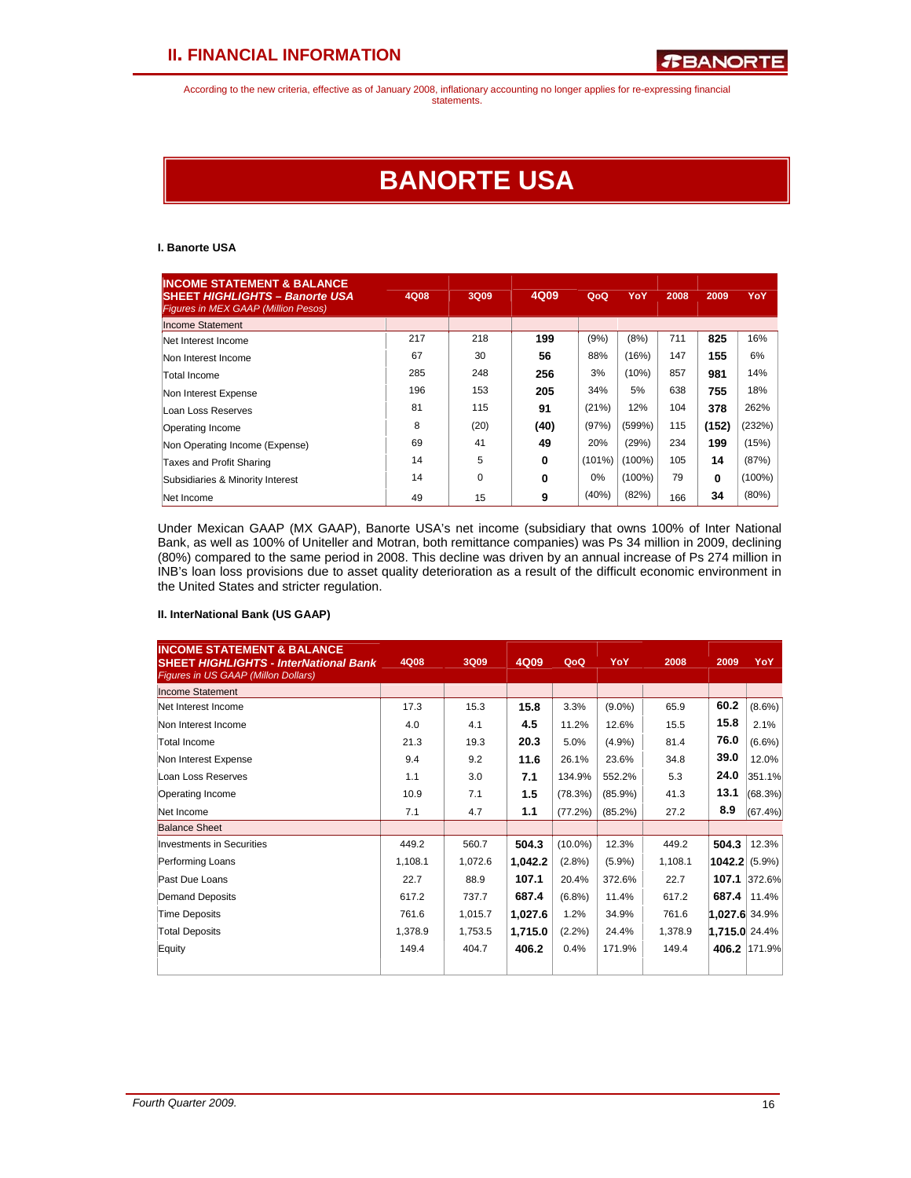According to the new criteria, effective as of January 2008, inflationary accounting no longer applies for re-expressing financial statements.

# BANORTE USA

### I. Banorte USA

| INCOME STATEMENT & BALANCE SHEET *HIGHLIGHTS – Banorte USA* *Figures in MEX GAAP (Million Pesos)* | 4Q08 | 3Q09 | 4Q09 | QoQ | YoY | 2008 | 2009 | YoY |
|---|---|---|---|---|---|---|---|---|
| Income Statement | | | | | | | | |
| Net Interest Income | 217 | 218 | **199** | (9%) | (8%) | 711 | **825** | 16% |
| Non Interest Income | 67 | 30 | **56** | 88% | (16%) | 147 | **155** | 6% |
| Total Income | 285 | 248 | **256** | 3% | (10%) | 857 | **981** | 14% |
| Non Interest Expense | 196 | 153 | **205** | 34% | 5% | 638 | **755** | 18% |
| Loan Loss Reserves | 81 | 115 | **91** | (21%) | 12% | 104 | **378** | 262% |
| Operating Income | 8 | (20) | **(40)** | (97%) | (599%) | 115 | **(152)** | (232%) |
| Non Operating Income (Expense) | 69 | 41 | **49** | 20% | (29%) | 234 | **199** | (15%) |
| Taxes and Profit Sharing | 14 | 5 | **0** | (101%) | (100%) | 105 | **14** | (87%) |
| Subsidiaries & Minority Interest | 14 | 0 | **0** | 0% | (100%) | 79 | **0** | (100%) |
| Net Income | 49 | 15 | **9** | (40%) | (82%) | 166 | **34** | (80%) |

Under Mexican GAAP (MX GAAP), Banorte USA's net income (subsidiary that owns 100% of Inter National Bank, as well as 100% of Uniteller and Motran, both remittance companies) was Ps 34 million in 2009, declining (80%) compared to the same period in 2008. This decline was driven by an annual increase of Ps 274 million in INB's loan loss provisions due to asset quality deterioration as a result of the difficult economic environment in the United States and stricter regulation.

### II. InterNational Bank (US GAAP)

| INCOME STATEMENT & BALANCE SHEET *HIGHLIGHTS - InterNational Bank* *Figures in US GAAP (Millon Dollars)* | 4Q08 | 3Q09 | 4Q09 | QoQ | YoY | 2008 | 2009 | YoY |
|---|---|---|---|---|---|---|---|---|
| Income Statement | | | | | | | | |
| Net Interest Income | 17.3 | 15.3 | **15.8** | 3.3% | (9.0%) | 65.9 | **60.2** | (8.6%) |
| Non Interest Income | 4.0 | 4.1 | **4.5** | 11.2% | 12.6% | 15.5 | **15.8** | 2.1% |
| Total Income | 21.3 | 19.3 | **20.3** | 5.0% | (4.9%) | 81.4 | **76.0** | (6.6%) |
| Non Interest Expense | 9.4 | 9.2 | **11.6** | 26.1% | 23.6% | 34.8 | **39.0** | 12.0% |
| Loan Loss Reserves | 1.1 | 3.0 | **7.1** | 134.9% | 552.2% | 5.3 | **24.0** | 351.1% |
| Operating Income | 10.9 | 7.1 | **1.5** | (78.3%) | (85.9%) | 41.3 | **13.1** | (68.3%) |
| Net Income | 7.1 | 4.7 | **1.1** | (77.2%) | (85.2%) | 27.2 | **8.9** | (67.4%) |
| Balance Sheet | | | | | | | | |
| Investments in Securities | 449.2 | 560.7 | **504.3** | (10.0%) | 12.3% | 449.2 | **504.3** | 12.3% |
| Performing Loans | 1,108.1 | 1,072.6 | **1,042.2** | (2.8%) | (5.9%) | 1,108.1 | **1042.2** | (5.9%) |
| Past Due Loans | 22.7 | 88.9 | **107.1** | 20.4% | 372.6% | 22.7 | **107.1** | 372.6% |
| Demand Deposits | 617.2 | 737.7 | **687.4** | (6.8%) | 11.4% | 617.2 | **687.4** | 11.4% |
| Time Deposits | 761.6 | 1,015.7 | **1,027.6** | 1.2% | 34.9% | 761.6 | **1,027.6** | 34.9% |
| Total Deposits | 1,378.9 | 1,753.5 | **1,715.0** | (2.2%) | 24.4% | 1,378.9 | **1,715.0** | 24.4% |
| Equity | 149.4 | 404.7 | **406.2** | 0.4% | 171.9% | 149.4 | **406.2** | 171.9% |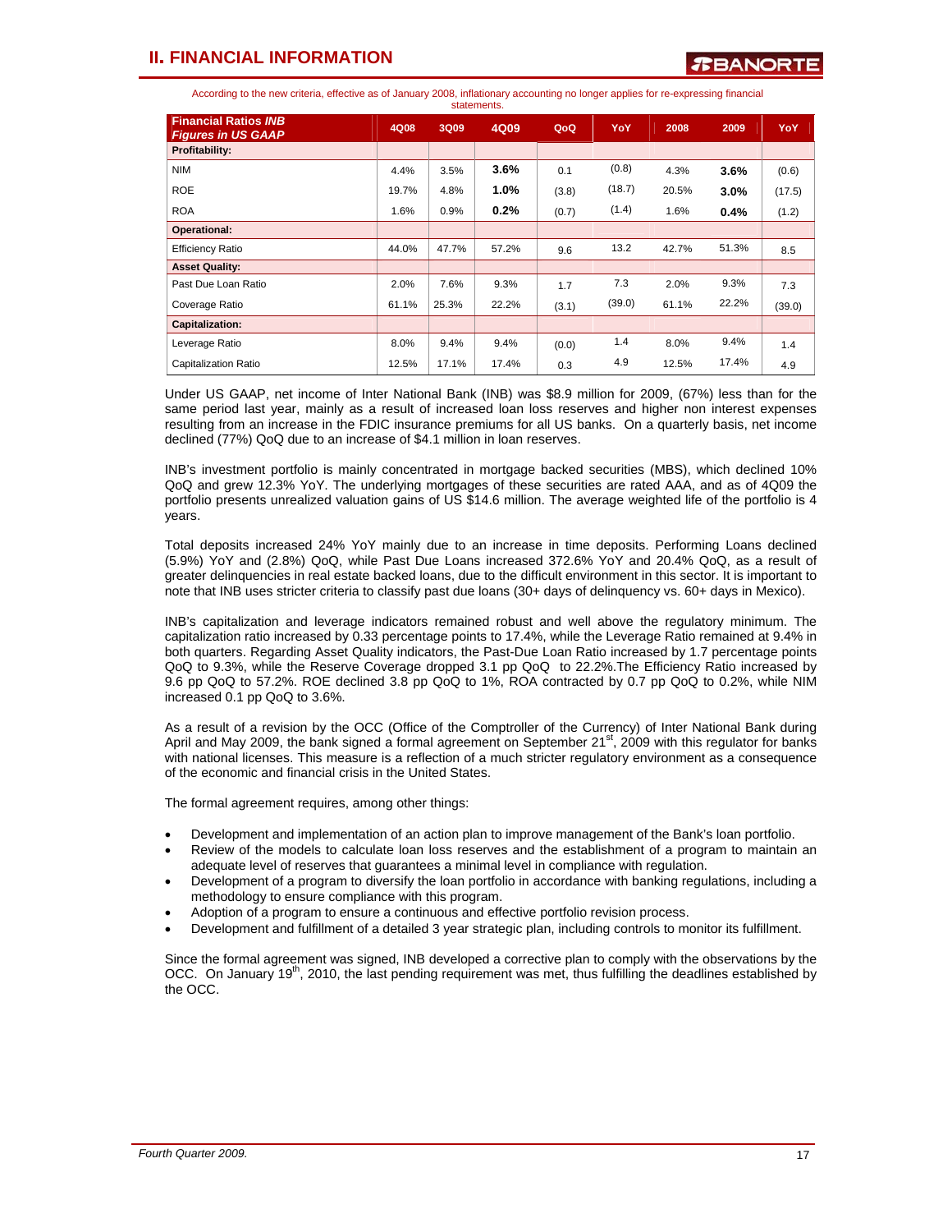## II. FINANCIAL INFORMATION

According to the new criteria, effective as of January 2008, inflationary accounting no longer applies for re-expressing financial statements.

| Financial Ratios *INB* *Figures in US GAAP* | 4Q08 | 3Q09 | 4Q09 | QoQ | YoY | 2008 | 2009 | YoY |
|---|---|---|---|---|---|---|---|---|
| **Profitability:** | | | | | | | | |
| NIM | 4.4% | 3.5% | **3.6%** | 0.1 | (0.8) | 4.3% | **3.6%** | (0.6) |
| ROE | 19.7% | 4.8% | **1.0%** | (3.8) | (18.7) | 20.5% | **3.0%** | (17.5) |
| ROA | 1.6% | 0.9% | **0.2%** | (0.7) | (1.4) | 1.6% | **0.4%** | (1.2) |
| **Operational:** | | | | | | | | |
| Efficiency Ratio | 44.0% | 47.7% | 57.2% | 9.6 | 13.2 | 42.7% | 51.3% | 8.5 |
| **Asset Quality:** | | | | | | | | |
| Past Due Loan Ratio | 2.0% | 7.6% | 9.3% | 1.7 | 7.3 | 2.0% | 9.3% | 7.3 |
| Coverage Ratio | 61.1% | 25.3% | 22.2% | (3.1) | (39.0) | 61.1% | 22.2% | (39.0) |
| **Capitalization:** | | | | | | | | |
| Leverage Ratio | 8.0% | 9.4% | 9.4% | (0.0) | 1.4 | 8.0% | 9.4% | 1.4 |
| Capitalization Ratio | 12.5% | 17.1% | 17.4% | 0.3 | 4.9 | 12.5% | 17.4% | 4.9 |

Under US GAAP, net income of Inter National Bank (INB) was $8.9 million for 2009, (67%) less than for the same period last year, mainly as a result of increased loan loss reserves and higher non interest expenses resulting from an increase in the FDIC insurance premiums for all US banks. On a quarterly basis, net income declined (77%) QoQ due to an increase of $4.1 million in loan reserves.

INB's investment portfolio is mainly concentrated in mortgage backed securities (MBS), which declined 10% QoQ and grew 12.3% YoY. The underlying mortgages of these securities are rated AAA, and as of 4Q09 the portfolio presents unrealized valuation gains of US $14.6 million. The average weighted life of the portfolio is 4 years.

Total deposits increased 24% YoY mainly due to an increase in time deposits. Performing Loans declined (5.9%) YoY and (2.8%) QoQ, while Past Due Loans increased 372.6% YoY and 20.4% QoQ, as a result of greater delinquencies in real estate backed loans, due to the difficult environment in this sector. It is important to note that INB uses stricter criteria to classify past due loans (30+ days of delinquency vs. 60+ days in Mexico).

INB's capitalization and leverage indicators remained robust and well above the regulatory minimum. The capitalization ratio increased by 0.33 percentage points to 17.4%, while the Leverage Ratio remained at 9.4% in both quarters. Regarding Asset Quality indicators, the Past-Due Loan Ratio increased by 1.7 percentage points QoQ to 9.3%, while the Reserve Coverage dropped 3.1 pp QoQ to 22.2%.The Efficiency Ratio increased by 9.6 pp QoQ to 57.2%. ROE declined 3.8 pp QoQ to 1%, ROA contracted by 0.7 pp QoQ to 0.2%, while NIM increased 0.1 pp QoQ to 3.6%.

As a result of a revision by the OCC (Office of the Comptroller of the Currency) of Inter National Bank during April and May 2009, the bank signed a formal agreement on September 21st, 2009 with this regulator for banks with national licenses. This measure is a reflection of a much stricter regulatory environment as a consequence of the economic and financial crisis in the United States.

The formal agreement requires, among other things:

- Development and implementation of an action plan to improve management of the Bank's loan portfolio.
- Review of the models to calculate loan loss reserves and the establishment of a program to maintain an adequate level of reserves that guarantees a minimal level in compliance with regulation.
- Development of a program to diversify the loan portfolio in accordance with banking regulations, including a methodology to ensure compliance with this program.
- Adoption of a program to ensure a continuous and effective portfolio revision process.
- Development and fulfillment of a detailed 3 year strategic plan, including controls to monitor its fulfillment.

Since the formal agreement was signed, INB developed a corrective plan to comply with the observations by the OCC. On January 19th, 2010, the last pending requirement was met, thus fulfilling the deadlines established by the OCC.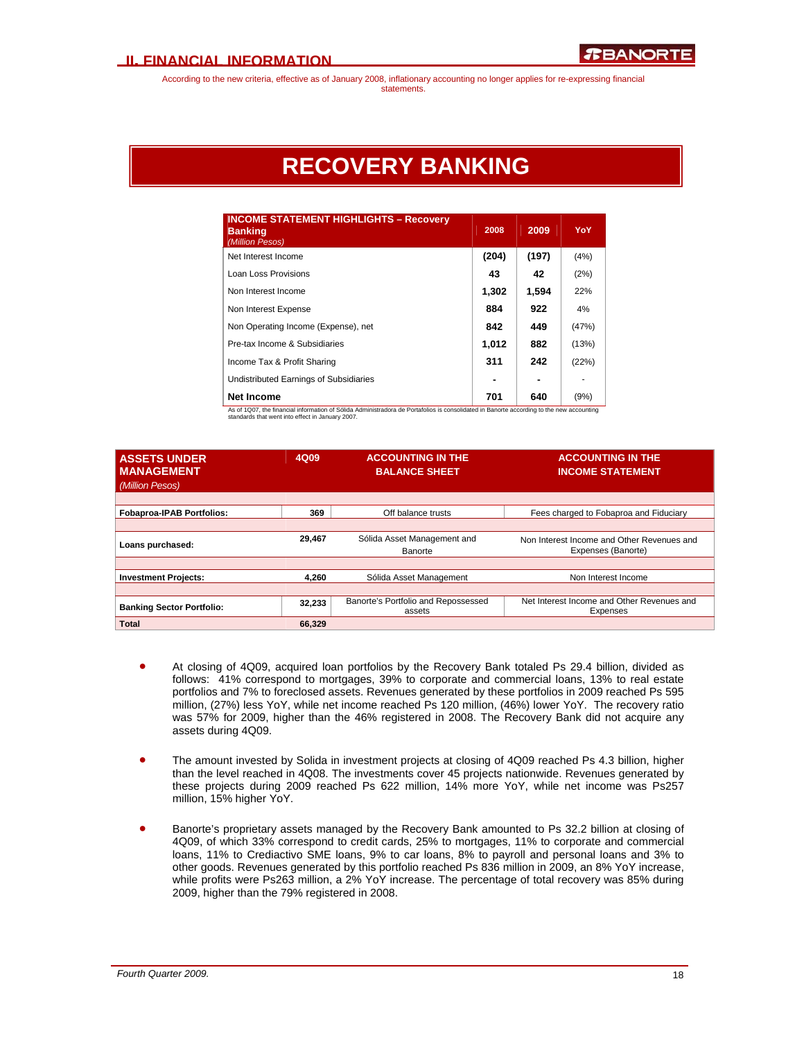According to the new criteria, effective as of January 2008, inflationary accounting no longer applies for re-expressing financial statements.

# RECOVERY BANKING

| INCOME STATEMENT HIGHLIGHTS – Recovery Banking *(Million Pesos)* | 2008 | 2009 | YoY |
|---|---|---|---|
| Net Interest Income | **(204)** | **(197)** | (4%) |
| Loan Loss Provisions | **43** | **42** | (2%) |
| Non Interest Income | **1,302** | **1,594** | 22% |
| Non Interest Expense | **884** | **922** | 4% |
| Non Operating Income (Expense), net | **842** | **449** | (47%) |
| Pre-tax Income & Subsidiaries | **1,012** | **882** | (13%) |
| Income Tax & Profit Sharing | **311** | **242** | (22%) |
| Undistributed Earnings of Subsidiaries | **-** | **-** | - |
| **Net Income** | **701** | **640** | (9%) |

As of 1Q07, the financial information of Sólida Administradora de Portafolios is consolidated in Banorte according to the new accounting standards that went into effect in January 2007.

| ASSETS UNDER MANAGEMENT *(Million Pesos)* | 4Q09 | ACCOUNTING IN THE BALANCE SHEET | ACCOUNTING IN THE INCOME STATEMENT |
|---|---|---|---|
| **Fobaproa-IPAB Portfolios:** | 369 | Off balance trusts | Fees charged to Fobaproa and Fiduciary |
| **Loans purchased:** | 29,467 | Sólida Asset Management and Banorte | Non Interest Income and Other Revenues and Expenses (Banorte) |
| **Investment Projects:** | 4,260 | Sólida Asset Management | Non Interest Income |
| **Banking Sector Portfolio:** | 32,233 | Banorte's Portfolio and Repossessed assets | Net Interest Income and Other Revenues and Expenses |
| **Total** | 66,329 | | |

- At closing of 4Q09, acquired loan portfolios by the Recovery Bank totaled Ps 29.4 billion, divided as follows: 41% correspond to mortgages, 39% to corporate and commercial loans, 13% to real estate portfolios and 7% to foreclosed assets. Revenues generated by these portfolios in 2009 reached Ps 595 million, (27%) less YoY, while net income reached Ps 120 million, (46%) lower YoY. The recovery ratio was 57% for 2009, higher than the 46% registered in 2008. The Recovery Bank did not acquire any assets during 4Q09.

- The amount invested by Solida in investment projects at closing of 4Q09 reached Ps 4.3 billion, higher than the level reached in 4Q08. The investments cover 45 projects nationwide. Revenues generated by these projects during 2009 reached Ps 622 million, 14% more YoY, while net income was Ps257 million, 15% higher YoY.

- Banorte's proprietary assets managed by the Recovery Bank amounted to Ps 32.2 billion at closing of 4Q09, of which 33% correspond to credit cards, 25% to mortgages, 11% to corporate and commercial loans, 11% to Crediactivo SME loans, 9% to car loans, 8% to payroll and personal loans and 3% to other goods. Revenues generated by this portfolio reached Ps 836 million in 2009, an 8% YoY increase, while profits were Ps263 million, a 2% YoY increase. The percentage of total recovery was 85% during 2009, higher than the 79% registered in 2008.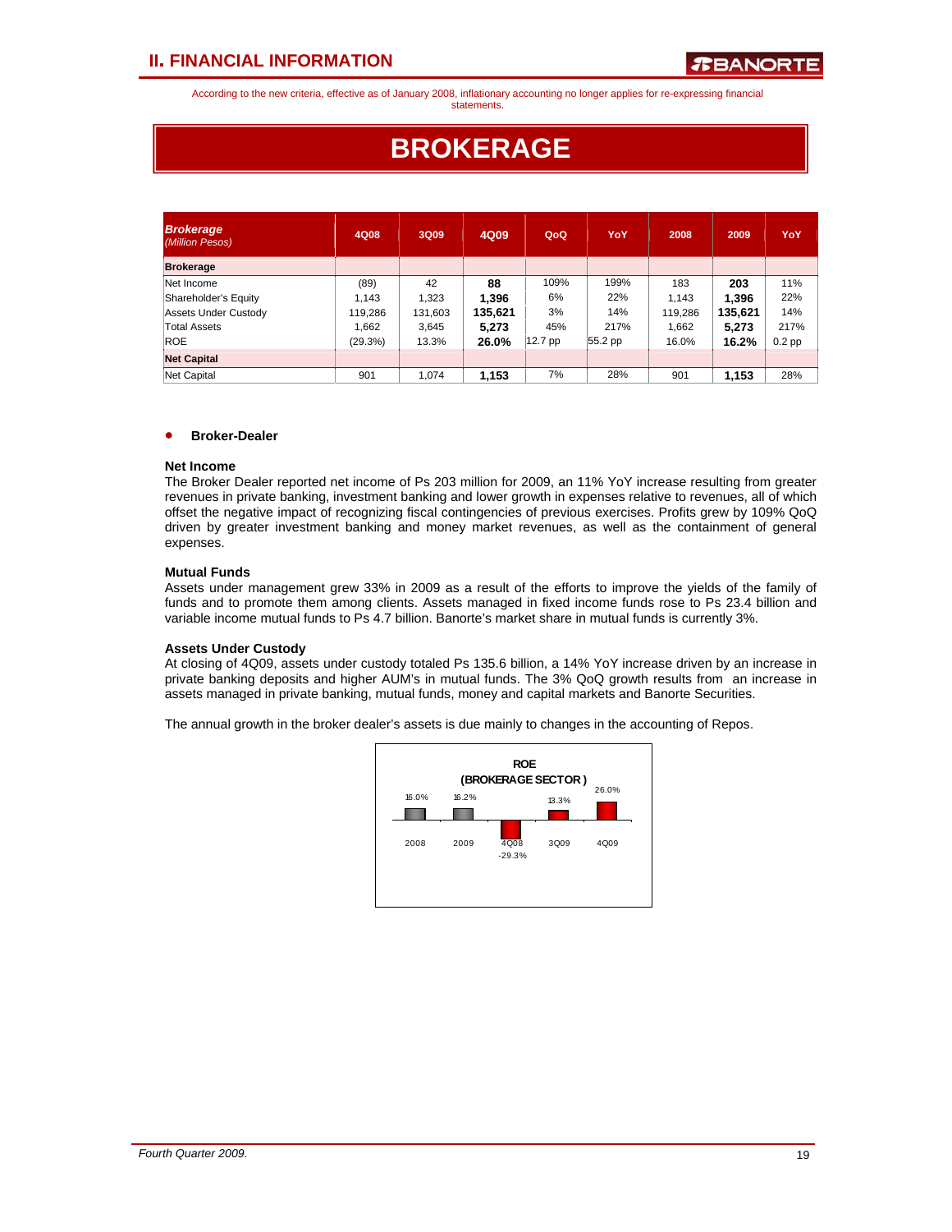According to the new criteria, effective as of January 2008, inflationary accounting no longer applies for re-expressing financial statements.

# BROKERAGE

| *Brokerage (Million Pesos)* | 4Q08 | 3Q09 | 4Q09 | QoQ | YoY | 2008 | 2009 | YoY |
|---|---|---|---|---|---|---|---|---|
| **Brokerage** | | | | | | | | |
| Net Income | (89) | 42 | **88** | 109% | 199% | 183 | **203** | 11% |
| Shareholder's Equity | 1,143 | 1,323 | **1,396** | 6% | 22% | 1,143 | **1,396** | 22% |
| Assets Under Custody | 119,286 | 131,603 | **135,621** | 3% | 14% | 119,286 | **135,621** | 14% |
| Total Assets | 1,662 | 3,645 | **5,273** | 45% | 217% | 1,662 | **5,273** | 217% |
| ROE | (29.3%) | 13.3% | **26.0%** | 12.7 pp | 55.2 pp | 16.0% | **16.2%** | 0.2 pp |
| **Net Capital** | | | | | | | | |
| Net Capital | 901 | 1,074 | **1,153** | 7% | 28% | 901 | **1,153** | 28% |

- **Broker-Dealer**

**Net Income**

The Broker Dealer reported net income of Ps 203 million for 2009, an 11% YoY increase resulting from greater revenues in private banking, investment banking and lower growth in expenses relative to revenues, all of which offset the negative impact of recognizing fiscal contingencies of previous exercises. Profits grew by 109% QoQ driven by greater investment banking and money market revenues, as well as the containment of general expenses.

**Mutual Funds**

Assets under management grew 33% in 2009 as a result of the efforts to improve the yields of the family of funds and to promote them among clients. Assets managed in fixed income funds rose to Ps 23.4 billion and variable income mutual funds to Ps 4.7 billion. Banorte's market share in mutual funds is currently 3%.

**Assets Under Custody**

At closing of 4Q09, assets under custody totaled Ps 135.6 billion, a 14% YoY increase driven by an increase in private banking deposits and higher AUM's in mutual funds. The 3% QoQ growth results from an increase in assets managed in private banking, mutual funds, money and capital markets and Banorte Securities.

The annual growth in the broker dealer's assets is due mainly to changes in the accounting of Repos.

**ROE (BROKERAGE SECTOR)**

| 2008 | 2009 | 4Q08 | 3Q09 | 4Q09 |
|---|---|---|---|---|
| 16.0% | 16.2% | -29.3% | 13.3% | 26.0% |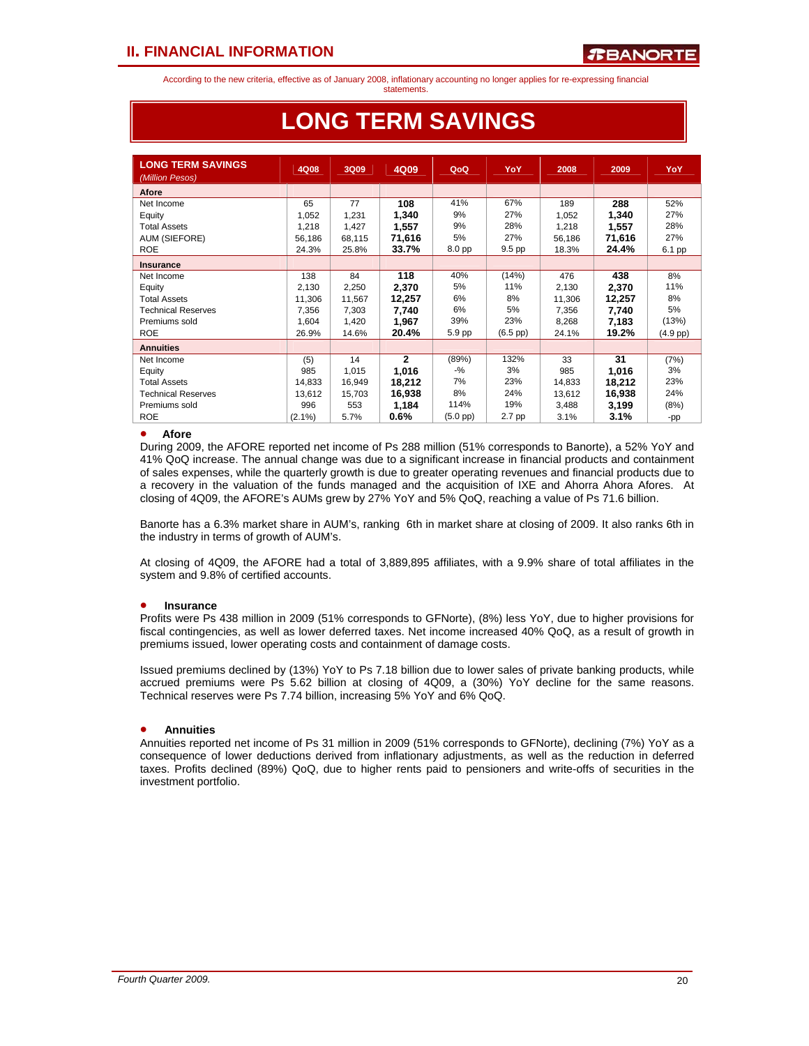According to the new criteria, effective as of January 2008, inflationary accounting no longer applies for re-expressing financial statements.

# LONG TERM SAVINGS

| LONG TERM SAVINGS *(Million Pesos)* | 4Q08 | 3Q09 | 4Q09 | QoQ | YoY | 2008 | 2009 | YoY |
|---|---|---|---|---|---|---|---|---|
| **Afore** | | | | | | | | |
| Net Income | 65 | 77 | **108** | 41% | 67% | 189 | **288** | 52% |
| Equity | 1,052 | 1,231 | **1,340** | 9% | 27% | 1,052 | **1,340** | 27% |
| Total Assets | 1,218 | 1,427 | **1,557** | 9% | 28% | 1,218 | **1,557** | 28% |
| AUM (SIEFORE) | 56,186 | 68,115 | **71,616** | 5% | 27% | 56,186 | **71,616** | 27% |
| ROE | 24.3% | 25.8% | **33.7%** | 8.0 pp | 9.5 pp | 18.3% | **24.4%** | 6.1 pp |
| **Insurance** | | | | | | | | |
| Net Income | 138 | 84 | **118** | 40% | (14%) | 476 | **438** | 8% |
| Equity | 2,130 | 2,250 | **2,370** | 5% | 11% | 2,130 | **2,370** | 11% |
| Total Assets | 11,306 | 11,567 | **12,257** | 6% | 8% | 11,306 | **12,257** | 8% |
| Technical Reserves | 7,356 | 7,303 | **7,740** | 6% | 5% | 7,356 | **7,740** | 5% |
| Premiums sold | 1,604 | 1,420 | **1,967** | 39% | 23% | 8,268 | **7,183** | (13%) |
| ROE | 26.9% | 14.6% | **20.4%** | 5.9 pp | (6.5 pp) | 24.1% | **19.2%** | (4.9 pp) |
| **Annuities** | | | | | | | | |
| Net Income | (5) | 14 | **2** | (89%) | 132% | 33 | **31** | (7%) |
| Equity | 985 | 1,015 | **1,016** | -% | 3% | 985 | **1,016** | 3% |
| Total Assets | 14,833 | 16,949 | **18,212** | 7% | 23% | 14,833 | **18,212** | 23% |
| Technical Reserves | 13,612 | 15,703 | **16,938** | 8% | 24% | 13,612 | **16,938** | 24% |
| Premiums sold | 996 | 553 | **1,184** | 114% | 19% | 3,488 | **3,199** | (8%) |
| ROE | (2.1%) | 5.7% | **0.6%** | (5.0 pp) | 2.7 pp | 3.1% | **3.1%** | -pp |

- **Afore**

During 2009, the AFORE reported net income of Ps 288 million (51% corresponds to Banorte), a 52% YoY and 41% QoQ increase. The annual change was due to a significant increase in financial products and containment of sales expenses, while the quarterly growth is due to greater operating revenues and financial products due to a recovery in the valuation of the funds managed and the acquisition of IXE and Ahorra Ahora Afores. At closing of 4Q09, the AFORE's AUMs grew by 27% YoY and 5% QoQ, reaching a value of Ps 71.6 billion.

Banorte has a 6.3% market share in AUM's, ranking 6th in market share at closing of 2009. It also ranks 6th in the industry in terms of growth of AUM's.

At closing of 4Q09, the AFORE had a total of 3,889,895 affiliates, with a 9.9% share of total affiliates in the system and 9.8% of certified accounts.

- **Insurance**

Profits were Ps 438 million in 2009 (51% corresponds to GFNorte), (8%) less YoY, due to higher provisions for fiscal contingencies, as well as lower deferred taxes. Net income increased 40% QoQ, as a result of growth in premiums issued, lower operating costs and containment of damage costs.

Issued premiums declined by (13%) YoY to Ps 7.18 billion due to lower sales of private banking products, while accrued premiums were Ps 5.62 billion at closing of 4Q09, a (30%) YoY decline for the same reasons. Technical reserves were Ps 7.74 billion, increasing 5% YoY and 6% QoQ.

- **Annuities**

Annuities reported net income of Ps 31 million in 2009 (51% corresponds to GFNorte), declining (7%) YoY as a consequence of lower deductions derived from inflationary adjustments, as well as the reduction in deferred taxes. Profits declined (89%) QoQ, due to higher rents paid to pensioners and write-offs of securities in the investment portfolio.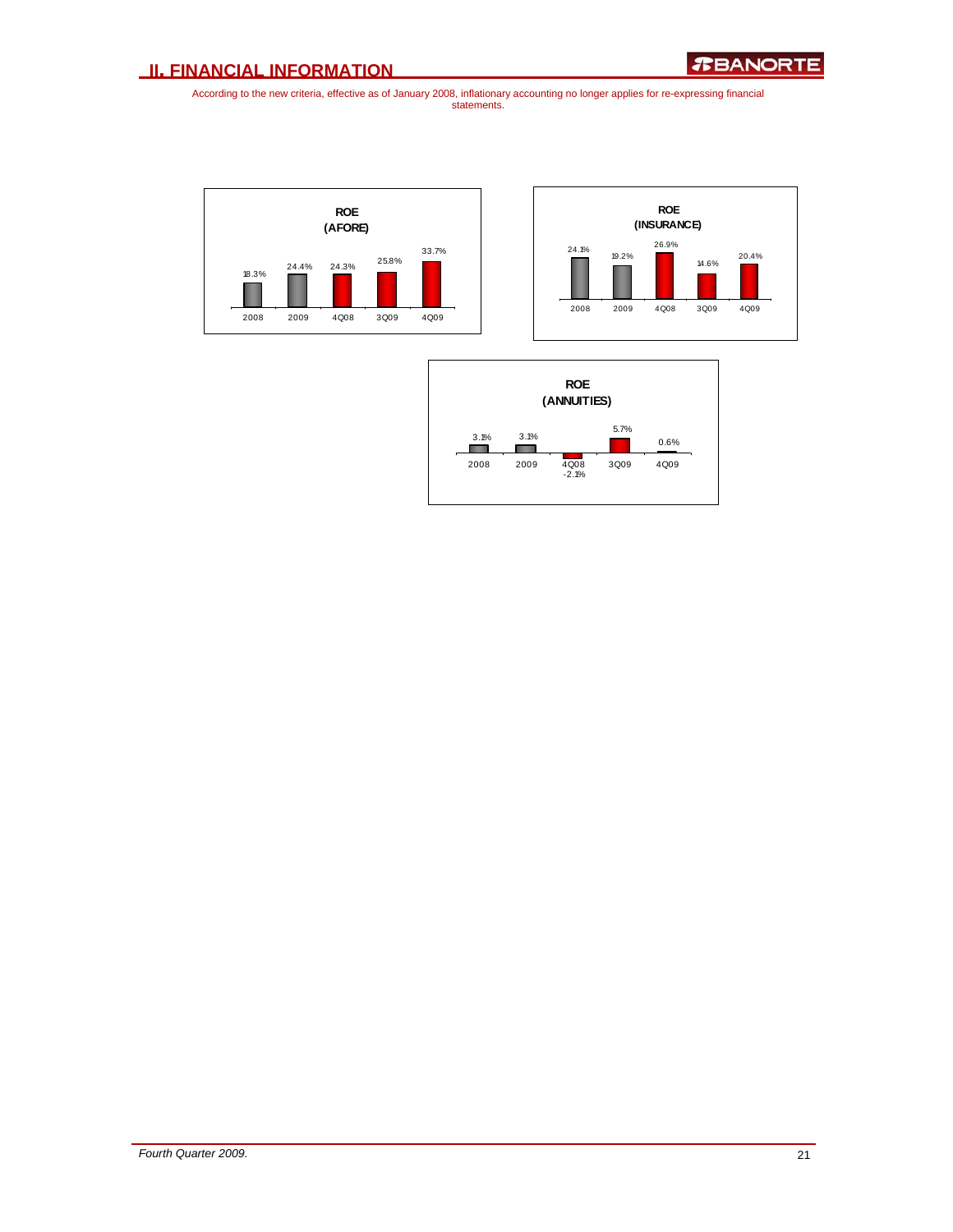## II. FINANCIAL INFORMATION

According to the new criteria, effective as of January 2008, inflationary accounting no longer applies for re-expressing financial statements.

**ROE (AFORE)**

| 2008 | 2009 | 4Q08 | 3Q09 | 4Q09 |
|---|---|---|---|---|
| 18.3% | 24.4% | 24.3% | 25.8% | 33.7% |

**ROE (INSURANCE)**

| 2008 | 2009 | 4Q08 | 3Q09 | 4Q09 |
|---|---|---|---|---|
| 24.1% | 19.2% | 26.9% | 14.6% | 20.4% |

**ROE (ANNUITIES)**

| 2008 | 2009 | 4Q08 | 3Q09 | 4Q09 |
|---|---|---|---|---|
| 3.1% | 3.1% | -2.1% | 5.7% | 0.6% |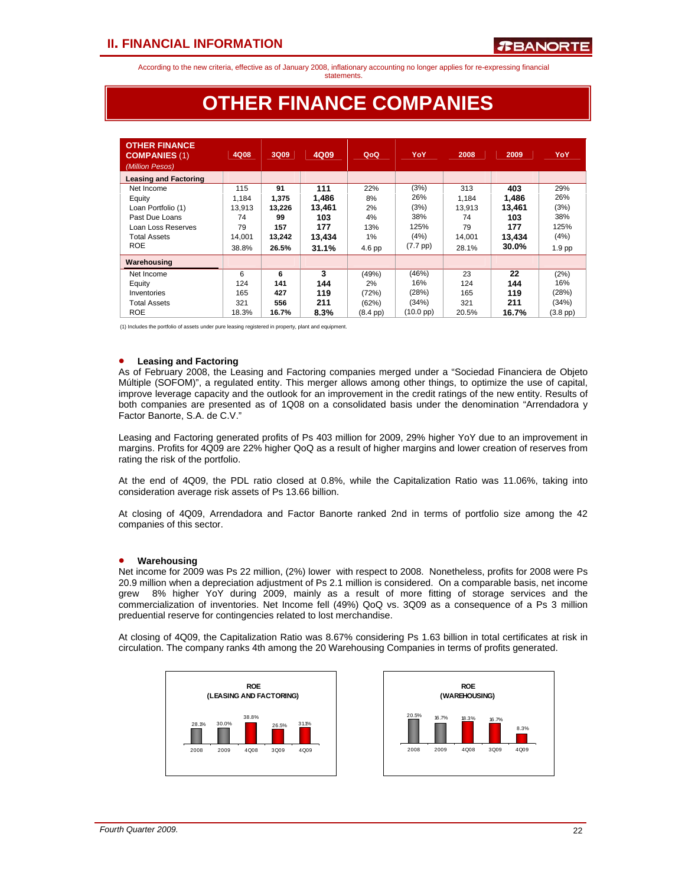According to the new criteria, effective as of January 2008, inflationary accounting no longer applies for re-expressing financial statements.

# OTHER FINANCE COMPANIES

| OTHER FINANCE COMPANIES (1) *(Million Pesos)* | 4Q08 | 3Q09 | 4Q09 | QoQ | YoY | 2008 | 2009 | YoY |
|---|---|---|---|---|---|---|---|---|
| **Leasing and Factoring** | | | | | | | | |
| Net Income | 115 | 91 | 111 | 22% | (3%) | 313 | 403 | 29% |
| Equity | 1,184 | 1,375 | 1,486 | 8% | 26% | 1,184 | 1,486 | 26% |
| Loan Portfolio (1) | 13,913 | 13,226 | 13,461 | 2% | (3%) | 13,913 | 13,461 | (3%) |
| Past Due Loans | 74 | 99 | 103 | 4% | 38% | 74 | 103 | 38% |
| Loan Loss Reserves | 79 | 157 | 177 | 13% | 125% | 79 | 177 | 125% |
| Total Assets | 14,001 | 13,242 | 13,434 | 1% | (4%) | 14,001 | 13,434 | (4%) |
| ROE | 38.8% | 26.5% | 31.1% | 4.6 pp | (7.7 pp) | 28.1% | 30.0% | 1.9 pp |
| **Warehousing** | | | | | | | | |
| Net Income | 6 | 6 | 3 | (49%) | (46%) | 23 | 22 | (2%) |
| Equity | 124 | 141 | 144 | 2% | 16% | 124 | 144 | 16% |
| Inventories | 165 | 427 | 119 | (72%) | (28%) | 165 | 119 | (28%) |
| Total Assets | 321 | 556 | 211 | (62%) | (34%) | 321 | 211 | (34%) |
| ROE | 18.3% | 16.7% | 8.3% | (8.4 pp) | (10.0 pp) | 20.5% | 16.7% | (3.8 pp) |

(1) Includes the portfolio of assets under pure leasing registered in property, plant and equipment.

- **Leasing and Factoring**

As of February 2008, the Leasing and Factoring companies merged under a "Sociedad Financiera de Objeto Múltiple (SOFOM)", a regulated entity. This merger allows among other things, to optimize the use of capital, improve leverage capacity and the outlook for an improvement in the credit ratings of the new entity. Results of both companies are presented as of 1Q08 on a consolidated basis under the denomination "Arrendadora y Factor Banorte, S.A. de C.V."

Leasing and Factoring generated profits of Ps 403 million for 2009, 29% higher YoY due to an improvement in margins. Profits for 4Q09 are 22% higher QoQ as a result of higher margins and lower creation of reserves from rating the risk of the portfolio.

At the end of 4Q09, the PDL ratio closed at 0.8%, while the Capitalization Ratio was 11.06%, taking into consideration average risk assets of Ps 13.66 billion.

At closing of 4Q09, Arrendadora and Factor Banorte ranked 2nd in terms of portfolio size among the 42 companies of this sector.

- **Warehousing**

Net income for 2009 was Ps 22 million, (2%) lower with respect to 2008. Nonetheless, profits for 2008 were Ps 20.9 million when a depreciation adjustment of Ps 2.1 million is considered. On a comparable basis, net income grew 8% higher YoY during 2009, mainly as a result of more fitting of storage services and the commercialization of inventories. Net Income fell (49%) QoQ vs. 3Q09 as a consequence of a Ps 3 million preduential reserve for contingencies related to lost merchandise.

At closing of 4Q09, the Capitalization Ratio was 8.67% considering Ps 1.63 billion in total certificates at risk in circulation. The company ranks 4th among the 20 Warehousing Companies in terms of profits generated.

**ROE (LEASING AND FACTORING)**

| 2008 | 2009 | 4Q08 | 3Q09 | 4Q09 |
|---|---|---|---|---|
| 28.1% | 30.0% | 38.8% | 26.5% | 31.1% |

**ROE (WAREHOUSING)**

| 2008 | 2009 | 4Q08 | 3Q09 | 4Q09 |
|---|---|---|---|---|
| 20.5% | 16.7% | 18.3% | 16.7% | 8.3% |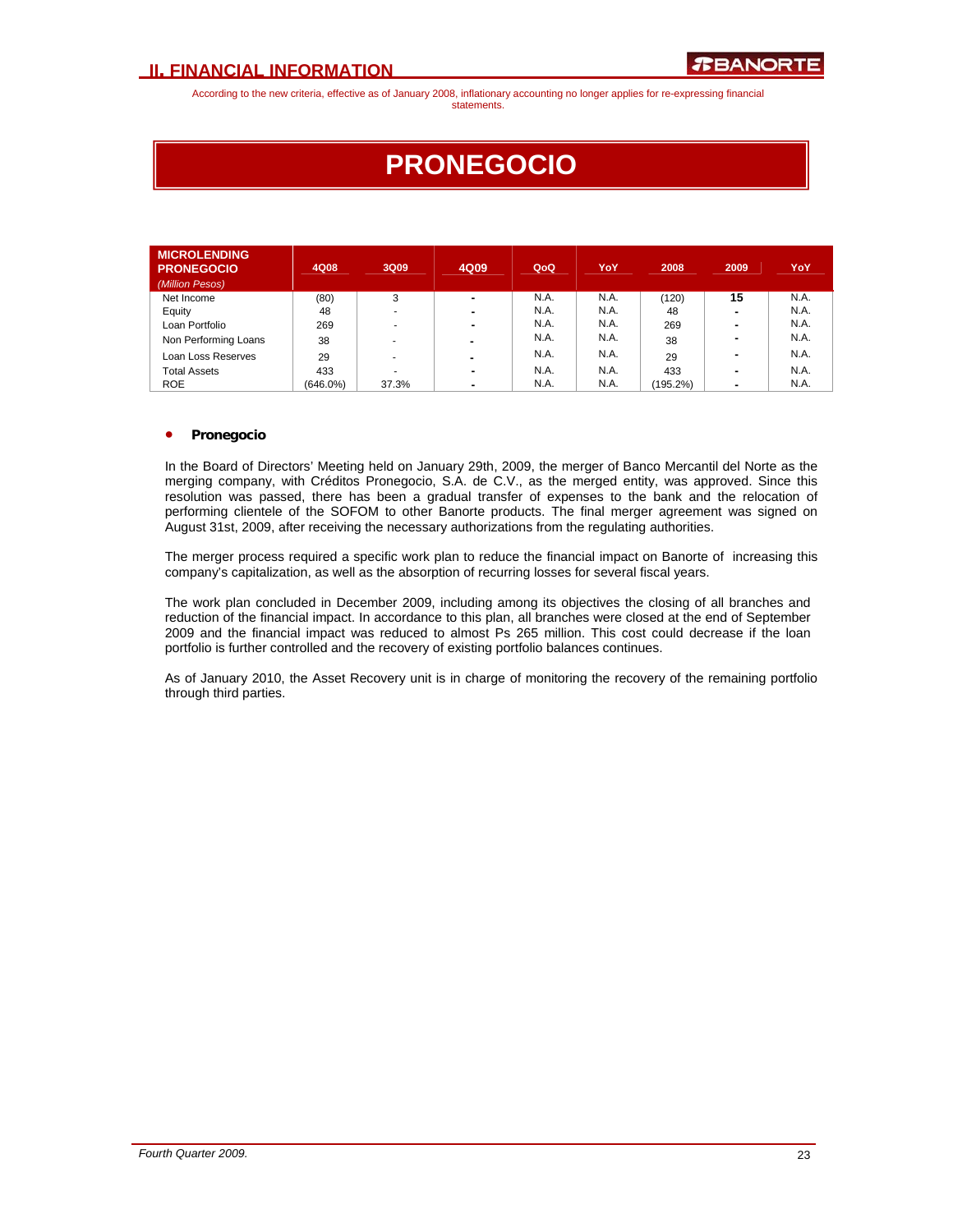According to the new criteria, effective as of January 2008, inflationary accounting no longer applies for re-expressing financial statements.

# PRONEGOCIO

| MICROLENDING PRONEGOCIO *(Million Pesos)* | 4Q08 | 3Q09 | 4Q09 | QoQ | YoY | 2008 | 2009 | YoY |
|---|---|---|---|---|---|---|---|---|
| Net Income | (80) | 3 | - | N.A. | N.A. | (120) | 15 | N.A. |
| Equity | 48 | - | - | N.A. | N.A. | 48 | - | N.A. |
| Loan Portfolio | 269 | - | - | N.A. | N.A. | 269 | - | N.A. |
| Non Performing Loans | 38 | - | - | N.A. | N.A. | 38 | - | N.A. |
| Loan Loss Reserves | 29 | - | - | N.A. | N.A. | 29 | - | N.A. |
| Total Assets | 433 | - | - | N.A. | N.A. | 433 | - | N.A. |
| ROE | (646.0%) | 37.3% | - | N.A. | N.A. | (195.2%) | - | N.A. |

- **Pronegocio**

In the Board of Directors' Meeting held on January 29th, 2009, the merger of Banco Mercantil del Norte as the merging company, with Créditos Pronegocio, S.A. de C.V., as the merged entity, was approved. Since this resolution was passed, there has been a gradual transfer of expenses to the bank and the relocation of performing clientele of the SOFOM to other Banorte products. The final merger agreement was signed on August 31st, 2009, after receiving the necessary authorizations from the regulating authorities.

The merger process required a specific work plan to reduce the financial impact on Banorte of increasing this company's capitalization, as well as the absorption of recurring losses for several fiscal years.

The work plan concluded in December 2009, including among its objectives the closing of all branches and reduction of the financial impact. In accordance to this plan, all branches were closed at the end of September 2009 and the financial impact was reduced to almost Ps 265 million. This cost could decrease if the loan portfolio is further controlled and the recovery of existing portfolio balances continues.

As of January 2010, the Asset Recovery unit is in charge of monitoring the recovery of the remaining portfolio through third parties.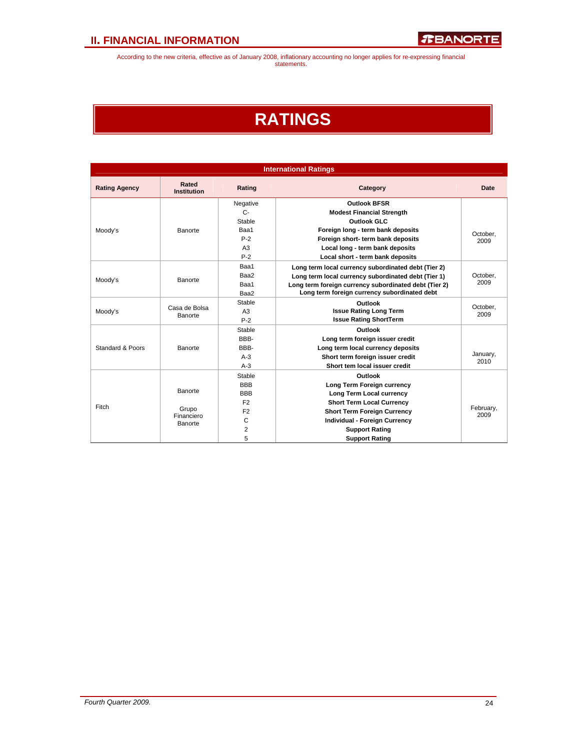According to the new criteria, effective as of January 2008, inflationary accounting no longer applies for re-expressing financial statements.

# RATINGS

| International Ratings | | | | |
|---|---|---|---|---|
| **Rating Agency** | **Rated Institution** | **Rating** | **Category** | **Date** |
| Moody's | Banorte | Negative | **Outlook BFSR** | October, 2009 |
| | | C- | **Modest Financial Strength** | |
| | | Stable | **Outlook GLC** | |
| | | Baa1 | **Foreign long - term bank deposits** | |
| | | P-2 | **Foreign short- term bank deposits** | |
| | | A3 | **Local long - term bank deposits** | |
| | | P-2 | **Local short - term bank deposits** | |
| Moody's | Banorte | Baa1 | **Long term local currency subordinated debt (Tier 2)** | October, 2009 |
| | | Baa2 | **Long term local currency subordinated debt (Tier 1)** | |
| | | Baa1 | **Long term foreign currency subordinated debt (Tier 2)** | |
| | | Baa2 | **Long term foreign currency subordinated debt** | |
| Moody's | Casa de Bolsa Banorte | Stable | **Outlook** | October, 2009 |
| | | A3 | **Issue Rating Long Term** | |
| | | P-2 | **Issue Rating ShortTerm** | |
| Standard & Poors | Banorte | Stable | **Outlook** | January, 2010 |
| | | BBB- | **Long term foreign issuer credit** | |
| | | BBB- | **Long term local currency deposits** | |
| | | A-3 | **Short term foreign issuer credit** | |
| | | A-3 | **Short tem local issuer credit** | |
| Fitch | Banorte | Stable | **Outlook** | February, 2009 |
| | | BBB | **Long Term Foreign currency** | |
| | | BBB | **Long Term Local currency** | |
| | | F2 | **Short Term Local Currency** | |
| | | F2 | **Short Term Foreign Currency** | |
| | | C | **Individual - Foreign Currency** | |
| | | 2 | **Support Rating** | |
| | Grupo Financiero Banorte | 5 | **Support Rating** | |

*Fourth Quarter 2009.*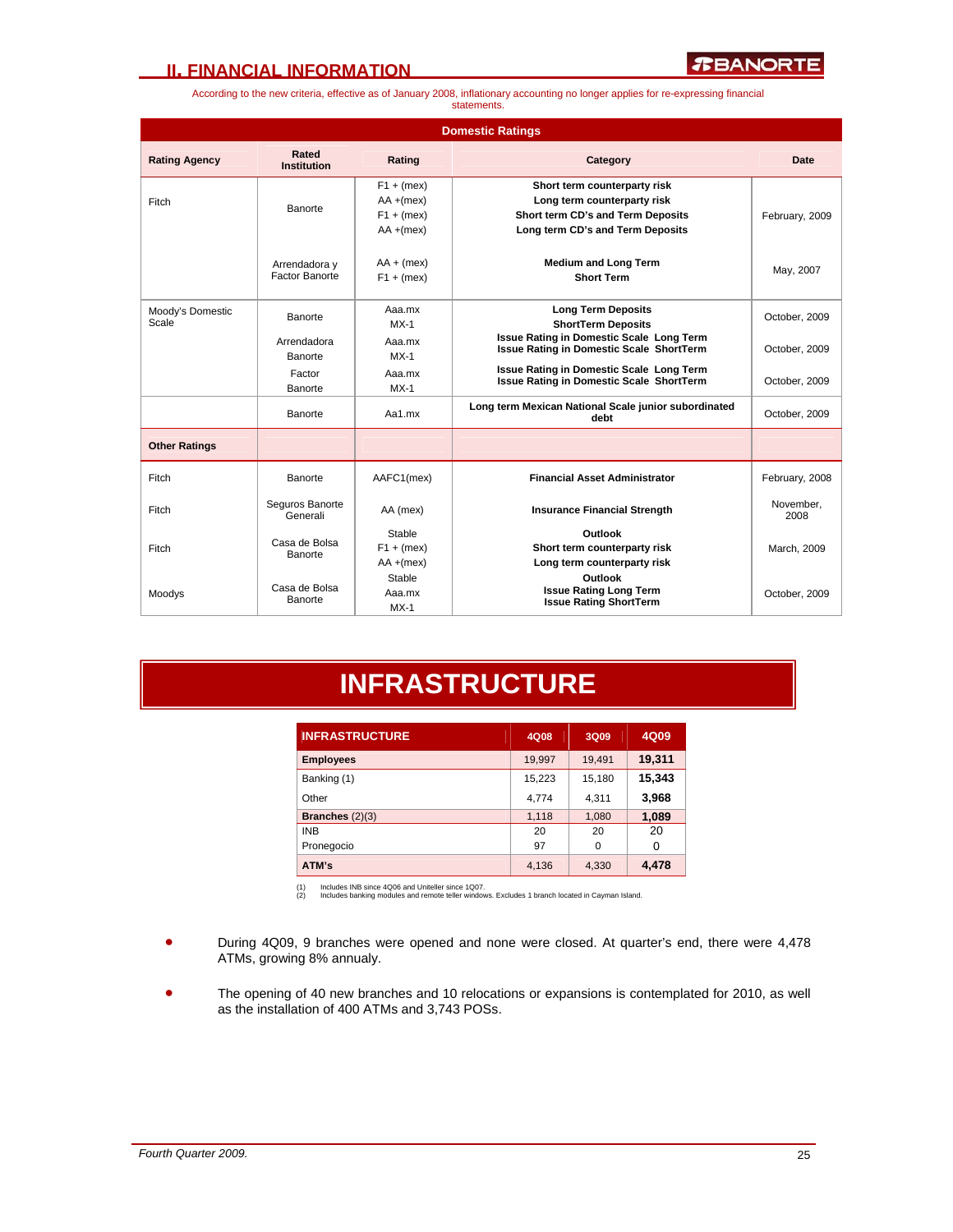## II. FINANCIAL INFORMATION

According to the new criteria, effective as of January 2008, inflationary accounting no longer applies for re-expressing financial statements.

| Domestic Ratings | | | | |
|---|---|---|---|---|
| **Rating Agency** | **Rated Institution** | **Rating** | **Category** | **Date** |
| Fitch | Banorte | F1 + (mex)<br>AA +(mex)<br>F1 + (mex)<br>AA +(mex) | **Short term counterparty risk**<br>**Long term counterparty risk**<br>**Short term CD's and Term Deposits**<br>**Long term CD's and Term Deposits** | February, 2009 |
| | Arrendadora y Factor Banorte | AA + (mex)<br>F1 + (mex) | **Medium and Long Term**<br>**Short Term** | May, 2007 |
| Moody's Domestic Scale | Banorte | Aaa.mx<br>MX-1 | **Long Term Deposits**<br>**ShortTerm Deposits** | October, 2009 |
| | Arrendadora Banorte | Aaa.mx<br>MX-1 | **Issue Rating in Domestic Scale Long Term**<br>**Issue Rating in Domestic Scale ShortTerm** | October, 2009 |
| | Factor Banorte | Aaa.mx<br>MX-1 | **Issue Rating in Domestic Scale Long Term**<br>**Issue Rating in Domestic Scale ShortTerm** | October, 2009 |
| | Banorte | Aa1.mx | **Long term Mexican National Scale junior subordinated debt** | October, 2009 |
| **Other Ratings** | | | | |
| Fitch | Banorte | AAFC1(mex) | **Financial Asset Administrator** | February, 2008 |
| Fitch | Seguros Banorte Generali | AA (mex) | **Insurance Financial Strength** | November, 2008 |
| Fitch | Casa de Bolsa Banorte | Stable<br>F1 + (mex)<br>AA +(mex) | **Outlook**<br>**Short term counterparty risk**<br>**Long term counterparty risk** | March, 2009 |
| Moodys | Casa de Bolsa Banorte | Stable<br>Aaa.mx<br>MX-1 | **Outlook**<br>**Issue Rating Long Term**<br>**Issue Rating ShortTerm** | October, 2009 |

# INFRASTRUCTURE

| INFRASTRUCTURE | 4Q08 | 3Q09 | 4Q09 |
|---|---|---|---|
| **Employees** | 19,997 | 19,491 | **19,311** |
| Banking (1) | 15,223 | 15,180 | **15,343** |
| Other | 4,774 | 4,311 | **3,968** |
| **Branches** (2)(3) | 1,118 | 1,080 | **1,089** |
| INB | 20 | 20 | 20 |
| Pronegocio | 97 | 0 | 0 |
| **ATM's** | 4,136 | 4,330 | **4,478** |

(1) Includes INB since 4Q06 and Uniteller since 1Q07.
(2) Includes banking modules and remote teller windows. Excludes 1 branch located in Cayman Island.

- During 4Q09, 9 branches were opened and none were closed. At quarter's end, there were 4,478 ATMs, growing 8% annually.
- The opening of 40 new branches and 10 relocations or expansions is contemplated for 2010, as well as the installation of 400 ATMs and 3,743 POSs.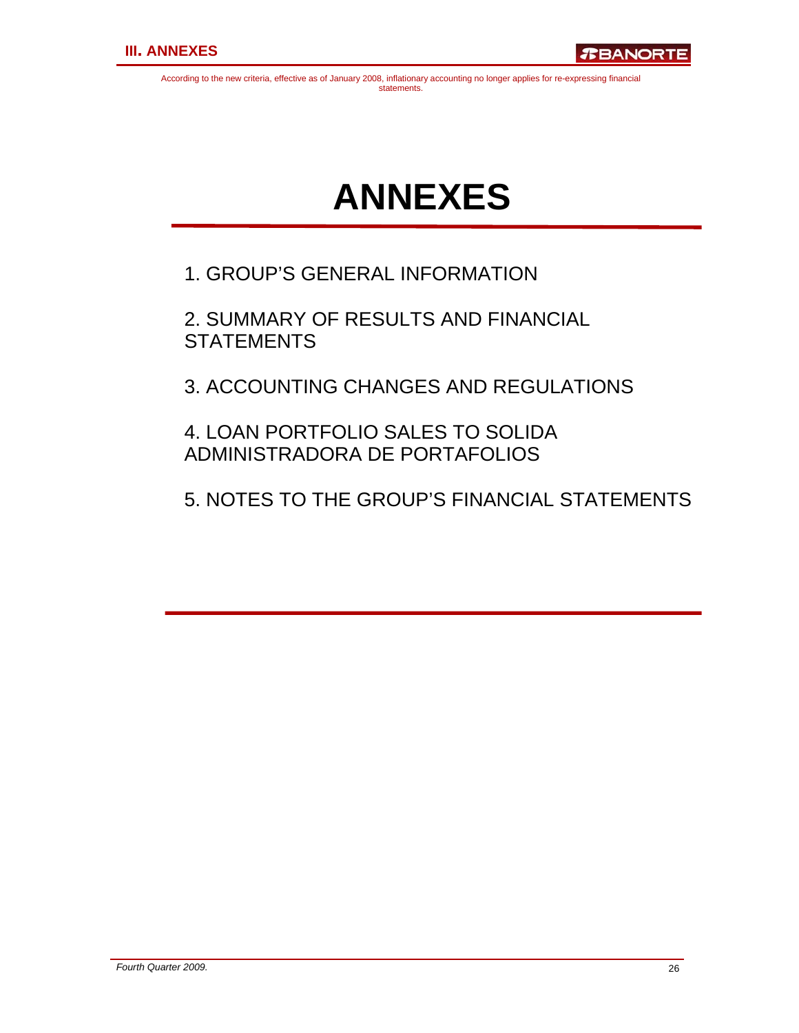# ANNEXES

1. GROUP'S GENERAL INFORMATION

2. SUMMARY OF RESULTS AND FINANCIAL STATEMENTS

3. ACCOUNTING CHANGES AND REGULATIONS

4. LOAN PORTFOLIO SALES TO SOLIDA ADMINISTRADORA DE PORTAFOLIOS

5. NOTES TO THE GROUP'S FINANCIAL STATEMENTS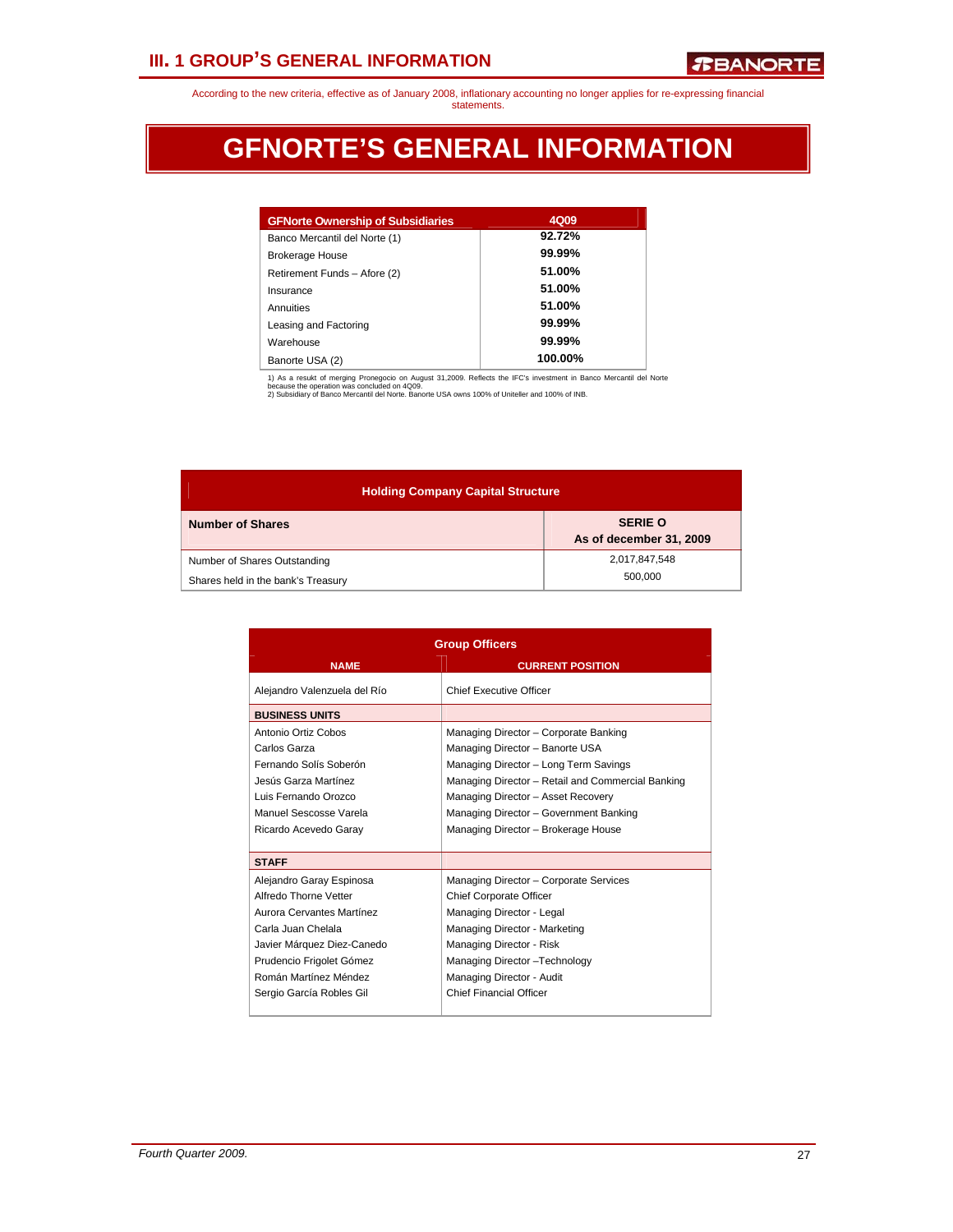According to the new criteria, effective as of January 2008, inflationary accounting no longer applies for re-expressing financial statements.

# GFNORTE'S GENERAL INFORMATION

| GFNorte Ownership of Subsidiaries | 4Q09 |
|---|---|
| Banco Mercantil del Norte (1) | **92.72%** |
| Brokerage House | **99.99%** |
| Retirement Funds – Afore (2) | **51.00%** |
| Insurance | **51.00%** |
| Annuities | **51.00%** |
| Leasing and Factoring | **99.99%** |
| Warehouse | **99.99%** |
| Banorte USA (2) | **100.00%** |

1) As a resukt of merging Pronegocio on August 31,2009. Reflects the IFC's investment in Banco Mercantil del Norte because the operation was concluded on 4Q09.
2) Subsidiary of Banco Mercantil del Norte. Banorte USA owns 100% of Uniteller and 100% of INB.

| Holding Company Capital Structure | |
|---|---|
| **Number of Shares** | **SERIE O As of december 31, 2009** |
| Number of Shares Outstanding | 2,017,847,548 |
| Shares held in the bank's Treasury | 500,000 |

| Group Officers | |
|---|---|
| **NAME** | **CURRENT POSITION** |
| Alejandro Valenzuela del Río | Chief Executive Officer |
| **BUSINESS UNITS** | |
| Antonio Ortiz Cobos | Managing Director – Corporate Banking |
| Carlos Garza | Managing Director – Banorte USA |
| Fernando Solís Soberón | Managing Director – Long Term Savings |
| Jesús Garza Martínez | Managing Director – Retail and Commercial Banking |
| Luis Fernando Orozco | Managing Director – Asset Recovery |
| Manuel Sescosse Varela | Managing Director – Government Banking |
| Ricardo Acevedo Garay | Managing Director – Brokerage House |
| **STAFF** | |
| Alejandro Garay Espinosa | Managing Director – Corporate Services |
| Alfredo Thorne Vetter | Chief Corporate Officer |
| Aurora Cervantes Martínez | Managing Director - Legal |
| Carla Juan Chelala | Managing Director - Marketing |
| Javier Márquez Diez-Canedo | Managing Director - Risk |
| Prudencio Frigolet Gómez | Managing Director –Technology |
| Román Martínez Méndez | Managing Director - Audit |
| Sergio García Robles Gil | Chief Financial Officer |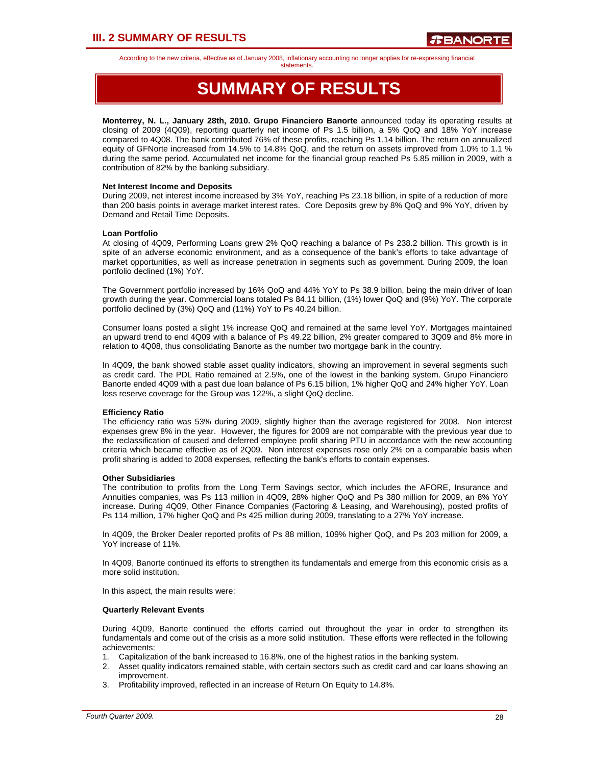According to the new criteria, effective as of January 2008, inflationary accounting no longer applies for re-expressing financial statements.

# SUMMARY OF RESULTS

**Monterrey, N. L., January 28th, 2010. Grupo Financiero Banorte** announced today its operating results at closing of 2009 (4Q09), reporting quarterly net income of Ps 1.5 billion, a 5% QoQ and 18% YoY increase compared to 4Q08. The bank contributed 76% of these profits, reaching Ps 1.14 billion. The return on annualized equity of GFNorte increased from 14.5% to 14.8% QoQ, and the return on assets improved from 1.0% to 1.1 % during the same period. Accumulated net income for the financial group reached Ps 5.85 million in 2009, with a contribution of 82% by the banking subsidiary.

**Net Interest Income and Deposits**

During 2009, net interest income increased by 3% YoY, reaching Ps 23.18 billion, in spite of a reduction of more than 200 basis points in average market interest rates. Core Deposits grew by 8% QoQ and 9% YoY, driven by Demand and Retail Time Deposits.

**Loan Portfolio**

At closing of 4Q09, Performing Loans grew 2% QoQ reaching a balance of Ps 238.2 billion. This growth is in spite of an adverse economic environment, and as a consequence of the bank's efforts to take advantage of market opportunities, as well as increase penetration in segments such as government. During 2009, the loan portfolio declined (1%) YoY.

The Government portfolio increased by 16% QoQ and 44% YoY to Ps 38.9 billion, being the main driver of loan growth during the year. Commercial loans totaled Ps 84.11 billion, (1%) lower QoQ and (9%) YoY. The corporate portfolio declined by (3%) QoQ and (11%) YoY to Ps 40.24 billion.

Consumer loans posted a slight 1% increase QoQ and remained at the same level YoY. Mortgages maintained an upward trend to end 4Q09 with a balance of Ps 49.22 billion, 2% greater compared to 3Q09 and 8% more in relation to 4Q08, thus consolidating Banorte as the number two mortgage bank in the country.

In 4Q09, the bank showed stable asset quality indicators, showing an improvement in several segments such as credit card. The PDL Ratio remained at 2.5%, one of the lowest in the banking system. Grupo Financiero Banorte ended 4Q09 with a past due loan balance of Ps 6.15 billion, 1% higher QoQ and 24% higher YoY. Loan loss reserve coverage for the Group was 122%, a slight QoQ decline.

**Efficiency Ratio**

The efficiency ratio was 53% during 2009, slightly higher than the average registered for 2008. Non interest expenses grew 8% in the year. However, the figures for 2009 are not comparable with the previous year due to the reclassification of caused and deferred employee profit sharing PTU in accordance with the new accounting criteria which became effective as of 2Q09. Non interest expenses rose only 2% on a comparable basis when profit sharing is added to 2008 expenses, reflecting the bank's efforts to contain expenses.

**Other Subsidiaries**

The contribution to profits from the Long Term Savings sector, which includes the AFORE, Insurance and Annuities companies, was Ps 113 million in 4Q09, 28% higher QoQ and Ps 380 million for 2009, an 8% YoY increase. During 4Q09, Other Finance Companies (Factoring & Leasing, and Warehousing), posted profits of Ps 114 million, 17% higher QoQ and Ps 425 million during 2009, translating to a 27% YoY increase.

In 4Q09, the Broker Dealer reported profits of Ps 88 million, 109% higher QoQ, and Ps 203 million for 2009, a YoY increase of 11%.

In 4Q09, Banorte continued its efforts to strengthen its fundamentals and emerge from this economic crisis as a more solid institution.

In this aspect, the main results were:

**Quarterly Relevant Events**

During 4Q09, Banorte continued the efforts carried out throughout the year in order to strengthen its fundamentals and come out of the crisis as a more solid institution. These efforts were reflected in the following achievements:

1. Capitalization of the bank increased to 16.8%, one of the highest ratios in the banking system.
2. Asset quality indicators remained stable, with certain sectors such as credit card and car loans showing an improvement.
3. Profitability improved, reflected in an increase of Return On Equity to 14.8%.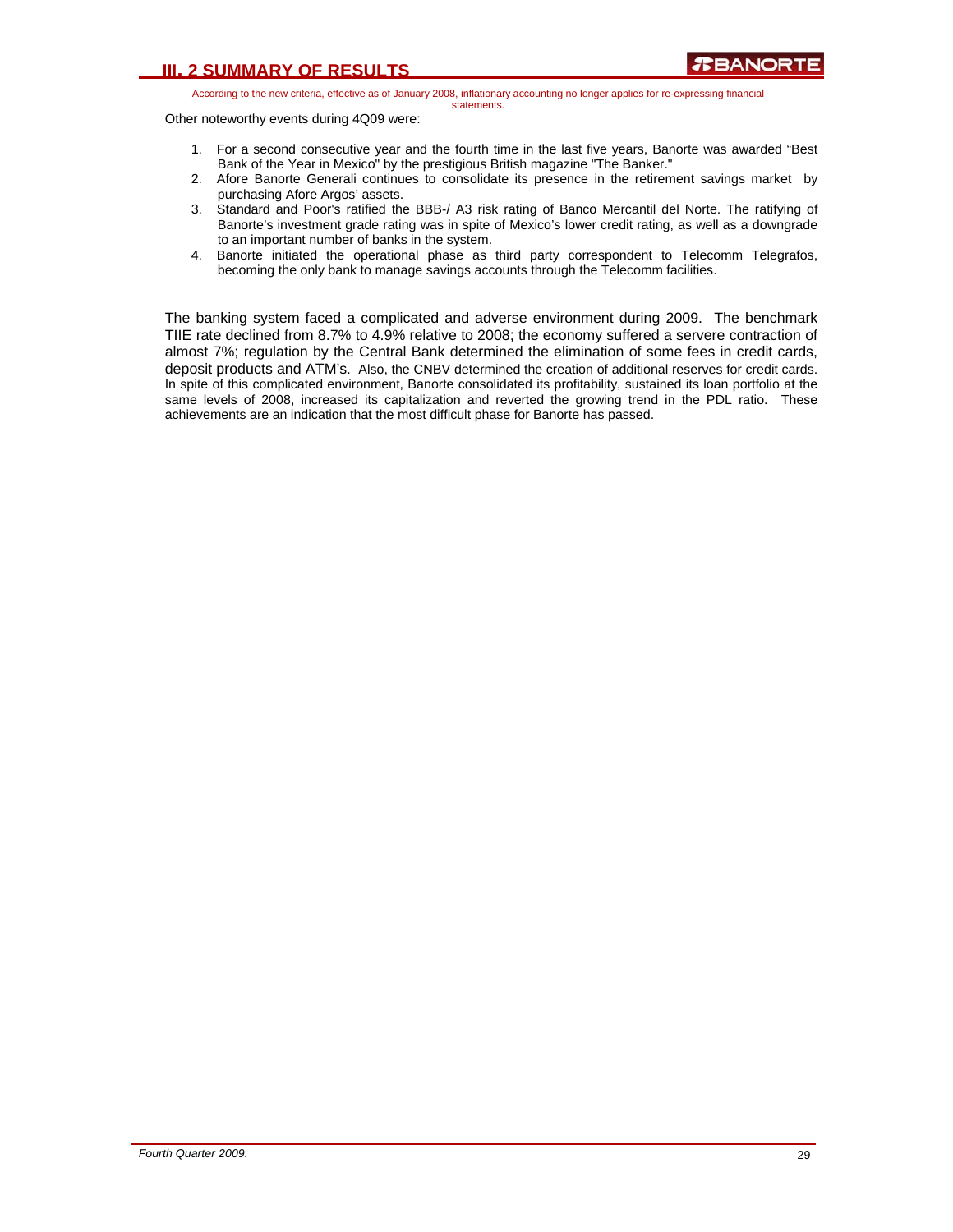## III. 2 SUMMARY OF RESULTS

According to the new criteria, effective as of January 2008, inflationary accounting no longer applies for re-expressing financial statements.

Other noteworthy events during 4Q09 were:

1. For a second consecutive year and the fourth time in the last five years, Banorte was awarded "Best Bank of the Year in Mexico" by the prestigious British magazine "The Banker."
2. Afore Banorte Generali continues to consolidate its presence in the retirement savings market by purchasing Afore Argos' assets.
3. Standard and Poor's ratified the BBB-/ A3 risk rating of Banco Mercantil del Norte. The ratifying of Banorte's investment grade rating was in spite of Mexico's lower credit rating, as well as a downgrade to an important number of banks in the system.
4. Banorte initiated the operational phase as third party correspondent to Telecomm Telegrafos, becoming the only bank to manage savings accounts through the Telecomm facilities.

The banking system faced a complicated and adverse environment during 2009. The benchmark TIIE rate declined from 8.7% to 4.9% relative to 2008; the economy suffered a servere contraction of almost 7%; regulation by the Central Bank determined the elimination of some fees in credit cards, deposit products and ATM's. Also, the CNBV determined the creation of additional reserves for credit cards. In spite of this complicated environment, Banorte consolidated its profitability, sustained its loan portfolio at the same levels of 2008, increased its capitalization and reverted the growing trend in the PDL ratio. These achievements are an indication that the most difficult phase for Banorte has passed.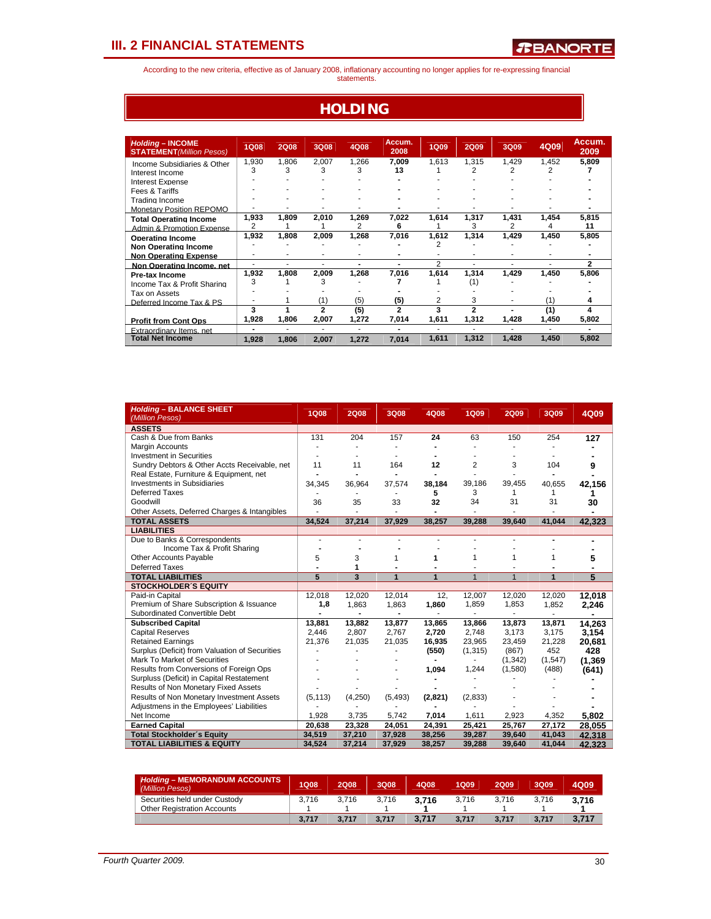# III. 2 FINANCIAL STATEMENTS

According to the new criteria, effective as of January 2008, inflationary accounting no longer applies for re-expressing financial statements.

## HOLDING

| ***Holding* – INCOME STATEMENT** *(Million Pesos)* | 1Q08 | 2Q08 | 3Q08 | 4Q08 | Accum. 2008 | 1Q09 | 2Q09 | 3Q09 | 4Q09 | Accum. 2009 |
|---|---|---|---|---|---|---|---|---|---|---|
| Income Subsidiaries & Other | 1,930 | 1,806 | 2,007 | 1,266 | **7,009** | 1,613 | 1,315 | 1,429 | 1,452 | **5,809** |
| Interest Income | 3 | 3 | 3 | 3 | **13** | 1 | 2 | 2 | 2 | **7** |
| Interest Expense | - | - | - | - | **-** | - | - | - | - | **-** |
| Fees & Tariffs | - | - | - | - | **-** | - | - | - | - | **-** |
| Trading Income | - | - | - | - | **-** | - | - | - | - | **-** |
| Monetary Position REPOMO | - | - | - | - | **-** | - | - | - | - | **-** |
| **Total Operating Income** | **1,933** | **1,809** | **2,010** | **1,269** | **7,022** | **1,614** | **1,317** | **1,431** | **1,454** | **5,815** |
| Admin & Promotion Expense | 2 | 1 | 1 | 2 | **6** | 1 | 3 | 2 | 4 | **11** |
| **Operating Income** | **1,932** | **1,808** | **2,009** | **1,268** | **7,016** | **1,612** | **1,314** | **1,429** | **1,450** | **5,805** |
| **Non Operating Income** | - | - | - | - | **-** | 2 | - | - | - | **-** |
| **Non Operating Expense** | - | - | - | - | **-** | - | - | - | - | **-** |
| **Non Operating Income, net** | - | - | - | - | **-** | 2 | - | - | - | **2** |
| **Pre-tax Income** | **1,932** | **1,808** | **2,009** | **1,268** | **7,016** | **1,614** | **1,314** | **1,429** | **1,450** | **5,806** |
| Income Tax & Profit Sharing | 3 | 1 | 3 | - | **7** | 1 | (1) | - | - | **-** |
| Tax on Assets | - | - | - | - | **-** | - | - | - | - | **-** |
| Deferred Income Tax & PS | - | 1 | (1) | (5) | **(5)** | 2 | 3 | - | (1) | **4** |
| | **3** | **1** | **2** | **(5)** | **2** | **3** | **2** | **-** | **(1)** | **4** |
| **Profit from Cont Ops** | **1,928** | **1,806** | **2,007** | **1,272** | **7,014** | **1,611** | **1,312** | **1,428** | **1,450** | **5,802** |
| Extraordinary Items, net | - | - | - | - | **-** | - | - | - | - | **-** |
| **Total Net Income** | **1,928** | **1,806** | **2,007** | **1,272** | **7,014** | **1,611** | **1,312** | **1,428** | **1,450** | **5,802** |

| ***Holding* – BALANCE SHEET** *(Million Pesos)* | 1Q08 | 2Q08 | 3Q08 | 4Q08 | 1Q09 | 2Q09 | 3Q09 | 4Q09 |
|---|---|---|---|---|---|---|---|---|
| **ASSETS** | | | | | | | | |
| Cash & Due from Banks | 131 | 204 | 157 | **24** | 63 | 150 | 254 | **127** |
| Margin Accounts | - | - | - | **-** | - | - | - | **-** |
| Investment in Securities | - | - | - | **-** | - | - | - | **-** |
| Sundry Debtors & Other Accts Receivable, net | 11 | 11 | 164 | **12** | 2 | 3 | 104 | **9** |
| Real Estate, Furniture & Equipment, net | - | - | - | **-** | - | - | - | **-** |
| Investments in Subsidiaries | 34,345 | 36,964 | 37,574 | **38,184** | 39,186 | 39,455 | 40,655 | **42,156** |
| Deferred Taxes | - | - | - | **5** | 3 | 1 | 1 | **1** |
| Goodwill | 36 | 35 | 33 | **32** | 34 | 31 | 31 | **30** |
| Other Assets, Deferred Charges & Intangibles | - | - | - | **-** | - | - | - | **-** |
| **TOTAL ASSETS** | **34,524** | **37,214** | **37,929** | **38,257** | **39,288** | **39,640** | **41,044** | **42,323** |
| **LIABILITIES** | | | | | | | | |
| Due to Banks & Correspondents | - | - | - | - | - | - | - | **-** |
| Income Tax & Profit Sharing | - | - | - | - | - | - | - | **-** |
| Other Accounts Payable | 5 | 3 | 1 | **1** | 1 | 1 | 1 | **5** |
| Deferred Taxes | - | 1 | - | **-** | - | - | - | **-** |
| **TOTAL LIABILITIES** | **5** | **3** | **1** | **1** | 1 | 1 | **1** | **5** |
| **STOCKHOLDER´S EQUITY** | | | | | | | | |
| Paid-in Capital | 12,018 | 12,020 | 12,014 | 12, | 12,007 | 12,020 | 12,020 | **12,018** |
| Premium of Share Subscription & Issuance | **1,8** | 1,863 | 1,863 | **1,860** | 1,859 | 1,853 | 1,852 | **2,246** |
| Subordinated Convertible Debt | - | - | - | - | - | - | - | **-** |
| **Subscribed Capital** | **13,881** | **13,882** | **13,877** | **13,865** | **13,866** | **13,873** | **13,871** | **14,263** |
| Capital Reserves | 2,446 | 2,807 | 2,767 | **2,720** | 2,748 | 3,173 | 3,175 | **3,154** |
| Retained Earnings | 21,376 | 21,035 | 21,035 | **16,935** | 23,965 | 23,459 | 21,228 | **20,681** |
| Surplus (Deficit) from Valuation of Securities | - | - | - | **(550)** | (1,315) | (867) | 452 | **428** |
| Mark To Market of Securities | - | - | - | **-** | - | (1,342) | (1,547) | **(1,369** |
| Results from Conversions of Foreign Ops | - | - | - | **1,094** | 1,244 | (1,580) | (488) | **(641)** |
| Surplus (Deficit) in Capital Restatement | - | - | - | **-** | - | - | - | **-** |
| Results of Non Monetary Fixed Assets | - | - | - | **-** | - | - | - | **-** |
| Results of Non Monetary Investment Assets | (5,113) | (4,250) | (5,493) | **(2,821)** | (2,833) | - | - | **-** |
| Adjustments in the Employees' Liabilities | - | - | - | **-** | - | - | - | **-** |
| Net Income | 1,928 | 3,735 | 5,742 | **7,014** | 1,611 | 2,923 | 4,352 | **5,802** |
| **Earned Capital** | **20,638** | **23,328** | **24,051** | **24,391** | **25,421** | **25,767** | **27,172** | **28,055** |
| **Total Stockholder´s Equity** | **34,519** | **37,210** | **37,928** | **38,256** | **39,287** | **39,640** | **41,043** | **42,318** |
| **TOTAL LIABILITIES & EQUITY** | **34,524** | **37,214** | **37,929** | **38,257** | **39,288** | **39,640** | **41,044** | **42,323** |

| ***Holding* – MEMORANDUM ACCOUNTS** *(Million Pesos)* | 1Q08 | 2Q08 | 3Q08 | 4Q08 | 1Q09 | 2Q09 | 3Q09 | 4Q09 |
|---|---|---|---|---|---|---|---|---|
| Securities held under Custody | 3,716 | 3,716 | 3,716 | **3,716** | 3,716 | 3,716 | 3,716 | **3,716** |
| Other Registration Accounts | 1 | 1 | 1 | **1** | 1 | 1 | 1 | **1** |
| | **3,717** | **3,717** | **3,717** | **3,717** | **3,717** | **3,717** | **3,717** | **3,717** |

Fourth Quarter 2009.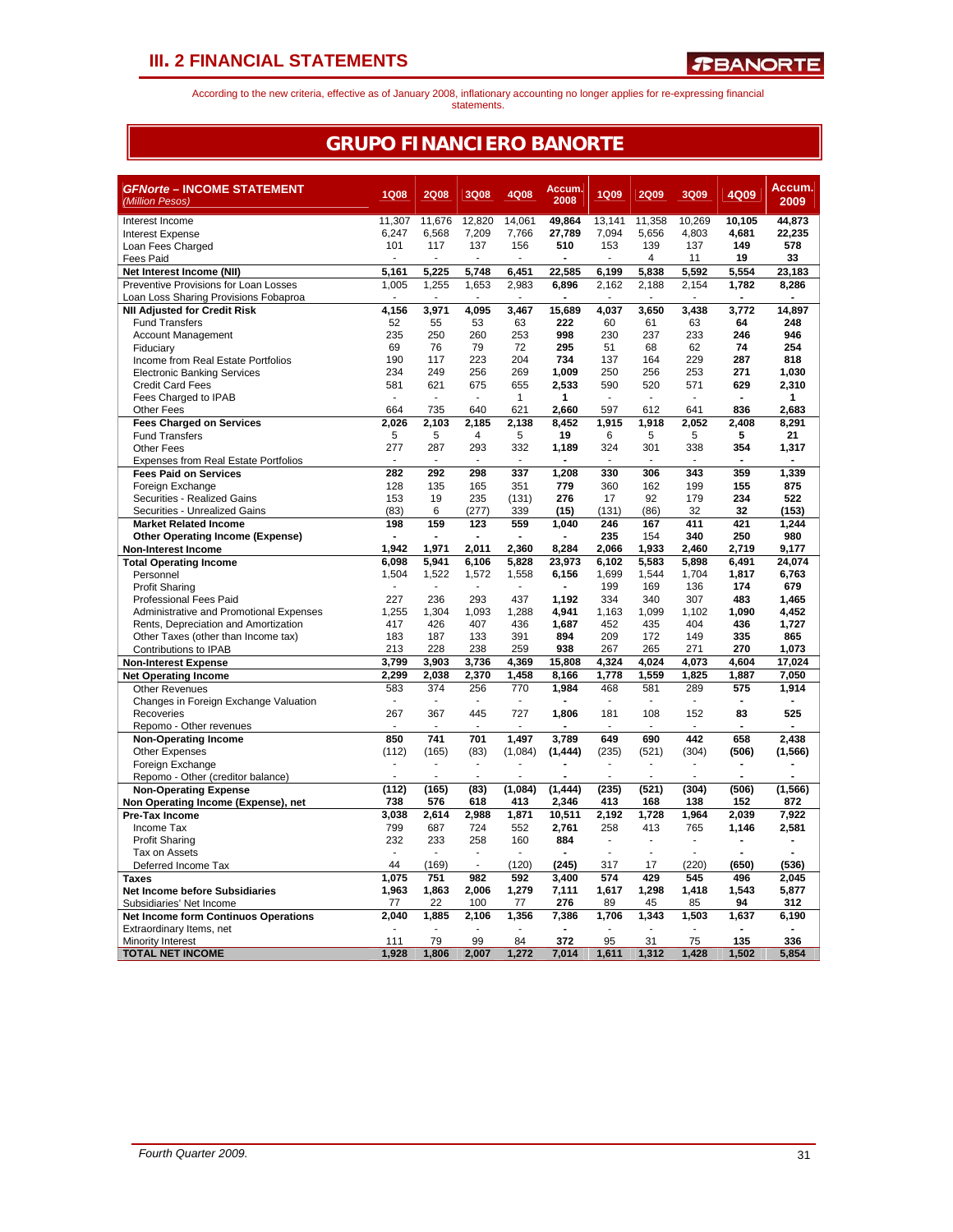# III. 2 FINANCIAL STATEMENTS

According to the new criteria, effective as of January 2008, inflationary accounting no longer applies for re-expressing financial statements.

## GRUPO FINANCIERO BANORTE

| ***GFNorte* – INCOME STATEMENT** *(Million Pesos)* | 1Q08 | 2Q08 | 3Q08 | 4Q08 | Accum. 2008 | 1Q09 | 2Q09 | 3Q09 | 4Q09 | Accum. 2009 |
|---|---|---|---|---|---|---|---|---|---|---|
| Interest Income | 11,307 | 11,676 | 12,820 | 14,061 | **49,864** | 13,141 | 11,358 | 10,269 | **10,105** | **44,873** |
| Interest Expense | 6,247 | 6,568 | 7,209 | 7,766 | **27,789** | 7,094 | 5,656 | 4,803 | **4,681** | **22,235** |
| Loan Fees Charged | 101 | 117 | 137 | 156 | **510** | 153 | 139 | 137 | **149** | **578** |
| Fees Paid | - | - | - | - | **-** | - | 4 | 11 | **19** | **33** |
| **Net Interest Income (NII)** | **5,161** | **5,225** | **5,748** | **6,451** | **22,585** | **6,199** | **5,838** | **5,592** | **5,554** | **23,183** |
| Preventive Provisions for Loan Losses | 1,005 | 1,255 | 1,653 | 2,983 | **6,896** | 2,162 | 2,188 | 2,154 | **1,782** | **8,286** |
| Loan Loss Sharing Provisions Fobaproa | - | - | - | - | **-** | - | - | - | **-** | **-** |
| **NII Adjusted for Credit Risk** | **4,156** | **3,971** | **4,095** | **3,467** | **15,689** | **4,037** | **3,650** | **3,438** | **3,772** | **14,897** |
| Fund Transfers | 52 | 55 | 53 | 63 | **222** | 60 | 61 | 63 | **64** | **248** |
| Account Management | 235 | 250 | 260 | 253 | **998** | 230 | 237 | 233 | **246** | **946** |
| Fiduciary | 69 | 76 | 79 | 72 | **295** | 51 | 68 | 62 | **74** | **254** |
| Income from Real Estate Portfolios | 190 | 117 | 223 | 204 | **734** | 137 | 164 | 229 | **287** | **818** |
| Electronic Banking Services | 234 | 249 | 256 | 269 | **1,009** | 250 | 256 | 253 | **271** | **1,030** |
| Credit Card Fees | 581 | 621 | 675 | 655 | **2,533** | 590 | 520 | 571 | **629** | **2,310** |
| Fees Charged to IPAB | - | - | - | 1 | **1** | - | - | - | **-** | **1** |
| Other Fees | 664 | 735 | 640 | 621 | **2,660** | 597 | 612 | 641 | **836** | **2,683** |
| **Fees Charged on Services** | **2,026** | **2,103** | **2,185** | **2,138** | **8,452** | **1,915** | **1,918** | **2,052** | **2,408** | **8,291** |
| Fund Transfers | 5 | 5 | 4 | 5 | **19** | 6 | 5 | 5 | **5** | **21** |
| Other Fees | 277 | 287 | 293 | 332 | **1,189** | 324 | 301 | 338 | **354** | **1,317** |
| Expenses from Real Estate Portfolios | - | - | - | - | **-** | - | - | - | **-** | **-** |
| **Fees Paid on Services** | **282** | **292** | **298** | **337** | **1,208** | **330** | **306** | **343** | **359** | **1,339** |
| Foreign Exchange | 128 | 135 | 165 | 351 | **779** | 360 | 162 | 199 | **155** | **875** |
| Securities - Realized Gains | 153 | 19 | 235 | (131) | **276** | 17 | 92 | 179 | **234** | **522** |
| Securities - Unrealized Gains | (83) | 6 | (277) | 339 | **(15)** | (131) | (86) | 32 | **32** | **(153)** |
| **Market Related Income** | **198** | **159** | **123** | **559** | **1,040** | **246** | **167** | **411** | **421** | **1,244** |
| **Other Operating Income (Expense)** | **-** | **-** | **-** | **-** | **-** | **235** | **154** | **340** | **250** | **980** |
| **Non-Interest Income** | **1,942** | **1,971** | **2,011** | **2,360** | **8,284** | **2,066** | **1,933** | **2,460** | **2,719** | **9,177** |
| **Total Operating Income** | **6,098** | **5,941** | **6,106** | **5,828** | **23,973** | **6,102** | **5,583** | **5,898** | **6,491** | **24,074** |
| Personnel | 1,504 | 1,522 | 1,572 | 1,558 | **6,156** | 1,699 | 1,544 | 1,704 | **1,817** | **6,763** |
| Profit Sharing | - | - | - | - | **-** | 199 | 169 | 136 | **174** | **679** |
| Professional Fees Paid | 227 | 236 | 293 | 437 | **1,192** | 334 | 340 | 307 | **483** | **1,465** |
| Administrative and Promotional Expenses | 1,255 | 1,304 | 1,093 | 1,288 | **4,941** | 1,163 | 1,099 | 1,102 | **1,090** | **4,452** |
| Rents, Depreciation and Amortization | 417 | 426 | 407 | 436 | **1,687** | 452 | 435 | 404 | **436** | **1,727** |
| Other Taxes (other than Income tax) | 183 | 187 | 133 | 391 | **894** | 209 | 172 | 149 | **335** | **865** |
| Contributions to IPAB | 213 | 228 | 238 | 259 | **938** | 267 | 265 | 271 | **270** | **1,073** |
| **Non-Interest Expense** | **3,799** | **3,903** | **3,736** | **4,369** | **15,808** | **4,324** | **4,024** | **4,073** | **4,604** | **17,024** |
| **Net Operating Income** | **2,299** | **2,038** | **2,370** | **1,458** | **8,166** | **1,778** | **1,559** | **1,825** | **1,887** | **7,050** |
| Other Revenues | 583 | 374 | 256 | 770 | **1,984** | 468 | 581 | 289 | **575** | **1,914** |
| Changes in Foreign Exchange Valuation | - | - | - | - | **-** | - | - | - | **-** | **-** |
| Recoveries | 267 | 367 | 445 | 727 | **1,806** | 181 | 108 | 152 | **83** | **525** |
| Repomo - Other revenues | - | - | - | - | **-** | - | - | - | **-** | **-** |
| **Non-Operating Income** | **850** | **741** | **701** | **1,497** | **3,789** | **649** | **690** | **442** | **658** | **2,438** |
| Other Expenses | (112) | (165) | (83) | (1,084) | **(1,444)** | (235) | (521) | (304) | **(506)** | **(1,566)** |
| Foreign Exchange | - | - | - | - | **-** | - | - | - | **-** | **-** |
| Repomo - Other (creditor balance) | - | - | - | - | **-** | - | - | - | **-** | **-** |
| **Non-Operating Expense** | **(112)** | **(165)** | **(83)** | **(1,084)** | **(1,444)** | **(235)** | **(521)** | **(304)** | **(506)** | **(1,566)** |
| **Non Operating Income (Expense), net** | **738** | **576** | **618** | **413** | **2,346** | **413** | **168** | **138** | **152** | **872** |
| **Pre-Tax Income** | **3,038** | **2,614** | **2,988** | **1,871** | **10,511** | **2,192** | **1,728** | **1,964** | **2,039** | **7,922** |
| Income Tax | 799 | 687 | 724 | 552 | **2,761** | 258 | 413 | 765 | **1,146** | **2,581** |
| Profit Sharing | 232 | 233 | 258 | 160 | **884** | - | - | - | **-** | **-** |
| Tax on Assets | - | - | - | - | **-** | - | - | - | **-** | **-** |
| Deferred Income Tax | 44 | (169) | - | (120) | **(245)** | 317 | 17 | (220) | **(650)** | **(536)** |
| **Taxes** | **1,075** | **751** | **982** | **592** | **3,400** | **574** | **429** | **545** | **496** | **2,045** |
| **Net Income before Subsidiaries** | **1,963** | **1,863** | **2,006** | **1,279** | **7,111** | **1,617** | **1,298** | **1,418** | **1,543** | **5,877** |
| Subsidiaries' Net Income | 77 | 22 | 100 | 77 | **276** | 89 | 45 | 85 | **94** | **312** |
| **Net Income form Continuos Operations** | **2,040** | **1,885** | **2,106** | **1,356** | **7,386** | **1,706** | **1,343** | **1,503** | **1,637** | **6,190** |
| Extraordinary Items, net | - | - | - | - | **-** | - | - | - | **-** | **-** |
| Minority Interest | 111 | 79 | 99 | 84 | **372** | 95 | 31 | 75 | **135** | **336** |
| **TOTAL NET INCOME** | **1,928** | **1,806** | **2,007** | **1,272** | **7,014** | **1,611** | **1,312** | **1,428** | **1,502** | **5,854** |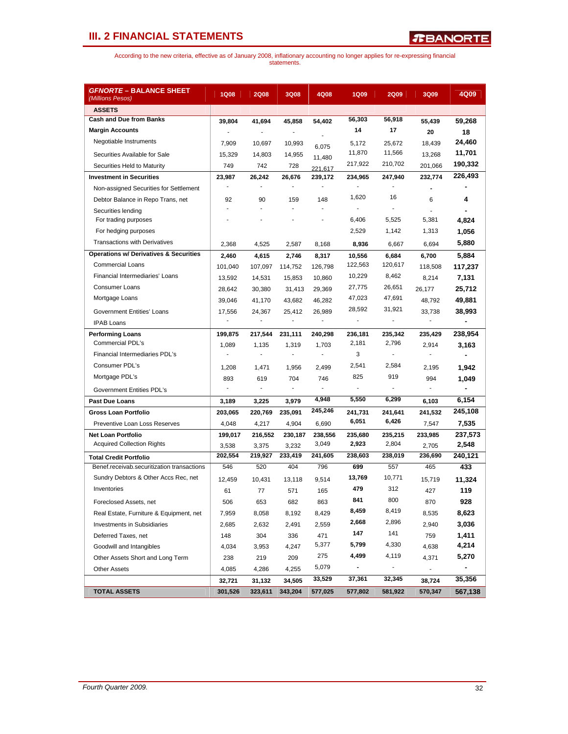## III. 2 FINANCIAL STATEMENTS

According to the new criteria, effective as of January 2008, inflationary accounting no longer applies for re-expressing financial statements.

| ***GFNORTE – BALANCE SHEET*** *(Millions Pesos)* | 1Q08 | 2Q08 | 3Q08 | 4Q08 | 1Q09 | 2Q09 | 3Q09 | 4Q09 |
|---|---|---|---|---|---|---|---|---|
| **ASSETS** | | | | | | | | |
| **Cash and Due from Banks** | 39,804 | 41,694 | 45,858 | 54,402 | 56,303 | 56,918 | 55,439 | 59,268 |
| **Margin Accounts** | - | - | - | - | 14 | 17 | 20 | 18 |
| Negotiable Instruments | 7,909 | 10,697 | 10,993 | 6,075 | 5,172 | 25,672 | 18,439 | 24,460 |
| Securities Available for Sale | 15,329 | 14,803 | 14,955 | 11,480 | 11,870 | 11,566 | 13,268 | 11,701 |
| Securities Held to Maturity | 749 | 742 | 728 | 221,617 | 217,922 | 210,702 | 201,066 | 190,332 |
| **Investment in Securities** | 23,987 | 26,242 | 26,676 | 239,172 | 234,965 | 247,940 | 232,774 | 226,493 |
| Non-assigned Securities for Settlement | - | - | - | - | - | - | - | - |
| Debtor Balance in Repo Trans, net | 92 | 90 | 159 | 148 | 1,620 | 16 | 6 | 4 |
| Securities lending | - | - | - | - | - | - | - | - |
| For trading purposes | - | - | - | - | 6,406 | 5,525 | 5,381 | 4,824 |
| For hedging purposes | | | | | 2,529 | 1,142 | 1,313 | 1,056 |
| Transactions with Derivatives | 2,368 | 4,525 | 2,587 | 8,168 | 8,936 | 6,667 | 6,694 | 5,880 |
| **Operations w/ Derivatives & Securities** | 2,460 | 4,615 | 2,746 | 8,317 | 10,556 | 6,684 | 6,700 | 5,884 |
| Commercial Loans | 101,040 | 107,097 | 114,752 | 126,798 | 122,563 | 120,617 | 118,508 | 117,237 |
| Financial Intermediaries' Loans | 13,592 | 14,531 | 15,853 | 10,860 | 10,229 | 8,462 | 8,214 | 7,131 |
| Consumer Loans | 28,642 | 30,380 | 31,413 | 29,369 | 27,775 | 26,651 | 26,177 | 25,712 |
| Mortgage Loans | 39,046 | 41,170 | 43,682 | 46,282 | 47,023 | 47,691 | 48,792 | 49,881 |
| Government Entities' Loans | 17,556 | 24,367 | 25,412 | 26,989 | 28,592 | 31,921 | 33,738 | 38,993 |
| IPAB Loans | - | - | - | - | - | - | - | - |
| **Performing Loans** | 199,875 | 217,544 | 231,111 | 240,298 | 236,181 | 235,342 | 235,429 | 238,954 |
| Commercial PDL's | 1,089 | 1,135 | 1,319 | 1,703 | 2,181 | 2,796 | 2,914 | 3,163 |
| Financial Intermediaries PDL's | - | - | - | - | 3 | - | - | - |
| Consumer PDL's | 1,208 | 1,471 | 1,956 | 2,499 | 2,541 | 2,584 | 2,195 | 1,942 |
| Mortgage PDL's | 893 | 619 | 704 | 746 | 825 | 919 | 994 | 1,049 |
| Government Entities PDL's | - | - | - | - | - | - | - | - |
| **Past Due Loans** | 3,189 | 3,225 | 3,979 | 4,948 | 5,550 | 6,299 | 6,103 | 6,154 |
| **Gross Loan Portfolio** | 203,065 | 220,769 | 235,091 | 245,246 | 241,731 | 241,641 | 241,532 | 245,108 |
| Preventive Loan Loss Reserves | 4,048 | 4,217 | 4,904 | 6,690 | 6,051 | 6,426 | 7,547 | 7,535 |
| **Net Loan Portfolio** | 199,017 | 216,552 | 230,187 | 238,556 | 235,680 | 235,215 | 233,985 | 237,573 |
| Acquired Collection Rights | 3,538 | 3,375 | 3,232 | 3,049 | 2,923 | 2,804 | 2,705 | 2,548 |
| **Total Credit Portfolio** | 202,554 | 219,927 | 233,419 | 241,605 | 238,603 | 238,019 | 236,690 | 240,121 |
| Benef.receivab.securitization transactions | 546 | 520 | 404 | 796 | 699 | 557 | 465 | 433 |
| Sundry Debtors & Other Accs Rec, net | 12,459 | 10,431 | 13,118 | 9,514 | 13,769 | 10,771 | 15,719 | 11,324 |
| Inventories | 61 | 77 | 571 | 165 | 479 | 312 | 427 | 119 |
| Foreclosed Assets, net | 506 | 653 | 682 | 863 | 841 | 800 | 870 | 928 |
| Real Estate, Furniture & Equipment, net | 7,959 | 8,058 | 8,192 | 8,429 | 8,459 | 8,419 | 8,535 | 8,623 |
| Investments in Subsidiaries | 2,685 | 2,632 | 2,491 | 2,559 | 2,668 | 2,896 | 2,940 | 3,036 |
| Deferred Taxes, net | 148 | 304 | 336 | 471 | 147 | 141 | 759 | 1,411 |
| Goodwill and Intangibles | 4,034 | 3,953 | 4,247 | 5,377 | 5,799 | 4,330 | 4,638 | 4,214 |
| Other Assets Short and Long Term | 238 | 219 | 209 | 275 | 4,499 | 4,119 | 4,371 | 5,270 |
| Other Assets | 4,085 | 4,286 | 4,255 | 5,079 | - | - | - | - |
| | 32,721 | 31,132 | 34,505 | 33,529 | 37,361 | 32,345 | 38,724 | 35,356 |
| **TOTAL ASSETS** | 301,526 | 323,611 | 343,204 | 577,025 | 577,802 | 581,922 | 570,347 | 567,138 |

*Fourth Quarter 2009.*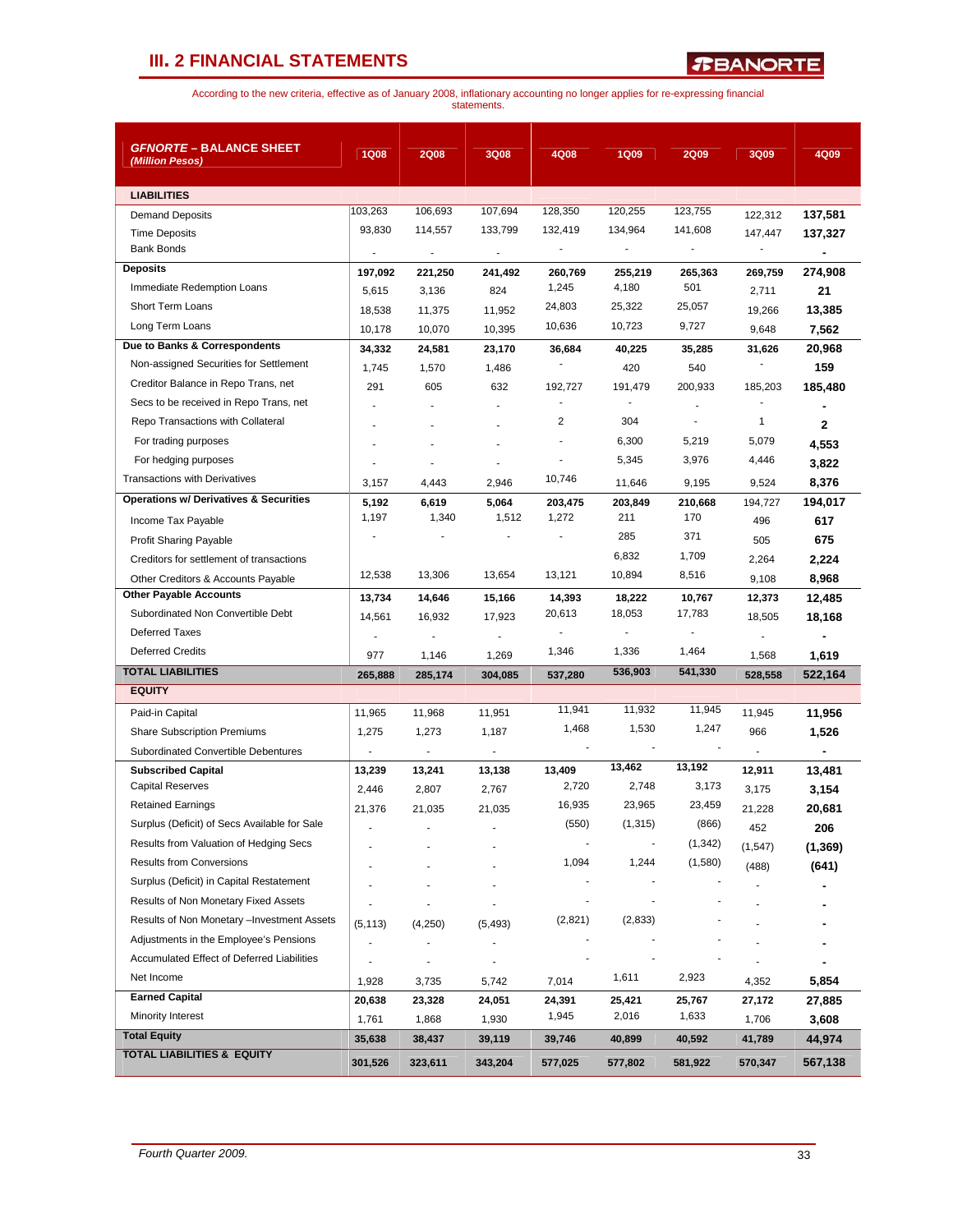## III. 2 FINANCIAL STATEMENTS

According to the new criteria, effective as of January 2008, inflationary accounting no longer applies for re-expressing financial statements.

| *GFNORTE – BALANCE SHEET (Million Pesos)* | 1Q08 | 2Q08 | 3Q08 | 4Q08 | 1Q09 | 2Q09 | 3Q09 | 4Q09 |
|---|---|---|---|---|---|---|---|---|
| **LIABILITIES** | | | | | | | | |
| Demand Deposits | 103,263 | 106,693 | 107,694 | 128,350 | 120,255 | 123,755 | 122,312 | 137,581 |
| Time Deposits | 93,830 | 114,557 | 133,799 | 132,419 | 134,964 | 141,608 | 147,447 | 137,327 |
| Bank Bonds | - | - | - | - | - | - | - | - |
| **Deposits** | 197,092 | 221,250 | 241,492 | 260,769 | 255,219 | 265,363 | 269,759 | 274,908 |
| Immediate Redemption Loans | 5,615 | 3,136 | 824 | 1,245 | 4,180 | 501 | 2,711 | 21 |
| Short Term Loans | 18,538 | 11,375 | 11,952 | 24,803 | 25,322 | 25,057 | 19,266 | 13,385 |
| Long Term Loans | 10,178 | 10,070 | 10,395 | 10,636 | 10,723 | 9,727 | 9,648 | 7,562 |
| **Due to Banks & Correspondents** | 34,332 | 24,581 | 23,170 | 36,684 | 40,225 | 35,285 | 31,626 | 20,968 |
| Non-assigned Securities for Settlement | 1,745 | 1,570 | 1,486 | - | 420 | 540 | - | 159 |
| Creditor Balance in Repo Trans, net | 291 | 605 | 632 | 192,727 | 191,479 | 200,933 | 185,203 | 185,480 |
| Secs to be received in Repo Trans, net | - | - | - | - | - | - | - | - |
| Repo Transactions with Collateral | - | - | - | 2 | 304 | - | 1 | 2 |
| For trading purposes | - | - | - | - | 6,300 | 5,219 | 5,079 | 4,553 |
| For hedging purposes | - | - | - | - | 5,345 | 3,976 | 4,446 | 3,822 |
| Transactions with Derivatives | 3,157 | 4,443 | 2,946 | 10,746 | 11,646 | 9,195 | 9,524 | 8,376 |
| **Operations w/ Derivatives & Securities** | 5,192 | 6,619 | 5,064 | 203,475 | 203,849 | 210,668 | 194,727 | 194,017 |
| Income Tax Payable | 1,197 | 1,340 | 1,512 | 1,272 | 211 | 170 | 496 | 617 |
| Profit Sharing Payable | - | - | - | - | 285 | 371 | 505 | 675 |
| Creditors for settlement of transactions | | | | | 6,832 | 1,709 | 2,264 | 2,224 |
| Other Creditors & Accounts Payable | 12,538 | 13,306 | 13,654 | 13,121 | 10,894 | 8,516 | 9,108 | 8,968 |
| **Other Payable Accounts** | 13,734 | 14,646 | 15,166 | 14,393 | 18,222 | 10,767 | 12,373 | 12,485 |
| Subordinated Non Convertible Debt | 14,561 | 16,932 | 17,923 | 20,613 | 18,053 | 17,783 | 18,505 | 18,168 |
| Deferred Taxes | - | - | - | - | - | - | - | - |
| Deferred Credits | 977 | 1,146 | 1,269 | 1,346 | 1,336 | 1,464 | 1,568 | 1,619 |
| **TOTAL LIABILITIES** | 265,888 | 285,174 | 304,085 | 537,280 | 536,903 | 541,330 | 528,558 | 522,164 |
| **EQUITY** | | | | | | | | |
| Paid-in Capital | 11,965 | 11,968 | 11,951 | 11,941 | 11,932 | 11,945 | 11,945 | 11,956 |
| Share Subscription Premiums | 1,275 | 1,273 | 1,187 | 1,468 | 1,530 | 1,247 | 966 | 1,526 |
| Subordinated Convertible Debentures | - | - | - | - | - | - | - | - |
| **Subscribed Capital** | 13,239 | 13,241 | 13,138 | 13,409 | 13,462 | 13,192 | 12,911 | 13,481 |
| Capital Reserves | 2,446 | 2,807 | 2,767 | 2,720 | 2,748 | 3,173 | 3,175 | 3,154 |
| Retained Earnings | 21,376 | 21,035 | 21,035 | 16,935 | 23,965 | 23,459 | 21,228 | 20,681 |
| Surplus (Deficit) of Secs Available for Sale | - | - | - | (550) | (1,315) | (866) | 452 | 206 |
| Results from Valuation of Hedging Secs | - | - | - | - | - | (1,342) | (1,547) | (1,369) |
| Results from Conversions | - | - | - | 1,094 | 1,244 | (1,580) | (488) | (641) |
| Surplus (Deficit) in Capital Restatement | - | - | - | - | - | - | - | - |
| Results of Non Monetary Fixed Assets | - | - | - | - | - | - | - | - |
| Results of Non Monetary –Investment Assets | (5,113) | (4,250) | (5,493) | (2,821) | (2,833) | - | - | - |
| Adjustments in the Employee's Pensions | - | - | - | - | - | - | - | - |
| Accumulated Effect of Deferred Liabilities | - | - | - | - | - | - | - | - |
| Net Income | 1,928 | 3,735 | 5,742 | 7,014 | 1,611 | 2,923 | 4,352 | 5,854 |
| **Earned Capital** | 20,638 | 23,328 | 24,051 | 24,391 | 25,421 | 25,767 | 27,172 | 27,885 |
| Minority Interest | 1,761 | 1,868 | 1,930 | 1,945 | 2,016 | 1,633 | 1,706 | 3,608 |
| **Total Equity** | 35,638 | 38,437 | 39,119 | 39,746 | 40,899 | 40,592 | 41,789 | 44,974 |
| **TOTAL LIABILITIES & EQUITY** | 301,526 | 323,611 | 343,204 | 577,025 | 577,802 | 581,922 | 570,347 | 567,138 |

*Fourth Quarter 2009.*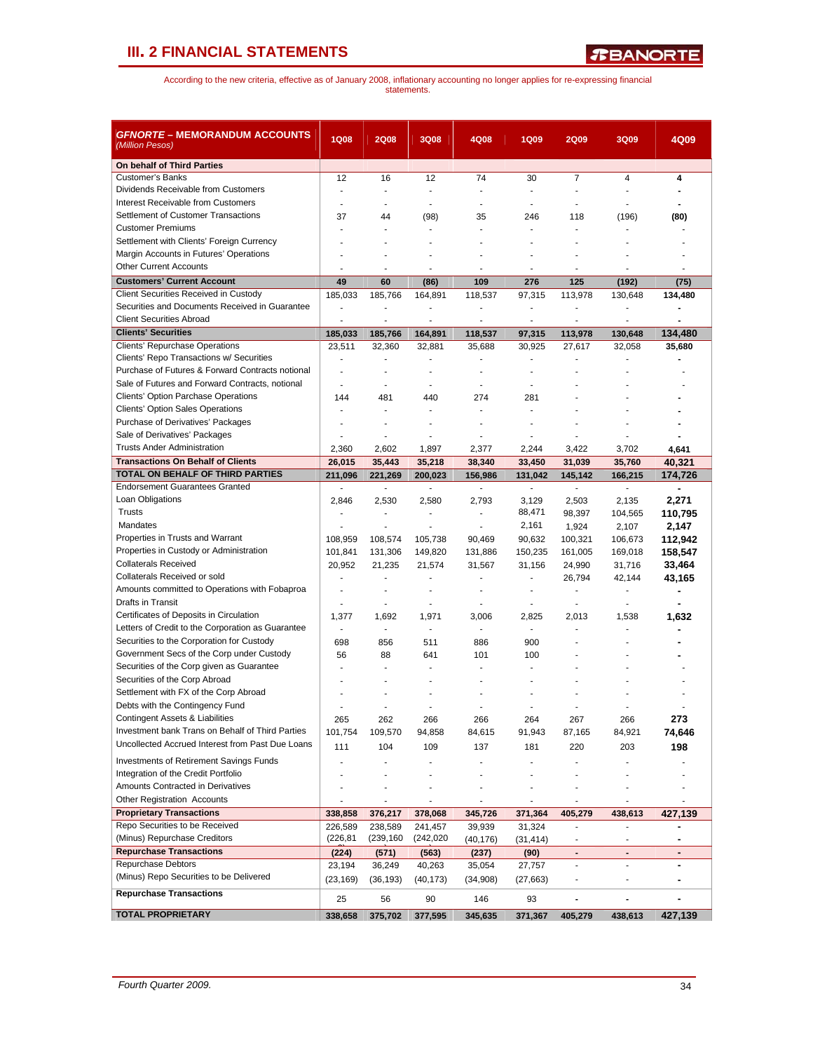## III. 2 FINANCIAL STATEMENTS

According to the new criteria, effective as of January 2008, inflationary accounting no longer applies for re-expressing financial statements.

| ***GFNORTE* – MEMORANDUM ACCOUNTS** *(Million Pesos)* | 1Q08 | 2Q08 | 3Q08 | 4Q08 | 1Q09 | 2Q09 | 3Q09 | 4Q09 |
|---|---|---|---|---|---|---|---|---|
| **On behalf of Third Parties** | | | | | | | | |
| Customer's Banks | 12 | 16 | 12 | 74 | 30 | 7 | 4 | **4** |
| Dividends Receivable from Customers | - | - | - | - | - | - | - | **-** |
| Interest Receivable from Customers | - | - | - | - | - | - | - | **-** |
| Settlement of Customer Transactions | 37 | 44 | (98) | 35 | 246 | 118 | (196) | **(80)** |
| Customer Premiums | - | - | - | - | - | - | - | - |
| Settlement with Clients' Foreign Currency | - | - | - | - | - | - | - | - |
| Margin Accounts in Futures' Operations | - | - | - | - | - | - | - | - |
| Other Current Accounts | - | - | - | - | - | - | - | - |
| **Customers' Current Account** | **49** | **60** | **(86)** | **109** | **276** | **125** | **(192)** | **(75)** |
| Client Securities Received in Custody | 185,033 | 185,766 | 164,891 | 118,537 | 97,315 | 113,978 | 130,648 | **134,480** |
| Securities and Documents Received in Guarantee | - | - | - | - | - | - | - | **-** |
| Client Securities Abroad | - | - | - | - | - | - | - | **-** |
| **Clients' Securities** | **185,033** | **185,766** | **164,891** | **118,537** | **97,315** | **113,978** | **130,648** | **134,480** |
| Clients' Repurchase Operations | 23,511 | 32,360 | 32,881 | 35,688 | 30,925 | 27,617 | 32,058 | **35,680** |
| Clients' Repo Transactions w/ Securities | - | - | - | - | - | - | - | **-** |
| Purchase of Futures & Forward Contracts notional | - | - | - | - | - | - | - | - |
| Sale of Futures and Forward Contracts, notional | - | - | - | - | - | - | - | - |
| Clients' Option Purchase Operations | 144 | 481 | 440 | 274 | 281 | - | - | **-** |
| Clients' Option Sales Operations | - | - | - | - | - | - | - | **-** |
| Purchase of Derivatives' Packages | - | - | - | - | - | - | - | **-** |
| Sale of Derivatives' Packages | - | - | - | - | - | - | - | **-** |
| Trusts Ander Administration | 2,360 | 2,602 | 1,897 | 2,377 | 2,244 | 3,422 | 3,702 | **4,641** |
| **Transactions On Behalf of Clients** | **26,015** | **35,443** | **35,218** | **38,340** | **33,450** | **31,039** | **35,760** | **40,321** |
| **TOTAL ON BEHALF OF THIRD PARTIES** | **211,096** | **221,269** | **200,023** | **156,986** | **131,042** | **145,142** | **166,215** | **174,726** |
| Endorsement Guarantees Granted | - | - | - | - | - | - | - | **-** |
| Loan Obligations | 2,846 | 2,530 | 2,580 | 2,793 | 3,129 | 2,503 | 2,135 | **2,271** |
| Trusts | - | - | - | - | 88,471 | 98,397 | 104,565 | **110,795** |
| Mandates | - | - | - | - | 2,161 | 1,924 | 2,107 | **2,147** |
| Properties in Trusts and Warrant | 108,959 | 108,574 | 105,738 | 90,469 | 90,632 | 100,321 | 106,673 | **112,942** |
| Properties in Custody or Administration | 101,841 | 131,306 | 149,820 | 131,886 | 150,235 | 161,005 | 169,018 | **158,547** |
| Collaterals Received | 20,952 | 21,235 | 21,574 | 31,567 | 31,156 | 24,990 | 31,716 | **33,464** |
| Collaterals Received or sold | - | - | - | - | - | 26,794 | 42,144 | **43,165** |
| Amounts committed to Operations with Fobaproa | - | - | - | - | - | - | - | **-** |
| Drafts in Transit | - | - | - | - | - | - | - | **-** |
| Certificates of Deposits in Circulation | 1,377 | 1,692 | 1,971 | 3,006 | 2,825 | 2,013 | 1,538 | **1,632** |
| Letters of Credit to the Corporation as Guarantee | - | - | - | - | - | - | - | **-** |
| Securities to the Corporation for Custody | 698 | 856 | 511 | 886 | 900 | - | - | **-** |
| Government Secs of the Corp under Custody | 56 | 88 | 641 | 101 | 100 | - | - | **-** |
| Securities of the Corp given as Guarantee | - | - | - | - | - | - | - | - |
| Securities of the Corp Abroad | - | - | - | - | - | - | - | - |
| Settlement with FX of the Corp Abroad | - | - | - | - | - | - | - | - |
| Debts with the Contingency Fund | - | - | - | - | - | - | - | - |
| Contingent Assets & Liabilities | 265 | 262 | 266 | 266 | 264 | 267 | 266 | **273** |
| Investment bank Trans on Behalf of Third Parties | 101,754 | 109,570 | 94,858 | 84,615 | 91,943 | 87,165 | 84,921 | **74,646** |
| Uncollected Accrued Interest from Past Due Loans | 111 | 104 | 109 | 137 | 181 | 220 | 203 | **198** |
| Investments of Retirement Savings Funds | - | - | - | - | - | - | - | - |
| Integration of the Credit Portfolio | - | - | - | - | - | - | - | - |
| Amounts Contracted in Derivatives | - | - | - | - | - | - | - | - |
| Other Registration Accounts | - | - | - | - | - | - | - | - |
| **Proprietary Transactions** | **338,858** | **376,217** | **378,068** | **345,726** | **371,364** | **405,279** | **438,613** | **427,139** |
| Repo Securities to be Received | 226,589 | 238,589 | 241,457 | 39,939 | 31,324 | - | - | **-** |
| (Minus) Repurchase Creditors | (226,81 | (239,160 | (242,020 | (40,176) | (31,414) | - | - | **-** |
| **Repurchase Transactions** | **(224)** | **(571)** | **(563)** | **(237)** | **(90)** | **-** | **-** | **-** |
| Repurchase Debtors | 23,194 | 36,249 | 40,263 | 35,054 | 27,757 | - | - | **-** |
| (Minus) Repo Securities to be Delivered | (23,169) | (36,193) | (40,173) | (34,908) | (27,663) | - | - | **-** |
| **Repurchase Transactions** | 25 | 56 | 90 | 146 | 93 | **-** | **-** | **-** |
| **TOTAL PROPRIETARY** | **338,658** | **375,702** | **377,595** | **345,635** | **371,367** | **405,279** | **438,613** | **427,139** |

*Fourth Quarter 2009.*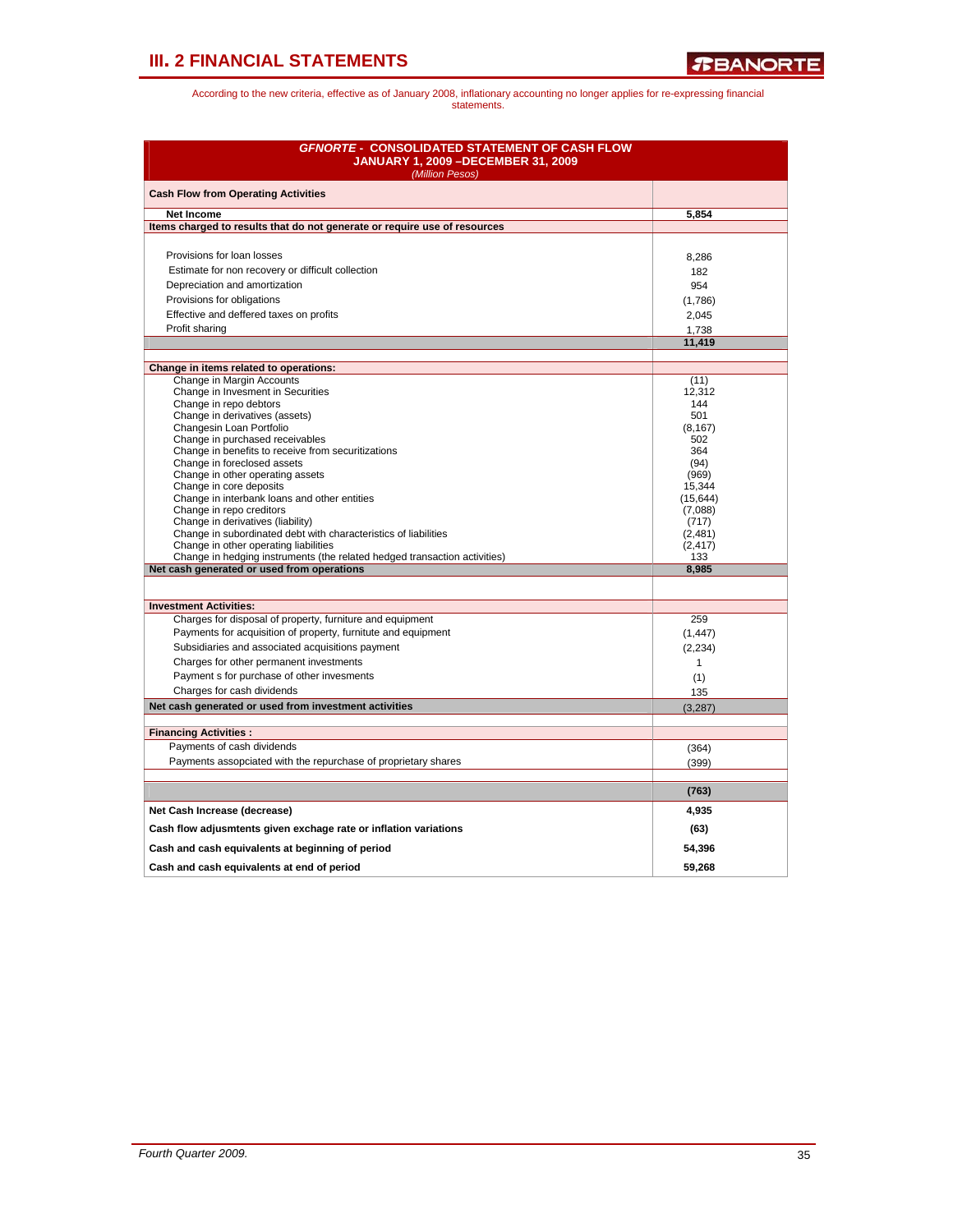# III. 2 FINANCIAL STATEMENTS

According to the new criteria, effective as of January 2008, inflationary accounting no longer applies for re-expressing financial statements.

| ***GFNORTE* - CONSOLIDATED STATEMENT OF CASH FLOW JANUARY 1, 2009 –DECEMBER 31, 2009** *(Million Pesos)* | |
|---|---|
| **Cash Flow from Operating Activities** | |
| **Net Income** | **5,854** |
| **Items charged to results that do not generate or require use of resources** | |
| Provisions for loan losses | 8,286 |
| Estimate for non recovery or difficult collection | 182 |
| Depreciation and amortization | 954 |
| Provisions for obligations | (1,786) |
| Effective and deffered taxes on profits | 2,045 |
| Profit sharing | 1,738 |
| | **11,419** |
| **Change in items related to operations:** | |
| Change in Margin Accounts | (11) |
| Change in Invesment in Securities | 12,312 |
| Change in repo debtors | 144 |
| Change in derivatives (assets) | 501 |
| Changesin Loan Portfolio | (8,167) |
| Change in purchased receivables | 502 |
| Change in benefits to receive from securitizations | 364 |
| Change in foreclosed assets | (94) |
| Change in other operating assets | (969) |
| Change in core deposits | 15,344 |
| Change in interbank loans and other entities | (15,644) |
| Change in repo creditors | (7,088) |
| Change in derivatives (liability) | (717) |
| Change in subordinated debt with characteristics of liabilities | (2,481) |
| Change in other operating liabilities | (2,417) |
| Change in hedging instruments (the related hedged transaction activities) | 133 |
| **Net cash generated or used from operations** | **8,985** |
| **Investment Activities:** | |
| Charges for disposal of property, furniture and equipment | 259 |
| Payments for acquisition of property, furnitute and equipment | (1,447) |
| Subsidiaries and associated acquisitions payment | (2,234) |
| Charges for other permanent investments | 1 |
| Payment s for purchase of other invesments | (1) |
| Charges for cash dividends | 135 |
| **Net cash generated or used from investment activities** | (3,287) |
| **Financing Activities :** | |
| Payments of cash dividends | (364) |
| Payments assopciated with the repurchase of proprietary shares | (399) |
| | **(763)** |
| **Net Cash Increase (decrease)** | **4,935** |
| **Cash flow adjusmtents given exchage rate or inflation variations** | **(63)** |
| **Cash and cash equivalents at beginning of period** | **54,396** |
| **Cash and cash equivalents at end of period** | **59,268** |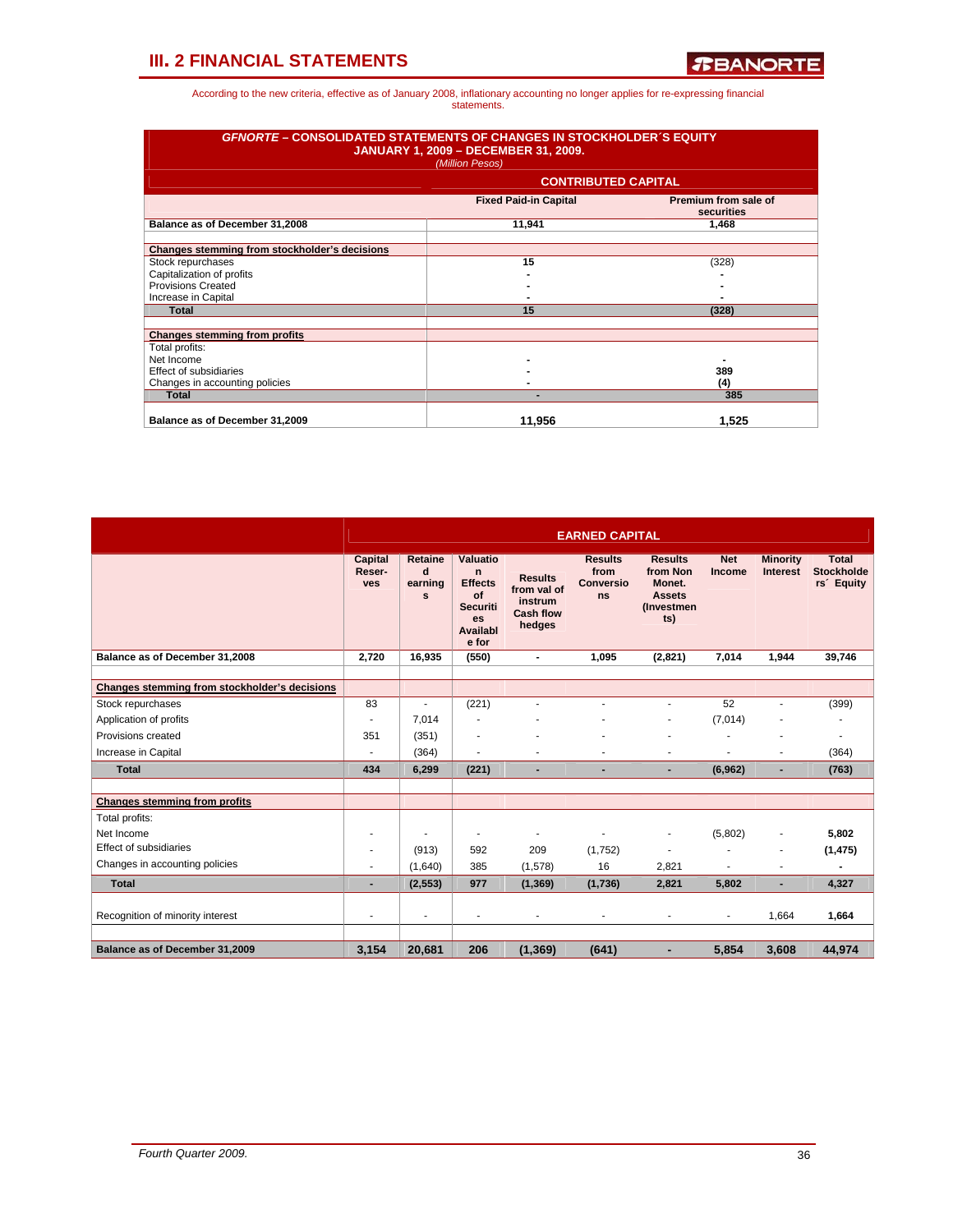# III. 2 FINANCIAL STATEMENTS

According to the new criteria, effective as of January 2008, inflationary accounting no longer applies for re-expressing financial statements.

**GFNORTE – CONSOLIDATED STATEMENTS OF CHANGES IN STOCKHOLDER´S EQUITY**
**JANUARY 1, 2009 – DECEMBER 31, 2009.**
*(Million Pesos)*

| | CONTRIBUTED CAPITAL | |
|---|---|---|
| | **Fixed Paid-in Capital** | **Premium from sale of securities** |
| **Balance as of December 31,2008** | 11,941 | 1,468 |
| | | |
| **Changes stemming from stockholder's decisions** | | |
| Stock repurchases | 15 | (328) |
| Capitalization of profits | - | - |
| Provisions Created | - | - |
| Increase in Capital | - | - |
| **Total** | **15** | **(328)** |
| | | |
| **Changes stemming from profits** | | |
| Total profits: | | |
| Net Income | - | - |
| Effect of subsidiaries | - | 389 |
| Changes in accounting policies | - | (4) |
| **Total** | **-** | **385** |
| | | |
| **Balance as of December 31,2009** | **11,956** | **1,525** |

| | EARNED CAPITAL | | | | | | | | |
|---|---|---|---|---|---|---|---|---|---|
| | **Capital Reser-ves** | **Retained earnings** | **Valuation Effects of Securities Available for** | **Results from val of instrum Cash flow hedges** | **Results from Conversions** | **Results from Non Monet. Assets (Investments)** | **Net Income** | **Minority Interest** | **Total Stockholders´ Equity** |
| **Balance as of December 31,2008** | 2,720 | 16,935 | (550) | - | 1,095 | (2,821) | 7,014 | 1,944 | 39,746 |
| | | | | | | | | | |
| **Changes stemming from stockholder's decisions** | | | | | | | | | |
| Stock repurchases | 83 | - | (221) | - | - | - | 52 | - | (399) |
| Application of profits | - | 7,014 | - | - | - | - | (7,014) | - | - |
| Provisions created | 351 | (351) | - | - | - | - | - | - | - |
| Increase in Capital | - | (364) | - | - | - | - | - | - | (364) |
| **Total** | **434** | **6,299** | **(221)** | **-** | **-** | **-** | **(6,962)** | **-** | **(763)** |
| | | | | | | | | | |
| **Changes stemming from profits** | | | | | | | | | |
| Total profits: | | | | | | | | | |
| Net Income | - | - | - | - | - | - | (5,802) | - | **5,802** |
| Effect of subsidiaries | - | (913) | 592 | 209 | (1,752) | - | - | - | **(1,475)** |
| Changes in accounting policies | - | (1,640) | 385 | (1,578) | 16 | 2,821 | - | - | **-** |
| **Total** | **-** | **(2,553)** | **977** | **(1,369)** | **(1,736)** | **2,821** | **5,802** | **-** | **4,327** |
| | | | | | | | | | |
| Recognition of minority interest | - | - | - | - | - | - | - | 1,664 | **1,664** |
| | | | | | | | | | |
| **Balance as of December 31,2009** | **3,154** | **20,681** | **206** | **(1,369)** | **(641)** | **-** | **5,854** | **3,608** | **44,974** |

*Fourth Quarter 2009.*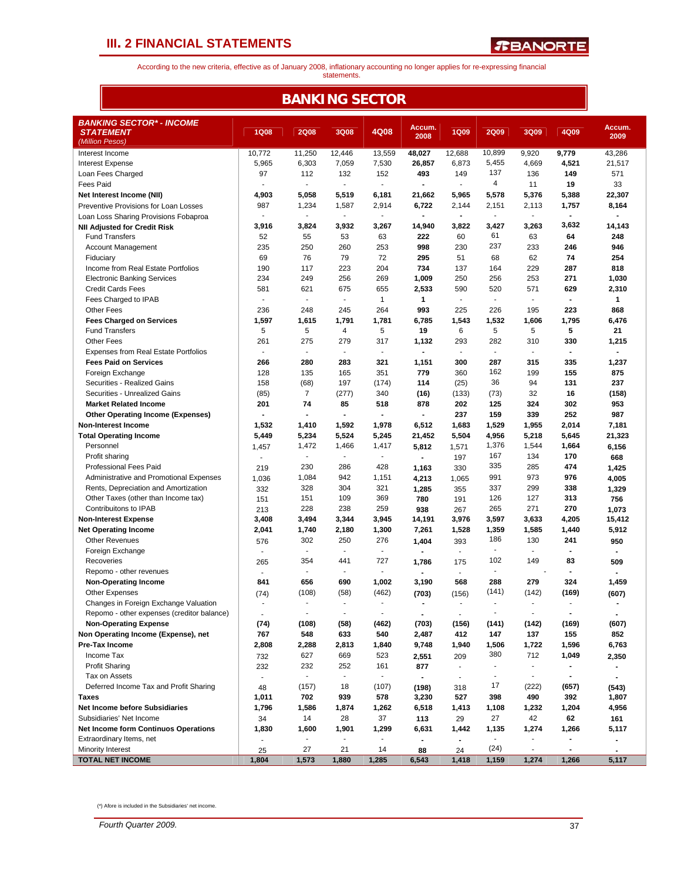# III. 2 FINANCIAL STATEMENTS

According to the new criteria, effective as of January 2008, inflationary accounting no longer applies for re-expressing financial statements.

## BANKING SECTOR

| BANKING SECTOR* - INCOME STATEMENT (Million Pesos) | 1Q08 | 2Q08 | 3Q08 | 4Q08 | Accum. 2008 | 1Q09 | 2Q09 | 3Q09 | 4Q09 | Accum. 2009 |
|---|---|---|---|---|---|---|---|---|---|---|
| Interest Income | 10,772 | 11,250 | 12,446 | 13,559 | 48,027 | 12,688 | 10,899 | 9,920 | 9,779 | 43,286 |
| Interest Expense | 5,965 | 6,303 | 7,059 | 7,530 | 26,857 | 6,873 | 5,455 | 4,669 | 4,521 | 21,517 |
| Loan Fees Charged | 97 | 112 | 132 | 152 | 493 | 149 | 137 | 136 | 149 | 571 |
| Fees Paid | - | - | - | - | - | - | 4 | 11 | 19 | 33 |
| **Net Interest Income (NII)** | **4,903** | **5,058** | **5,519** | **6,181** | **21,662** | **5,965** | **5,578** | **5,376** | **5,388** | **22,307** |
| Preventive Provisions for Loan Losses | 987 | 1,234 | 1,587 | 2,914 | 6,722 | 2,144 | 2,151 | 2,113 | 1,757 | 8,164 |
| Loan Loss Sharing Provisions Fobaproa | - | - | - | - | - | - | - | - | - | - |
| **NII Adjusted for Credit Risk** | **3,916** | **3,824** | **3,932** | **3,267** | **14,940** | **3,822** | **3,427** | **3,263** | **3,632** | **14,143** |
| Fund Transfers | 52 | 55 | 53 | 63 | 222 | 60 | 61 | 63 | 64 | 248 |
| Account Management | 235 | 250 | 260 | 253 | 998 | 230 | 237 | 233 | 246 | 946 |
| Fiduciary | 69 | 76 | 79 | 72 | 295 | 51 | 68 | 62 | 74 | 254 |
| Income from Real Estate Portfolios | 190 | 117 | 223 | 204 | 734 | 137 | 164 | 229 | 287 | 818 |
| Electronic Banking Services | 234 | 249 | 256 | 269 | 1,009 | 250 | 256 | 253 | 271 | 1,030 |
| Credit Cards Fees | 581 | 621 | 675 | 655 | 2,533 | 590 | 520 | 571 | 629 | 2,310 |
| Fees Charged to IPAB | - | - | - | 1 | 1 | - | - | - | - | 1 |
| Other Fees | 236 | 248 | 245 | 264 | 993 | 225 | 226 | 195 | 223 | 868 |
| **Fees Charged on Services** | **1,597** | **1,615** | **1,791** | **1,781** | **6,785** | **1,543** | **1,532** | **1,606** | **1,795** | **6,476** |
| Fund Transfers | 5 | 5 | 4 | 5 | 19 | 6 | 5 | 5 | 5 | 21 |
| Other Fees | 261 | 275 | 279 | 317 | 1,132 | 293 | 282 | 310 | 330 | 1,215 |
| Expenses from Real Estate Portfolios | - | - | - | - | - | - | - | - | - | - |
| **Fees Paid on Services** | **266** | **280** | **283** | **321** | **1,151** | **300** | **287** | **315** | **335** | **1,237** |
| Foreign Exchange | 128 | 135 | 165 | 351 | 779 | 360 | 162 | 199 | 155 | 875 |
| Securities - Realized Gains | 158 | (68) | 197 | (174) | 114 | (25) | 36 | 94 | 131 | 237 |
| Securities - Unrealized Gains | (85) | 7 | (277) | 340 | (16) | (133) | (73) | 32 | 16 | (158) |
| **Market Related Income** | **201** | **74** | **85** | **518** | **878** | **202** | **125** | **324** | **302** | **953** |
| **Other Operating Income (Expenses)** | - | - | - | - | - | **237** | **159** | **339** | **252** | **987** |
| **Non-Interest Income** | **1,532** | **1,410** | **1,592** | **1,978** | **6,512** | **1,683** | **1,529** | **1,955** | **2,014** | **7,181** |
| **Total Operating Income** | **5,449** | **5,234** | **5,524** | **5,245** | **21,452** | **5,504** | **4,956** | **5,218** | **5,645** | **21,323** |
| Personnel | 1,457 | 1,472 | 1,466 | 1,417 | 5,812 | 1,571 | 1,376 | 1,544 | 1,664 | 6,156 |
| Profit sharing | - | - | - | - | - | 197 | 167 | 134 | 170 | 668 |
| Professional Fees Paid | 219 | 230 | 286 | 428 | 1,163 | 330 | 335 | 285 | 474 | 1,425 |
| Administrative and Promotional Expenses | 1,036 | 1,084 | 942 | 1,151 | 4,213 | 1,065 | 991 | 973 | 976 | 4,005 |
| Rents, Depreciation and Amortization | 332 | 328 | 304 | 321 | 1,285 | 355 | 337 | 299 | 338 | 1,329 |
| Other Taxes (other than Income tax) | 151 | 151 | 109 | 369 | 780 | 191 | 126 | 127 | 313 | 756 |
| Contribuitons to IPAB | 213 | 228 | 238 | 259 | 938 | 267 | 265 | 271 | 270 | 1,073 |
| **Non-Interest Expense** | **3,408** | **3,494** | **3,344** | **3,945** | **14,191** | **3,976** | **3,597** | **3,633** | **4,205** | **15,412** |
| **Net Operating Income** | **2,041** | **1,740** | **2,180** | **1,300** | **7,261** | **1,528** | **1,359** | **1,585** | **1,440** | **5,912** |
| Other Revenues | 576 | 302 | 250 | 276 | 1,404 | 393 | 186 | 130 | 241 | 950 |
| Foreign Exchange | - | - | - | - | - | - | - | - | - | - |
| Recoveries | 265 | 354 | 441 | 727 | 1,786 | 175 | 102 | 149 | 83 | 509 |
| Repomo - other revenues | - | - | - | - | - | - | - | - | - | - |
| **Non-Operating Income** | **841** | **656** | **690** | **1,002** | **3,190** | **568** | **288** | **279** | **324** | **1,459** |
| Other Expenses | (74) | (108) | (58) | (462) | (703) | (156) | (141) | (142) | (169) | (607) |
| Changes in Foreign Exchange Valuation | - | - | - | - | - | - | - | - | - | - |
| Repomo - other expenses (creditor balance) | - | - | - | - | - | - | - | - | - | - |
| **Non-Operating Expense** | **(74)** | **(108)** | **(58)** | **(462)** | **(703)** | **(156)** | **(141)** | **(142)** | **(169)** | **(607)** |
| **Non Operating Income (Expense), net** | **767** | **548** | **633** | **540** | **2,487** | **412** | **147** | **137** | **155** | **852** |
| **Pre-Tax Income** | **2,808** | **2,288** | **2,813** | **1,840** | **9,748** | **1,940** | **1,506** | **1,722** | **1,596** | **6,763** |
| Income Tax | 732 | 627 | 669 | 523 | 2,551 | 209 | 380 | 712 | 1,049 | 2,350 |
| Profit Sharing | 232 | 232 | 252 | 161 | 877 | - | - | - | - | - |
| Tax on Assets | - | - | - | - | - | - | - | - | - | - |
| Deferred Income Tax and Profit Sharing | 48 | (157) | 18 | (107) | (198) | 318 | 17 | (222) | (657) | (543) |
| **Taxes** | **1,011** | **702** | **939** | **578** | **3,230** | **527** | **398** | **490** | **392** | **1,807** |
| **Net Income before Subsidiaries** | **1,796** | **1,586** | **1,874** | **1,262** | **6,518** | **1,413** | **1,108** | **1,232** | **1,204** | **4,956** |
| Subsidiaries' Net Income | 34 | 14 | 28 | 37 | 113 | 29 | 27 | 42 | 62 | 161 |
| **Net Income form Continuos Operations** | **1,830** | **1,600** | **1,901** | **1,299** | **6,631** | **1,442** | **1,135** | **1,274** | **1,266** | **5,117** |
| Extraordinary Items, net | - | - | - | - | - | - | - | - | - | - |
| Minority Interest | 25 | 27 | 21 | 14 | 88 | 24 | (24) | - | - | - |
| **TOTAL NET INCOME** | **1,804** | **1,573** | **1,880** | **1,285** | **6,543** | **1,418** | **1,159** | **1,274** | **1,266** | **5,117** |

(*) Afore is included in the Subsidiaries' net income.

*Fourth Quarter 2009.*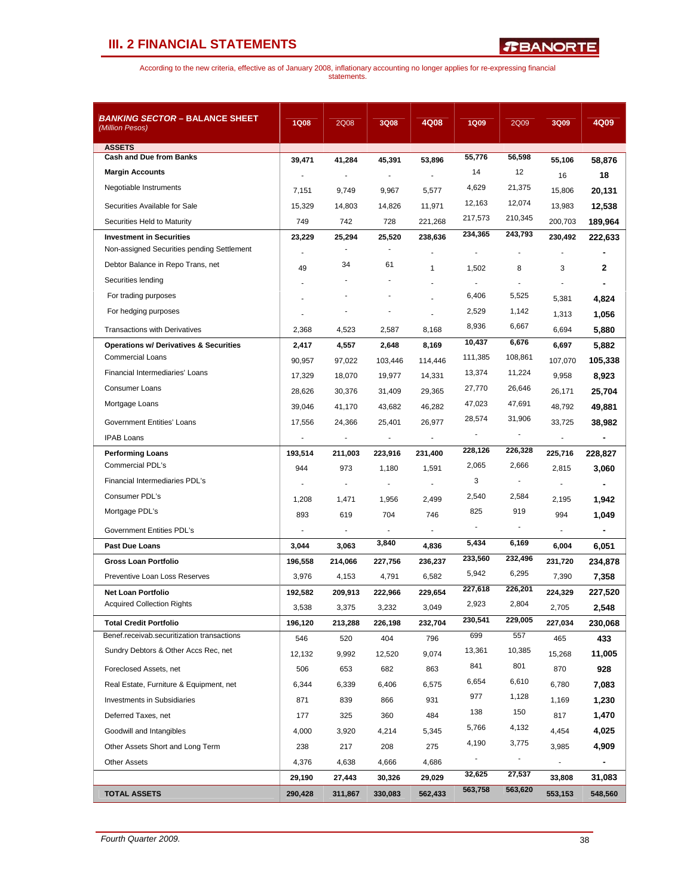## III. 2 FINANCIAL STATEMENTS

According to the new criteria, effective as of January 2008, inflationary accounting no longer applies for re-expressing financial statements.

| ***BANKING SECTOR* – BALANCE SHEET** *(Million Pesos)* | 1Q08 | 2Q08 | 3Q08 | 4Q08 | 1Q09 | 2Q09 | 3Q09 | 4Q09 |
|---|---|---|---|---|---|---|---|---|
| **ASSETS** | | | | | | | | |
| **Cash and Due from Banks** | 39,471 | 41,284 | 45,391 | 53,896 | 55,776 | 56,598 | 55,106 | 58,876 |
| **Margin Accounts** | - | - | - | - | 14 | 12 | 16 | 18 |
| Negotiable Instruments | 7,151 | 9,749 | 9,967 | 5,577 | 4,629 | 21,375 | 15,806 | 20,131 |
| Securities Available for Sale | 15,329 | 14,803 | 14,826 | 11,971 | 12,163 | 12,074 | 13,983 | 12,538 |
| Securities Held to Maturity | 749 | 742 | 728 | 221,268 | 217,573 | 210,345 | 200,703 | 189,964 |
| **Investment in Securities** | 23,229 | 25,294 | 25,520 | 238,636 | 234,365 | 243,793 | 230,492 | 222,633 |
| Non-assigned Securities pending Settlement | - | - | - | - | - | - | - | - |
| Debtor Balance in Repo Trans, net | 49 | 34 | 61 | 1 | 1,502 | 8 | 3 | 2 |
| Securities lending | - | - | - | - | - | - | - | - |
| For trading purposes | - | - | - | - | 6,406 | 5,525 | 5,381 | 4,824 |
| For hedging purposes | - | - | - | - | 2,529 | 1,142 | 1,313 | 1,056 |
| Transactions with Derivatives | 2,368 | 4,523 | 2,587 | 8,168 | 8,936 | 6,667 | 6,694 | 5,880 |
| **Operations w/ Derivatives & Securities** | 2,417 | 4,557 | 2,648 | 8,169 | 10,437 | 6,676 | 6,697 | 5,882 |
| Commercial Loans | 90,957 | 97,022 | 103,446 | 114,446 | 111,385 | 108,861 | 107,070 | 105,338 |
| Financial Intermediaries' Loans | 17,329 | 18,070 | 19,977 | 14,331 | 13,374 | 11,224 | 9,958 | 8,923 |
| Consumer Loans | 28,626 | 30,376 | 31,409 | 29,365 | 27,770 | 26,646 | 26,171 | 25,704 |
| Mortgage Loans | 39,046 | 41,170 | 43,682 | 46,282 | 47,023 | 47,691 | 48,792 | 49,881 |
| Government Entities' Loans | 17,556 | 24,366 | 25,401 | 26,977 | 28,574 | 31,906 | 33,725 | 38,982 |
| IPAB Loans | - | - | - | - | - | - | - | - |
| **Performing Loans** | 193,514 | 211,003 | 223,916 | 231,400 | 228,126 | 226,328 | 225,716 | 228,827 |
| Commercial PDL's | 944 | 973 | 1,180 | 1,591 | 2,065 | 2,666 | 2,815 | 3,060 |
| Financial Intermediaries PDL's | - | - | - | - | 3 | - | - | - |
| Consumer PDL's | 1,208 | 1,471 | 1,956 | 2,499 | 2,540 | 2,584 | 2,195 | 1,942 |
| Mortgage PDL's | 893 | 619 | 704 | 746 | 825 | 919 | 994 | 1,049 |
| Government Entities PDL's | - | - | - | - | - | - | - | - |
| **Past Due Loans** | 3,044 | 3,063 | 3,840 | 4,836 | 5,434 | 6,169 | 6,004 | 6,051 |
| **Gross Loan Portfolio** | 196,558 | 214,066 | 227,756 | 236,237 | 233,560 | 232,496 | 231,720 | 234,878 |
| Preventive Loan Loss Reserves | 3,976 | 4,153 | 4,791 | 6,582 | 5,942 | 6,295 | 7,390 | 7,358 |
| **Net Loan Portfolio** | 192,582 | 209,913 | 222,966 | 229,654 | 227,618 | 226,201 | 224,329 | 227,520 |
| Acquired Collection Rights | 3,538 | 3,375 | 3,232 | 3,049 | 2,923 | 2,804 | 2,705 | 2,548 |
| **Total Credit Portfolio** | 196,120 | 213,288 | 226,198 | 232,704 | 230,541 | 229,005 | 227,034 | 230,068 |
| Benef.receivab.securitization transactions | 546 | 520 | 404 | 796 | 699 | 557 | 465 | 433 |
| Sundry Debtors & Other Accs Rec, net | 12,132 | 9,992 | 12,520 | 9,074 | 13,361 | 10,385 | 15,268 | 11,005 |
| Foreclosed Assets, net | 506 | 653 | 682 | 863 | 841 | 801 | 870 | 928 |
| Real Estate, Furniture & Equipment, net | 6,344 | 6,339 | 6,406 | 6,575 | 6,654 | 6,610 | 6,780 | 7,083 |
| Investments in Subsidiaries | 871 | 839 | 866 | 931 | 977 | 1,128 | 1,169 | 1,230 |
| Deferred Taxes, net | 177 | 325 | 360 | 484 | 138 | 150 | 817 | 1,470 |
| Goodwill and Intangibles | 4,000 | 3,920 | 4,214 | 5,345 | 5,766 | 4,132 | 4,454 | 4,025 |
| Other Assets Short and Long Term | 238 | 217 | 208 | 275 | 4,190 | 3,775 | 3,985 | 4,909 |
| Other Assets | 4,376 | 4,638 | 4,666 | 4,686 | - | - | - | - |
| | 29,190 | 27,443 | 30,326 | 29,029 | 32,625 | 27,537 | 33,808 | 31,083 |
| **TOTAL ASSETS** | 290,428 | 311,867 | 330,083 | 562,433 | 563,758 | 563,620 | 553,153 | 548,560 |

*Fourth Quarter 2009.*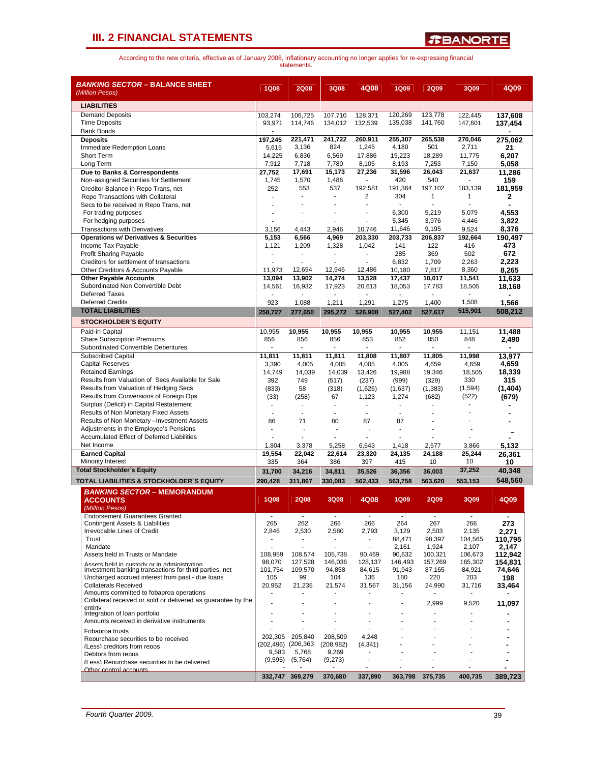## III. 2 FINANCIAL STATEMENTS

According to the new criteria, effective as of January 2008, inflationary accounting no longer applies for re-expressing financial statements.

| **BANKING SECTOR – BALANCE SHEET** *(Million Pesos)* | 1Q08 | 2Q08 | 3Q08 | 4Q08 | 1Q09 | 2Q09 | 3Q09 | 4Q09 |
|---|---|---|---|---|---|---|---|---|
| **LIABILITIES** | | | | | | | | |
| Demand Deposits | 103,274 | 106,725 | 107,710 | 128,371 | 120,269 | 123,778 | 122,445 | 137,608 |
| Time Deposits | 93,971 | 114,746 | 134,012 | 132,539 | 135,038 | 141,760 | 147,601 | 137,454 |
| Bank Bonds | - | - | - | - | - | - | - | - |
| **Deposits** | **197,245** | **221,471** | **241,722** | **260,911** | **255,307** | **265,538** | **270,046** | **275,062** |
| Immediate Redemption Loans | 5,615 | 3,136 | 824 | 1,245 | 4,180 | 501 | 2,711 | 21 |
| Short Term | 14,225 | 6,836 | 6,569 | 17,886 | 19,223 | 18,289 | 11,775 | 6,207 |
| Long Term | 7,912 | 7,718 | 7,780 | 8,105 | 8,193 | 7,253 | 7,150 | 5,058 |
| **Due to Banks & Correspondents** | **27,752** | **17,691** | **15,173** | **27,236** | **31,596** | **26,043** | **21,637** | **11,286** |
| Non-assigned Securities for Settlement | 1,745 | 1,570 | 1,486 | - | 420 | 540 | - | 159 |
| Creditor Balance in Repo Trans, net | 252 | 553 | 537 | 192,581 | 191,364 | 197,102 | 183,139 | 181,959 |
| Repo Transactions with Collateral | - | - | - | 2 | 304 | 1 | 1 | 2 |
| Secs to be received in Repo Trans, net | - | - | - | - | - | - | - | - |
| For trading purposes | - | - | - | - | 6,300 | 5,219 | 5,079 | 4,553 |
| For hedging purposes | - | - | - | - | 5,345 | 3,976 | 4,446 | 3,822 |
| Transactions with Derivatives | 3,156 | 4,443 | 2,946 | 10,746 | 11,646 | 9,195 | 9,524 | 8,376 |
| **Operations w/ Derivatives & Securities** | **5,153** | **6,566** | **4,969** | **203,330** | **203,733** | **206,837** | **192,664** | **190,497** |
| Income Tax Payable | 1,121 | 1,209 | 1,328 | 1,042 | 141 | 122 | 416 | 473 |
| Profit Sharing Payable | - | - | - | - | 285 | 369 | 502 | 672 |
| Creditors for settlement of transactions | - | - | - | - | 6,832 | 1,709 | 2,263 | 2,223 |
| Other Creditors & Accounts Payable | 11,973 | 12,694 | 12,946 | 12,486 | 10,180 | 7,817 | 8,360 | 8,265 |
| **Other Payable Accounts** | **13,094** | **13,902** | **14,274** | **13,528** | **17,437** | **10,017** | **11,541** | **11,633** |
| Subordinated Non Convertible Debt | 14,561 | 16,932 | 17,923 | 20,613 | 18,053 | 17,783 | 18,505 | 18,168 |
| Deferred Taxes | - | - | - | - | - | - | - | - |
| Deferred Credits | 923 | 1,088 | 1,211 | 1,291 | 1,275 | 1,400 | 1,508 | 1,566 |
| **TOTAL LIABILITIES** | **258,727** | **277,650** | **295,272** | **526,908** | **527,402** | **527,617** | **515,901** | **508,212** |
| **STOCKHOLDER'S EQUITY** | | | | | | | | |
| Paid-in Capital | 10,955 | 10,955 | 10,955 | 10,955 | 10,955 | 10,955 | 11,151 | 11,488 |
| Share Subscription Premiums | 856 | 856 | 856 | 853 | 852 | 850 | 848 | 2,490 |
| Subordinated Convertible Debentures | - | - | - | - | - | - | - | - |
| **Subscribed Capital** | **11,811** | **11,811** | **11,811** | **11,808** | **11,807** | **11,805** | **11,998** | **13,977** |
| Capital Reserves | 3,390 | 4,005 | 4,005 | 4,005 | 4,005 | 4,659 | 4,659 | 4,659 |
| Retained Earnings | 14,749 | 14,039 | 14,039 | 13,426 | 19,988 | 19,346 | 18,505 | 18,339 |
| Results from Valuation of Secs Available for Sale | 392 | 749 | (517) | (237) | (999) | (329) | 330 | 315 |
| Results from Valuation of Hedging Secs | (833) | 58 | (318) | (1,626) | (1,637) | (1,383) | (1,594) | (1,404) |
| Results from Conversions of Foreign Ops | (33) | (258) | 67 | 1,123 | 1,274 | (682) | (522) | (679) |
| Surplus (Deficit) in Capital Restatement | - | - | - | - | - | - | - | - |
| Results of Non Monetary Fixed Assets | - | - | - | - | - | - | - | - |
| Results of Non Monetary –Investment Assets | 86 | 71 | 80 | 87 | 87 | - | - | - |
| Adjustments in the Employee's Pensions | - | - | - | - | - | - | - | - |
| Accumulated Effect of Deferred Liabilities | - | - | - | - | - | - | - | - |
| Net Income | 1,804 | 3,378 | 5,258 | 6,543 | 1,418 | 2,577 | 3,866 | 5,132 |
| **Earned Capital** | **19,554** | **22,042** | **22,614** | **23,320** | **24,135** | **24,188** | **25,244** | **26,361** |
| Minority Interest | 335 | 364 | 386 | 397 | 415 | 10 | 10 | 10 |
| **Total Stockholder's Equity** | **31,700** | **34,216** | **34,811** | **35,526** | **36,356** | **36,003** | **37,252** | **40,348** |
| **TOTAL LIABILITIES & STOCKHOLDER'S EQUITY** | **290,428** | **311,867** | **330,083** | **562,433** | **563,758** | **563,620** | **553,153** | **548,560** |

| **BANKING SECTOR – MEMORANDUM ACCOUNTS** *(Million Pesos)* | 1Q08 | 2Q08 | 3Q08 | 4Q08 | 1Q09 | 2Q09 | 3Q09 | 4Q09 |
|---|---|---|---|---|---|---|---|---|
| Endorsement Guarantees Granted | - | - | - | - | - | - | - | - |
| Contingent Assets & Liabilities | 265 | 262 | 266 | 266 | 264 | 267 | 266 | 273 |
| Irrevocable Lines of Credit | 2,846 | 2,530 | 2,580 | 2,793 | 3,129 | 2,503 | 2,135 | 2,271 |
| Trust | - | - | - | - | 88,471 | 98,397 | 104,565 | 110,795 |
| Mandate | - | - | - | - | 2,161 | 1,924 | 2,107 | 2,147 |
| Assets held in Trusts or Mandate | 108,959 | 108,574 | 105,738 | 90,469 | 90,632 | 100,321 | 106,673 | 112,942 |
| Assets held in custody or in administration | 98,070 | 127,528 | 146,036 | 128,137 | 146,493 | 157,269 | 165,302 | 154,831 |
| Investment banking transactions for third parties, net | 101,754 | 109,570 | 94,858 | 84,615 | 91,943 | 87,165 | 84,921 | 74,646 |
| Uncharged accrued interest from past - due loans | 105 | 99 | 104 | 136 | 180 | 220 | 203 | 198 |
| Collaterals Received | 20,952 | 21,235 | 21,574 | 31,567 | 31,156 | 24,990 | 31,716 | 33,464 |
| Amounts committed to fobaproa operations | - | - | - | - | - | - | - | - |
| Collateral received or sold or delivered as guarantee by the entity | - | - | - | - | - | 2,999 | 9,520 | 11,097 |
| Integration of loan portfolio | - | - | - | - | - | - | - | - |
| Amounts received in derivative instruments | - | - | - | - | - | - | - | - |
| Fobaproa trusts | - | - | - | - | - | - | - | - |
| Repurchase securities to be received | 202,305 | 205,840 | 208,509 | 4,248 | - | - | - | - |
| (Less) creditors from repos | (202,496) | (206,363) | (208,982) | (4,341) | - | - | - | - |
| Debtors from repos | 9,583 | 5,768 | 9,269 | - | - | - | - | - |
| (Less) Repurchase securities to be delivered | (9,595) | (5,764) | (9,273) | - | - | - | - | - |
| Other control accounts | - | - | - | - | - | - | - | - |
| | **332,747** | **369,279** | **370,680** | **337,890** | **363,798** | **375,735** | **400,735** | **389,723** |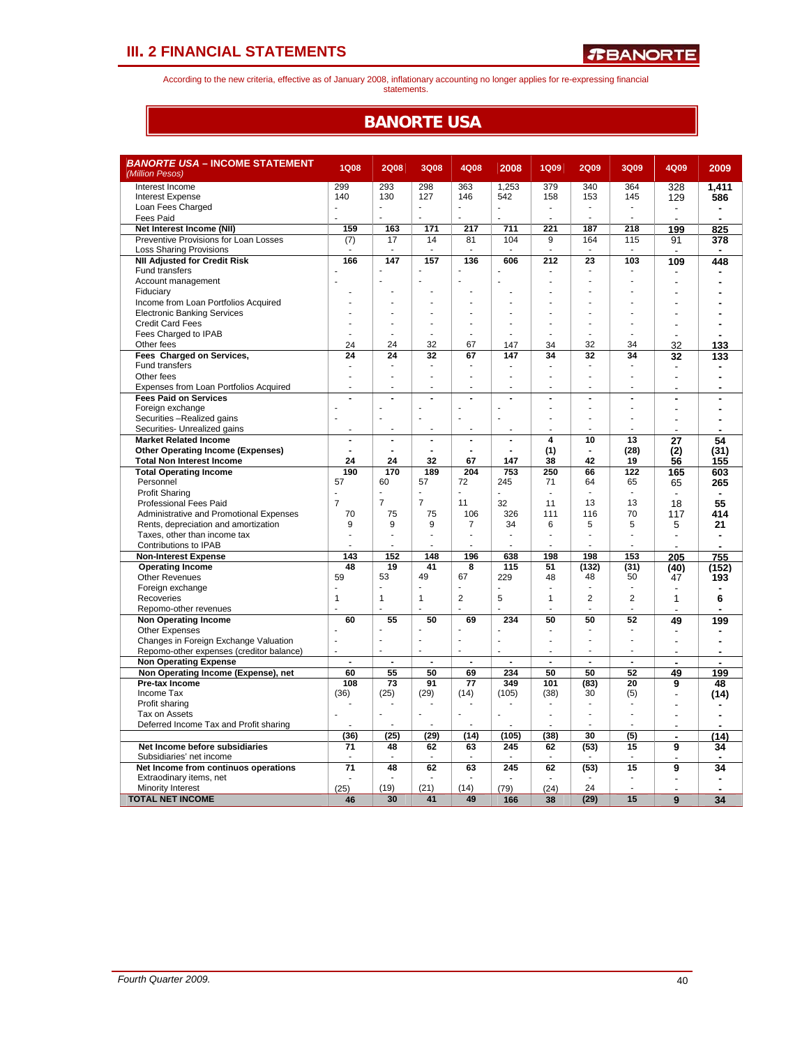# III. 2 FINANCIAL STATEMENTS

According to the new criteria, effective as of January 2008, inflationary accounting no longer applies for re-expressing financial statements.

## BANORTE USA

| ***BANORTE USA* – INCOME STATEMENT** *(Million Pesos)* | 1Q08 | 2Q08 | 3Q08 | 4Q08 | 2008 | 1Q09 | 2Q09 | 3Q09 | 4Q09 | 2009 |
|---|---|---|---|---|---|---|---|---|---|---|
| Interest Income | 299 | 293 | 298 | 363 | 1,253 | 379 | 340 | 364 | 328 | 1,411 |
| Interest Expense | 140 | 130 | 127 | 146 | 542 | 158 | 153 | 145 | 129 | 586 |
| Loan Fees Charged | - | - | - | - | - | - | - | - | - | - |
| Fees Paid | - | - | - | - | - | - | - | - | - | - |
| **Net Interest Income (NII)** | **159** | **163** | **171** | **217** | **711** | **221** | **187** | **218** | **199** | **825** |
| Preventive Provisions for Loan Losses | (7) | 17 | 14 | 81 | 104 | 9 | 164 | 115 | 91 | 378 |
| Loss Sharing Provisions | - | - | - | - | - | - | - | - | - | - |
| **NII Adjusted for Credit Risk** | **166** | **147** | **157** | **136** | **606** | **212** | **23** | **103** | **109** | **448** |
| Fund transfers | - | - | - | - | - | - | - | - | - | - |
| Account management | - | - | - | - | - | - | - | - | - | - |
| Fiduciary | - | - | - | - | - | - | - | - | - | - |
| Income from Loan Portfolios Acquired | - | - | - | - | - | - | - | - | - | - |
| Electronic Banking Services | - | - | - | - | - | - | - | - | - | - |
| Credit Card Fees | - | - | - | - | - | - | - | - | - | - |
| Fees Charged to IPAB | - | - | - | - | - | - | - | - | - | - |
| Other fees | 24 | 24 | 32 | 67 | 147 | 34 | 32 | 34 | 32 | 133 |
| **Fees Charged on Services,** | **24** | **24** | **32** | **67** | **147** | **34** | **32** | **34** | **32** | **133** |
| Fund transfers | - | - | - | - | - | - | - | - | - | - |
| Other fees | - | - | - | - | - | - | - | - | - | - |
| Expenses from Loan Portfolios Acquired | - | - | - | - | - | - | - | - | - | - |
| **Fees Paid on Services** | **-** | **-** | **-** | **-** | **-** | **-** | **-** | **-** | **-** | **-** |
| Foreign exchange | - | - | - | - | - | - | - | - | - | - |
| Securities –Realized gains | - | - | - | - | - | - | - | - | - | - |
| Securities- Unrealized gains | - | - | - | - | - | - | - | - | - | - |
| **Market Related Income** | **-** | **-** | **-** | **-** | **-** | **4** | **10** | **13** | **27** | **54** |
| **Other Operating Income (Expenses)** | **-** | **-** | **-** | **-** | **-** | **(1)** | **-** | **(28)** | **(2)** | **(31)** |
| **Total Non Interest Income** | **24** | **24** | **32** | **67** | **147** | **38** | **42** | **19** | **56** | **155** |
| **Total Operating Income** | **190** | **170** | **189** | **204** | **753** | **250** | **66** | **122** | **165** | **603** |
| Personnel | 57 | 60 | 57 | 72 | 245 | 71 | 64 | 65 | 65 | 265 |
| Profit Sharing | - | - | - | - | - | - | - | - | - | - |
| Professional Fees Paid | 7 | 7 | 7 | 11 | 32 | 11 | 13 | 13 | 18 | 55 |
| Administrative and Promotional Expenses | 70 | 75 | 75 | 106 | 326 | 111 | 116 | 70 | 117 | 414 |
| Rents, depreciation and amortization | 9 | 9 | 9 | 7 | 34 | 6 | 5 | 5 | 5 | 21 |
| Taxes, other than income tax | - | - | - | - | - | - | - | - | - | - |
| Contributions to IPAB | - | - | - | - | - | - | - | - | - | - |
| **Non-Interest Expense** | **143** | **152** | **148** | **196** | **638** | **198** | **198** | **153** | **205** | **755** |
| **Operating Income** | **48** | **19** | **41** | **8** | **115** | **51** | **(132)** | **(31)** | **(40)** | **(152)** |
| Other Revenues | 59 | 53 | 49 | 67 | 229 | 48 | 48 | 50 | 47 | 193 |
| Foreign exchange | - | - | - | - | - | - | - | - | - | - |
| Recoveries | 1 | 1 | 1 | 2 | 5 | 1 | 2 | 2 | 1 | 6 |
| Repomo-other revenues | - | - | - | - | - | - | - | - | - | - |
| **Non Operating Income** | **60** | **55** | **50** | **69** | **234** | **50** | **50** | **52** | **49** | **199** |
| Other Expenses | - | - | - | - | - | - | - | - | - | - |
| Changes in Foreign Exchange Valuation | - | - | - | - | - | - | - | - | - | - |
| Repomo-other expenses (creditor balance) | - | - | - | - | - | - | - | - | - | - |
| **Non Operating Expense** | **-** | **-** | **-** | **-** | **-** | **-** | **-** | **-** | **-** | **-** |
| **Non Operating Income (Expense), net** | **60** | **55** | **50** | **69** | **234** | **50** | **50** | **52** | **49** | **199** |
| **Pre-tax Income** | **108** | **73** | **91** | **77** | **349** | **101** | **(83)** | **20** | **9** | **48** |
| Income Tax | (36) | (25) | (29) | (14) | (105) | (38) | 30 | (5) | - | (14) |
| Profit sharing | - | - | - | - | - | - | - | - | - | - |
| Tax on Assets | - | - | - | - | - | - | - | - | - | - |
| Deferred Income Tax and Profit sharing | - | - | - | - | - | - | - | - | - | - |
| | **(36)** | **(25)** | **(29)** | **(14)** | **(105)** | **(38)** | **30** | **(5)** | **-** | **(14)** |
| **Net Income before subsidiaries** | **71** | **48** | **62** | **63** | **245** | **62** | **(53)** | **15** | **9** | **34** |
| Subsidiaries' net income | - | - | - | - | - | - | - | - | - | - |
| **Net Income from continous operations** | **71** | **48** | **62** | **63** | **245** | **62** | **(53)** | **15** | **9** | **34** |
| Extraodinary items, net | - | - | - | - | - | - | - | - | - | - |
| Minority Interest | (25) | (19) | (21) | (14) | (79) | (24) | 24 | - | - | - |
| **TOTAL NET INCOME** | **46** | **30** | **41** | **49** | **166** | **38** | **(29)** | **15** | **9** | **34** |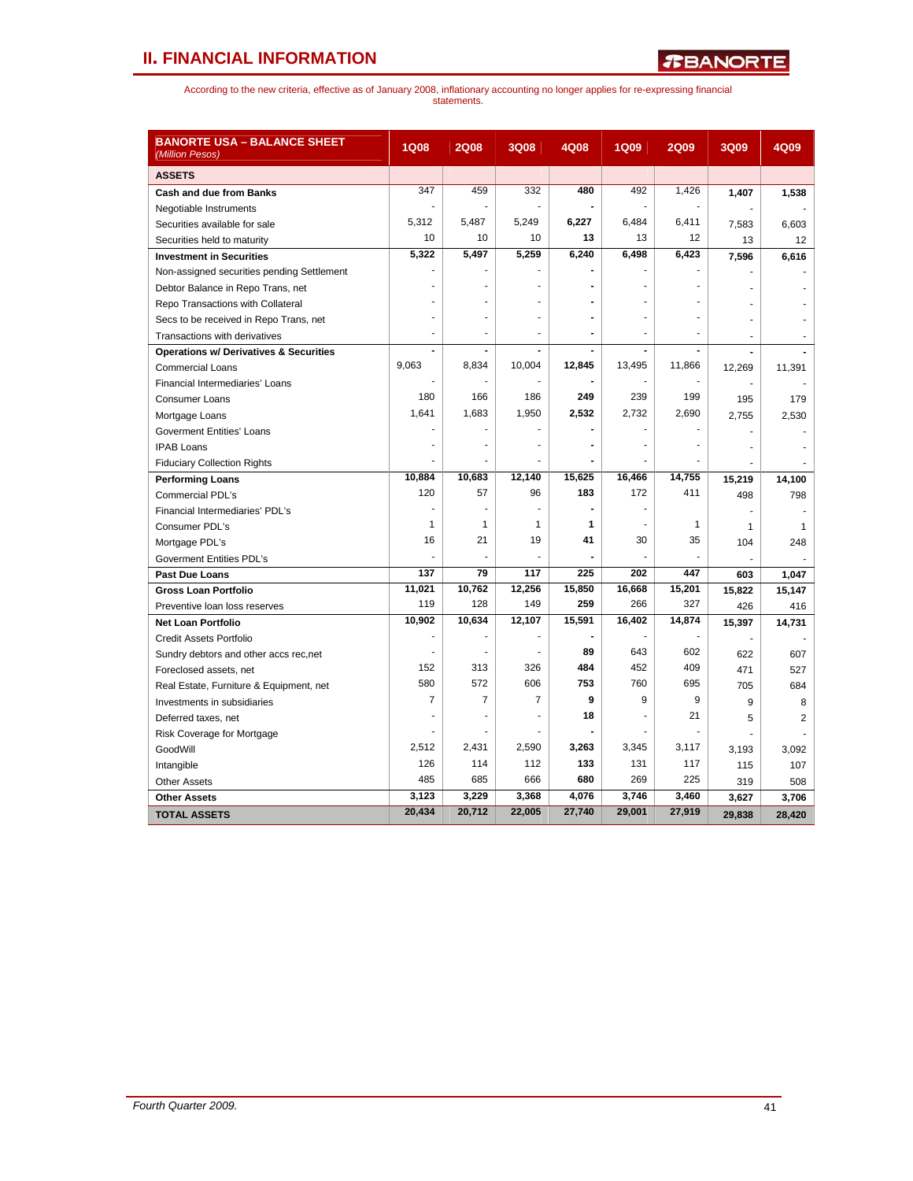## II. FINANCIAL INFORMATION

According to the new criteria, effective as of January 2008, inflationary accounting no longer applies for re-expressing financial statements.

| BANORTE USA – BALANCE SHEET *(Million Pesos)* | 1Q08 | 2Q08 | 3Q08 | 4Q08 | 1Q09 | 2Q09 | 3Q09 | 4Q09 |
|---|---|---|---|---|---|---|---|---|
| **ASSETS** | | | | | | | | |
| **Cash and due from Banks** | 347 | 459 | 332 | 480 | 492 | 1,426 | 1,407 | 1,538 |
| Negotiable Instruments | - | - | - | - | - | - | - | - |
| Securities available for sale | 5,312 | 5,487 | 5,249 | 6,227 | 6,484 | 6,411 | 7,583 | 6,603 |
| Securities held to maturity | 10 | 10 | 10 | 13 | 13 | 12 | 13 | 12 |
| **Investment in Securities** | 5,322 | 5,497 | 5,259 | 6,240 | 6,498 | 6,423 | 7,596 | 6,616 |
| Non-assigned securities pending Settlement | - | - | - | - | - | - | - | - |
| Debtor Balance in Repo Trans, net | - | - | - | - | - | - | - | - |
| Repo Transactions with Collateral | - | - | - | - | - | - | - | - |
| Secs to be received in Repo Trans, net | - | - | - | - | - | - | - | - |
| Transactions with derivatives | - | - | - | - | - | - | - | - |
| **Operations w/ Derivatives & Securities** | - | - | - | - | - | - | - | - |
| Commercial Loans | 9,063 | 8,834 | 10,004 | 12,845 | 13,495 | 11,866 | 12,269 | 11,391 |
| Financial Intermediaries' Loans | - | - | - | - | - | - | - | - |
| Consumer Loans | 180 | 166 | 186 | 249 | 239 | 199 | 195 | 179 |
| Mortgage Loans | 1,641 | 1,683 | 1,950 | 2,532 | 2,732 | 2,690 | 2,755 | 2,530 |
| Goverment Entities' Loans | - | - | - | - | - | - | - | - |
| IPAB Loans | - | - | - | - | - | - | - | - |
| Fiduciary Collection Rights | - | - | - | - | - | - | - | - |
| **Performing Loans** | 10,884 | 10,683 | 12,140 | 15,625 | 16,466 | 14,755 | 15,219 | 14,100 |
| Commercial PDL's | 120 | 57 | 96 | 183 | 172 | 411 | 498 | 798 |
| Financial Intermediaries' PDL's | - | - | - | - | - | | - | - |
| Consumer PDL's | 1 | 1 | 1 | 1 | - | 1 | 1 | 1 |
| Mortgage PDL's | 16 | 21 | 19 | 41 | 30 | 35 | 104 | 248 |
| Goverment Entities PDL's | - | - | - | - | - | - | - | - |
| **Past Due Loans** | 137 | 79 | 117 | 225 | 202 | 447 | 603 | 1,047 |
| **Gross Loan Portfolio** | 11,021 | 10,762 | 12,256 | 15,850 | 16,668 | 15,201 | 15,822 | 15,147 |
| Preventive loan loss reserves | 119 | 128 | 149 | 259 | 266 | 327 | 426 | 416 |
| **Net Loan Portfolio** | 10,902 | 10,634 | 12,107 | 15,591 | 16,402 | 14,874 | 15,397 | 14,731 |
| Credit Assets Portfolio | - | - | - | - | - | - | - | - |
| Sundry debtors and other accs rec,net | - | - | - | 89 | 643 | 602 | 622 | 607 |
| Foreclosed assets, net | 152 | 313 | 326 | 484 | 452 | 409 | 471 | 527 |
| Real Estate, Furniture & Equipment, net | 580 | 572 | 606 | 753 | 760 | 695 | 705 | 684 |
| Investments in subsidiaries | 7 | 7 | 7 | 9 | 9 | 9 | 9 | 8 |
| Deferred taxes, net | - | - | - | 18 | - | 21 | 5 | 2 |
| Risk Coverage for Mortgage | - | - | - | - | - | - | - | - |
| GoodWill | 2,512 | 2,431 | 2,590 | 3,263 | 3,345 | 3,117 | 3,193 | 3,092 |
| Intangible | 126 | 114 | 112 | 133 | 131 | 117 | 115 | 107 |
| Other Assets | 485 | 685 | 666 | 680 | 269 | 225 | 319 | 508 |
| **Other Assets** | 3,123 | 3,229 | 3,368 | 4,076 | 3,746 | 3,460 | 3,627 | 3,706 |
| **TOTAL ASSETS** | 20,434 | 20,712 | 22,005 | 27,740 | 29,001 | 27,919 | 29,838 | 28,420 |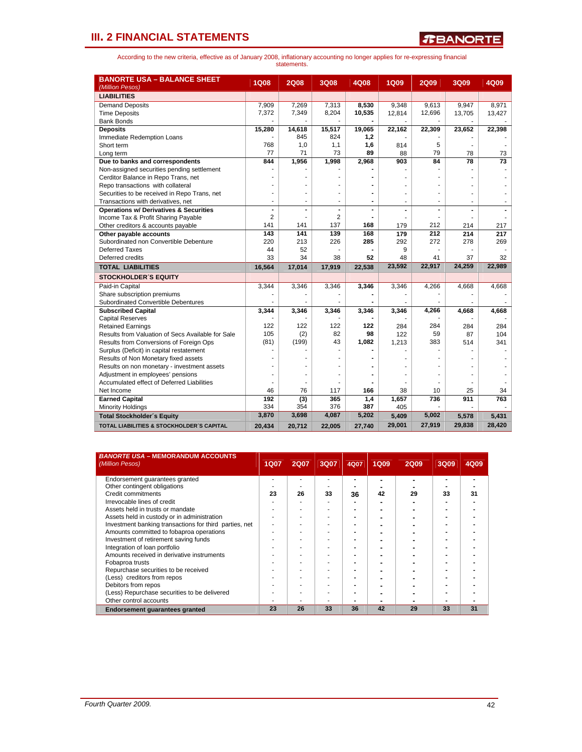## III. 2 FINANCIAL STATEMENTS

According to the new criteria, effective as of January 2008, inflationary accounting no longer applies for re-expressing financial statements.

| **BANORTE USA – BALANCE SHEET** *(Million Pesos)* | 1Q08 | 2Q08 | 3Q08 | 4Q08 | 1Q09 | 2Q09 | 3Q09 | 4Q09 |
|---|---|---|---|---|---|---|---|---|
| **LIABILITIES** | | | | | | | | |
| Demand Deposits | 7,909 | 7,269 | 7,313 | **8,530** | 9,348 | 9,613 | 9,947 | 8,971 |
| Time Deposits | 7,372 | 7,349 | 8,204 | **10,535** | 12,814 | 12,696 | 13,705 | 13,427 |
| Bank Bonds | - | - | - | **-** | - | - | - | - |
| **Deposits** | **15,280** | **14,618** | **15,517** | **19,065** | **22,162** | **22,309** | **23,652** | **22,398** |
| Immediate Redemption Loans | - | 845 | 824 | **1,2** | - | - | - | - |
| Short term | 768 | 1,0 | 1,1 | **1,6** | 814 | 5 | - | - |
| Long term | 77 | 71 | 73 | **89** | 88 | 79 | 78 | 73 |
| **Due to banks and correspondents** | **844** | **1,956** | **1,998** | **2,968** | **903** | **84** | **78** | **73** |
| Non-assigned securities pending settlement | - | - | - | **-** | - | - | - | - |
| Cerditor Balance in Repo Trans, net | - | - | - | **-** | - | - | - | - |
| Repo transactions with collateral | - | - | - | **-** | - | - | - | - |
| Securities to be received in Repo Trans, net | - | - | - | **-** | - | - | - | - |
| Transactions with derivatives, net | - | - | - | **-** | - | - | - | - |
| **Operations w/ Derivatives & Securities** | **-** | **-** | **-** | **-** | **-** | **-** | **-** | **-** |
| Income Tax & Profit Sharing Payable | 2 | - | 2 | **-** | - | - | - | - |
| Other creditors & accounts payable | 141 | 141 | 137 | **168** | 179 | 212 | 214 | 217 |
| **Other payable accounts** | **143** | **141** | **139** | **168** | **179** | **212** | **214** | **217** |
| Subordinated non Convertible Debenture | 220 | 213 | 226 | **285** | 292 | 272 | 278 | 269 |
| Deferred Taxes | 44 | 52 | - | **-** | 9 | - | - | - |
| Deferred credits | 33 | 34 | 38 | **52** | 48 | 41 | 37 | 32 |
| **TOTAL LIABILITIES** | **16,564** | **17,014** | **17,919** | **22,538** | **23,592** | **22,917** | **24,259** | **22,989** |
| **STOCKHOLDER´S EQUITY** | | | | | | | | |
| Paid-in Capital | 3,344 | 3,346 | 3,346 | **3,346** | 3,346 | 4,266 | 4,668 | 4,668 |
| Share subscription premiums | - | - | - | **-** | - | - | - | - |
| Subordinated Convertible Debentures | - | - | - | **-** | - | - | - | - |
| **Subscribed Capital** | **3,344** | **3,346** | **3,346** | **3,346** | **3,346** | **4,266** | **4,668** | **4,668** |
| Capital Reserves | - | - | - | **-** | - | - | - | - |
| Retained Earnings | 122 | 122 | 122 | **122** | 284 | 284 | 284 | 284 |
| Results from Valuation of Secs Available for Sale | 105 | (2) | 82 | **98** | 122 | 59 | 87 | 104 |
| Results from Conversions of Foreign Ops | (81) | (199) | 43 | **1,082** | 1,213 | 383 | 514 | 341 |
| Surplus (Deficit) in capital restatement | - | - | - | **-** | - | - | - | - |
| Results of Non Monetary fixed assets | - | - | - | **-** | - | - | - | - |
| Results on non monetary - investment assets | - | - | - | **-** | - | - | - | - |
| Adjustment in employees' pensions | - | - | - | **-** | - | - | - | - |
| Accumulated effect of Deferred Liabilities | - | - | - | **-** | - | - | - | - |
| Net Income | 46 | 76 | 117 | **166** | 38 | 10 | 25 | 34 |
| **Earned Capital** | **192** | **(3)** | **365** | **1,4** | **1,657** | **736** | **911** | **763** |
| Minority Holdings | 334 | 354 | 376 | **387** | 405 | - | - | - |
| **Total Stockholder´s Equity** | **3,870** | **3,698** | **4,087** | **5,202** | **5,409** | **5,002** | **5,578** | **5,431** |
| **TOTAL LIABILITIES & STOCKHOLDER´S CAPITAL** | **20,434** | **20,712** | **22,005** | **27,740** | **29,001** | **27,919** | **29,838** | **28,420** |

| **BANORTE USA – MEMORANDUM ACCOUNTS** *(Million Pesos)* | 1Q07 | 2Q07 | 3Q07 | 4Q07 | 1Q09 | 2Q09 | 3Q09 | 4Q09 |
|---|---|---|---|---|---|---|---|---|
| Endorsement guarantees granted | - | - | - | - | - | - | - | - |
| Other contingent obligations | - | - | - | - | - | - | - | - |
| Credit commitments | 23 | 26 | 33 | 36 | 42 | 29 | 33 | 31 |
| Irrevocable lines of credit | - | - | - | - | - | - | - | - |
| Assets held in trusts or mandate | - | - | - | - | - | - | - | - |
| Assets held in custody or in administration | - | - | - | - | - | - | - | - |
| Investment banking transactions for third parties, net | - | - | - | - | - | - | - | - |
| Amounts committed to fobaproa operations | - | - | - | - | - | - | - | - |
| Investment of retirement saving funds | - | - | - | - | - | - | - | - |
| Integration of loan portfolio | - | - | - | - | - | - | - | - |
| Amounts received in derivative instruments | - | - | - | - | - | - | - | - |
| Fobaproa trusts | - | - | - | - | - | - | - | - |
| Repurchase securities to be received | - | - | - | - | - | - | - | - |
| (Less) creditors from repos | - | - | - | - | - | - | - | - |
| Debitors from repos | - | - | - | - | - | - | - | - |
| (Less) Repurchase securities to be delivered | - | - | - | - | - | - | - | - |
| Other control accounts | - | - | - | - | - | - | - | - |
| **Endorsement guarantees granted** | **23** | **26** | **33** | **36** | **42** | **29** | **33** | **31** |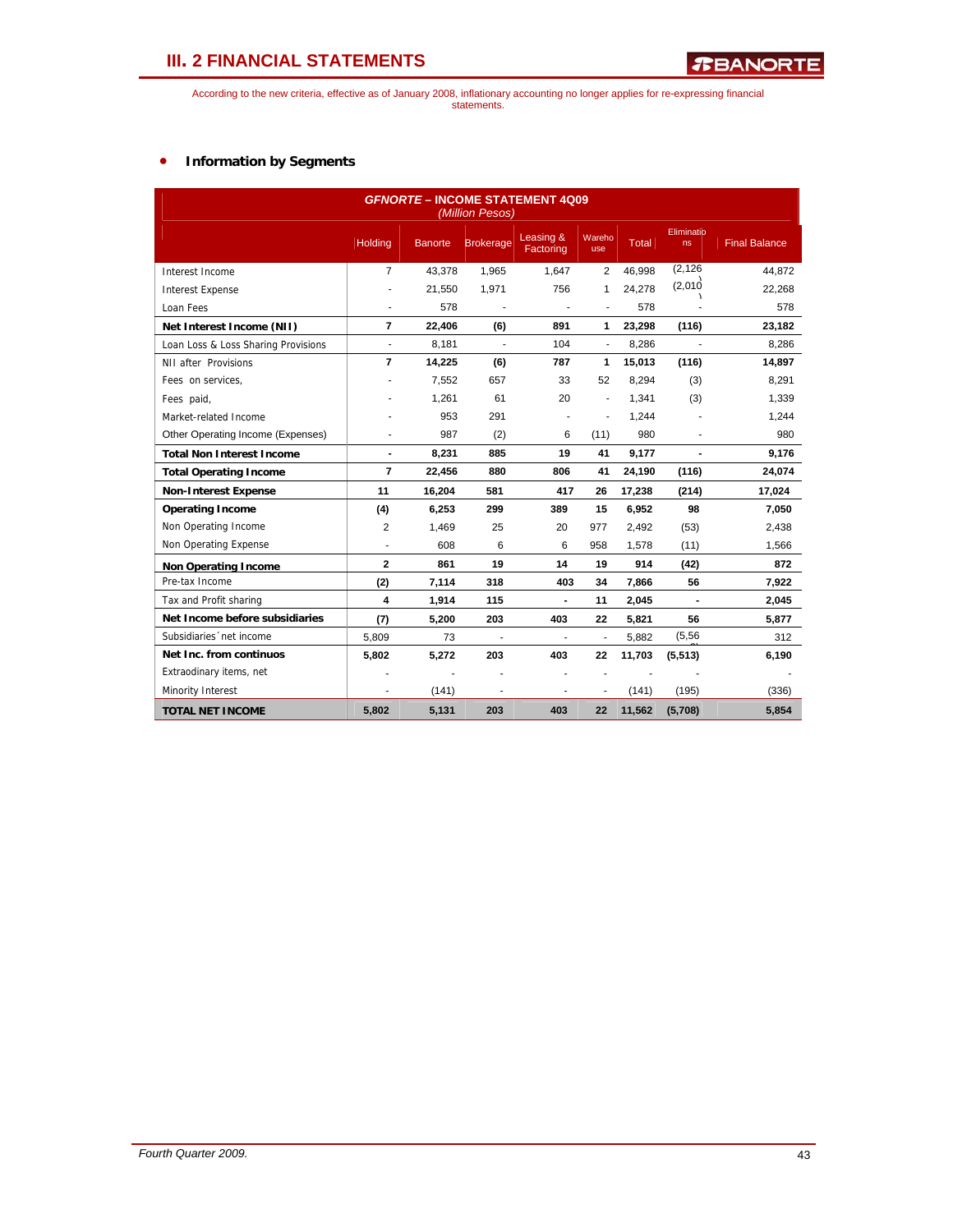## III. 2 FINANCIAL STATEMENTS

According to the new criteria, effective as of January 2008, inflationary accounting no longer applies for re-expressing financial statements.

- **Information by Segments**

| *GFNORTE* – INCOME STATEMENT 4Q09 *(Million Pesos)* | | | | | | | | |
|---|---|---|---|---|---|---|---|---|
| | Holding | Banorte | Brokerage | Leasing & Factoring | Warehouse | Total | Eliminations | Final Balance |
| Interest Income | 7 | 43,378 | 1,965 | 1,647 | 2 | 46,998 | (2,126) | 44,872 |
| Interest Expense | - | 21,550 | 1,971 | 756 | 1 | 24,278 | (2,010) | 22,268 |
| Loan Fees | - | 578 | - | - | - | 578 | - | 578 |
| **Net Interest Income (NII)** | **7** | **22,406** | **(6)** | **891** | **1** | **23,298** | **(116)** | **23,182** |
| Loan Loss & Loss Sharing Provisions | - | 8,181 | - | 104 | - | 8,286 | - | 8,286 |
| NII after Provisions | **7** | **14,225** | **(6)** | **787** | **1** | **15,013** | **(116)** | **14,897** |
| Fees on services, | - | 7,552 | 657 | 33 | 52 | 8,294 | (3) | 8,291 |
| Fees paid, | - | 1,261 | 61 | 20 | - | 1,341 | (3) | 1,339 |
| Market-related Income | - | 953 | 291 | - | - | 1,244 | - | 1,244 |
| Other Operating Income (Expenses) | - | 987 | (2) | 6 | (11) | 980 | - | 980 |
| **Total Non Interest Income** | **-** | **8,231** | **885** | **19** | **41** | **9,177** | **-** | **9,176** |
| **Total Operating Income** | **7** | **22,456** | **880** | **806** | **41** | **24,190** | **(116)** | **24,074** |
| **Non-Interest Expense** | **11** | **16,204** | **581** | **417** | **26** | **17,238** | **(214)** | **17,024** |
| **Operating Income** | **(4)** | **6,253** | **299** | **389** | **15** | **6,952** | **98** | **7,050** |
| Non Operating Income | 2 | 1,469 | 25 | 20 | 977 | 2,492 | (53) | 2,438 |
| Non Operating Expense | - | 608 | 6 | 6 | 958 | 1,578 | (11) | 1,566 |
| **Non Operating Income** | **2** | **861** | **19** | **14** | **19** | **914** | **(42)** | **872** |
| Pre-tax Income | **(2)** | **7,114** | **318** | **403** | **34** | **7,866** | **56** | **7,922** |
| Tax and Profit sharing | **4** | **1,914** | **115** | **-** | **11** | **2,045** | **-** | **2,045** |
| **Net Income before subsidiaries** | **(7)** | **5,200** | **203** | **403** | **22** | **5,821** | **56** | **5,877** |
| Subsidiaries´ net income | 5,809 | 73 | - | - | - | 5,882 | (5,569) | 312 |
| **Net Inc. from continuos** | **5,802** | **5,272** | **203** | **403** | **22** | **11,703** | **(5,513)** | **6,190** |
| Extraordinary items, net | - | - | - | - | - | - | - | - |
| Minority Interest | - | (141) | - | - | - | (141) | (195) | (336) |
| **TOTAL NET INCOME** | **5,802** | **5,131** | **203** | **403** | **22** | **11,562** | **(5,708)** | **5,854** |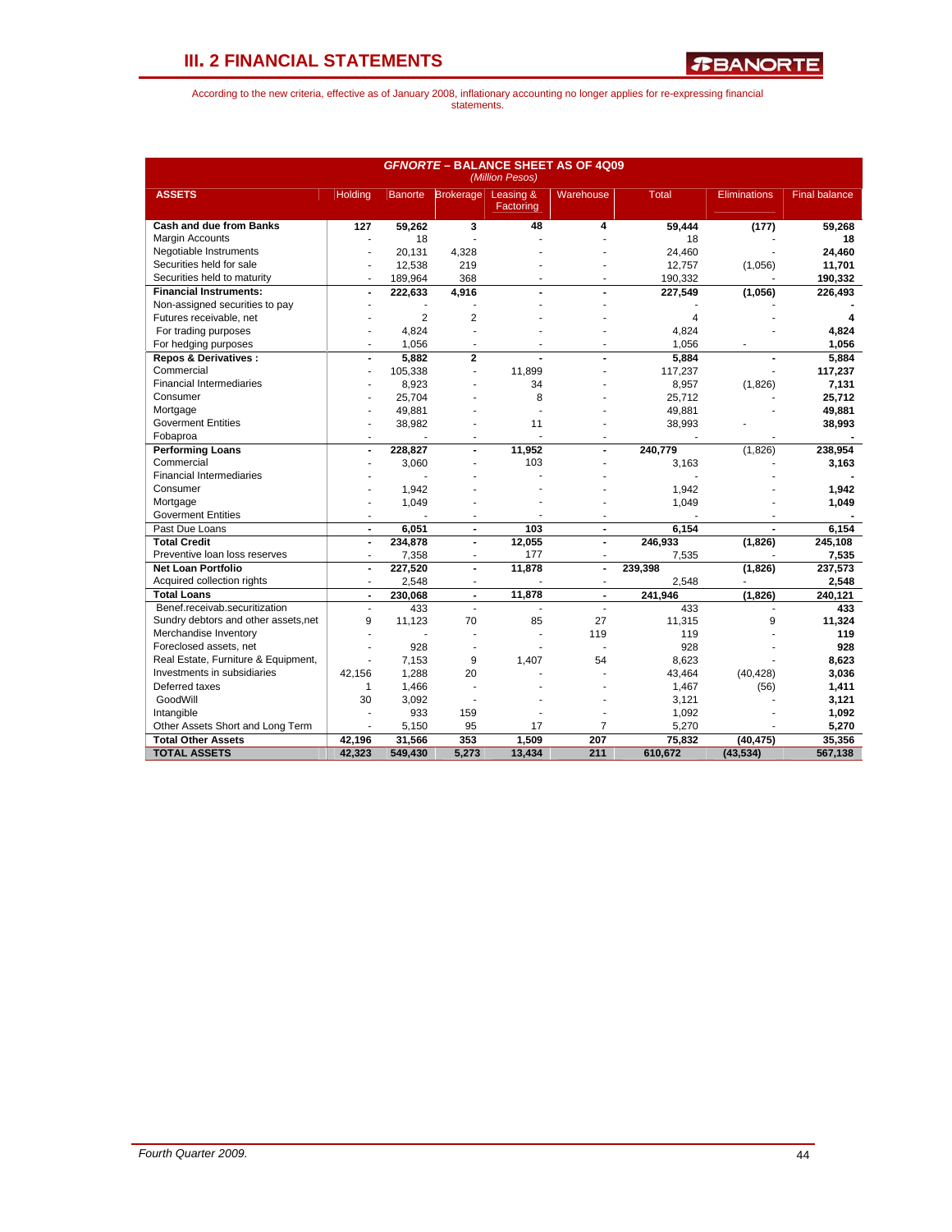## III. 2 FINANCIAL STATEMENTS

According to the new criteria, effective as of January 2008, inflationary accounting no longer applies for re-expressing financial statements.

**GFNORTE – BALANCE SHEET AS OF 4Q09**
*(Million Pesos)*

| ASSETS | Holding | Banorte | Brokerage | Leasing & Factoring | Warehouse | Total | Eliminations | Final balance |
|---|---|---|---|---|---|---|---|---|
| **Cash and due from Banks** | **127** | **59,262** | **3** | **48** | **4** | **59,444** | **(177)** | **59,268** |
| Margin Accounts | - | 18 | - | - | - | 18 | - | **18** |
| Negotiable Instruments | - | 20,131 | 4,328 | - | - | 24,460 | - | **24,460** |
| Securities held for sale | - | 12,538 | 219 | - | - | 12,757 | (1,056) | **11,701** |
| Securities held to maturity | - | 189,964 | 368 | - | - | 190,332 | - | **190,332** |
| **Financial Instruments:** | **-** | **222,633** | **4,916** | **-** | **-** | **227,549** | **(1,056)** | **226,493** |
| Non-assigned securities to pay | - | - | - | - | - | - | - | **-** |
| Futures receivable, net | - | 2 | 2 | - | - | 4 | - | **4** |
| For trading purposes | - | 4,824 | - | - | - | 4,824 | - | **4,824** |
| For hedging purposes | - | 1,056 | - | - | - | 1,056 | - | **1,056** |
| **Repos & Derivatives :** | **-** | **5,882** | **2** | **-** | **-** | **5,884** | **-** | **5,884** |
| Commercial | - | 105,338 | - | 11,899 | - | 117,237 | - | **117,237** |
| Financial Intermediaries | - | 8,923 | - | 34 | - | 8,957 | (1,826) | **7,131** |
| Consumer | - | 25,704 | - | 8 | - | 25,712 | - | **25,712** |
| Mortgage | - | 49,881 | - | - | - | 49,881 | - | **49,881** |
| Goverment Entities | - | 38,982 | - | 11 | - | 38,993 | - | **38,993** |
| Fobaproa | - | - | - | - | - | - | - | **-** |
| **Performing Loans** | **-** | **228,827** | **-** | **11,952** | **-** | **240,779** | (1,826) | **238,954** |
| Commercial | - | 3,060 | - | 103 | - | 3,163 | - | **3,163** |
| Financial Intermediaries | - | - | - | - | - | - | - | **-** |
| Consumer | - | 1,942 | - | - | - | 1,942 | - | **1,942** |
| Mortgage | - | 1,049 | - | - | - | 1,049 | - | **1,049** |
| Goverment Entities | - | - | - | - | - | - | - | **-** |
| Past Due Loans | **-** | **6,051** | **-** | **103** | **-** | **6,154** | **-** | **6,154** |
| **Total Credit** | **-** | **234,878** | **-** | **12,055** | **-** | **246,933** | **(1,826)** | **245,108** |
| Preventive loan loss reserves | - | 7,358 | - | 177 | - | 7,535 | - | **7,535** |
| **Net Loan Portfolio** | **-** | **227,520** | **-** | **11,878** | **-** | **239,398** | **(1,826)** | **237,573** |
| Acquired collection rights | - | 2,548 | - | - | - | 2,548 | - | **2,548** |
| **Total Loans** | **-** | **230,068** | **-** | **11,878** | **-** | **241,946** | **(1,826)** | **240,121** |
| Benef.receivab.securitization | - | 433 | - | - | - | 433 | - | **433** |
| Sundry debtors and other assets,net | 9 | 11,123 | 70 | 85 | 27 | 11,315 | 9 | **11,324** |
| Merchandise Inventory | - | - | - | - | 119 | 119 | - | **119** |
| Foreclosed assets, net | - | 928 | - | - | - | 928 | - | **928** |
| Real Estate, Furniture & Equipment, | - | 7,153 | 9 | 1,407 | 54 | 8,623 | - | **8,623** |
| Investments in subsidiaries | 42,156 | 1,288 | 20 | - | - | 43,464 | (40,428) | **3,036** |
| Deferred taxes | 1 | 1,466 | - | - | - | 1,467 | (56) | **1,411** |
| GoodWill | 30 | 3,092 | - | - | - | 3,121 | - | **3,121** |
| Intangible | - | 933 | 159 | - | - | 1,092 | - | **1,092** |
| Other Assets Short and Long Term | - | 5,150 | 95 | 17 | 7 | 5,270 | - | **5,270** |
| **Total Other Assets** | **42,196** | **31,566** | **353** | **1,509** | **207** | **75,832** | **(40,475)** | **35,356** |
| **TOTAL ASSETS** | **42,323** | **549,430** | **5,273** | **13,434** | **211** | **610,672** | **(43,534)** | **567,138** |

*Fourth Quarter 2009.*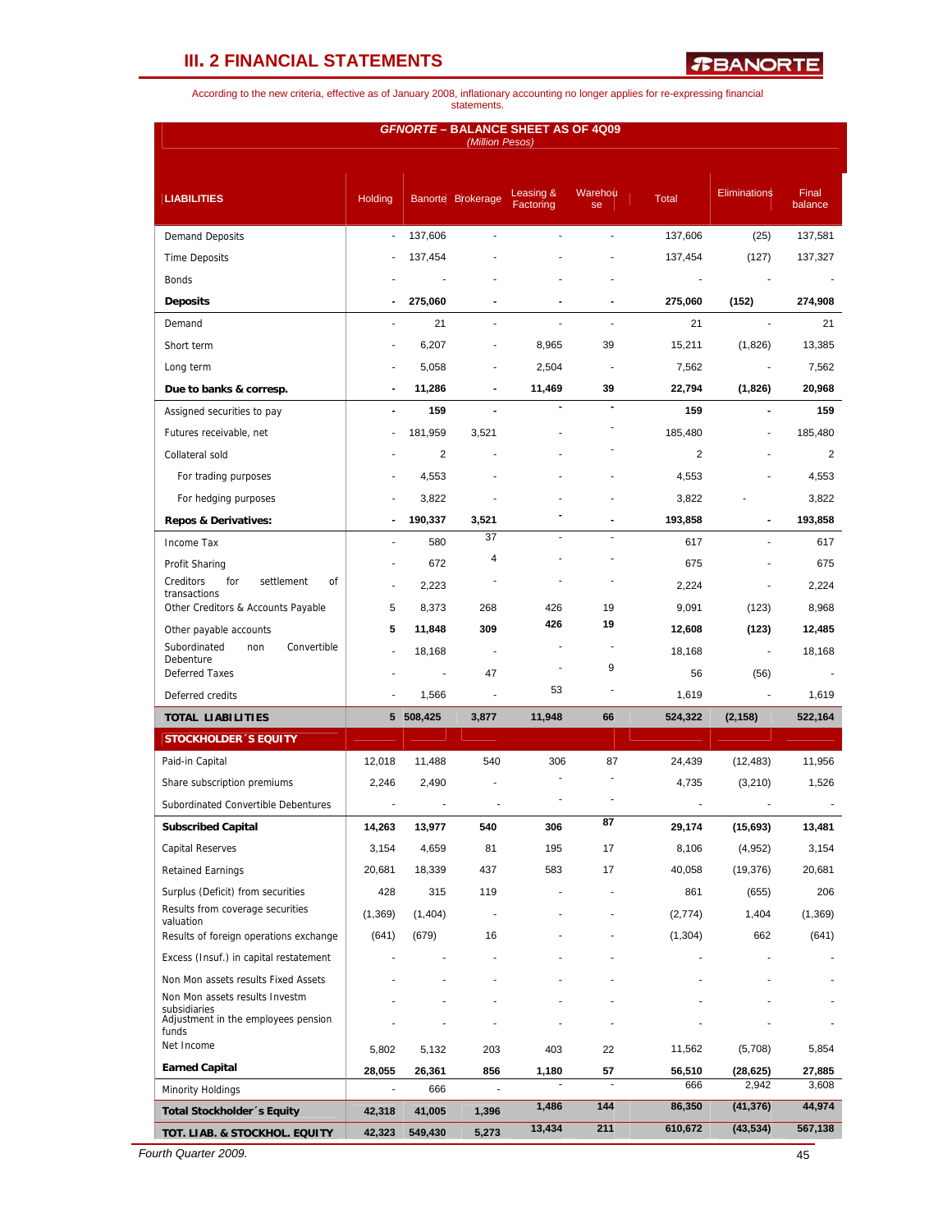## III. 2 FINANCIAL STATEMENTS

According to the new criteria, effective as of January 2008, inflationary accounting no longer applies for re-expressing financial statements.

**GFNORTE – BALANCE SHEET AS OF 4Q09**
*(Million Pesos)*

| LIABILITIES | Holding | Banorte | Brokerage | Leasing & Factoring | Warehouse | Total | Eliminations | Final balance |
|---|---|---|---|---|---|---|---|---|
| Demand Deposits | - | 137,606 | - | - | - | 137,606 | (25) | 137,581 |
| Time Deposits | - | 137,454 | - | - | - | 137,454 | (127) | 137,327 |
| Bonds | - | - | - | - | - | - | - | - |
| **Deposits** | **-** | **275,060** | **-** | **-** | **-** | **275,060** | **(152)** | **274,908** |
| Demand | - | 21 | - | - | - | 21 | - | 21 |
| Short term | - | 6,207 | - | 8,965 | 39 | 15,211 | (1,826) | 13,385 |
| Long term | - | 5,058 | - | 2,504 | - | 7,562 | - | 7,562 |
| **Due to banks & corresp.** | **-** | **11,286** | **-** | **11,469** | **39** | **22,794** | **(1,826)** | **20,968** |
| Assigned securities to pay | - | 159 | - | - | - | 159 | - | 159 |
| Futures receivable, net | - | 181,959 | 3,521 | - | - | 185,480 | - | 185,480 |
| Collateral sold | - | 2 | - | - | - | 2 | - | 2 |
| For trading purposes | - | 4,553 | - | - | - | 4,553 | - | 4,553 |
| For hedging purposes | - | 3,822 | - | - | - | 3,822 | - | 3,822 |
| **Repos & Derivatives:** | **-** | **190,337** | **3,521** | **-** | **-** | **193,858** | **-** | **193,858** |
| Income Tax | - | 580 | 37 | - | - | 617 | - | 617 |
| Profit Sharing | - | 672 | 4 | - | - | 675 | - | 675 |
| Creditors for settlement of transactions | - | 2,223 | - | - | - | 2,224 | - | 2,224 |
| Other Creditors & Accounts Payable | 5 | 8,373 | 268 | 426 | 19 | 9,091 | (123) | 8,968 |
| Other payable accounts | 5 | 11,848 | 309 | 426 | 19 | 12,608 | (123) | 12,485 |
| Subordinated non Convertible Debenture | - | 18,168 | - | - | - | 18,168 | - | 18,168 |
| Deferred Taxes | - | - | 47 | - | 9 | 56 | (56) | - |
| Deferred credits | - | 1,566 | - | 53 | - | 1,619 | - | 1,619 |
| **TOTAL LIABILITIES** | **5** | **508,425** | **3,877** | **11,948** | **66** | **524,322** | **(2,158)** | **522,164** |
| **STOCKHOLDER´S EQUITY** | | | | | | | | |
| Paid-in Capital | 12,018 | 11,488 | 540 | 306 | 87 | 24,439 | (12,483) | 11,956 |
| Share subscription premiums | 2,246 | 2,490 | - | - | - | 4,735 | (3,210) | 1,526 |
| Subordinated Convertible Debentures | - | - | - | - | - | - | - | - |
| **Subscribed Capital** | **14,263** | **13,977** | **540** | **306** | **87** | **29,174** | **(15,693)** | **13,481** |
| Capital Reserves | 3,154 | 4,659 | 81 | 195 | 17 | 8,106 | (4,952) | 3,154 |
| Retained Earnings | 20,681 | 18,339 | 437 | 583 | 17 | 40,058 | (19,376) | 20,681 |
| Surplus (Deficit) from securities | 428 | 315 | 119 | - | - | 861 | (655) | 206 |
| Results from coverage securities valuation | (1,369) | (1,404) | - | - | - | (2,774) | 1,404 | (1,369) |
| Results of foreign operations exchange | (641) | (679) | 16 | - | - | (1,304) | 662 | (641) |
| Excess (Insuf.) in capital restatement | - | - | - | - | - | - | - | - |
| Non Mon assets results Fixed Assets | - | - | - | - | - | - | - | - |
| Non Mon assets results Investm subsidiaries | - | - | - | - | - | - | - | - |
| Adjustment in the employees pension funds | - | - | - | - | - | - | - | - |
| Net Income | 5,802 | 5,132 | 203 | 403 | 22 | 11,562 | (5,708) | 5,854 |
| **Earned Capital** | **28,055** | **26,361** | **856** | **1,180** | **57** | **56,510** | **(28,625)** | **27,885** |
| Minority Holdings | - | 666 | - | - | - | 666 | 2,942 | 3,608 |
| **Total Stockholder´s Equity** | **42,318** | **41,005** | **1,396** | **1,486** | **144** | **86,350** | **(41,376)** | **44,974** |
| **TOT. LIAB. & STOCKHOL. EQUITY** | **42,323** | **549,430** | **5,273** | **13,434** | **211** | **610,672** | **(43,534)** | **567,138** |

*Fourth Quarter 2009.*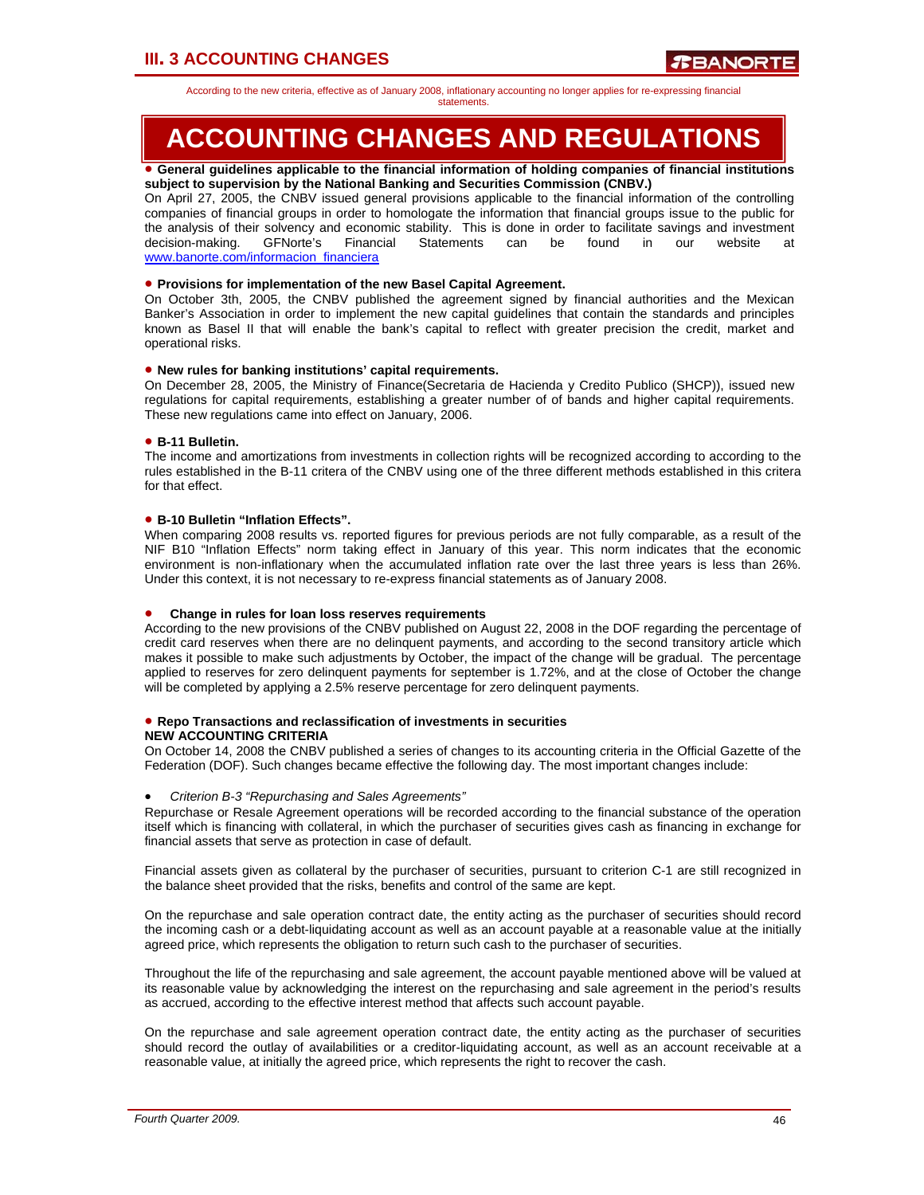According to the new criteria, effective as of January 2008, inflationary accounting no longer applies for re-expressing financial statements.

# ACCOUNTING CHANGES AND REGULATIONS

- **General guidelines applicable to the financial information of holding companies of financial institutions subject to supervision by the National Banking and Securities Commission (CNBV.)**

On April 27, 2005, the CNBV issued general provisions applicable to the financial information of the controlling companies of financial groups in order to homologate the information that financial groups issue to the public for the analysis of their solvency and economic stability. This is done in order to facilitate savings and investment decision-making. GFNorte's Financial Statements can be found in our website at www.banorte.com/informacion_financiera

- **Provisions for implementation of the new Basel Capital Agreement.**

On October 3th, 2005, the CNBV published the agreement signed by financial authorities and the Mexican Banker's Association in order to implement the new capital guidelines that contain the standards and principles known as Basel II that will enable the bank's capital to reflect with greater precision the credit, market and operational risks.

- **New rules for banking institutions' capital requirements.**

On December 28, 2005, the Ministry of Finance(Secretaria de Hacienda y Credito Publico (SHCP)), issued new regulations for capital requirements, establishing a greater number of of bands and higher capital requirements. These new regulations came into effect on January, 2006.

- **B-11 Bulletin.**

The income and amortizations from investments in collection rights will be recognized according to according to the rules established in the B-11 critera of the CNBV using one of the three different methods established in this critera for that effect.

- **B-10 Bulletin "Inflation Effects".**

When comparing 2008 results vs. reported figures for previous periods are not fully comparable, as a result of the NIF B10 "Inflation Effects" norm taking effect in January of this year. This norm indicates that the economic environment is non-inflationary when the accumulated inflation rate over the last three years is less than 26%. Under this context, it is not necessary to re-express financial statements as of January 2008.

- **Change in rules for loan loss reserves requirements**

According to the new provisions of the CNBV published on August 22, 2008 in the DOF regarding the percentage of credit card reserves when there are no delinquent payments, and according to the second transitory article which makes it possible to make such adjustments by October, the impact of the change will be gradual. The percentage applied to reserves for zero delinquent payments for september is 1.72%, and at the close of October the change will be completed by applying a 2.5% reserve percentage for zero delinquent payments.

- **Repo Transactions and reclassification of investments in securities**

**NEW ACCOUNTING CRITERIA**

On October 14, 2008 the CNBV published a series of changes to its accounting criteria in the Official Gazette of the Federation (DOF). Such changes became effective the following day. The most important changes include:

- *Criterion B-3 "Repurchasing and Sales Agreements"*

Repurchase or Resale Agreement operations will be recorded according to the financial substance of the operation itself which is financing with collateral, in which the purchaser of securities gives cash as financing in exchange for financial assets that serve as protection in case of default.

Financial assets given as collateral by the purchaser of securities, pursuant to criterion C-1 are still recognized in the balance sheet provided that the risks, benefits and control of the same are kept.

On the repurchase and sale operation contract date, the entity acting as the purchaser of securities should record the incoming cash or a debt-liquidating account as well as an account payable at a reasonable value at the initially agreed price, which represents the obligation to return such cash to the purchaser of securities.

Throughout the life of the repurchasing and sale agreement, the account payable mentioned above will be valued at its reasonable value by acknowledging the interest on the repurchasing and sale agreement in the period's results as accrued, according to the effective interest method that affects such account payable.

On the repurchase and sale agreement operation contract date, the entity acting as the purchaser of securities should record the outlay of availabilities or a creditor-liquidating account, as well as an account receivable at a reasonable value, at initially the agreed price, which represents the right to recover the cash.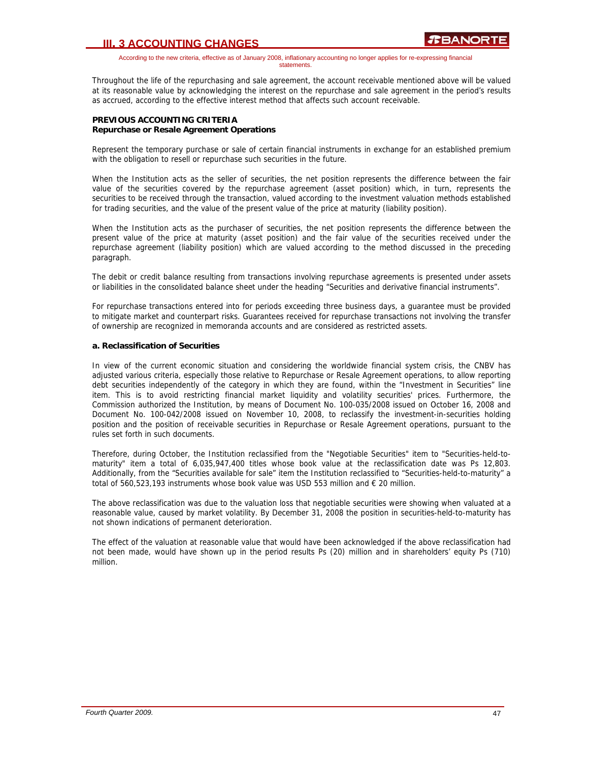Throughout the life of the repurchasing and sale agreement, the account receivable mentioned above will be valued at its reasonable value by acknowledging the interest on the repurchase and sale agreement in the period's results as accrued, according to the effective interest method that affects such account receivable.

**PREVIOUS ACCOUNTING CRITERIA**
**Repurchase or Resale Agreement Operations**

Represent the temporary purchase or sale of certain financial instruments in exchange for an established premium with the obligation to resell or repurchase such securities in the future.

When the Institution acts as the seller of securities, the net position represents the difference between the fair value of the securities covered by the repurchase agreement (asset position) which, in turn, represents the securities to be received through the transaction, valued according to the investment valuation methods established for trading securities, and the value of the present value of the price at maturity (liability position).

When the Institution acts as the purchaser of securities, the net position represents the difference between the present value of the price at maturity (asset position) and the fair value of the securities received under the repurchase agreement (liability position) which are valued according to the method discussed in the preceding paragraph.

The debit or credit balance resulting from transactions involving repurchase agreements is presented under assets or liabilities in the consolidated balance sheet under the heading "Securities and derivative financial instruments".

For repurchase transactions entered into for periods exceeding three business days, a guarantee must be provided to mitigate market and counterpart risks. Guarantees received for repurchase transactions not involving the transfer of ownership are recognized in memoranda accounts and are considered as restricted assets.

**a. Reclassification of Securities**

In view of the current economic situation and considering the worldwide financial system crisis, the CNBV has adjusted various criteria, especially those relative to Repurchase or Resale Agreement operations, to allow reporting debt securities independently of the category in which they are found, within the "Investment in Securities" line item. This is to avoid restricting financial market liquidity and volatility securities' prices. Furthermore, the Commission authorized the Institution, by means of Document No. 100-035/2008 issued on October 16, 2008 and Document No. 100-042/2008 issued on November 10, 2008, to reclassify the investment-in-securities holding position and the position of receivable securities in Repurchase or Resale Agreement operations, pursuant to the rules set forth in such documents.

Therefore, during October, the Institution reclassified from the "Negotiable Securities" item to "Securities-held-to-maturity" item a total of 6,035,947,400 titles whose book value at the reclassification date was Ps 12,803. Additionally, from the "Securities available for sale" item the Institution reclassified to "Securities-held-to-maturity" a total of 560,523,193 instruments whose book value was USD 553 million and € 20 million.

The above reclassification was due to the valuation loss that negotiable securities were showing when valuated at a reasonable value, caused by market volatility. By December 31, 2008 the position in securities-held-to-maturity has not shown indications of permanent deterioration.

The effect of the valuation at reasonable value that would have been acknowledged if the above reclassification had not been made, would have shown up in the period results Ps (20) million and in shareholders' equity Ps (710) million.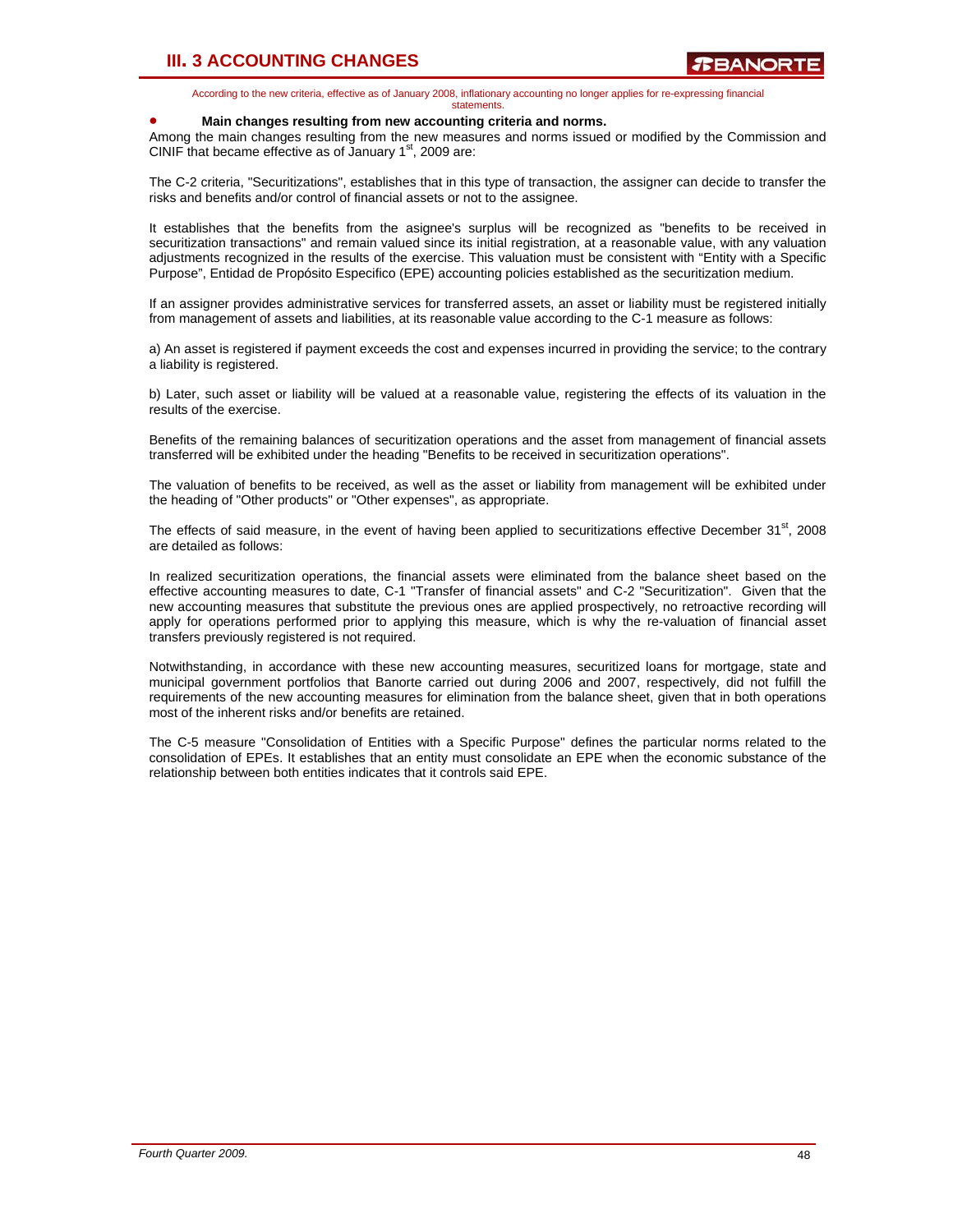# III. 3 ACCOUNTING CHANGES

According to the new criteria, effective as of January 2008, inflationary accounting no longer applies for re-expressing financial statements.

- **Main changes resulting from new accounting criteria and norms.**

Among the main changes resulting from the new measures and norms issued or modified by the Commission and CINIF that became effective as of January 1st, 2009 are:

The C-2 criteria, "Securitizations", establishes that in this type of transaction, the assigner can decide to transfer the risks and benefits and/or control of financial assets or not to the assignee.

It establishes that the benefits from the asignee's surplus will be recognized as "benefits to be received in securitization transactions" and remain valued since its initial registration, at a reasonable value, with any valuation adjustments recognized in the results of the exercise. This valuation must be consistent with "Entity with a Specific Purpose", Entidad de Propósito Especifico (EPE) accounting policies established as the securitization medium.

If an assigner provides administrative services for transferred assets, an asset or liability must be registered initially from management of assets and liabilities, at its reasonable value according to the C-1 measure as follows:

a) An asset is registered if payment exceeds the cost and expenses incurred in providing the service; to the contrary a liability is registered.

b) Later, such asset or liability will be valued at a reasonable value, registering the effects of its valuation in the results of the exercise.

Benefits of the remaining balances of securitization operations and the asset from management of financial assets transferred will be exhibited under the heading "Benefits to be received in securitization operations".

The valuation of benefits to be received, as well as the asset or liability from management will be exhibited under the heading of "Other products" or "Other expenses", as appropriate.

The effects of said measure, in the event of having been applied to securitizations effective December 31st, 2008 are detailed as follows:

In realized securitization operations, the financial assets were eliminated from the balance sheet based on the effective accounting measures to date, C-1 "Transfer of financial assets" and C-2 "Securitization". Given that the new accounting measures that substitute the previous ones are applied prospectively, no retroactive recording will apply for operations performed prior to applying this measure, which is why the re-valuation of financial asset transfers previously registered is not required.

Notwithstanding, in accordance with these new accounting measures, securitized loans for mortgage, state and municipal government portfolios that Banorte carried out during 2006 and 2007, respectively, did not fulfill the requirements of the new accounting measures for elimination from the balance sheet, given that in both operations most of the inherent risks and/or benefits are retained.

The C-5 measure "Consolidation of Entities with a Specific Purpose" defines the particular norms related to the consolidation of EPEs. It establishes that an entity must consolidate an EPE when the economic substance of the relationship between both entities indicates that it controls said EPE.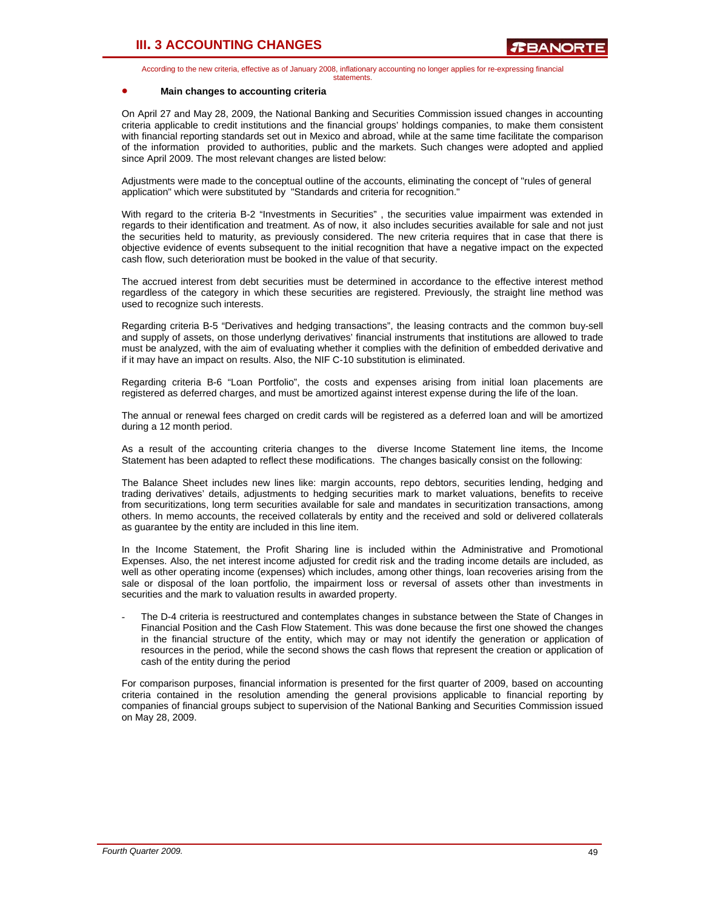# III. 3 ACCOUNTING CHANGES

According to the new criteria, effective as of January 2008, inflationary accounting no longer applies for re-expressing financial statements.

- **Main changes to accounting criteria**

On April 27 and May 28, 2009, the National Banking and Securities Commission issued changes in accounting criteria applicable to credit institutions and the financial groups' holdings companies, to make them consistent with financial reporting standards set out in Mexico and abroad, while at the same time facilitate the comparison of the information provided to authorities, public and the markets. Such changes were adopted and applied since April 2009. The most relevant changes are listed below:

Adjustments were made to the conceptual outline of the accounts, eliminating the concept of "rules of general application" which were substituted by "Standards and criteria for recognition."

With regard to the criteria B-2 "Investments in Securities" , the securities value impairment was extended in regards to their identification and treatment. As of now, it also includes securities available for sale and not just the securities held to maturity, as previously considered. The new criteria requires that in case that there is objective evidence of events subsequent to the initial recognition that have a negative impact on the expected cash flow, such deterioration must be booked in the value of that security.

The accrued interest from debt securities must be determined in accordance to the effective interest method regardless of the category in which these securities are registered. Previously, the straight line method was used to recognize such interests.

Regarding criteria B-5 "Derivatives and hedging transactions", the leasing contracts and the common buy-sell and supply of assets, on those underlyng derivatives' financial instruments that institutions are allowed to trade must be analyzed, with the aim of evaluating whether it complies with the definition of embedded derivative and if it may have an impact on results. Also, the NIF C-10 substitution is eliminated.

Regarding criteria B-6 "Loan Portfolio", the costs and expenses arising from initial loan placements are registered as deferred charges, and must be amortized against interest expense during the life of the loan.

The annual or renewal fees charged on credit cards will be registered as a deferred loan and will be amortized during a 12 month period.

As a result of the accounting criteria changes to the diverse Income Statement line items, the Income Statement has been adapted to reflect these modifications. The changes basically consist on the following:

The Balance Sheet includes new lines like: margin accounts, repo debtors, securities lending, hedging and trading derivatives' details, adjustments to hedging securities mark to market valuations, benefits to receive from securitizations, long term securities available for sale and mandates in securitization transactions, among others. In memo accounts, the received collaterals by entity and the received and sold or delivered collaterals as guarantee by the entity are included in this line item.

In the Income Statement, the Profit Sharing line is included within the Administrative and Promotional Expenses. Also, the net interest income adjusted for credit risk and the trading income details are included, as well as other operating income (expenses) which includes, among other things, loan recoveries arising from the sale or disposal of the loan portfolio, the impairment loss or reversal of assets other than investments in securities and the mark to valuation results in awarded property.

- The D-4 criteria is reestructured and contemplates changes in substance between the State of Changes in Financial Position and the Cash Flow Statement. This was done because the first one showed the changes in the financial structure of the entity, which may or may not identify the generation or application of resources in the period, while the second shows the cash flows that represent the creation or application of cash of the entity during the period

For comparison purposes, financial information is presented for the first quarter of 2009, based on accounting criteria contained in the resolution amending the general provisions applicable to financial reporting by companies of financial groups subject to supervision of the National Banking and Securities Commission issued on May 28, 2009.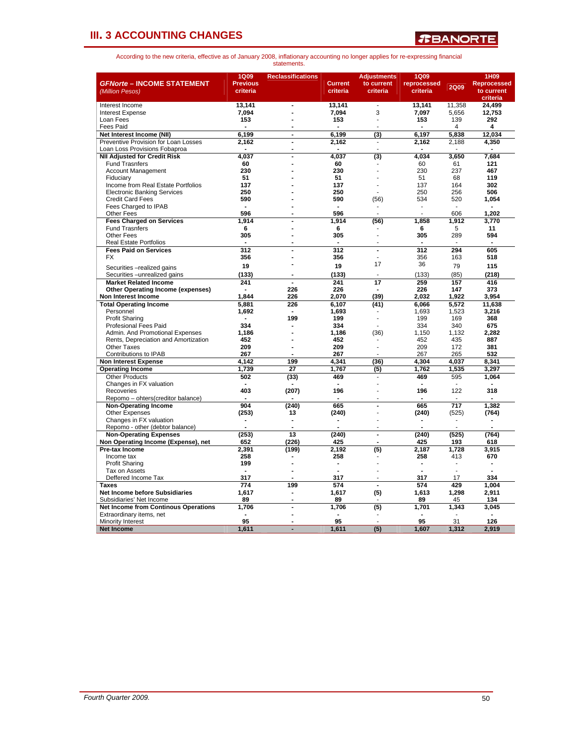## III. 3 ACCOUNTING CHANGES

According to the new criteria, effective as of January 2008, inflationary accounting no longer applies for re-expressing financial statements.

| *GFNorte* – INCOME STATEMENT *(Million Pesos)* | 1Q09 Previous criteria | Reclassifications | Current criteria | Adjustments to current criteria | 1Q09 reprocessed criteria | 2Q09 | 1H09 Reprocessed to current criteria |
|---|---|---|---|---|---|---|---|
| Interest Income | 13,141 | - | 13,141 | - | 13,141 | 11,358 | 24,499 |
| Interest Expense | 7,094 | - | 7,094 | 3 | 7,097 | 5,656 | 12,753 |
| Loan Fees | 153 | - | 153 | - | 153 | 139 | 292 |
| Fees Paid | - | - | - | - | - | 4 | 4 |
| **Net Interest Income (NII)** | 6,199 | - | 6,199 | (3) | 6,197 | 5,838 | 12,034 |
| Preventive Provision for Loan Losses | 2,162 | - | 2,162 | - | 2,162 | 2,188 | 4,350 |
| Loan Loss Provisions Fobaproa | - | - | - | - | - | - | - |
| **NII Adjusted for Credit Risk** | 4,037 | - | 4,037 | (3) | 4,034 | 3,650 | 7,684 |
| Fund Trasnfers | 60 | - | 60 | - | 60 | 61 | 121 |
| Account Management | 230 | - | 230 | - | 230 | 237 | 467 |
| Fiduciary | 51 | - | 51 | - | 51 | 68 | 119 |
| Income from Real Estate Portfolios | 137 | - | 137 | - | 137 | 164 | 302 |
| Electronic Banking Services | 250 | - | 250 | - | 250 | 256 | 506 |
| Credit Card Fees | 590 | - | 590 | (56) | 534 | 520 | 1,054 |
| Fees Charged to IPAB | - | - | - | - | - | - | - |
| Other Fees | 596 | - | 596 | - | - | 606 | 1,202 |
| **Fees Charged on Services** | 1,914 | - | 1,914 | (56) | 1,858 | 1,912 | 3,770 |
| Fund Trasnfers | 6 | - | 6 | - | 6 | 5 | 11 |
| Other Fees | 305 | - | 305 | - | 305 | 289 | 594 |
| Real Estate Portfolios | - | - | - | - | - | - | - |
| **Fees Paid on Services** | 312 | - | 312 | - | 312 | 294 | 605 |
| FX | 356 | - | 356 | - | 356 | 163 | 518 |
| Securities –realized gains | 19 | - | 19 | 17 | 36 | 79 | 115 |
| Securities –unrealized gains | (133) | - | (133) | - | (133) | (85) | (218) |
| **Market Related Income** | 241 | - | 241 | 17 | 259 | 157 | 416 |
| **Other Operating Income (expenses)** | - | 226 | 226 | - | 226 | 147 | 373 |
| **Non Interest Income** | 1,844 | 226 | 2,070 | (39) | 2,032 | 1,922 | 3,954 |
| **Total Operating Income** | 5,881 | 226 | 6,107 | (41) | 6,066 | 5,572 | 11,638 |
| Personnel | 1,692 | - | 1,693 | - | 1,693 | 1,523 | 3,216 |
| Profit Sharing | - | 199 | 199 | - | 199 | 169 | 368 |
| Profesional Fees Paid | 334 | - | 334 | - | 334 | 340 | 675 |
| Admin. And Promotional Expenses | 1,186 | - | 1,186 | (36) | 1,150 | 1,132 | 2,282 |
| Rents, Depreciation and Amortization | 452 | - | 452 | - | 452 | 435 | 887 |
| Other Taxes | 209 | - | 209 | - | 209 | 172 | 381 |
| Contributions to IPAB | 267 | - | 267 | - | 267 | 265 | 532 |
| **Non Interest Expense** | 4,142 | 199 | 4,341 | (36) | 4,304 | 4,037 | 8,341 |
| **Operating Income** | 1,739 | 27 | 1,767 | (5) | 1,762 | 1,535 | 3,297 |
| Other Products | 502 | (33) | 469 | - | 469 | 595 | 1,064 |
| Changes in FX valuation | - | - | - | - | - | - | - |
| Recoveries | 403 | (207) | 196 | - | 196 | 122 | 318 |
| Repomo – ohters(creditor balance) | - | - | - | - | - | - | - |
| **Non-Operating Income** | 904 | (240) | 665 | - | 665 | 717 | 1,382 |
| Other Expenses | (253) | 13 | (240) | - | (240) | (525) | (764) |
| Changes in FX valuation | - | - | - | - | - | - | - |
| Repomo - other (debtor balance) | - | - | - | - | - | - | - |
| **Non-Operating Expenses** | (253) | 13 | (240) | - | (240) | (525) | (764) |
| **Non Operating Income (Expense), net** | 652 | (226) | 425 | - | 425 | 193 | 618 |
| **Pre-tax Income** | 2,391 | (199) | 2,192 | (5) | 2,187 | 1,728 | 3,915 |
| Income tax | 258 | - | 258 | - | 258 | 413 | 670 |
| Profit Sharing | 199 | - | - | - | - | - | - |
| Tax on Assets | - | - | - | - | - | - | - |
| Deffered Income Tax | 317 | - | 317 | - | 317 | 17 | 334 |
| **Taxes** | 774 | 199 | 574 | - | 574 | 429 | 1,004 |
| **Net Income before Subsidiaries** | 1,617 | - | 1,617 | (5) | 1,613 | 1,298 | 2,911 |
| Subsidiaries' Net Income | 89 | - | 89 | - | 89 | 45 | 134 |
| **Net Income from Continous Operations** | 1,706 | - | 1,706 | (5) | 1,701 | 1,343 | 3,045 |
| Extraordinary items, net | - | - | - | - | - | - | - |
| Minority Interest | 95 | - | 95 | - | 95 | 31 | 126 |
| **Net Income** | 1,611 | - | 1,611 | (5) | 1,607 | 1,312 | 2,919 |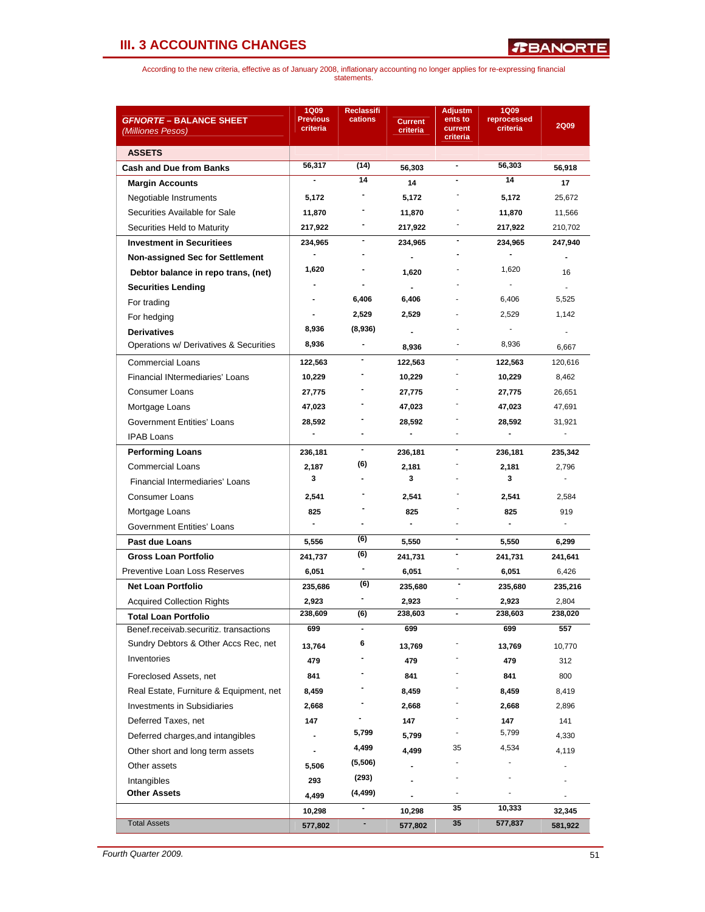## III. 3 ACCOUNTING CHANGES

According to the new criteria, effective as of January 2008, inflationary accounting no longer applies for re-expressing financial statements.

| GFNORTE – BALANCE SHEET (Milliones Pesos) | 1Q09 Previous criteria | Reclassifications | Current criteria | Adjustments to current criteria | 1Q09 reprocessed criteria | 2Q09 |
|---|---|---|---|---|---|---|
| **ASSETS** | | | | | | |
| **Cash and Due from Banks** | 56,317 | (14) | 56,303 | - | 56,303 | 56,918 |
| **Margin Accounts** | - | 14 | 14 | - | 14 | 17 |
| Negotiable Instruments | 5,172 | - | 5,172 | - | 5,172 | 25,672 |
| Securities Available for Sale | 11,870 | - | 11,870 | - | 11,870 | 11,566 |
| Securities Held to Maturity | 217,922 | - | 217,922 | - | 217,922 | 210,702 |
| **Investment in Securitiees** | 234,965 | - | 234,965 | - | 234,965 | 247,940 |
| **Non-assigned Sec for Settlement** | - | - | - | - | - | - |
| **Debtor balance in repo trans, (net)** | 1,620 | - | 1,620 | - | 1,620 | 16 |
| **Securities Lending** | - | - | - | - | - | - |
| For trading | - | 6,406 | 6,406 | - | 6,406 | 5,525 |
| For hedging | - | 2,529 | 2,529 | - | 2,529 | 1,142 |
| **Derivatives** | 8,936 | (8,936) | - | - | - | - |
| Operations w/ Derivatives & Securities | 8,936 | - | 8,936 | - | 8,936 | 6,667 |
| Commercial Loans | 122,563 | - | 122,563 | - | 122,563 | 120,616 |
| Financial INtermediaries' Loans | 10,229 | - | 10,229 | - | 10,229 | 8,462 |
| Consumer Loans | 27,775 | - | 27,775 | - | 27,775 | 26,651 |
| Mortgage Loans | 47,023 | - | 47,023 | - | 47,023 | 47,691 |
| Government Entities' Loans | 28,592 | - | 28,592 | - | 28,592 | 31,921 |
| IPAB Loans | - | - | - | - | - | - |
| **Performing Loans** | 236,181 | - | 236,181 | - | 236,181 | 235,342 |
| Commercial Loans | 2,187 | (6) | 2,181 | - | 2,181 | 2,796 |
| Financial Intermediaries' Loans | 3 | - | 3 | - | 3 | - |
| Consumer Loans | 2,541 | - | 2,541 | - | 2,541 | 2,584 |
| Mortgage Loans | 825 | - | 825 | - | 825 | 919 |
| Government Entities' Loans | - | - | - | - | - | - |
| **Past due Loans** | 5,556 | (6) | 5,550 | - | 5,550 | 6,299 |
| **Gross Loan Portfolio** | 241,737 | (6) | 241,731 | - | 241,731 | 241,641 |
| Preventive Loan Loss Reserves | 6,051 | - | 6,051 | - | 6,051 | 6,426 |
| **Net Loan Portfolio** | 235,686 | (6) | 235,680 | - | 235,680 | 235,216 |
| Acquired Collection Rights | 2,923 | - | 2,923 | - | 2,923 | 2,804 |
| **Total Loan Portfolio** | 238,609 | (6) | 238,603 | - | 238,603 | 238,020 |
| Benef.receivab.securitiz. transactions | 699 | - | 699 | | 699 | 557 |
| Sundry Debtors & Other Accs Rec, net | 13,764 | 6 | 13,769 | - | 13,769 | 10,770 |
| Inventories | 479 | - | 479 | - | 479 | 312 |
| Foreclosed Assets, net | 841 | - | 841 | - | 841 | 800 |
| Real Estate, Furniture & Equipment, net | 8,459 | - | 8,459 | - | 8,459 | 8,419 |
| Investments in Subsidiaries | 2,668 | - | 2,668 | - | 2,668 | 2,896 |
| Deferred Taxes, net | 147 | - | 147 | - | 147 | 141 |
| Deferred charges,and intangibles | - | 5,799 | 5,799 | - | 5,799 | 4,330 |
| Other short and long term assets | - | 4,499 | 4,499 | 35 | 4,534 | 4,119 |
| Other assets | 5,506 | (5,506) | - | - | - | - |
| Intangibles | 293 | (293) | - | - | - | - |
| **Other Assets** | 4,499 | (4,499) | - | - | - | - |
| | 10,298 | - | 10,298 | 35 | 10,333 | 32,345 |
| Total Assets | 577,802 | - | 577,802 | 35 | 577,837 | 581,922 |

*Fourth Quarter 2009.*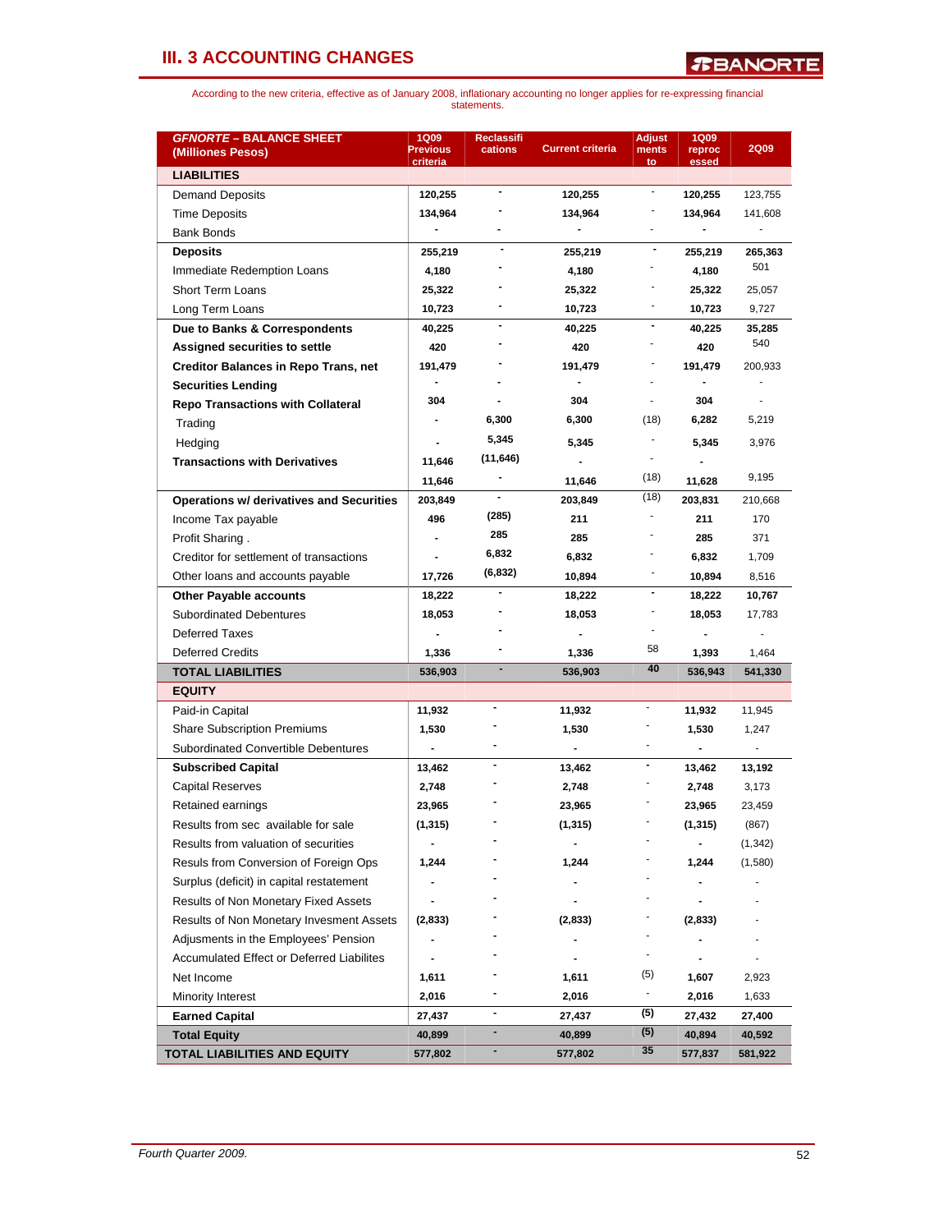## III. 3 ACCOUNTING CHANGES

According to the new criteria, effective as of January 2008, inflationary accounting no longer applies for re-expressing financial statements.

| *GFNORTE* – BALANCE SHEET (Milliones Pesos) | 1Q09 Previous criteria | Reclassifications | Current criteria | Adjustments to | 1Q09 reprocessed | 2Q09 |
|---|---|---|---|---|---|---|
| **LIABILITIES** | | | | | | |
| Demand Deposits | 120,255 | - | 120,255 | - | 120,255 | 123,755 |
| Time Deposits | 134,964 | - | 134,964 | - | 134,964 | 141,608 |
| Bank Bonds | - | - | - | - | - | - |
| **Deposits** | 255,219 | - | 255,219 | - | 255,219 | 265,363 |
| Immediate Redemption Loans | 4,180 | - | 4,180 | - | 4,180 | 501 |
| Short Term Loans | 25,322 | - | 25,322 | - | 25,322 | 25,057 |
| Long Term Loans | 10,723 | - | 10,723 | - | 10,723 | 9,727 |
| **Due to Banks & Correspondents** | 40,225 | - | 40,225 | - | 40,225 | 35,285 |
| **Assigned securities to settle** | 420 | - | 420 | - | 420 | 540 |
| **Creditor Balances in Repo Trans, net** | 191,479 | - | 191,479 | - | 191,479 | 200,933 |
| **Securities Lending** | - | - | - | - | - | - |
| **Repo Transactions with Collateral** | 304 | - | 304 | - | 304 | - |
| Trading | - | 6,300 | 6,300 | (18) | 6,282 | 5,219 |
| Hedging | - | 5,345 | 5,345 | - | 5,345 | 3,976 |
| **Transactions with Derivatives** | 11,646 | (11,646) | - | - | - | |
| | 11,646 | - | 11,646 | (18) | 11,628 | 9,195 |
| **Operations w/ derivatives and Securities** | 203,849 | - | 203,849 | (18) | 203,831 | 210,668 |
| Income Tax payable | 496 | (285) | 211 | - | 211 | 170 |
| Profit Sharing . | - | 285 | 285 | - | 285 | 371 |
| Creditor for settlement of transactions | - | 6,832 | 6,832 | - | 6,832 | 1,709 |
| Other loans and accounts payable | 17,726 | (6,832) | 10,894 | - | 10,894 | 8,516 |
| **Other Payable accounts** | 18,222 | - | 18,222 | - | 18,222 | 10,767 |
| Subordinated Debentures | 18,053 | - | 18,053 | - | 18,053 | 17,783 |
| Deferred Taxes | - | - | - | - | - | - |
| Deferred Credits | 1,336 | - | 1,336 | 58 | 1,393 | 1,464 |
| **TOTAL LIABILITIES** | 536,903 | - | 536,903 | 40 | 536,943 | 541,330 |
| **EQUITY** | | | | | | |
| Paid-in Capital | 11,932 | - | 11,932 | - | 11,932 | 11,945 |
| Share Subscription Premiums | 1,530 | - | 1,530 | - | 1,530 | 1,247 |
| Subordinated Convertible Debentures | - | - | - | - | - | - |
| **Subscribed Capital** | 13,462 | - | 13,462 | - | 13,462 | 13,192 |
| Capital Reserves | 2,748 | - | 2,748 | - | 2,748 | 3,173 |
| Retained earnings | 23,965 | - | 23,965 | - | 23,965 | 23,459 |
| Results from sec available for sale | (1,315) | - | (1,315) | - | (1,315) | (867) |
| Results from valuation of securities | - | - | - | - | - | (1,342) |
| Resuls from Conversion of Foreign Ops | 1,244 | - | 1,244 | - | 1,244 | (1,580) |
| Surplus (deficit) in capital restatement | - | - | - | - | - | - |
| Results of Non Monetary Fixed Assets | - | - | - | - | - | - |
| Results of Non Monetary Invesment Assets | (2,833) | - | (2,833) | - | (2,833) | - |
| Adjusments in the Employees' Pension | - | - | - | - | - | - |
| Accumulated Effect or Deferred Liabilites | - | - | - | - | - | - |
| Net Income | 1,611 | - | 1,611 | (5) | 1,607 | 2,923 |
| Minority Interest | 2,016 | - | 2,016 | - | 2,016 | 1,633 |
| **Earned Capital** | 27,437 | - | 27,437 | (5) | 27,432 | 27,400 |
| **Total Equity** | 40,899 | - | 40,899 | (5) | 40,894 | 40,592 |
| **TOTAL LIABILITIES AND EQUITY** | 577,802 | - | 577,802 | 35 | 577,837 | 581,922 |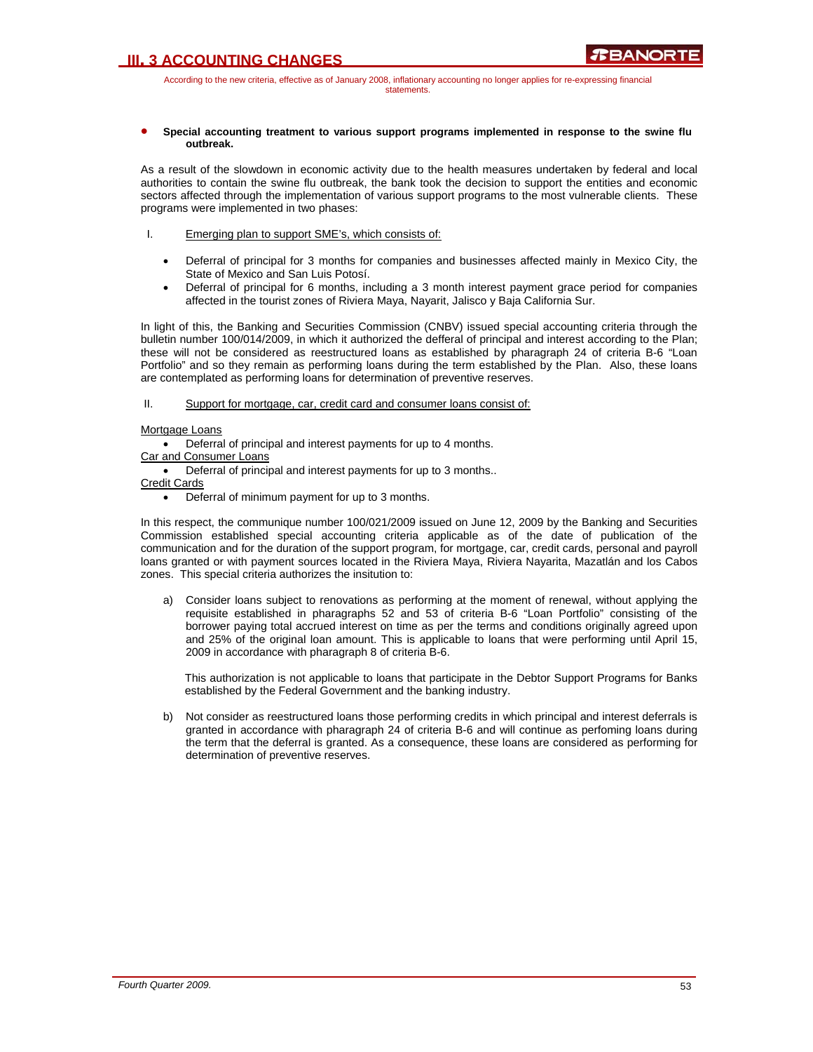## III. 3 ACCOUNTING CHANGES

According to the new criteria, effective as of January 2008, inflationary accounting no longer applies for re-expressing financial statements.

- **Special accounting treatment to various support programs implemented in response to the swine flu outbreak.**

As a result of the slowdown in economic activity due to the health measures undertaken by federal and local authorities to contain the swine flu outbreak, the bank took the decision to support the entities and economic sectors affected through the implementation of various support programs to the most vulnerable clients. These programs were implemented in two phases:

I. Emerging plan to support SME's, which consists of:

- Deferral of principal for 3 months for companies and businesses affected mainly in Mexico City, the State of Mexico and San Luis Potosí.
- Deferral of principal for 6 months, including a 3 month interest payment grace period for companies affected in the tourist zones of Riviera Maya, Nayarit, Jalisco y Baja California Sur.

In light of this, the Banking and Securities Commission (CNBV) issued special accounting criteria through the bulletin number 100/014/2009, in which it authorized the defferal of principal and interest according to the Plan; these will not be considered as reestructured loans as established by pharagraph 24 of criteria B-6 "Loan Portfolio" and so they remain as performing loans during the term established by the Plan. Also, these loans are contemplated as performing loans for determination of preventive reserves.

II. Support for mortgage, car, credit card and consumer loans consist of:

Mortgage Loans

- Deferral of principal and interest payments for up to 4 months.

Car and Consumer Loans

- Deferral of principal and interest payments for up to 3 months..

Credit Cards

- Deferral of minimum payment for up to 3 months.

In this respect, the communique number 100/021/2009 issued on June 12, 2009 by the Banking and Securities Commission established special accounting criteria applicable as of the date of publication of the communication and for the duration of the support program, for mortgage, car, credit cards, personal and payroll loans granted or with payment sources located in the Riviera Maya, Riviera Nayarita, Mazatlán and los Cabos zones. This special criteria authorizes the insitution to:

a) Consider loans subject to renovations as performing at the moment of renewal, without applying the requisite established in pharagraphs 52 and 53 of criteria B-6 "Loan Portfolio" consisting of the borrower paying total accrued interest on time as per the terms and conditions originally agreed upon and 25% of the original loan amount. This is applicable to loans that were performing until April 15, 2009 in accordance with pharagraph 8 of criteria B-6.

   This authorization is not applicable to loans that participate in the Debtor Support Programs for Banks established by the Federal Government and the banking industry.

b) Not consider as reestructured loans those performing credits in which principal and interest deferrals is granted in accordance with pharagraph 24 of criteria B-6 and will continue as perfoming loans during the term that the deferral is granted. As a consequence, these loans are considered as performing for determination of preventive reserves.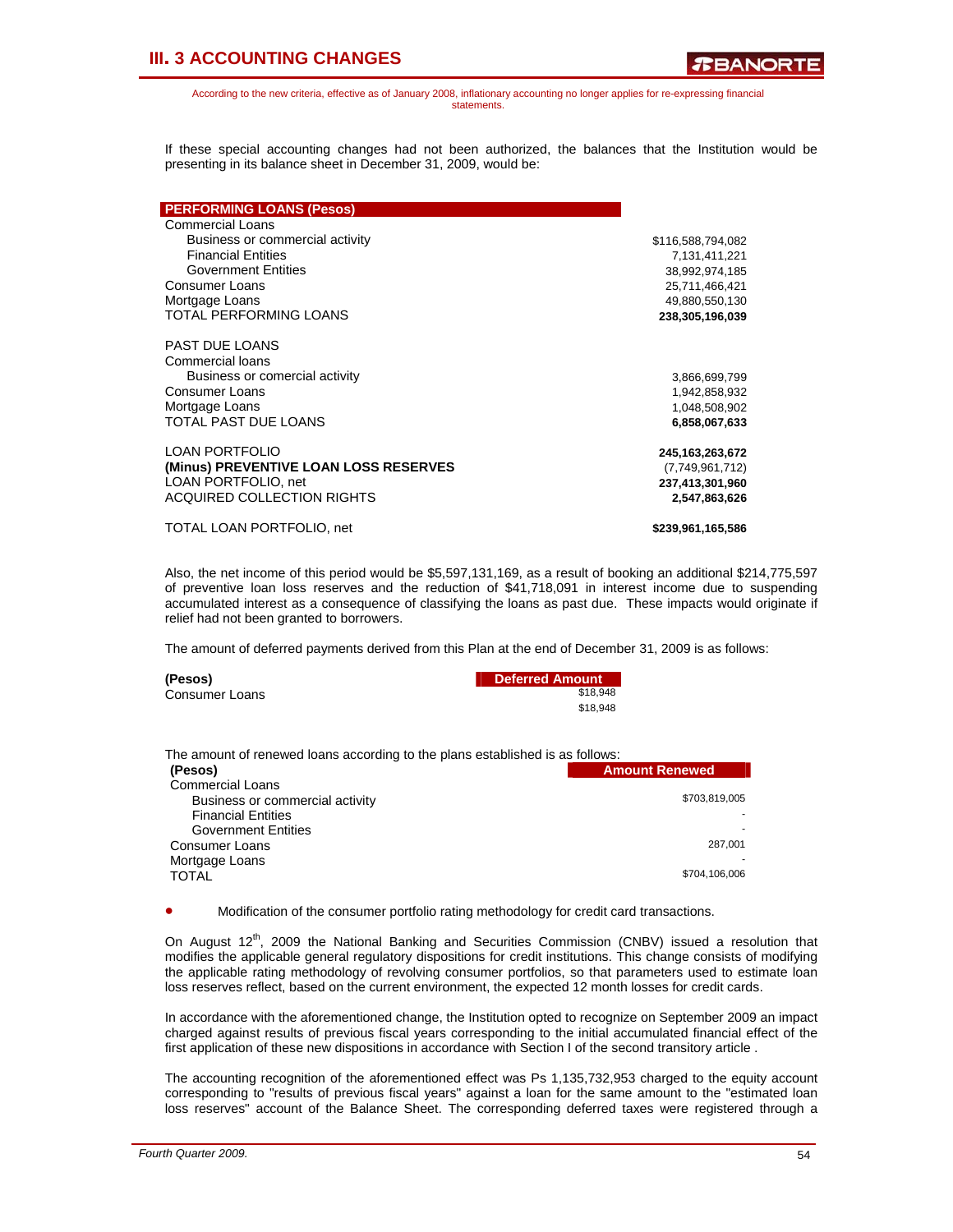## III. 3 ACCOUNTING CHANGES

According to the new criteria, effective as of January 2008, inflationary accounting no longer applies for re-expressing financial statements.

If these special accounting changes had not been authorized, the balances that the Institution would be presenting in its balance sheet in December 31, 2009, would be:

| PERFORMING LOANS (Pesos) | |
|---|---|
| Commercial Loans | |
| Business or commercial activity | $116,588,794,082 |
| Financial Entities | 7,131,411,221 |
| Government Entities | 38,992,974,185 |
| Consumer Loans | 25,711,466,421 |
| Mortgage Loans | 49,880,550,130 |
| TOTAL PERFORMING LOANS | **238,305,196,039** |
| | |
| PAST DUE LOANS | |
| Commercial loans | |
| Business or comercial activity | 3,866,699,799 |
| Consumer Loans | 1,942,858,932 |
| Mortgage Loans | 1,048,508,902 |
| TOTAL PAST DUE LOANS | **6,858,067,633** |
| | |
| LOAN PORTFOLIO | **245,163,263,672** |
| **(Minus) PREVENTIVE LOAN LOSS RESERVES** | (7,749,961,712) |
| LOAN PORTFOLIO, net | **237,413,301,960** |
| ACQUIRED COLLECTION RIGHTS | **2,547,863,626** |
| | |
| TOTAL LOAN PORTFOLIO, net | **$239,961,165,586** |

Also, the net income of this period would be $5,597,131,169, as a result of booking an additional $214,775,597 of preventive loan loss reserves and the reduction of $41,718,091 in interest income due to suspending accumulated interest as a consequence of classifying the loans as past due. These impacts would originate if relief had not been granted to borrowers.

The amount of deferred payments derived from this Plan at the end of December 31, 2009 is as follows:

| (Pesos) | Deferred Amount |
|---|---|
| Consumer Loans | $18,948 |
| | $18,948 |

The amount of renewed loans according to the plans established is as follows:

| (Pesos) | Amount Renewed |
|---|---|
| Commercial Loans | |
| Business or commercial activity | $703,819,005 |
| Financial Entities | - |
| Government Entities | - |
| Consumer Loans | 287,001 |
| Mortgage Loans | - |
| TOTAL | $704,106,006 |

- Modification of the consumer portfolio rating methodology for credit card transactions.

On August 12th, 2009 the National Banking and Securities Commission (CNBV) issued a resolution that modifies the applicable general regulatory dispositions for credit institutions. This change consists of modifying the applicable rating methodology of revolving consumer portfolios, so that parameters used to estimate loan loss reserves reflect, based on the current environment, the expected 12 month losses for credit cards.

In accordance with the aforementioned change, the Institution opted to recognize on September 2009 an impact charged against results of previous fiscal years corresponding to the initial accumulated financial effect of the first application of these new dispositions in accordance with Section I of the second transitory article .

The accounting recognition of the aforementioned effect was Ps 1,135,732,953 charged to the equity account corresponding to "results of previous fiscal years" against a loan for the same amount to the "estimated loan loss reserves" account of the Balance Sheet. The corresponding deferred taxes were registered through a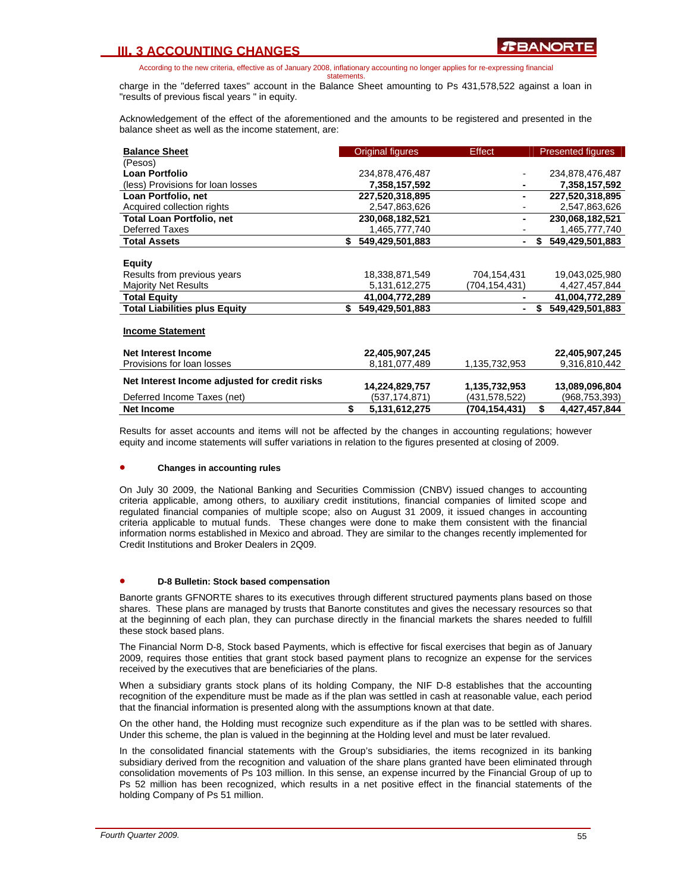charge in the "deferred taxes" account in the Balance Sheet amounting to Ps 431,578,522 against a loan in "results of previous fiscal years " in equity.

Acknowledgement of the effect of the aforementioned and the amounts to be registered and presented in the balance sheet as well as the income statement, are:

| **Balance Sheet** | Original figures | Effect | Presented figures |
|---|---|---|---|
| (Pesos) | | | |
| **Loan Portfolio** | 234,878,476,487 | - | 234,878,476,487 |
| (less) Provisions for loan losses | **7,358,157,592** | **-** | **7,358,157,592** |
| **Loan Portfolio, net** | **227,520,318,895** | **-** | **227,520,318,895** |
| Acquired collection rights | 2,547,863,626 | - | 2,547,863,626 |
| **Total Loan Portfolio, net** | **230,068,182,521** | **-** | **230,068,182,521** |
| Deferred Taxes | 1,465,777,740 | - | 1,465,777,740 |
| **Total Assets** | **$ 549,429,501,883** | **-** | **$ 549,429,501,883** |
| | | | |
| **Equity** | | | |
| Results from previous years | 18,338,871,549 | 704,154,431 | 19,043,025,980 |
| Majority Net Results | 5,131,612,275 | (704,154,431) | 4,427,457,844 |
| **Total Equity** | **41,004,772,289** | **-** | **41,004,772,289** |
| **Total Liabilities plus Equity** | **$ 549,429,501,883** | **-** | **$ 549,429,501,883** |
| | | | |
| **Income Statement** | | | |
| | | | |
| **Net Interest Income** | **22,405,907,245** | | **22,405,907,245** |
| Provisions for loan losses | 8,181,077,489 | 1,135,732,953 | 9,316,810,442 |
| **Net Interest Income adjusted for credit risks** | **14,224,829,757** | **1,135,732,953** | **13,089,096,804** |
| Deferred Income Taxes (net) | (537,174,871) | (431,578,522) | (968,753,393) |
| **Net Income** | **$ 5,131,612,275** | **(704,154,431)** | **$ 4,427,457,844** |

Results for asset accounts and items will not be affected by the changes in accounting regulations; however equity and income statements will suffer variations in relation to the figures presented at closing of 2009.

- **Changes in accounting rules**

On July 30 2009, the National Banking and Securities Commission (CNBV) issued changes to accounting criteria applicable, among others, to auxiliary credit institutions, financial companies of limited scope and regulated financial companies of multiple scope; also on August 31 2009, it issued changes in accounting criteria applicable to mutual funds. These changes were done to make them consistent with the financial information norms established in Mexico and abroad. They are similar to the changes recently implemented for Credit Institutions and Broker Dealers in 2Q09.

- **D-8 Bulletin: Stock based compensation**

Banorte grants GFNORTE shares to its executives through different structured payments plans based on those shares. These plans are managed by trusts that Banorte constitutes and gives the necessary resources so that at the beginning of each plan, they can purchase directly in the financial markets the shares needed to fulfill these stock based plans.

The Financial Norm D-8, Stock based Payments, which is effective for fiscal exercises that begin as of January 2009, requires those entities that grant stock based payment plans to recognize an expense for the services received by the executives that are beneficiaries of the plans.

When a subsidiary grants stock plans of its holding Company, the NIF D-8 establishes that the accounting recognition of the expenditure must be made as if the plan was settled in cash at reasonable value, each period that the financial information is presented along with the assumptions known at that date.

On the other hand, the Holding must recognize such expenditure as if the plan was to be settled with shares. Under this scheme, the plan is valued in the beginning at the Holding level and must be later revalued.

In the consolidated financial statements with the Group's subsidiaries, the items recognized in its banking subsidiary derived from the recognition and valuation of the share plans granted have been eliminated through consolidation movements of Ps 103 million. In this sense, an expense incurred by the Financial Group of up to Ps 52 million has been recognized, which results in a net positive effect in the financial statements of the holding Company of Ps 51 million.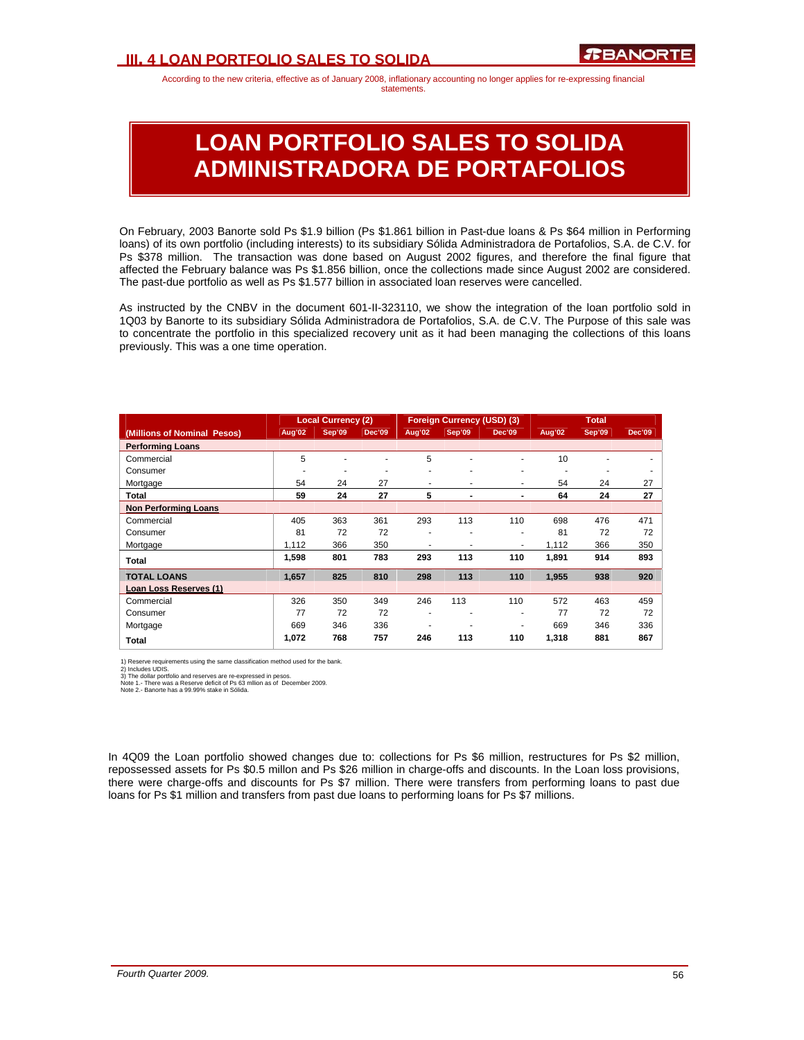## III. 4 LOAN PORTFOLIO SALES TO SOLIDA

According to the new criteria, effective as of January 2008, inflationary accounting no longer applies for re-expressing financial statements.

# LOAN PORTFOLIO SALES TO SOLIDA ADMINISTRADORA DE PORTAFOLIOS

On February, 2003 Banorte sold Ps $1.9 billion (Ps $1.861 billion in Past-due loans & Ps $64 million in Performing loans) of its own portfolio (including interests) to its subsidiary Sólida Administradora de Portafolios, S.A. de C.V. for Ps $378 million. The transaction was done based on August 2002 figures, and therefore the final figure that affected the February balance was Ps $1.856 billion, once the collections made since August 2002 are considered. The past-due portfolio as well as Ps $1.577 billion in associated loan reserves were cancelled.

As instructed by the CNBV in the document 601-II-323110, we show the integration of the loan portfolio sold in 1Q03 by Banorte to its subsidiary Sólida Administradora de Portafolios, S.A. de C.V. The Purpose of this sale was to concentrate the portfolio in this specialized recovery unit as it had been managing the collections of this loans previously. This was a one time operation.

| | Local Currency (2) | | | Foreign Currency (USD) (3) | | | Total | | |
|---|---|---|---|---|---|---|---|---|---|
| (Millions of Nominal Pesos) | Aug'02 | Sep'09 | Dec'09 | Aug'02 | Sep'09 | Dec'09 | Aug'02 | Sep'09 | Dec'09 |
| **Performing Loans** | | | | | | | | | |
| Commercial | 5 | - | - | 5 | - | - | 10 | - | - |
| Consumer | - | - | - | - | - | - | - | - | - |
| Mortgage | 54 | 24 | 27 | - | - | - | 54 | 24 | 27 |
| **Total** | **59** | **24** | **27** | **5** | **-** | **-** | **64** | **24** | **27** |
| **Non Performing Loans** | | | | | | | | | |
| Commercial | 405 | 363 | 361 | 293 | 113 | 110 | 698 | 476 | 471 |
| Consumer | 81 | 72 | 72 | - | - | - | 81 | 72 | 72 |
| Mortgage | 1,112 | 366 | 350 | - | - | - | 1,112 | 366 | 350 |
| **Total** | **1,598** | **801** | **783** | **293** | **113** | **110** | **1,891** | **914** | **893** |
| **TOTAL LOANS** | **1,657** | **825** | **810** | **298** | **113** | **110** | **1,955** | **938** | **920** |
| **Loan Loss Reserves (1)** | | | | | | | | | |
| Commercial | 326 | 350 | 349 | 246 | 113 | 110 | 572 | 463 | 459 |
| Consumer | 77 | 72 | 72 | - | - | - | 77 | 72 | 72 |
| Mortgage | 669 | 346 | 336 | - | - | - | 669 | 346 | 336 |
| **Total** | **1,072** | **768** | **757** | **246** | **113** | **110** | **1,318** | **881** | **867** |

1) Reserve requirements using the same classification method used for the bank.
2) Includes UDIS.
3) The dollar portfolio and reserves are re-expressed in pesos.
Note 1.- There was a Reserve deficit of Ps 63 mllion as of December 2009.
Note 2.- Banorte has a 99.99% stake in Sólida.

In 4Q09 the Loan portfolio showed changes due to: collections for Ps $6 million, restructures for Ps $2 million, repossessed assets for Ps $0.5 millon and Ps $26 million in charge-offs and discounts. In the Loan loss provisions, there were charge-offs and discounts for Ps $7 million. There were transfers from performing loans to past due loans for Ps $1 million and transfers from past due loans to performing loans for Ps $7 millions.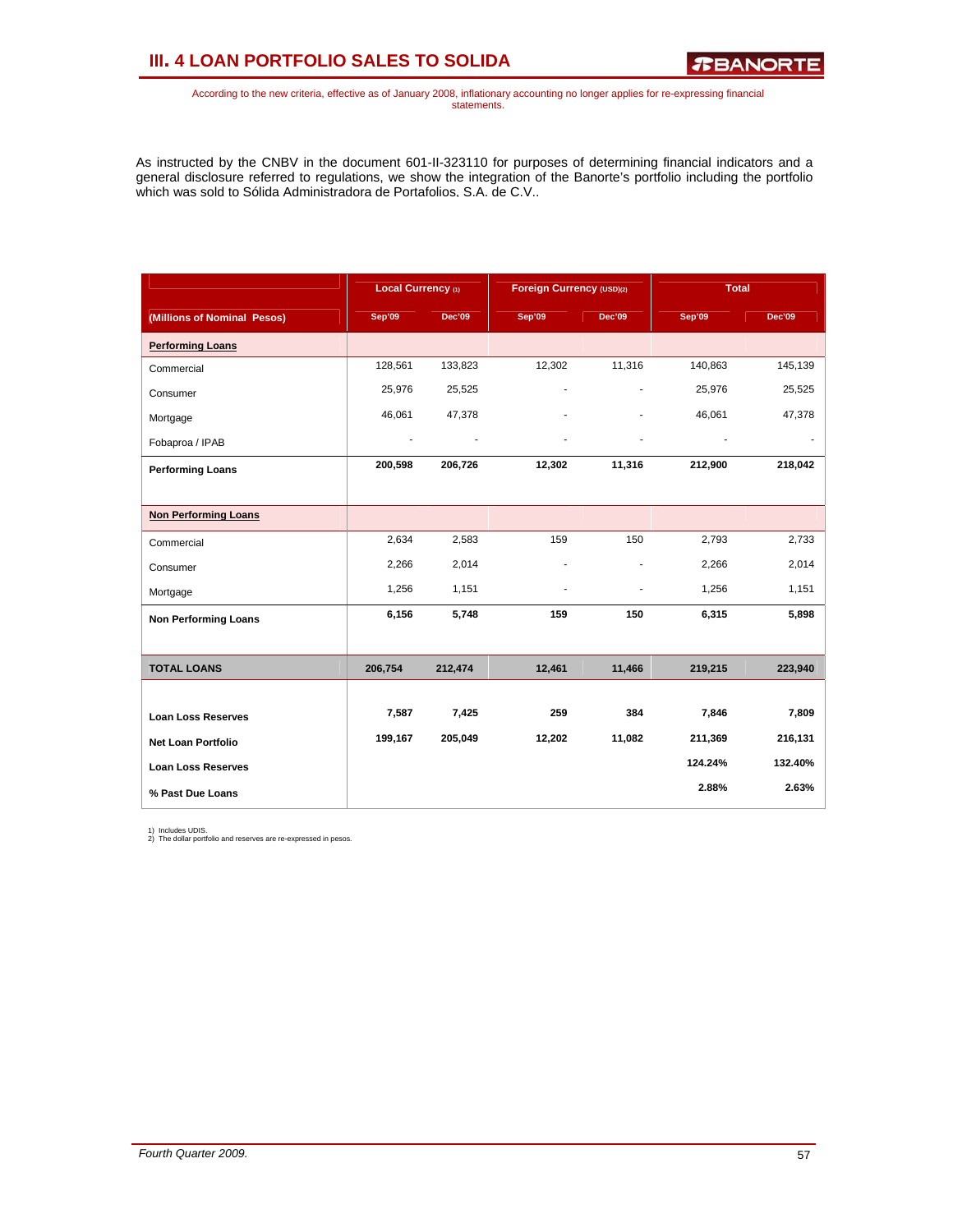# III. 4 LOAN PORTFOLIO SALES TO SOLIDA

According to the new criteria, effective as of January 2008, inflationary accounting no longer applies for re-expressing financial statements.

As instructed by the CNBV in the document 601-II-323110 for purposes of determining financial indicators and a general disclosure referred to regulations, we show the integration of the Banorte's portfolio including the portfolio which was sold to Sólida Administradora de Portafolios, S.A. de C.V..

| | Local Currency (1) | | Foreign Currency (USD)(2) | | Total | |
|---|---|---|---|---|---|---|
| **(Millions of Nominal Pesos)** | **Sep'09** | **Dec'09** | **Sep'09** | **Dec'09** | **Sep'09** | **Dec'09** |
| **Performing Loans** | | | | | | |
| Commercial | 128,561 | 133,823 | 12,302 | 11,316 | 140,863 | 145,139 |
| Consumer | 25,976 | 25,525 | - | - | 25,976 | 25,525 |
| Mortgage | 46,061 | 47,378 | - | - | 46,061 | 47,378 |
| Fobaproa / IPAB | - | - | - | - | - | - |
| **Performing Loans** | **200,598** | **206,726** | **12,302** | **11,316** | **212,900** | **218,042** |
| **Non Performing Loans** | | | | | | |
| Commercial | 2,634 | 2,583 | 159 | 150 | 2,793 | 2,733 |
| Consumer | 2,266 | 2,014 | - | - | 2,266 | 2,014 |
| Mortgage | 1,256 | 1,151 | - | - | 1,256 | 1,151 |
| **Non Performing Loans** | **6,156** | **5,748** | **159** | **150** | **6,315** | **5,898** |
| **TOTAL LOANS** | **206,754** | **212,474** | **12,461** | **11,466** | **219,215** | **223,940** |
| **Loan Loss Reserves** | **7,587** | **7,425** | **259** | **384** | **7,846** | **7,809** |
| **Net Loan Portfolio** | **199,167** | **205,049** | **12,202** | **11,082** | **211,369** | **216,131** |
| **Loan Loss Reserves** | | | | | **124.24%** | **132.40%** |
| **% Past Due Loans** | | | | | **2.88%** | **2.63%** |

1) Includes UDIS.
2) The dollar portfolio and reserves are re-expressed in pesos.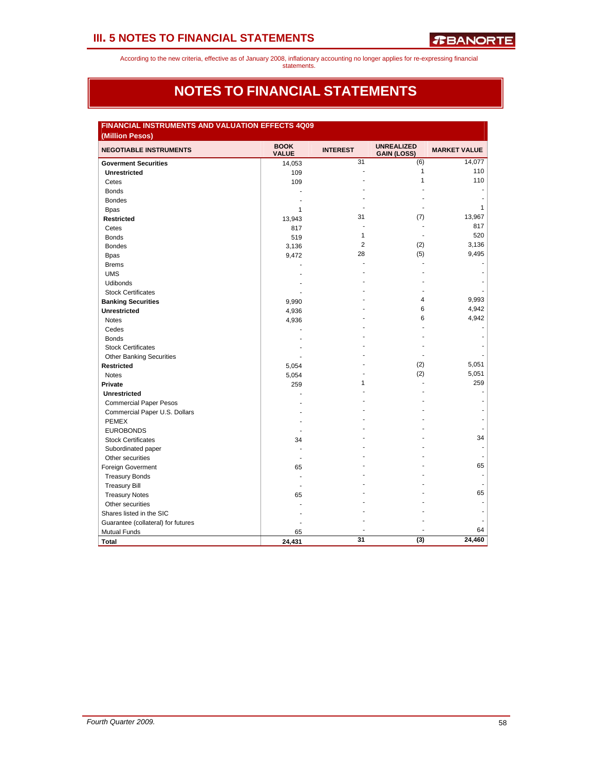According to the new criteria, effective as of January 2008, inflationary accounting no longer applies for re-expressing financial statements.

# NOTES TO FINANCIAL STATEMENTS

**FINANCIAL INSTRUMENTS AND VALUATION EFFECTS 4Q09**
**(Million Pesos)**

| NEGOTIABLE INSTRUMENTS | BOOK VALUE | INTEREST | UNREALIZED GAIN (LOSS) | MARKET VALUE |
|---|---|---|---|---|
| **Goverment Securities** | 14,053 | 31 | (6) | 14,077 |
| **Unrestricted** | 109 | - | 1 | 110 |
| Cetes | 109 | - | 1 | 110 |
| Bonds | - | - | - | - |
| Bondes | - | - | - | - |
| Bpas | 1 | - | - | 1 |
| **Restricted** | 13,943 | 31 | (7) | 13,967 |
| Cetes | 817 | - | - | 817 |
| Bonds | 519 | 1 | - | 520 |
| Bondes | 3,136 | 2 | (2) | 3,136 |
| Bpas | 9,472 | 28 | (5) | 9,495 |
| Brems | - | - | - | - |
| UMS | - | - | - | - |
| Udibonds | - | - | - | - |
| Stock Certificates | - | - | - | - |
| **Banking Securities** | 9,990 | - | 4 | 9,993 |
| **Unrestricted** | 4,936 | - | 6 | 4,942 |
| Notes | 4,936 | - | 6 | 4,942 |
| Cedes | - | - | - | - |
| Bonds | - | - | - | - |
| Stock Certificates | - | - | - | - |
| Other Banking Securities | - | - | - | - |
| **Restricted** | 5,054 | - | (2) | 5,051 |
| Notes | 5,054 | - | (2) | 5,051 |
| **Private** | 259 | 1 | - | 259 |
| **Unrestricted** | - | - | - | - |
| Commercial Paper Pesos | - | - | - | - |
| Commercial Paper U.S. Dollars | - | - | - | - |
| PEMEX | - | - | - | - |
| EUROBONDS | - | - | - | - |
| Stock Certificates | 34 | - | - | 34 |
| Subordinated paper | - | - | - | - |
| Other securities | - | - | - | - |
| Foreign Goverment | 65 | - | - | 65 |
| Treasury Bonds | - | - | - | - |
| Treasury Bill | - | - | - | - |
| Treasury Notes | 65 | - | - | 65 |
| Other securities | - | - | - | - |
| Shares listed in the SIC | - | - | - | - |
| Guarantee (collateral) for futures | - | - | - | - |
| Mutual Funds | 65 | - | - | 64 |
| **Total** | **24,431** | **31** | **(3)** | **24,460** |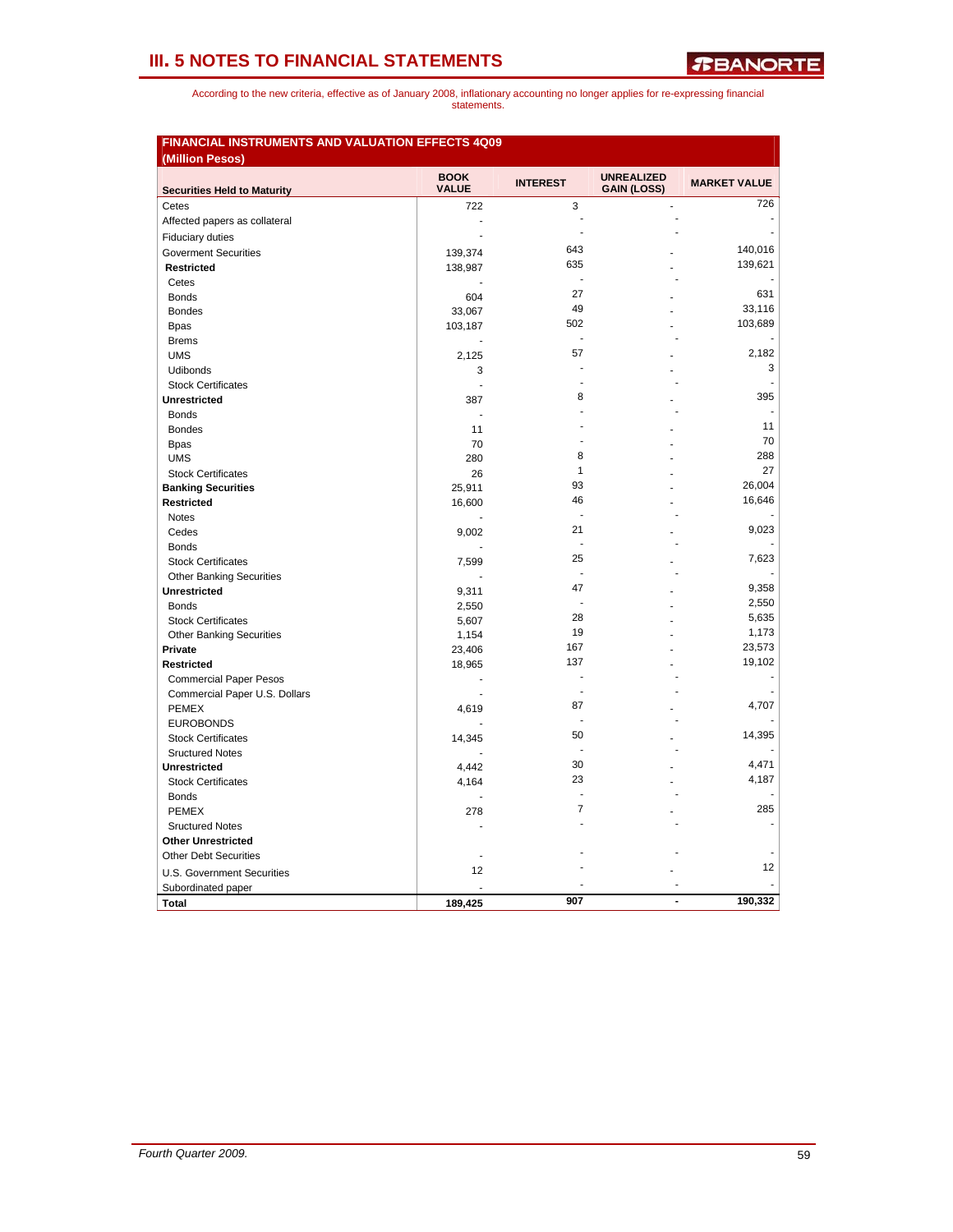# III. 5 NOTES TO FINANCIAL STATEMENTS

According to the new criteria, effective as of January 2008, inflationary accounting no longer applies for re-expressing financial statements.

**FINANCIAL INSTRUMENTS AND VALUATION EFFECTS 4Q09**
**(Million Pesos)**

| Securities Held to Maturity | BOOK VALUE | INTEREST | UNREALIZED GAIN (LOSS) | MARKET VALUE |
|---|---|---|---|---|
| Cetes | 722 | 3 | - | 726 |
| Affected papers as collateral | - | - | - | - |
| Fiduciary duties | - | - | - | - |
| Goverment Securities | 139,374 | 643 | - | 140,016 |
| **Restricted** | 138,987 | 635 | - | 139,621 |
| Cetes | - | - | - | - |
| Bonds | 604 | 27 | - | 631 |
| Bondes | 33,067 | 49 | - | 33,116 |
| Bpas | 103,187 | 502 | - | 103,689 |
| Brems | - | - | - | - |
| UMS | 2,125 | 57 | - | 2,182 |
| Udibonds | 3 | - | - | 3 |
| Stock Certificates | - | - | - | - |
| **Unrestricted** | 387 | 8 | - | 395 |
| Bonds | - | - | - | - |
| Bondes | 11 | - | - | 11 |
| Bpas | 70 | - | - | 70 |
| UMS | 280 | 8 | - | 288 |
| Stock Certificates | 26 | 1 | - | 27 |
| **Banking Securities** | 25,911 | 93 | - | 26,004 |
| **Restricted** | 16,600 | 46 | - | 16,646 |
| Notes | - | - | - | - |
| Cedes | 9,002 | 21 | - | 9,023 |
| Bonds | - | - | - | - |
| Stock Certificates | 7,599 | 25 | - | 7,623 |
| Other Banking Securities | - | - | - | - |
| **Unrestricted** | 9,311 | 47 | - | 9,358 |
| Bonds | 2,550 | - | - | 2,550 |
| Stock Certificates | 5,607 | 28 | - | 5,635 |
| Other Banking Securities | 1,154 | 19 | - | 1,173 |
| **Private** | 23,406 | 167 | - | 23,573 |
| **Restricted** | 18,965 | 137 | - | 19,102 |
| Commercial Paper Pesos | - | - | - | - |
| Commercial Paper U.S. Dollars | - | - | - | - |
| PEMEX | 4,619 | 87 | - | 4,707 |
| EUROBONDS | - | - | - | - |
| Stock Certificates | 14,345 | 50 | - | 14,395 |
| Sructured Notes | - | - | - | - |
| **Unrestricted** | 4,442 | 30 | - | 4,471 |
| Stock Certificates | 4,164 | 23 | - | 4,187 |
| Bonds | - | - | - | - |
| PEMEX | 278 | 7 | - | 285 |
| Sructured Notes | - | - | - | - |
| **Other Unrestricted** | | | | |
| Other Debt Securities | - | - | - | - |
| U.S. Government Securities | 12 | - | - | 12 |
| Subordinated paper | - | - | - | - |
| **Total** | **189,425** | **907** | **-** | **190,332** |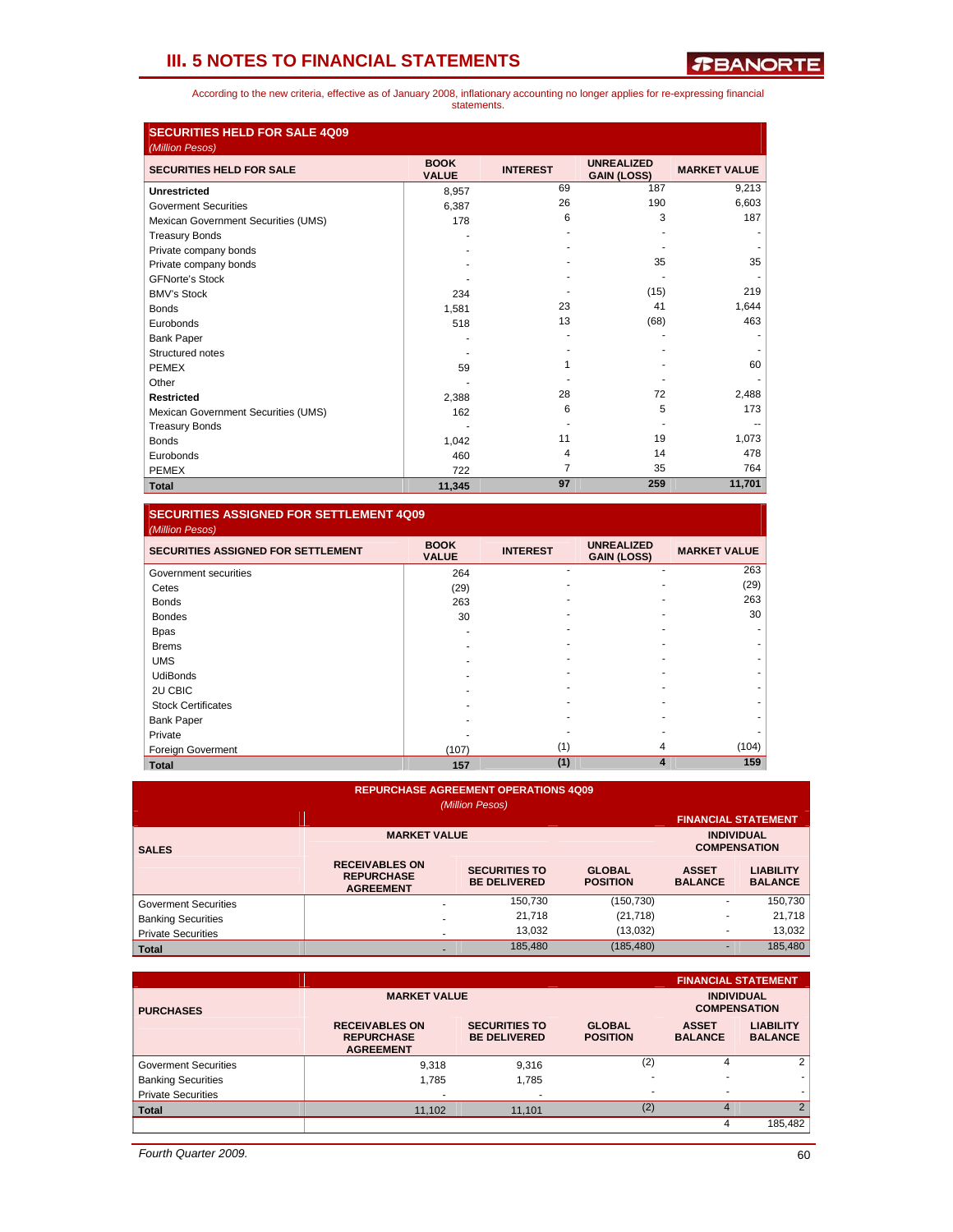## III. 5 NOTES TO FINANCIAL STATEMENTS

According to the new criteria, effective as of January 2008, inflationary accounting no longer applies for re-expressing financial statements.

### SECURITIES HELD FOR SALE 4Q09

*(Million Pesos)*

| SECURITIES HELD FOR SALE | BOOK VALUE | INTEREST | UNREALIZED GAIN (LOSS) | MARKET VALUE |
|---|---|---|---|---|
| **Unrestricted** | 8,957 | 69 | 187 | 9,213 |
| Goverment Securities | 6,387 | 26 | 190 | 6,603 |
| Mexican Government Securities (UMS) | 178 | 6 | 3 | 187 |
| Treasury Bonds | - | - | - | - |
| Private company bonds | - | - | - | - |
| Private company bonds | - | - | 35 | 35 |
| GFNorte's Stock | - | - | - | - |
| BMV's Stock | 234 | - | (15) | 219 |
| Bonds | 1,581 | 23 | 41 | 1,644 |
| Eurobonds | 518 | 13 | (68) | 463 |
| Bank Paper | - | - | - | - |
| Structured notes | - | - | - | - |
| PEMEX | 59 | 1 | - | 60 |
| Other | - | - | - | - |
| **Restricted** | 2,388 | 28 | 72 | 2,488 |
| Mexican Government Securities (UMS) | 162 | 6 | 5 | 173 |
| Treasury Bonds | - | - | - | -- |
| Bonds | 1,042 | 11 | 19 | 1,073 |
| Eurobonds | 460 | 4 | 14 | 478 |
| PEMEX | 722 | 7 | 35 | 764 |
| **Total** | **11,345** | **97** | **259** | **11,701** |

### SECURITIES ASSIGNED FOR SETTLEMENT 4Q09

*(Million Pesos)*

| SECURITIES ASSIGNED FOR SETTLEMENT | BOOK VALUE | INTEREST | UNREALIZED GAIN (LOSS) | MARKET VALUE |
|---|---|---|---|---|
| Government securities | 264 | - | - | 263 |
| Cetes | (29) | - | - | (29) |
| Bonds | 263 | - | - | 263 |
| Bondes | 30 | - | - | 30 |
| Bpas | - | - | - | - |
| Brems | - | - | - | - |
| UMS | - | - | - | - |
| UdiBonds | - | - | - | - |
| 2U CBIC | - | - | - | - |
| Stock Certificates | - | - | - | - |
| Bank Paper | - | - | - | - |
| Private | - | - | - | - |
| Foreign Goverment | (107) | (1) | 4 | (104) |
| **Total** | **157** | **(1)** | **4** | **159** |

### REPURCHASE AGREEMENT OPERATIONS 4Q09

*(Million Pesos)*

| SALES | MARKET VALUE | | | FINANCIAL STATEMENT INDIVIDUAL COMPENSATION | |
|---|---|---|---|---|---|
| | RECEIVABLES ON REPURCHASE AGREEMENT | SECURITIES TO BE DELIVERED | GLOBAL POSITION | ASSET BALANCE | LIABILITY BALANCE |
| Goverment Securities | - | 150,730 | (150,730) | - | 150,730 |
| Banking Securities | - | 21,718 | (21,718) | - | 21,718 |
| Private Securities | - | 13,032 | (13,032) | - | 13,032 |
| **Total** | - | 185,480 | (185,480) | - | 185,480 |

| PURCHASES | MARKET VALUE | | | FINANCIAL STATEMENT INDIVIDUAL COMPENSATION | |
|---|---|---|---|---|---|
| | RECEIVABLES ON REPURCHASE AGREEMENT | SECURITIES TO BE DELIVERED | GLOBAL POSITION | ASSET BALANCE | LIABILITY BALANCE |
| Goverment Securities | 9,318 | 9,316 | (2) | 4 | 2 |
| Banking Securities | 1,785 | 1,785 | - | - | - |
| Private Securities | - | - | - | - | - |
| **Total** | 11,102 | 11,101 | (2) | 4 | 2 |
| | | | | 4 | 185,482 |

*Fourth Quarter 2009.*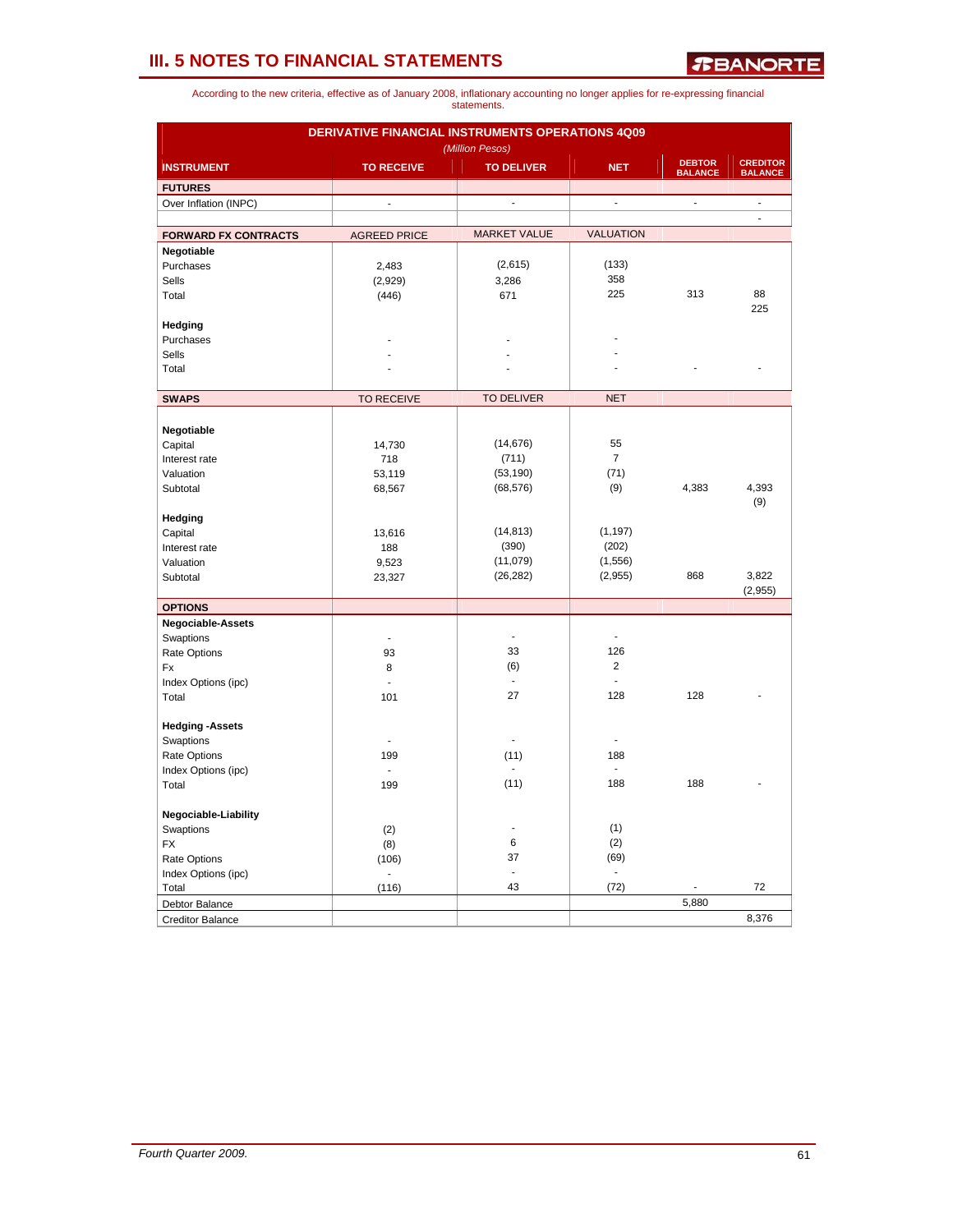# III. 5 NOTES TO FINANCIAL STATEMENTS

According to the new criteria, effective as of January 2008, inflationary accounting no longer applies for re-expressing financial statements.

| DERIVATIVE FINANCIAL INSTRUMENTS OPERATIONS 4Q09 *(Million Pesos)* | | | | | |
|---|---|---|---|---|---|
| **INSTRUMENT** | **TO RECEIVE** | **TO DELIVER** | **NET** | **DEBTOR BALANCE** | **CREDITOR BALANCE** |
| **FUTURES** | | | | | |
| Over Inflation (INPC) | - | - | - | - | - |
| | | | | | - |
| **FORWARD FX CONTRACTS** | AGREED PRICE | MARKET VALUE | VALUATION | | |
| **Negotiable** | | | | | |
| Purchases | 2,483 | (2,615) | (133) | | |
| Sells | (2,929) | 3,286 | 358 | | |
| Total | (446) | 671 | 225 | 313 | 88 |
| | | | | | 225 |
| **Hedging** | | | | | |
| Purchases | - | - | - | | |
| Sells | - | - | - | | |
| Total | - | - | - | - | - |
| **SWAPS** | TO RECEIVE | TO DELIVER | NET | | |
| **Negotiable** | | | | | |
| Capital | 14,730 | (14,676) | 55 | | |
| Interest rate | 718 | (711) | 7 | | |
| Valuation | 53,119 | (53,190) | (71) | | |
| Subtotal | 68,567 | (68,576) | (9) | 4,383 | 4,393 |
| | | | | | (9) |
| **Hedging** | | | | | |
| Capital | 13,616 | (14,813) | (1,197) | | |
| Interest rate | 188 | (390) | (202) | | |
| Valuation | 9,523 | (11,079) | (1,556) | | |
| Subtotal | 23,327 | (26,282) | (2,955) | 868 | 3,822 |
| | | | | | (2,955) |
| **OPTIONS** | | | | | |
| **Negociable-Assets** | | | | | |
| Swaptions | - | - | - | | |
| Rate Options | 93 | 33 | 126 | | |
| Fx | 8 | (6) | 2 | | |
| Index Options (ipc) | - | - | - | | |
| Total | 101 | 27 | 128 | 128 | - |
| **Hedging -Assets** | | | | | |
| Swaptions | - | - | - | | |
| Rate Options | 199 | (11) | 188 | | |
| Index Options (ipc) | - | - | - | | |
| Total | 199 | (11) | 188 | 188 | - |
| **Negociable-Liability** | | | | | |
| Swaptions | (2) | - | (1) | | |
| FX | (8) | 6 | (2) | | |
| Rate Options | (106) | 37 | (69) | | |
| Index Options (ipc) | - | - | - | | |
| Total | (116) | 43 | (72) | - | 72 |
| Debtor Balance | | | | 5,880 | |
| Creditor Balance | | | | | 8,376 |

*Fourth Quarter 2009.*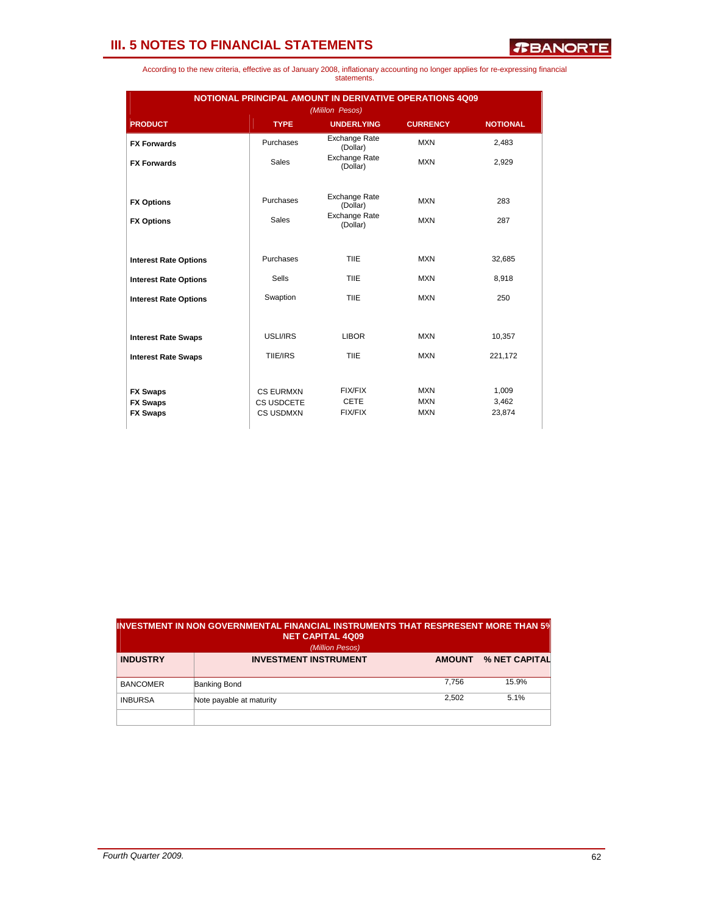# III. 5 NOTES TO FINANCIAL STATEMENTS

According to the new criteria, effective as of January 2008, inflationary accounting no longer applies for re-expressing financial statements.

| NOTIONAL PRINCIPAL AMOUNT IN DERIVATIVE OPERATIONS 4Q09 *(Millon Pesos)* | | | | |
|---|---|---|---|---|
| **PRODUCT** | **TYPE** | **UNDERLYING** | **CURRENCY** | **NOTIONAL** |
| **FX Forwards** | Purchases | Exchange Rate (Dollar) | MXN | 2,483 |
| **FX Forwards** | Sales | Exchange Rate (Dollar) | MXN | 2,929 |
| **FX Options** | Purchases | Exchange Rate (Dollar) | MXN | 283 |
| **FX Options** | Sales | Exchange Rate (Dollar) | MXN | 287 |
| **Interest Rate Options** | Purchases | TIIE | MXN | 32,685 |
| **Interest Rate Options** | Sells | TIIE | MXN | 8,918 |
| **Interest Rate Options** | Swaption | TIIE | MXN | 250 |
| **Interest Rate Swaps** | USLI/IRS | LIBOR | MXN | 10,357 |
| **Interest Rate Swaps** | TIIE/IRS | TIIE | MXN | 221,172 |
| **FX Swaps** | CS EURMXN | FIX/FIX | MXN | 1,009 |
| **FX Swaps** | CS USDCETE | CETE | MXN | 3,462 |
| **FX Swaps** | CS USDMXN | FIX/FIX | MXN | 23,874 |

| INVESTMENT IN NON GOVERNMENTAL FINANCIAL INSTRUMENTS THAT RESPRESENT MORE THAN 5% NET CAPITAL 4Q09 *(Million Pesos)* | | | |
|---|---|---|---|
| **INDUSTRY** | **INVESTMENT INSTRUMENT** | **AMOUNT** | **% NET CAPITAL** |
| BANCOMER | Banking Bond | 7,756 | 15.9% |
| INBURSA | Note payable at maturity | 2,502 | 5.1% |
| | | | |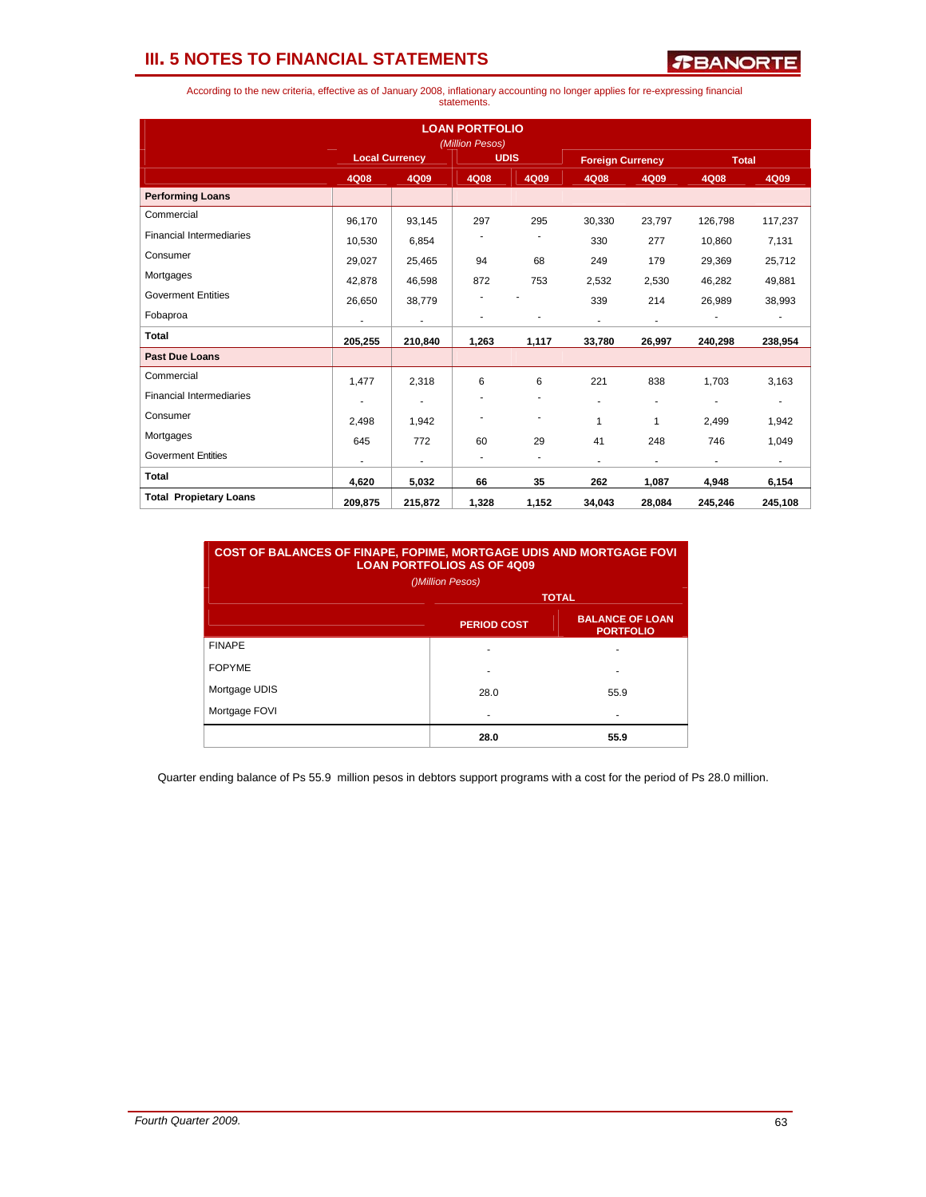# III. 5 NOTES TO FINANCIAL STATEMENTS

According to the new criteria, effective as of January 2008, inflationary accounting no longer applies for re-expressing financial statements.

| LOAN PORTFOLIO *(Million Pesos)* | Local Currency | | UDIS | | Foreign Currency | | Total | |
|---|---|---|---|---|---|---|---|---|
| | 4Q08 | 4Q09 | 4Q08 | 4Q09 | 4Q08 | 4Q09 | 4Q08 | 4Q09 |
| **Performing Loans** | | | | | | | | |
| Commercial | 96,170 | 93,145 | 297 | 295 | 30,330 | 23,797 | 126,798 | 117,237 |
| Financial Intermediaries | 10,530 | 6,854 | - | - | 330 | 277 | 10,860 | 7,131 |
| Consumer | 29,027 | 25,465 | 94 | 68 | 249 | 179 | 29,369 | 25,712 |
| Mortgages | 42,878 | 46,598 | 872 | 753 | 2,532 | 2,530 | 46,282 | 49,881 |
| Goverment Entities | 26,650 | 38,779 | - | - | 339 | 214 | 26,989 | 38,993 |
| Fobaproa | - | - | - | - | - | - | - | - |
| **Total** | **205,255** | **210,840** | **1,263** | **1,117** | **33,780** | **26,997** | **240,298** | **238,954** |
| **Past Due Loans** | | | | | | | | |
| Commercial | 1,477 | 2,318 | 6 | 6 | 221 | 838 | 1,703 | 3,163 |
| Financial Intermediaries | - | - | - | - | - | - | - | - |
| Consumer | 2,498 | 1,942 | - | - | 1 | 1 | 2,499 | 1,942 |
| Mortgages | 645 | 772 | 60 | 29 | 41 | 248 | 746 | 1,049 |
| Goverment Entities | - | - | - | - | - | - | - | - |
| **Total** | **4,620** | **5,032** | **66** | **35** | **262** | **1,087** | **4,948** | **6,154** |
| **Total Propietary Loans** | **209,875** | **215,872** | **1,328** | **1,152** | **34,043** | **28,084** | **245,246** | **245,108** |

| COST OF BALANCES OF FINAPE, FOPIME, MORTGAGE UDIS AND MORTGAGE FOVI LOAN PORTFOLIOS AS OF 4Q09 *()Million Pesos)* | TOTAL | |
|---|---|---|
| | PERIOD COST | BALANCE OF LOAN PORTFOLIO |
| FINAPE | - | - |
| FOPYME | - | - |
| Mortgage UDIS | 28.0 | 55.9 |
| Mortgage FOVI | - | - |
| | **28.0** | **55.9** |

Quarter ending balance of Ps 55.9 million pesos in debtors support programs with a cost for the period of Ps 28.0 million.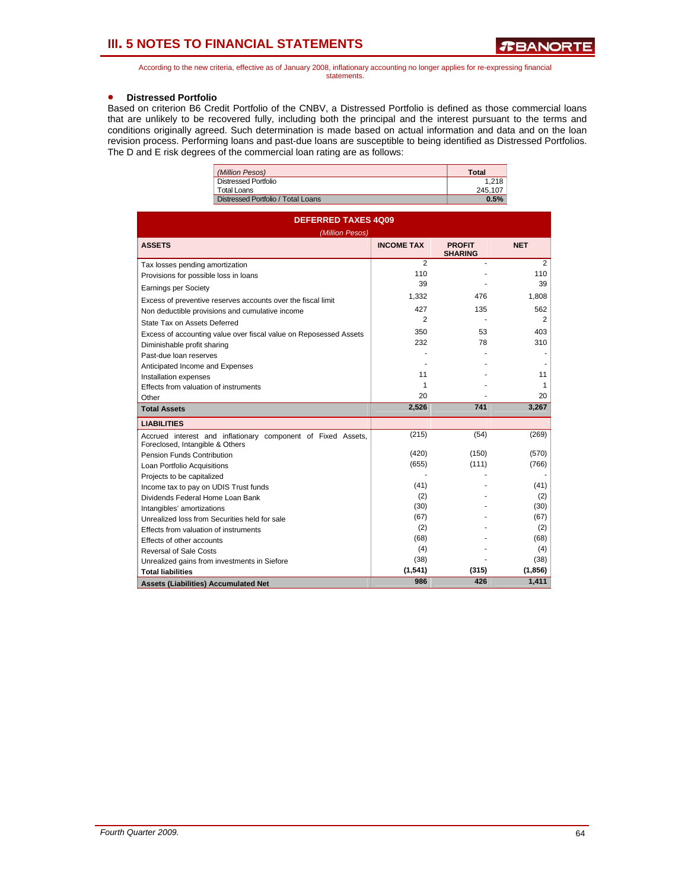# III. 5 NOTES TO FINANCIAL STATEMENTS

According to the new criteria, effective as of January 2008, inflationary accounting no longer applies for re-expressing financial statements.

- **Distressed Portfolio**

Based on criterion B6 Credit Portfolio of the CNBV, a Distressed Portfolio is defined as those commercial loans that are unlikely to be recovered fully, including both the principal and the interest pursuant to the terms and conditions originally agreed. Such determination is made based on actual information and data and on the loan revision process. Performing loans and past-due loans are susceptible to being identified as Distressed Portfolios. The D and E risk degrees of the commercial loan rating are as follows:

| *(Million Pesos)* | **Total** |
|---|---|
| Distressed Portfolio | 1,218 |
| Total Loans | 245,107 |
| Distressed Portfolio / Total Loans | **0.5%** |

**DEFERRED TAXES 4Q09**

*(Million Pesos)*

| **ASSETS** | **INCOME TAX** | **PROFIT SHARING** | **NET** |
|---|---|---|---|
| Tax losses pending amortization | 2 | - | 2 |
| Provisions for possible loss in loans | 110 | - | 110 |
| Earnings per Society | 39 | - | 39 |
| Excess of preventive reserves accounts over the fiscal limit | 1,332 | 476 | 1,808 |
| Non deductible provisions and cumulative income | 427 | 135 | 562 |
| State Tax on Assets Deferred | 2 | - | 2 |
| Excess of accounting value over fiscal value on Reposessed Assets | 350 | 53 | 403 |
| Diminishable profit sharing | 232 | 78 | 310 |
| Past-due loan reserves | - | - | - |
| Anticipated Income and Expenses | - | - | - |
| Installation expenses | 11 | - | 11 |
| Effects from valuation of instruments | 1 | - | 1 |
| Other | 20 | - | 20 |
| **Total Assets** | **2,526** | **741** | **3,267** |
| **LIABILITIES** | | | |
| Accrued interest and inflationary component of Fixed Assets, Foreclosed, Intangible & Others | (215) | (54) | (269) |
| Pension Funds Contribution | (420) | (150) | (570) |
| Loan Portfolio Acquisitions | (655) | (111) | (766) |
| Projects to be capitalized | - | - | - |
| Income tax to pay on UDIS Trust funds | (41) | - | (41) |
| Dividends Federal Home Loan Bank | (2) | - | (2) |
| Intangibles' amortizations | (30) | - | (30) |
| Unrealized loss from Securities held for sale | (67) | - | (67) |
| Effects from valuation of instruments | (2) | - | (2) |
| Effects of other accounts | (68) | - | (68) |
| Reversal of Sale Costs | (4) | - | (4) |
| Unrealized gains from investments in Siefore | (38) | - | (38) |
| **Total liabilities** | **(1,541)** | **(315)** | **(1,856)** |
| **Assets (Liabilities) Accumulated Net** | **986** | **426** | **1,411** |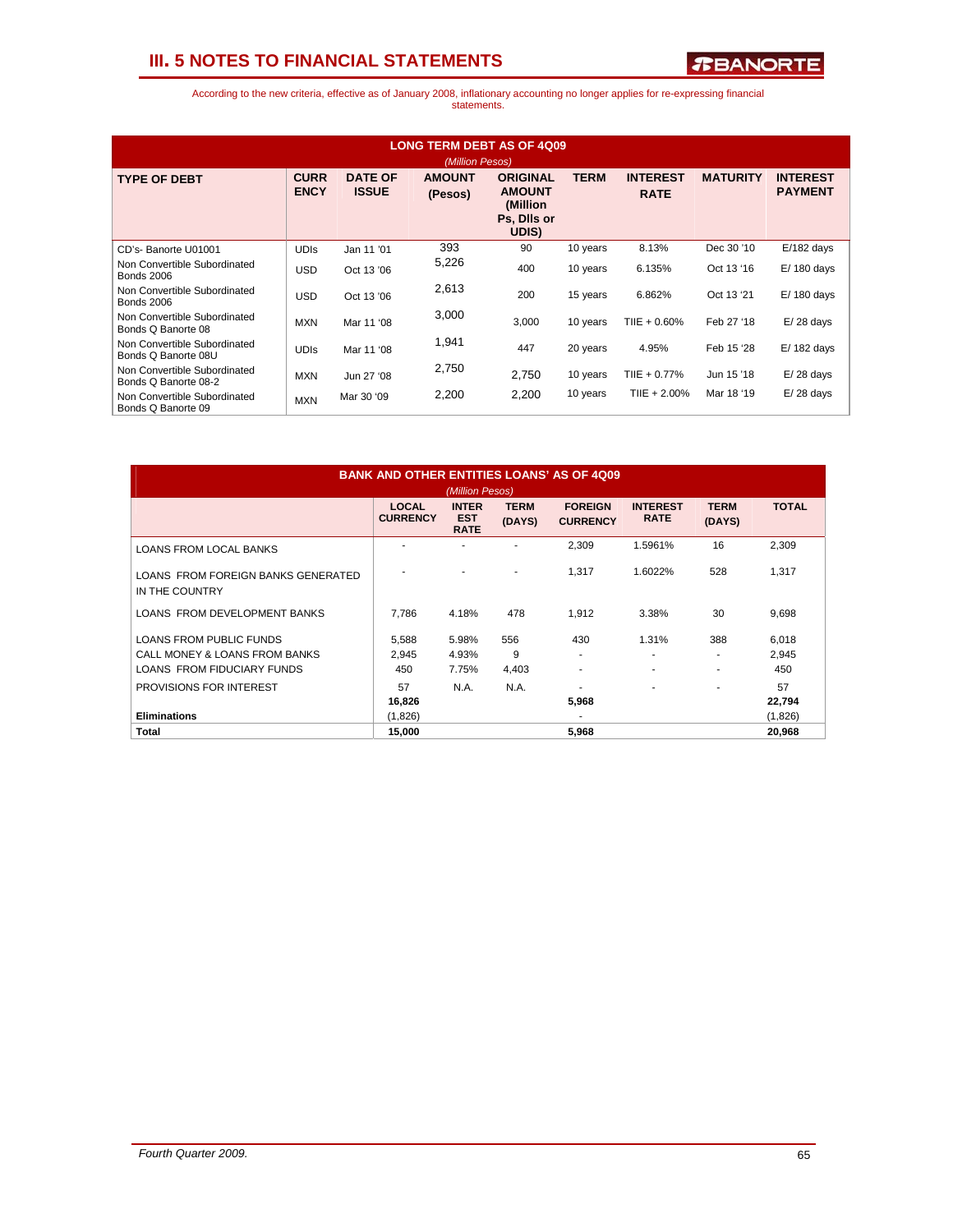# III. 5 NOTES TO FINANCIAL STATEMENTS

According to the new criteria, effective as of January 2008, inflationary accounting no longer applies for re-expressing financial statements.

**LONG TERM DEBT AS OF 4Q09**
*(Million Pesos)*

| TYPE OF DEBT | CURRENCY | DATE OF ISSUE | AMOUNT (Pesos) | ORIGINAL AMOUNT (Million Ps, Dlls or UDIS) | TERM | INTEREST RATE | MATURITY | INTEREST PAYMENT |
|---|---|---|---|---|---|---|---|---|
| CD's- Banorte U01001 | UDIs | Jan 11 '01 | 393 | 90 | 10 years | 8.13% | Dec 30 '10 | E/182 days |
| Non Convertible Subordinated Bonds 2006 | USD | Oct 13 '06 | 5,226 | 400 | 10 years | 6.135% | Oct 13 '16 | E/ 180 days |
| Non Convertible Subordinated Bonds 2006 | USD | Oct 13 '06 | 2,613 | 200 | 15 years | 6.862% | Oct 13 '21 | E/ 180 days |
| Non Convertible Subordinated Bonds Q Banorte 08 | MXN | Mar 11 '08 | 3,000 | 3,000 | 10 years | TIIE + 0.60% | Feb 27 '18 | E/ 28 days |
| Non Convertible Subordinated Bonds Q Banorte 08U | UDIs | Mar 11 '08 | 1,941 | 447 | 20 years | 4.95% | Feb 15 '28 | E/ 182 days |
| Non Convertible Subordinated Bonds Q Banorte 08-2 | MXN | Jun 27 '08 | 2,750 | 2,750 | 10 years | TIIE + 0.77% | Jun 15 '18 | E/ 28 days |
| Non Convertible Subordinated Bonds Q Banorte 09 | MXN | Mar 30 '09 | 2,200 | 2,200 | 10 years | TIIE + 2.00% | Mar 18 '19 | E/ 28 days |

**BANK AND OTHER ENTITIES LOANS' AS OF 4Q09**
*(Million Pesos)*

| | LOCAL CURRENCY | INTEREST RATE | TERM (DAYS) | FOREIGN CURRENCY | INTEREST RATE | TERM (DAYS) | TOTAL |
|---|---|---|---|---|---|---|---|
| LOANS FROM LOCAL BANKS | - | - | - | 2,309 | 1.5961% | 16 | 2,309 |
| LOANS FROM FOREIGN BANKS GENERATED IN THE COUNTRY | - | - | - | 1,317 | 1.6022% | 528 | 1,317 |
| LOANS FROM DEVELOPMENT BANKS | 7,786 | 4.18% | 478 | 1,912 | 3.38% | 30 | 9,698 |
| LOANS FROM PUBLIC FUNDS | 5,588 | 5.98% | 556 | 430 | 1.31% | 388 | 6,018 |
| CALL MONEY & LOANS FROM BANKS | 2,945 | 4.93% | 9 | - | - | - | 2,945 |
| LOANS FROM FIDUCIARY FUNDS | 450 | 7.75% | 4,403 | - | - | - | 450 |
| PROVISIONS FOR INTEREST | 57 | N.A. | N.A. | - | - | - | 57 |
| | **16,826** | | | **5,968** | | | **22,794** |
| **Eliminations** | (1,826) | | | - | | | (1,826) |
| **Total** | **15,000** | | | **5,968** | | | **20,968** |

*Fourth Quarter 2009.*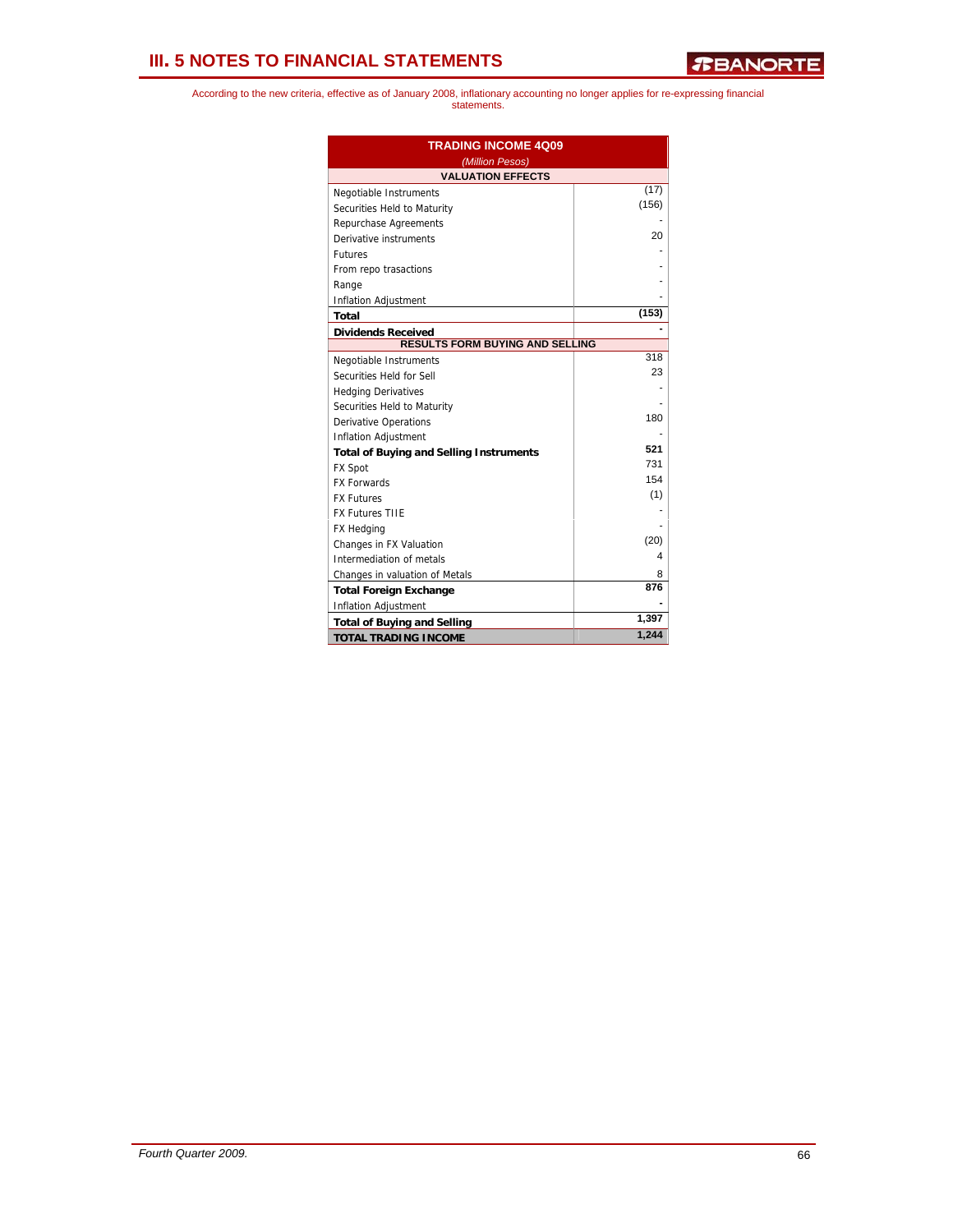# III. 5 NOTES TO FINANCIAL STATEMENTS

According to the new criteria, effective as of January 2008, inflationary accounting no longer applies for re-expressing financial statements.

| TRADING INCOME 4Q09 *(Million Pesos)* | |
|---|---|
| **VALUATION EFFECTS** | |
| Negotiable Instruments | (17) |
| Securities Held to Maturity | (156) |
| Repurchase Agreements | - |
| Derivative instruments | 20 |
| Futures | - |
| From repo trasactions | - |
| Range | - |
| Inflation Adjustment | - |
| **Total** | **(153)** |
| **Dividends Received** | **-** |
| **RESULTS FORM BUYING AND SELLING** | |
| Negotiable Instruments | 318 |
| Securities Held for Sell | 23 |
| Hedging Derivatives | - |
| Securities Held to Maturity | - |
| Derivative Operations | 180 |
| Inflation Adjustment | - |
| **Total of Buying and Selling Instruments** | **521** |
| FX Spot | 731 |
| FX Forwards | 154 |
| FX Futures | (1) |
| FX Futures TIIE | - |
| FX Hedging | - |
| Changes in FX Valuation | (20) |
| Intermediation of metals | 4 |
| Changes in valuation of Metals | 8 |
| **Total Foreign Exchange** | **876** |
| Inflation Adjustment | **-** |
| **Total of Buying and Selling** | **1,397** |
| **TOTAL TRADING INCOME** | **1,244** |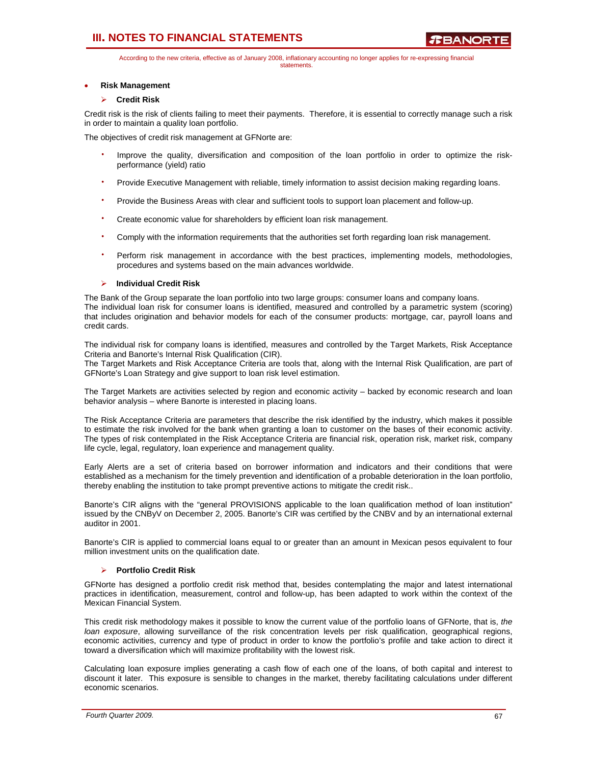According to the new criteria, effective as of January 2008, inflationary accounting no longer applies for re-expressing financial statements.

- **Risk Management**

### Credit Risk

Credit risk is the risk of clients failing to meet their payments. Therefore, it is essential to correctly manage such a risk in order to maintain a quality loan portfolio.

The objectives of credit risk management at GFNorte are:

- Improve the quality, diversification and composition of the loan portfolio in order to optimize the risk-performance (yield) ratio
- Provide Executive Management with reliable, timely information to assist decision making regarding loans.
- Provide the Business Areas with clear and sufficient tools to support loan placement and follow-up.
- Create economic value for shareholders by efficient loan risk management.
- Comply with the information requirements that the authorities set forth regarding loan risk management.
- Perform risk management in accordance with the best practices, implementing models, methodologies, procedures and systems based on the main advances worldwide.

### Individual Credit Risk

The Bank of the Group separate the loan portfolio into two large groups: consumer loans and company loans.
The individual loan risk for consumer loans is identified, measured and controlled by a parametric system (scoring) that includes origination and behavior models for each of the consumer products: mortgage, car, payroll loans and credit cards.

The individual risk for company loans is identified, measures and controlled by the Target Markets, Risk Acceptance Criteria and Banorte's Internal Risk Qualification (CIR).
The Target Markets and Risk Acceptance Criteria are tools that, along with the Internal Risk Qualification, are part of GFNorte's Loan Strategy and give support to loan risk level estimation.

The Target Markets are activities selected by region and economic activity – backed by economic research and loan behavior analysis – where Banorte is interested in placing loans.

The Risk Acceptance Criteria are parameters that describe the risk identified by the industry, which makes it possible to estimate the risk involved for the bank when granting a loan to customer on the bases of their economic activity. The types of risk contemplated in the Risk Acceptance Criteria are financial risk, operation risk, market risk, company life cycle, legal, regulatory, loan experience and management quality.

Early Alerts are a set of criteria based on borrower information and indicators and their conditions that were established as a mechanism for the timely prevention and identification of a probable deterioration in the loan portfolio, thereby enabling the institution to take prompt preventive actions to mitigate the credit risk..

Banorte's CIR aligns with the "general PROVISIONS applicable to the loan qualification method of loan institution" issued by the CNByV on December 2, 2005. Banorte's CIR was certified by the CNBV and by an international external auditor in 2001.

Banorte's CIR is applied to commercial loans equal to or greater than an amount in Mexican pesos equivalent to four million investment units on the qualification date.

### Portfolio Credit Risk

GFNorte has designed a portfolio credit risk method that, besides contemplating the major and latest international practices in identification, measurement, control and follow-up, has been adapted to work within the context of the Mexican Financial System.

This credit risk methodology makes it possible to know the current value of the portfolio loans of GFNorte, that is, *the loan exposure*, allowing surveillance of the risk concentration levels per risk qualification, geographical regions, economic activities, currency and type of product in order to know the portfolio's profile and take action to direct it toward a diversification which will maximize profitability with the lowest risk.

Calculating loan exposure implies generating a cash flow of each one of the loans, of both capital and interest to discount it later. This exposure is sensible to changes in the market, thereby facilitating calculations under different economic scenarios.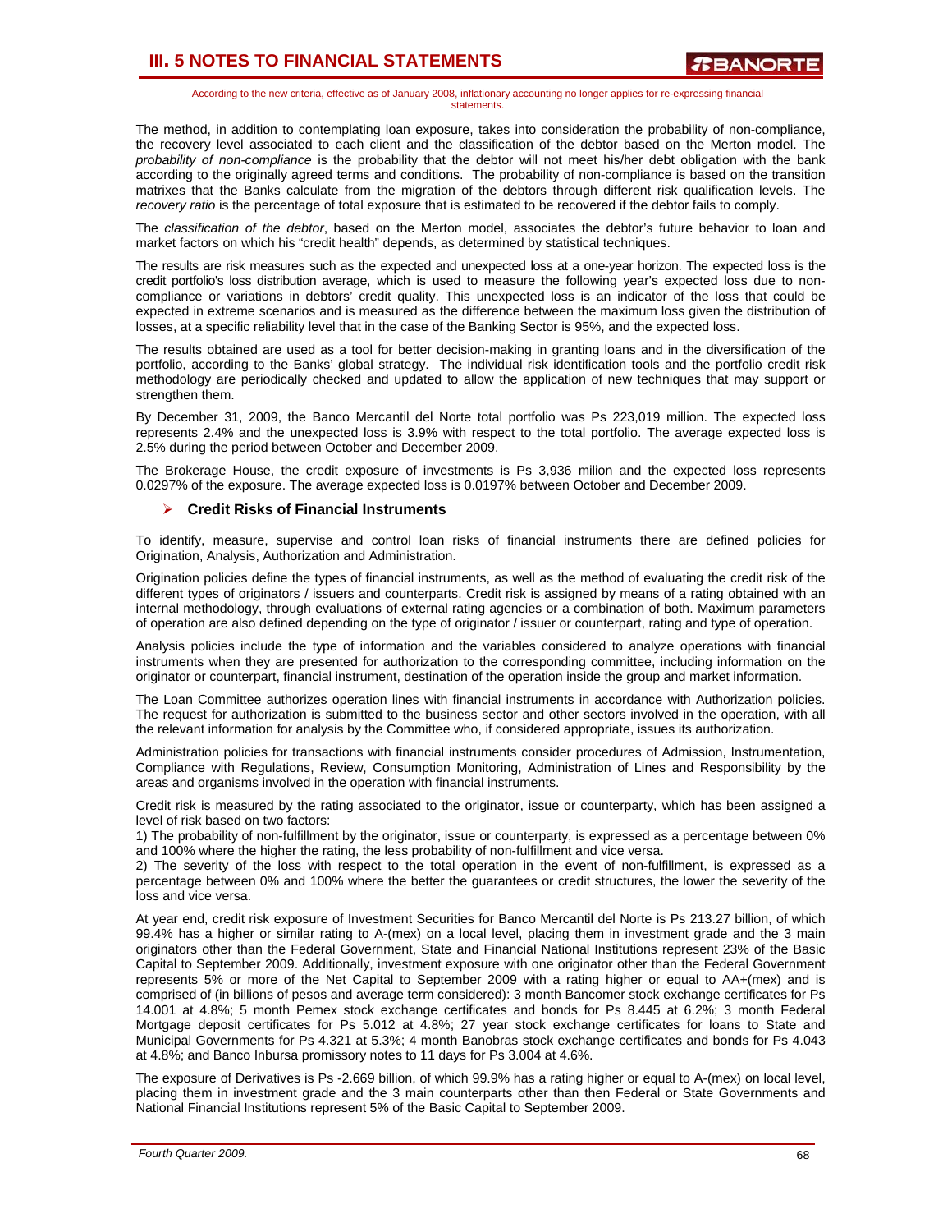The method, in addition to contemplating loan exposure, takes into consideration the probability of non-compliance, the recovery level associated to each client and the classification of the debtor based on the Merton model. The *probability of non-compliance* is the probability that the debtor will not meet his/her debt obligation with the bank according to the originally agreed terms and conditions. The probability of non-compliance is based on the transition matrixes that the Banks calculate from the migration of the debtors through different risk qualification levels. The *recovery ratio* is the percentage of total exposure that is estimated to be recovered if the debtor fails to comply.

The *classification of the debtor*, based on the Merton model, associates the debtor's future behavior to loan and market factors on which his "credit health" depends, as determined by statistical techniques.

The results are risk measures such as the expected and unexpected loss at a one-year horizon. The expected loss is the credit portfolio's loss distribution average, which is used to measure the following year's expected loss due to non-compliance or variations in debtors' credit quality. This unexpected loss is an indicator of the loss that could be expected in extreme scenarios and is measured as the difference between the maximum loss given the distribution of losses, at a specific reliability level that in the case of the Banking Sector is 95%, and the expected loss.

The results obtained are used as a tool for better decision-making in granting loans and in the diversification of the portfolio, according to the Banks' global strategy. The individual risk identification tools and the portfolio credit risk methodology are periodically checked and updated to allow the application of new techniques that may support or strengthen them.

By December 31, 2009, the Banco Mercantil del Norte total portfolio was Ps 223,019 million. The expected loss represents 2.4% and the unexpected loss is 3.9% with respect to the total portfolio. The average expected loss is 2.5% during the period between October and December 2009.

The Brokerage House, the credit exposure of investments is Ps 3,936 milion and the expected loss represents 0.0297% of the exposure. The average expected loss is 0.0197% between October and December 2009.

- **Credit Risks of Financial Instruments**

To identify, measure, supervise and control loan risks of financial instruments there are defined policies for Origination, Analysis, Authorization and Administration.

Origination policies define the types of financial instruments, as well as the method of evaluating the credit risk of the different types of originators / issuers and counterparts. Credit risk is assigned by means of a rating obtained with an internal methodology, through evaluations of external rating agencies or a combination of both. Maximum parameters of operation are also defined depending on the type of originator / issuer or counterpart, rating and type of operation.

Analysis policies include the type of information and the variables considered to analyze operations with financial instruments when they are presented for authorization to the corresponding committee, including information on the originator or counterpart, financial instrument, destination of the operation inside the group and market information.

The Loan Committee authorizes operation lines with financial instruments in accordance with Authorization policies. The request for authorization is submitted to the business sector and other sectors involved in the operation, with all the relevant information for analysis by the Committee who, if considered appropriate, issues its authorization.

Administration policies for transactions with financial instruments consider procedures of Admission, Instrumentation, Compliance with Regulations, Review, Consumption Monitoring, Administration of Lines and Responsibility by the areas and organisms involved in the operation with financial instruments.

Credit risk is measured by the rating associated to the originator, issue or counterparty, which has been assigned a level of risk based on two factors:

1) The probability of non-fulfillment by the originator, issue or counterparty, is expressed as a percentage between 0% and 100% where the higher the rating, the less probability of non-fulfillment and vice versa.

2) The severity of the loss with respect to the total operation in the event of non-fulfillment, is expressed as a percentage between 0% and 100% where the better the guarantees or credit structures, the lower the severity of the loss and vice versa.

At year end, credit risk exposure of Investment Securities for Banco Mercantil del Norte is Ps 213.27 billion, of which 99.4% has a higher or similar rating to A-(mex) on a local level, placing them in investment grade and the 3 main originators other than the Federal Government, State and Financial National Institutions represent 23% of the Basic Capital to September 2009. Additionally, investment exposure with one originator other than the Federal Government represents 5% or more of the Net Capital to September 2009 with a rating higher or equal to AA+(mex) and is comprised of (in billions of pesos and average term considered): 3 month Bancomer stock exchange certificates for Ps 14.001 at 4.8%; 5 month Pemex stock exchange certificates and bonds for Ps 8.445 at 6.2%; 3 month Federal Mortgage deposit certificates for Ps 5.012 at 4.8%; 27 year stock exchange certificates for loans to State and Municipal Governments for Ps 4.321 at 5.3%; 4 month Banobras stock exchange certificates and bonds for Ps 4.043 at 4.8%; and Banco Inbursa promissory notes to 11 days for Ps 3.004 at 4.6%.

The exposure of Derivatives is Ps -2.669 billion, of which 99.9% has a rating higher or equal to A-(mex) on local level, placing them in investment grade and the 3 main counterparts other than then Federal or State Governments and National Financial Institutions represent 5% of the Basic Capital to September 2009.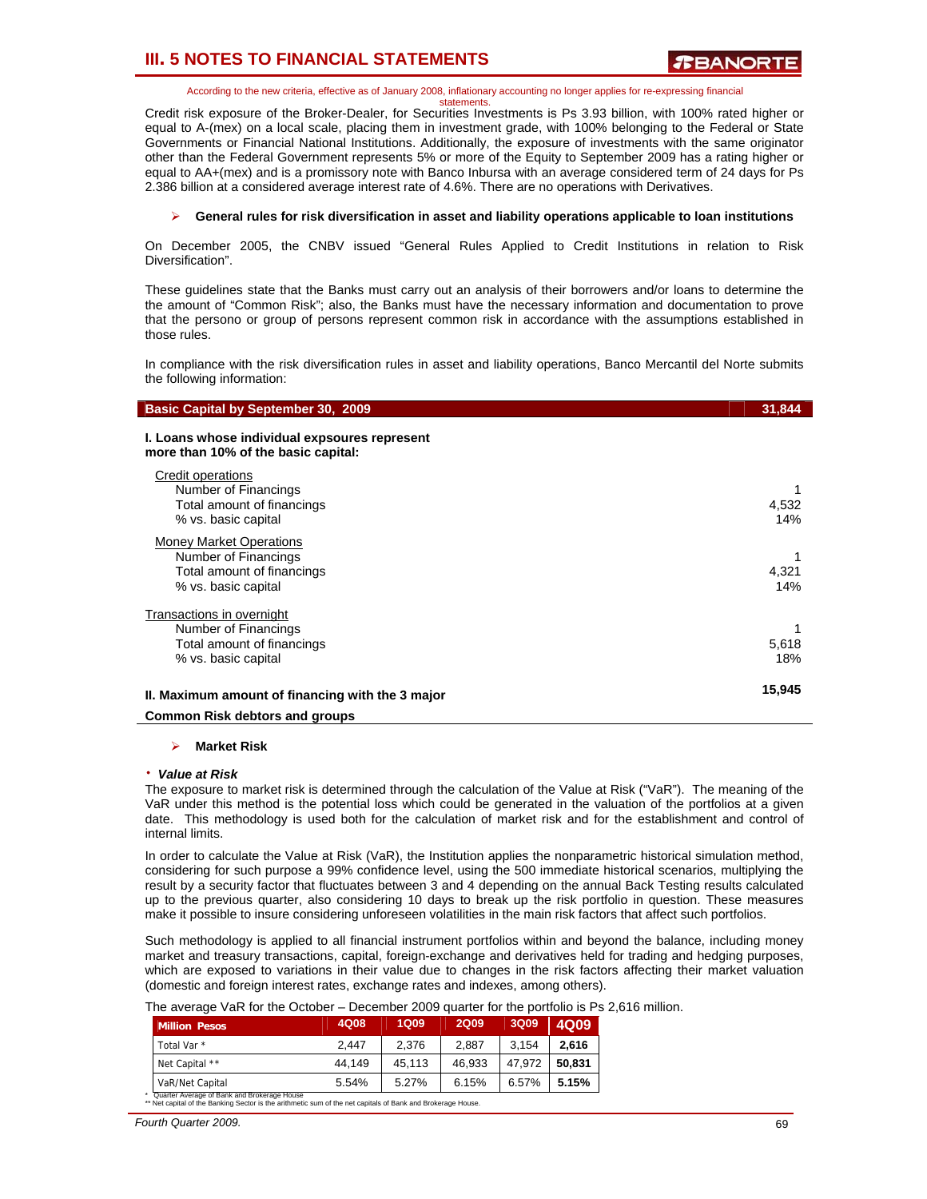According to the new criteria, effective as of January 2008, inflationary accounting no longer applies for re-expressing financial statements.

Credit risk exposure of the Broker-Dealer, for Securities Investments is Ps 3.93 billion, with 100% rated higher or equal to A-(mex) on a local scale, placing them in investment grade, with 100% belonging to the Federal or State Governments or Financial National Institutions. Additionally, the exposure of investments with the same originator other than the Federal Government represents 5% or more of the Equity to September 2009 has a rating higher or equal to AA+(mex) and is a promissory note with Banco Inbursa with an average considered term of 24 days for Ps 2.386 billion at a considered average interest rate of 4.6%. There are no operations with Derivatives.

- **General rules for risk diversification in asset and liability operations applicable to loan institutions**

On December 2005, the CNBV issued "General Rules Applied to Credit Institutions in relation to Risk Diversification".

These guidelines state that the Banks must carry out an analysis of their borrowers and/or loans to determine the the amount of "Common Risk"; also, the Banks must have the necessary information and documentation to prove that the persono or group of persons represent common risk in accordance with the assumptions established in those rules.

In compliance with the risk diversification rules in asset and liability operations, Banco Mercantil del Norte submits the following information:

| Basic Capital by September 30, 2009 | 31,844 |
|---|---|
| **I. Loans whose individual expsoures represent more than 10% of the basic capital:** | |
| Credit operations | |
| Number of Financings | 1 |
| Total amount of financings | 4,532 |
| % vs. basic capital | 14% |
| Money Market Operations | |
| Number of Financings | 1 |
| Total amount of financings | 4,321 |
| % vs. basic capital | 14% |
| Transactions in overnight | |
| Number of Financings | 1 |
| Total amount of financings | 5,618 |
| % vs. basic capital | 18% |
| **II. Maximum amount of financing with the 3 major Common Risk debtors and groups** | **15,945** |

- **Market Risk**

- ***Value at Risk***

The exposure to market risk is determined through the calculation of the Value at Risk ("VaR"). The meaning of the VaR under this method is the potential loss which could be generated in the valuation of the portfolios at a given date. This methodology is used both for the calculation of market risk and for the establishment and control of internal limits.

In order to calculate the Value at Risk (VaR), the Institution applies the nonparametric historical simulation method, considering for such purpose a 99% confidence level, using the 500 immediate historical scenarios, multiplying the result by a security factor that fluctuates between 3 and 4 depending on the annual Back Testing results calculated up to the previous quarter, also considering 10 days to break up the risk portfolio in question. These measures make it possible to insure considering unforeseen volatilities in the main risk factors that affect such portfolios.

Such methodology is applied to all financial instrument portfolios within and beyond the balance, including money market and treasury transactions, capital, foreign-exchange and derivatives held for trading and hedging purposes, which are exposed to variations in their value due to changes in the risk factors affecting their market valuation (domestic and foreign interest rates, exchange rates and indexes, among others).

The average VaR for the October – December 2009 quarter for the portfolio is Ps 2,616 million.

| Million Pesos | 4Q08 | 1Q09 | 2Q09 | 3Q09 | 4Q09 |
|---|---|---|---|---|---|
| Total Var * | 2,447 | 2,376 | 2,887 | 3,154 | **2,616** |
| Net Capital ** | 44,149 | 45,113 | 46,933 | 47,972 | **50,831** |
| VaR/Net Capital | 5.54% | 5.27% | 6.15% | 6.57% | **5.15%** |

\* Quarter Average of Bank and Brokerage House
\*\* Net capital of the Banking Sector is the arithmetic sum of the net capitals of Bank and Brokerage House.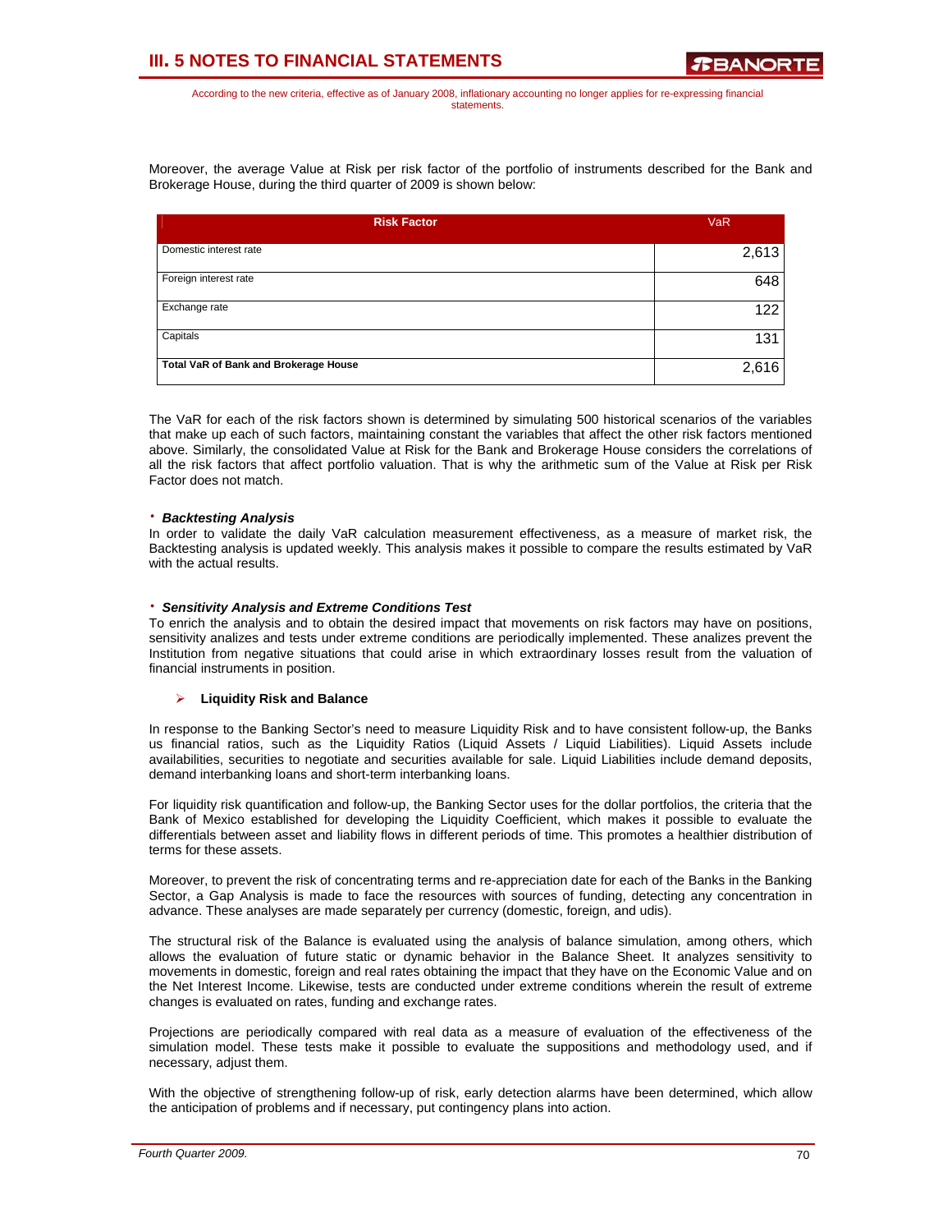Moreover, the average Value at Risk per risk factor of the portfolio of instruments described for the Bank and Brokerage House, during the third quarter of 2009 is shown below:

| Risk Factor | VaR |
|---|---|
| Domestic interest rate | 2,613 |
| Foreign interest rate | 648 |
| Exchange rate | 122 |
| Capitals | 131 |
| **Total VaR of Bank and Brokerage House** | 2,616 |

The VaR for each of the risk factors shown is determined by simulating 500 historical scenarios of the variables that make up each of such factors, maintaining constant the variables that affect the other risk factors mentioned above. Similarly, the consolidated Value at Risk for the Bank and Brokerage House considers the correlations of all the risk factors that affect portfolio valuation. That is why the arithmetic sum of the Value at Risk per Risk Factor does not match.

- ***Backtesting Analysis***

In order to validate the daily VaR calculation measurement effectiveness, as a measure of market risk, the Backtesting analysis is updated weekly. This analysis makes it possible to compare the results estimated by VaR with the actual results.

- ***Sensitivity Analysis and Extreme Conditions Test***

To enrich the analysis and to obtain the desired impact that movements on risk factors may have on positions, sensitivity analizes and tests under extreme conditions are periodically implemented. These analizes prevent the Institution from negative situations that could arise in which extraordinary losses result from the valuation of financial instruments in position.

- **Liquidity Risk and Balance**

In response to the Banking Sector's need to measure Liquidity Risk and to have consistent follow-up, the Banks us financial ratios, such as the Liquidity Ratios (Liquid Assets / Liquid Liabilities). Liquid Assets include availabilities, securities to negotiate and securities available for sale. Liquid Liabilities include demand deposits, demand interbanking loans and short-term interbanking loans.

For liquidity risk quantification and follow-up, the Banking Sector uses for the dollar portfolios, the criteria that the Bank of Mexico established for developing the Liquidity Coefficient, which makes it possible to evaluate the differentials between asset and liability flows in different periods of time. This promotes a healthier distribution of terms for these assets.

Moreover, to prevent the risk of concentrating terms and re-appreciation date for each of the Banks in the Banking Sector, a Gap Analysis is made to face the resources with sources of funding, detecting any concentration in advance. These analyses are made separately per currency (domestic, foreign, and udis).

The structural risk of the Balance is evaluated using the analysis of balance simulation, among others, which allows the evaluation of future static or dynamic behavior in the Balance Sheet. It analyzes sensitivity to movements in domestic, foreign and real rates obtaining the impact that they have on the Economic Value and on the Net Interest Income. Likewise, tests are conducted under extreme conditions wherein the result of extreme changes is evaluated on rates, funding and exchange rates.

Projections are periodically compared with real data as a measure of evaluation of the effectiveness of the simulation model. These tests make it possible to evaluate the suppositions and methodology used, and if necessary, adjust them.

With the objective of strengthening follow-up of risk, early detection alarms have been determined, which allow the anticipation of problems and if necessary, put contingency plans into action.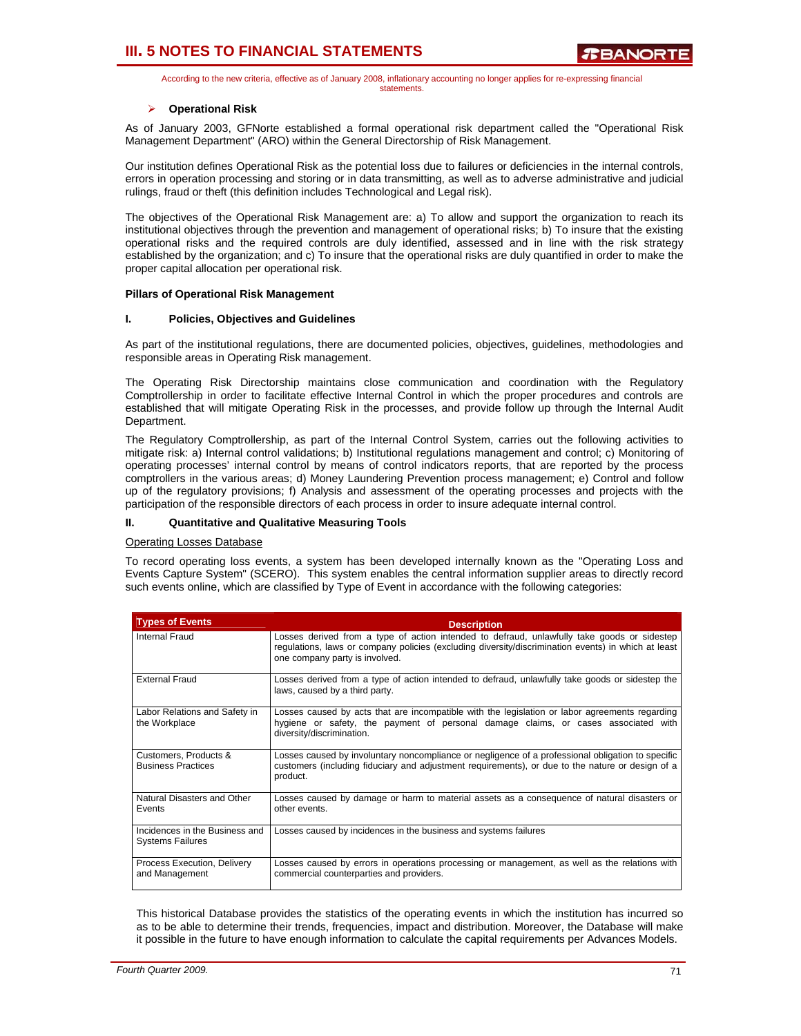According to the new criteria, effective as of January 2008, inflationary accounting no longer applies for re-expressing financial statements.

- **Operational Risk**

As of January 2003, GFNorte established a formal operational risk department called the "Operational Risk Management Department" (ARO) within the General Directorship of Risk Management.

Our institution defines Operational Risk as the potential loss due to failures or deficiencies in the internal controls, errors in operation processing and storing or in data transmitting, as well as to adverse administrative and judicial rulings, fraud or theft (this definition includes Technological and Legal risk).

The objectives of the Operational Risk Management are: a) To allow and support the organization to reach its institutional objectives through the prevention and management of operational risks; b) To insure that the existing operational risks and the required controls are duly identified, assessed and in line with the risk strategy established by the organization; and c) To insure that the operational risks are duly quantified in order to make the proper capital allocation per operational risk.

**Pillars of Operational Risk Management**

**I. Policies, Objectives and Guidelines**

As part of the institutional regulations, there are documented policies, objectives, guidelines, methodologies and responsible areas in Operating Risk management.

The Operating Risk Directorship maintains close communication and coordination with the Regulatory Comptrollership in order to facilitate effective Internal Control in which the proper procedures and controls are established that will mitigate Operating Risk in the processes, and provide follow up through the Internal Audit Department.

The Regulatory Comptrollership, as part of the Internal Control System, carries out the following activities to mitigate risk: a) Internal control validations; b) Institutional regulations management and control; c) Monitoring of operating processes' internal control by means of control indicators reports, that are reported by the process comptrollers in the various areas; d) Money Laundering Prevention process management; e) Control and follow up of the regulatory provisions; f) Analysis and assessment of the operating processes and projects with the participation of the responsible directors of each process in order to insure adequate internal control.

**II. Quantitative and Qualitative Measuring Tools**

Operating Losses Database

To record operating loss events, a system has been developed internally known as the "Operating Loss and Events Capture System" (SCERO). This system enables the central information supplier areas to directly record such events online, which are classified by Type of Event in accordance with the following categories:

| Types of Events | Description |
|---|---|
| Internal Fraud | Losses derived from a type of action intended to defraud, unlawfully take goods or sidestep regulations, laws or company policies (excluding diversity/discrimination events) in which at least one company party is involved. |
| External Fraud | Losses derived from a type of action intended to defraud, unlawfully take goods or sidestep the laws, caused by a third party. |
| Labor Relations and Safety in the Workplace | Losses caused by acts that are incompatible with the legislation or labor agreements regarding hygiene or safety, the payment of personal damage claims, or cases associated with diversity/discrimination. |
| Customers, Products & Business Practices | Losses caused by involuntary noncompliance or negligence of a professional obligation to specific customers (including fiduciary and adjustment requirements), or due to the nature or design of a product. |
| Natural Disasters and Other Events | Losses caused by damage or harm to material assets as a consequence of natural disasters or other events. |
| Incidences in the Business and Systems Failures | Losses caused by incidences in the business and systems failures |
| Process Execution, Delivery and Management | Losses caused by errors in operations processing or management, as well as the relations with commercial counterparties and providers. |

This historical Database provides the statistics of the operating events in which the institution has incurred so as to be able to determine their trends, frequencies, impact and distribution. Moreover, the Database will make it possible in the future to have enough information to calculate the capital requirements per Advances Models.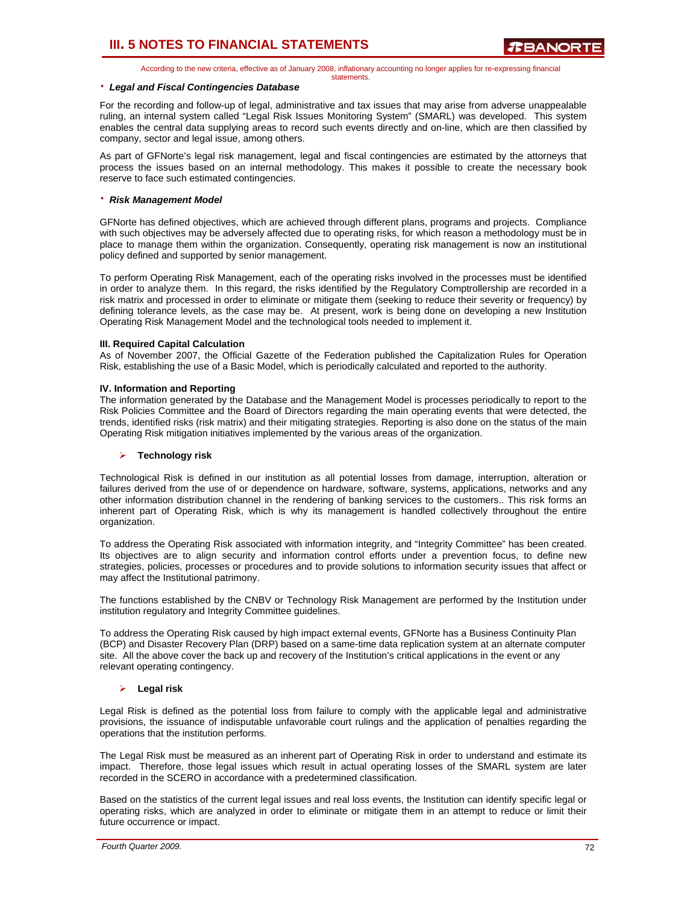According to the new criteria, effective as of January 2008, inflationary accounting no longer applies for re-expressing financial statements.

- ***Legal and Fiscal Contingencies Database***

For the recording and follow-up of legal, administrative and tax issues that may arise from adverse unappealable ruling, an internal system called "Legal Risk Issues Monitoring System" (SMARL) was developed. This system enables the central data supplying areas to record such events directly and on-line, which are then classified by company, sector and legal issue, among others.

As part of GFNorte's legal risk management, legal and fiscal contingencies are estimated by the attorneys that process the issues based on an internal methodology. This makes it possible to create the necessary book reserve to face such estimated contingencies.

- ***Risk Management Model***

GFNorte has defined objectives, which are achieved through different plans, programs and projects. Compliance with such objectives may be adversely affected due to operating risks, for which reason a methodology must be in place to manage them within the organization. Consequently, operating risk management is now an institutional policy defined and supported by senior management.

To perform Operating Risk Management, each of the operating risks involved in the processes must be identified in order to analyze them. In this regard, the risks identified by the Regulatory Comptrollership are recorded in a risk matrix and processed in order to eliminate or mitigate them (seeking to reduce their severity or frequency) by defining tolerance levels, as the case may be. At present, work is being done on developing a new Institution Operating Risk Management Model and the technological tools needed to implement it.

**III. Required Capital Calculation**

As of November 2007, the Official Gazette of the Federation published the Capitalization Rules for Operation Risk, establishing the use of a Basic Model, which is periodically calculated and reported to the authority.

**IV. Information and Reporting**

The information generated by the Database and the Management Model is processes periodically to report to the Risk Policies Committee and the Board of Directors regarding the main operating events that were detected, the trends, identified risks (risk matrix) and their mitigating strategies. Reporting is also done on the status of the main Operating Risk mitigation initiatives implemented by the various areas of the organization.

- **Technology risk**

Technological Risk is defined in our institution as all potential losses from damage, interruption, alteration or failures derived from the use of or dependence on hardware, software, systems, applications, networks and any other information distribution channel in the rendering of banking services to the customers.. This risk forms an inherent part of Operating Risk, which is why its management is handled collectively throughout the entire organization.

To address the Operating Risk associated with information integrity, and "Integrity Committee" has been created. Its objectives are to align security and information control efforts under a prevention focus, to define new strategies, policies, processes or procedures and to provide solutions to information security issues that affect or may affect the Institutional patrimony.

The functions established by the CNBV or Technology Risk Management are performed by the Institution under institution regulatory and Integrity Committee guidelines.

To address the Operating Risk caused by high impact external events, GFNorte has a Business Continuity Plan (BCP) and Disaster Recovery Plan (DRP) based on a same-time data replication system at an alternate computer site. All the above cover the back up and recovery of the Institution's critical applications in the event or any relevant operating contingency.

- **Legal risk**

Legal Risk is defined as the potential loss from failure to comply with the applicable legal and administrative provisions, the issuance of indisputable unfavorable court rulings and the application of penalties regarding the operations that the institution performs.

The Legal Risk must be measured as an inherent part of Operating Risk in order to understand and estimate its impact. Therefore, those legal issues which result in actual operating losses of the SMARL system are later recorded in the SCERO in accordance with a predetermined classification.

Based on the statistics of the current legal issues and real loss events, the Institution can identify specific legal or operating risks, which are analyzed in order to eliminate or mitigate them in an attempt to reduce or limit their future occurrence or impact.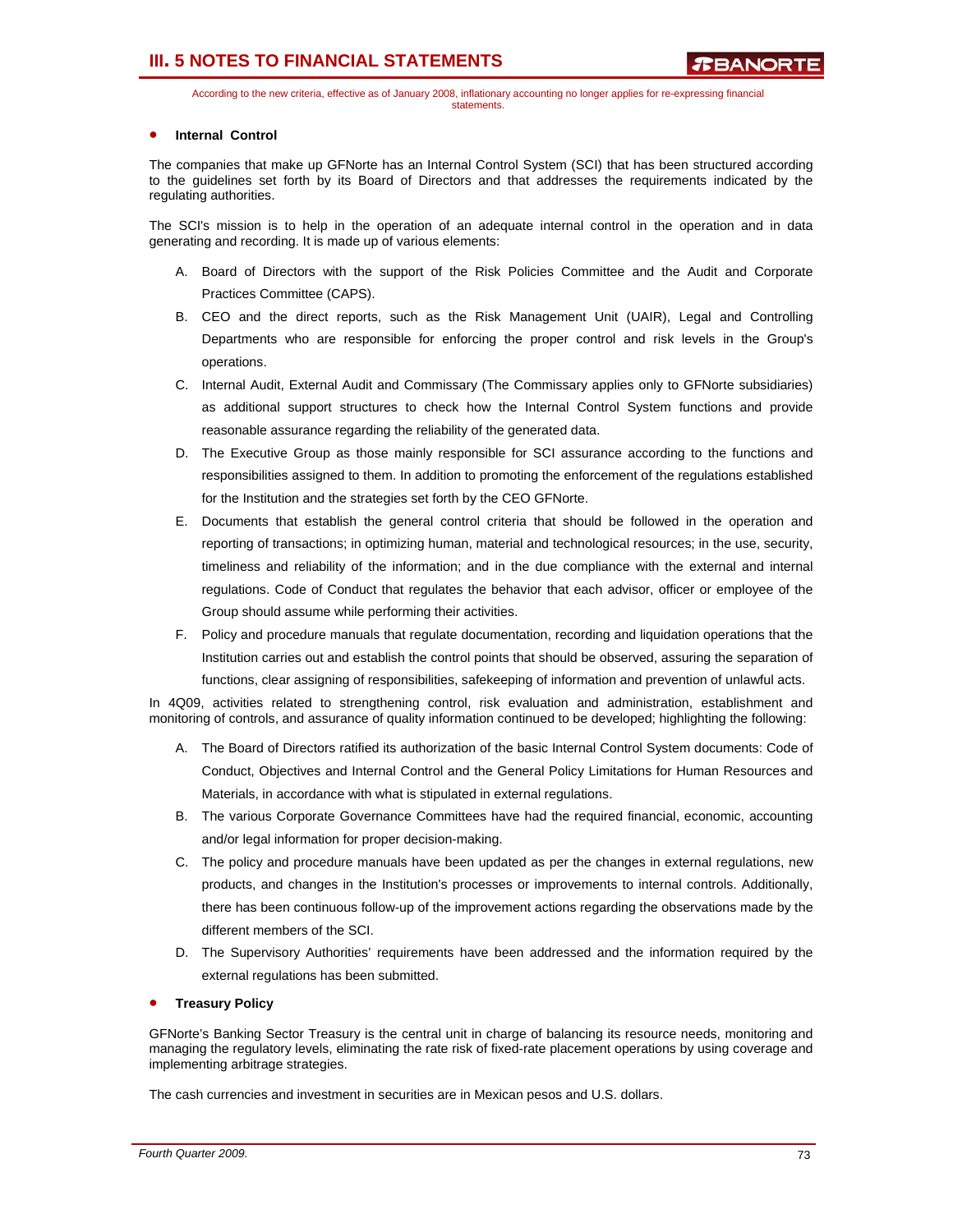- **Internal Control**

The companies that make up GFNorte has an Internal Control System (SCI) that has been structured according to the guidelines set forth by its Board of Directors and that addresses the requirements indicated by the regulating authorities.

The SCI's mission is to help in the operation of an adequate internal control in the operation and in data generating and recording. It is made up of various elements:

A. Board of Directors with the support of the Risk Policies Committee and the Audit and Corporate Practices Committee (CAPS).
B. CEO and the direct reports, such as the Risk Management Unit (UAIR), Legal and Controlling Departments who are responsible for enforcing the proper control and risk levels in the Group's operations.
C. Internal Audit, External Audit and Commissary (The Commissary applies only to GFNorte subsidiaries) as additional support structures to check how the Internal Control System functions and provide reasonable assurance regarding the reliability of the generated data.
D. The Executive Group as those mainly responsible for SCI assurance according to the functions and responsibilities assigned to them. In addition to promoting the enforcement of the regulations established for the Institution and the strategies set forth by the CEO GFNorte.
E. Documents that establish the general control criteria that should be followed in the operation and reporting of transactions; in optimizing human, material and technological resources; in the use, security, timeliness and reliability of the information; and in the due compliance with the external and internal regulations. Code of Conduct that regulates the behavior that each advisor, officer or employee of the Group should assume while performing their activities.
F. Policy and procedure manuals that regulate documentation, recording and liquidation operations that the Institution carries out and establish the control points that should be observed, assuring the separation of functions, clear assigning of responsibilities, safekeeping of information and prevention of unlawful acts.

In 4Q09, activities related to strengthening control, risk evaluation and administration, establishment and monitoring of controls, and assurance of quality information continued to be developed; highlighting the following:

A. The Board of Directors ratified its authorization of the basic Internal Control System documents: Code of Conduct, Objectives and Internal Control and the General Policy Limitations for Human Resources and Materials, in accordance with what is stipulated in external regulations.
B. The various Corporate Governance Committees have had the required financial, economic, accounting and/or legal information for proper decision-making.
C. The policy and procedure manuals have been updated as per the changes in external regulations, new products, and changes in the Institution's processes or improvements to internal controls. Additionally, there has been continuous follow-up of the improvement actions regarding the observations made by the different members of the SCI.
D. The Supervisory Authorities' requirements have been addressed and the information required by the external regulations has been submitted.

- **Treasury Policy**

GFNorte's Banking Sector Treasury is the central unit in charge of balancing its resource needs, monitoring and managing the regulatory levels, eliminating the rate risk of fixed-rate placement operations by using coverage and implementing arbitrage strategies.

The cash currencies and investment in securities are in Mexican pesos and U.S. dollars.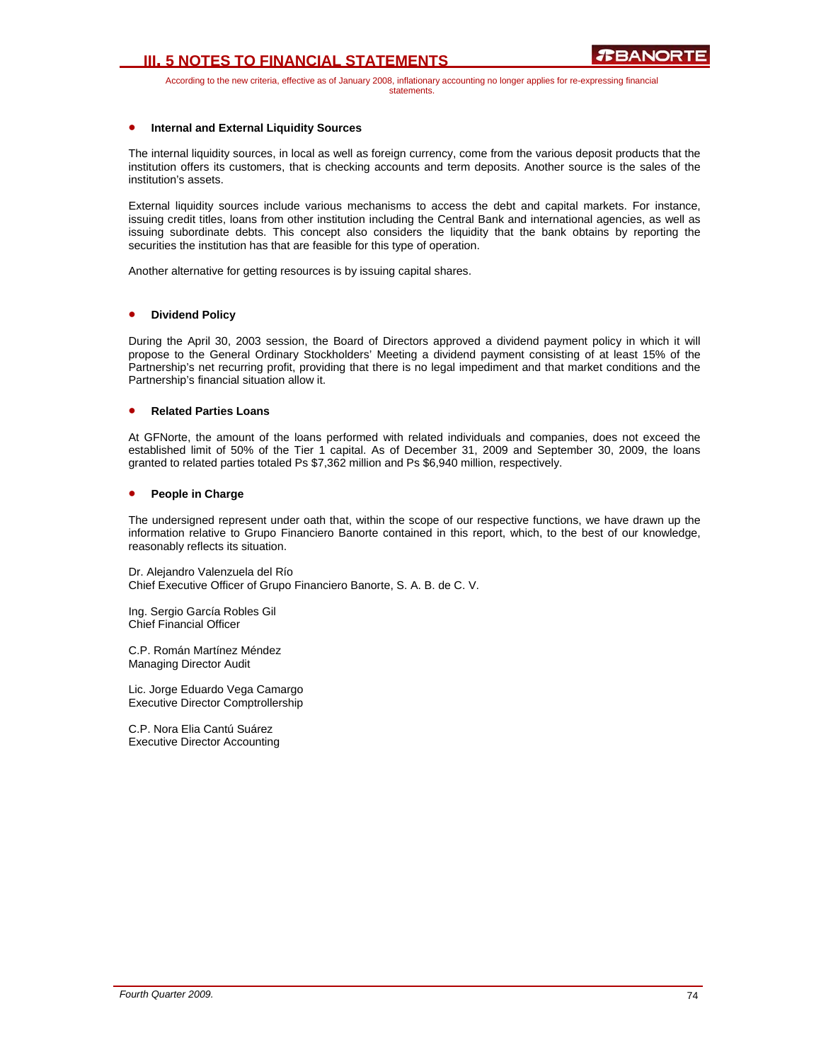- **Internal and External Liquidity Sources**

The internal liquidity sources, in local as well as foreign currency, come from the various deposit products that the institution offers its customers, that is checking accounts and term deposits. Another source is the sales of the institution's assets.

External liquidity sources include various mechanisms to access the debt and capital markets. For instance, issuing credit titles, loans from other institution including the Central Bank and international agencies, as well as issuing subordinate debts. This concept also considers the liquidity that the bank obtains by reporting the securities the institution has that are feasible for this type of operation.

Another alternative for getting resources is by issuing capital shares.

- **Dividend Policy**

During the April 30, 2003 session, the Board of Directors approved a dividend payment policy in which it will propose to the General Ordinary Stockholders' Meeting a dividend payment consisting of at least 15% of the Partnership's net recurring profit, providing that there is no legal impediment and that market conditions and the Partnership's financial situation allow it.

- **Related Parties Loans**

At GFNorte, the amount of the loans performed with related individuals and companies, does not exceed the established limit of 50% of the Tier 1 capital. As of December 31, 2009 and September 30, 2009, the loans granted to related parties totaled Ps $7,362 million and Ps $6,940 million, respectively.

- **People in Charge**

The undersigned represent under oath that, within the scope of our respective functions, we have drawn up the information relative to Grupo Financiero Banorte contained in this report, which, to the best of our knowledge, reasonably reflects its situation.

Dr. Alejandro Valenzuela del Río
Chief Executive Officer of Grupo Financiero Banorte, S. A. B. de C. V.

Ing. Sergio García Robles Gil
Chief Financial Officer

C.P. Román Martínez Méndez
Managing Director Audit

Lic. Jorge Eduardo Vega Camargo
Executive Director Comptrollership

C.P. Nora Elia Cantú Suárez
Executive Director Accounting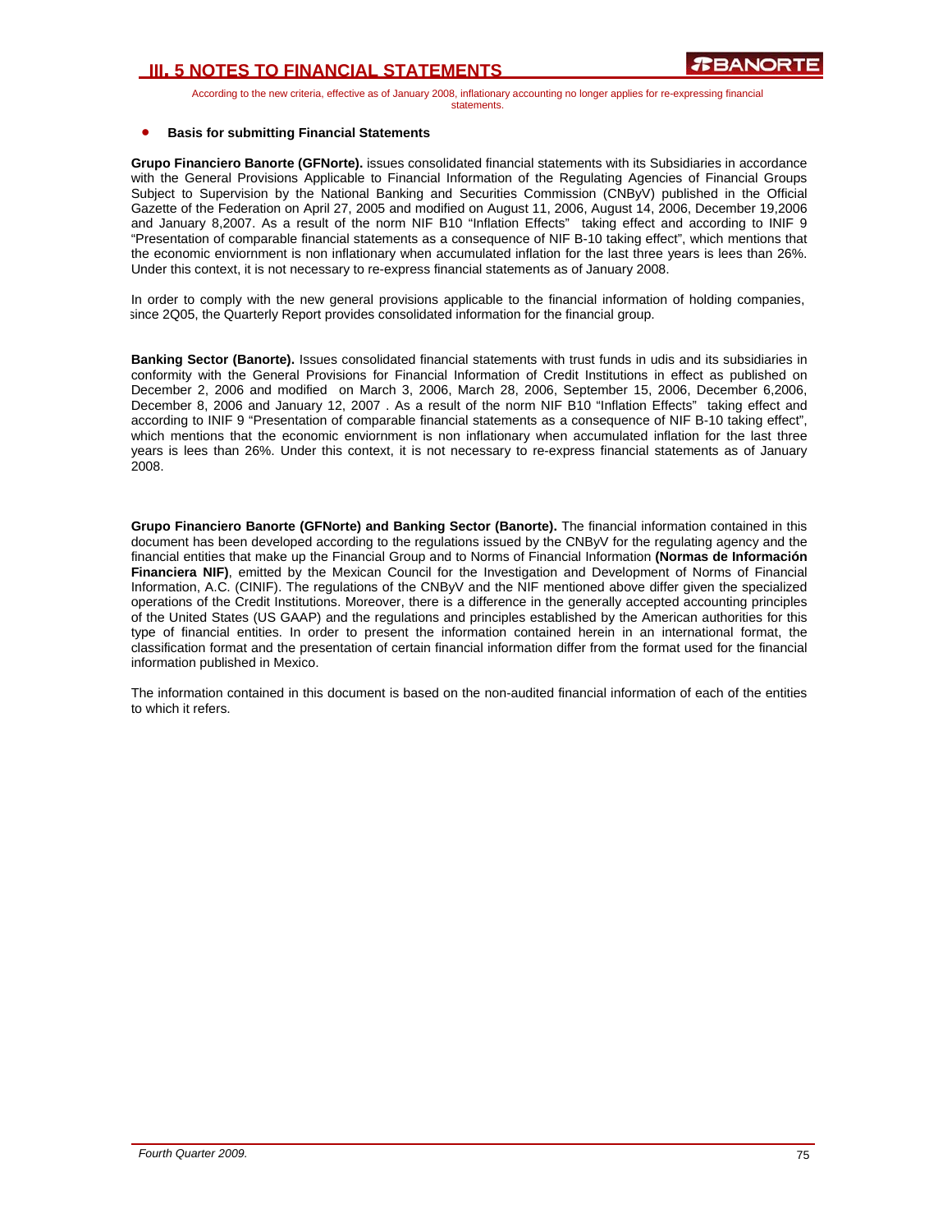## III. 5 NOTES TO FINANCIAL STATEMENTS

According to the new criteria, effective as of January 2008, inflationary accounting no longer applies for re-expressing financial statements.

- **Basis for submitting Financial Statements**

**Grupo Financiero Banorte (GFNorte).** issues consolidated financial statements with its Subsidiaries in accordance with the General Provisions Applicable to Financial Information of the Regulating Agencies of Financial Groups Subject to Supervision by the National Banking and Securities Commission (CNByV) published in the Official Gazette of the Federation on April 27, 2005 and modified on August 11, 2006, August 14, 2006, December 19,2006 and January 8,2007. As a result of the norm NIF B10 "Inflation Effects" taking effect and according to INIF 9 "Presentation of comparable financial statements as a consequence of NIF B-10 taking effect", which mentions that the economic enviornment is non inflationary when accumulated inflation for the last three years is lees than 26%. Under this context, it is not necessary to re-express financial statements as of January 2008.

In order to comply with the new general provisions applicable to the financial information of holding companies, since 2Q05, the Quarterly Report provides consolidated information for the financial group.

**Banking Sector (Banorte).** Issues consolidated financial statements with trust funds in udis and its subsidiaries in conformity with the General Provisions for Financial Information of Credit Institutions in effect as published on December 2, 2006 and modified on March 3, 2006, March 28, 2006, September 15, 2006, December 6,2006, December 8, 2006 and January 12, 2007 . As a result of the norm NIF B10 "Inflation Effects" taking effect and according to INIF 9 "Presentation of comparable financial statements as a consequence of NIF B-10 taking effect", which mentions that the economic enviornment is non inflationary when accumulated inflation for the last three years is lees than 26%. Under this context, it is not necessary to re-express financial statements as of January 2008.

**Grupo Financiero Banorte (GFNorte) and Banking Sector (Banorte).** The financial information contained in this document has been developed according to the regulations issued by the CNByV for the regulating agency and the financial entities that make up the Financial Group and to Norms of Financial Information **(Normas de Información Financiera NIF)**, emitted by the Mexican Council for the Investigation and Development of Norms of Financial Information, A.C. (CINIF). The regulations of the CNByV and the NIF mentioned above differ given the specialized operations of the Credit Institutions. Moreover, there is a difference in the generally accepted accounting principles of the United States (US GAAP) and the regulations and principles established by the American authorities for this type of financial entities. In order to present the information contained herein in an international format, the classification format and the presentation of certain financial information differ from the format used for the financial information published in Mexico.

The information contained in this document is based on the non-audited financial information of each of the entities to which it refers.